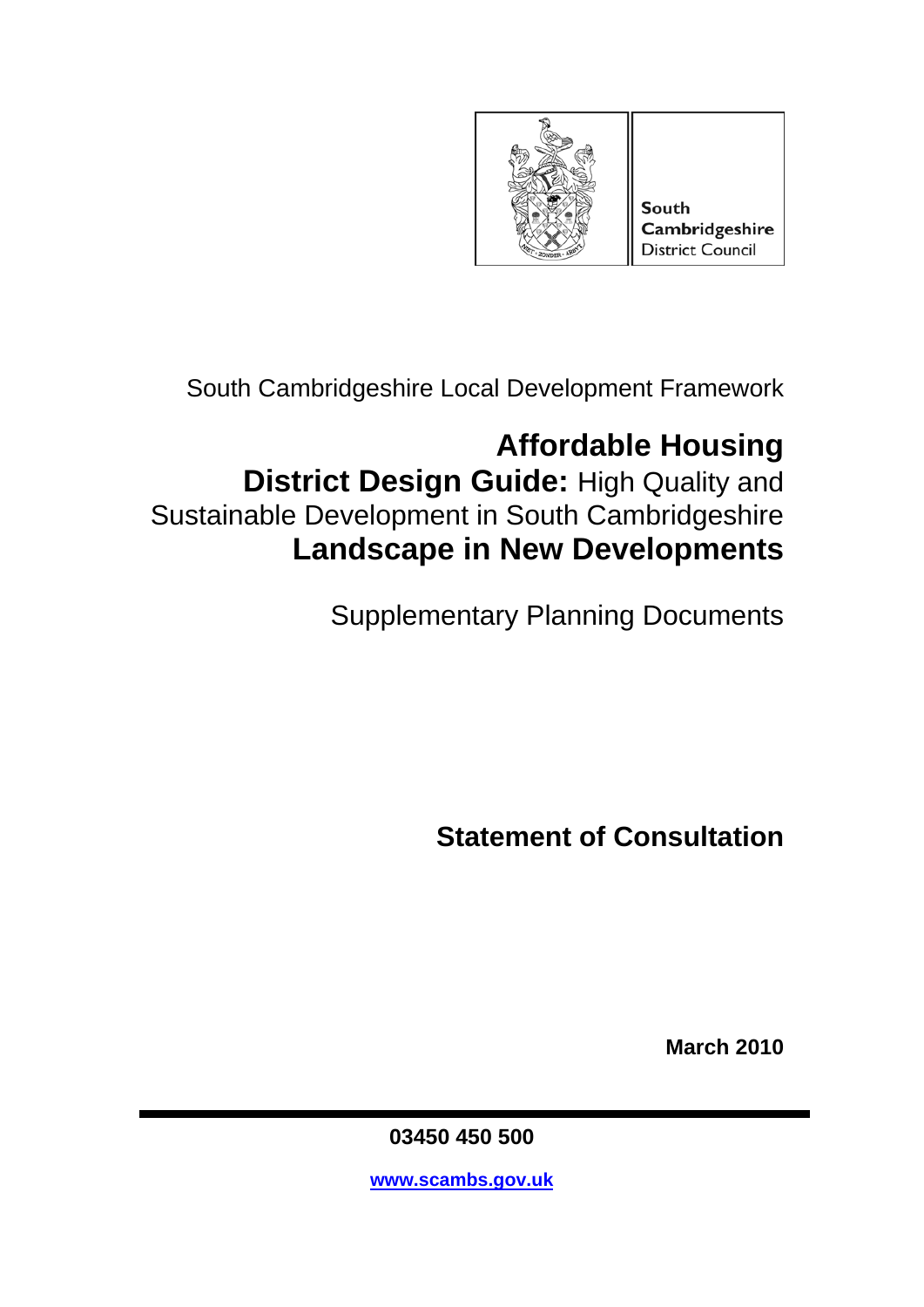South Cambridgeshire District Council

South Cambridgeshire Local Development Framework

# Affordable Housing

# District Design Guide: High Quality and Sustainable Development in South Cambridgeshire

# Landscape in New Developments

Supplementary Planning Documents

## Statement of Consultation

**March 2010**

**03450 450 500**

**www.scambs.gov.uk**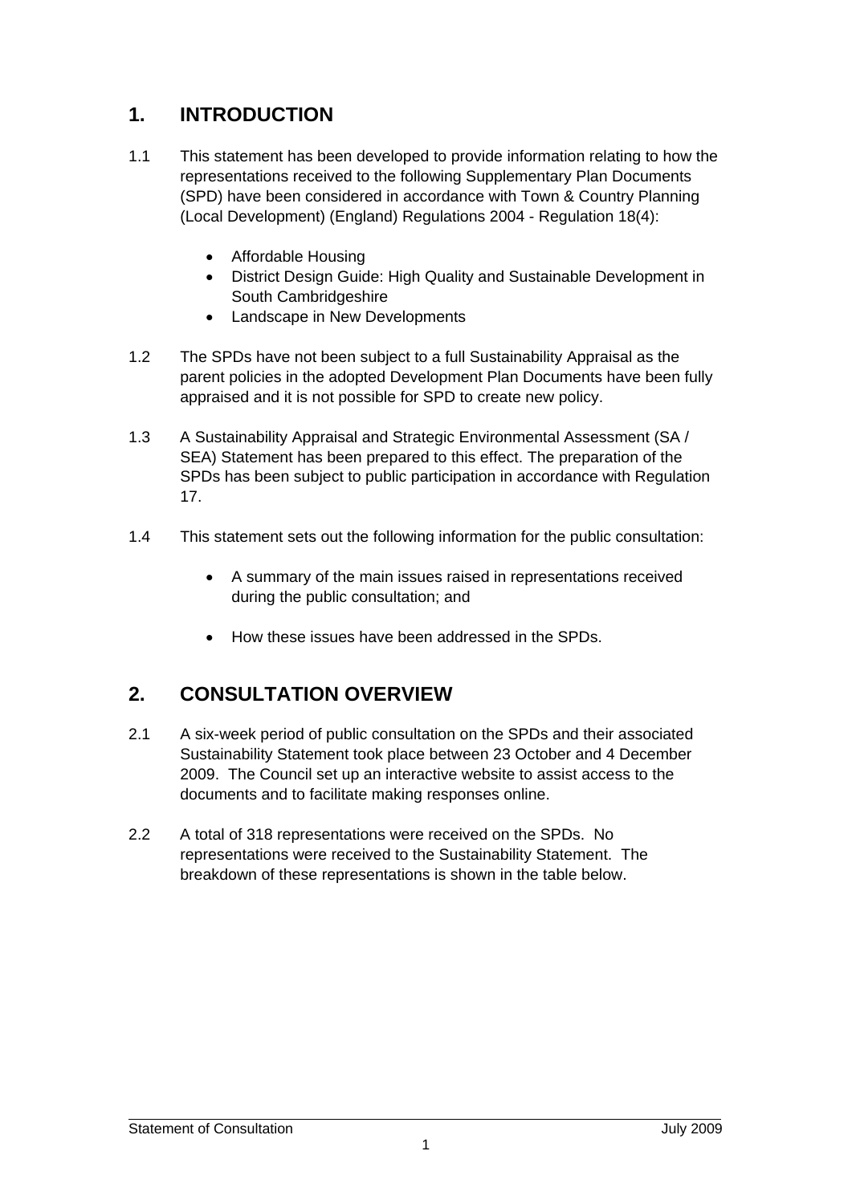## 1. INTRODUCTION

1.1 This statement has been developed to provide information relating to how the representations received to the following Supplementary Plan Documents (SPD) have been considered in accordance with Town & Country Planning (Local Development) (England) Regulations 2004 - Regulation 18(4):

- Affordable Housing
- District Design Guide: High Quality and Sustainable Development in South Cambridgeshire
- Landscape in New Developments

1.2 The SPDs have not been subject to a full Sustainability Appraisal as the parent policies in the adopted Development Plan Documents have been fully appraised and it is not possible for SPD to create new policy.

1.3 A Sustainability Appraisal and Strategic Environmental Assessment (SA / SEA) Statement has been prepared to this effect. The preparation of the SPDs has been subject to public participation in accordance with Regulation 17.

1.4 This statement sets out the following information for the public consultation:

- A summary of the main issues raised in representations received during the public consultation; and
- How these issues have been addressed in the SPDs.

## 2. CONSULTATION OVERVIEW

2.1 A six-week period of public consultation on the SPDs and their associated Sustainability Statement took place between 23 October and 4 December 2009. The Council set up an interactive website to assist access to the documents and to facilitate making responses online.

2.2 A total of 318 representations were received on the SPDs. No representations were received to the Sustainability Statement. The breakdown of these representations is shown in the table below.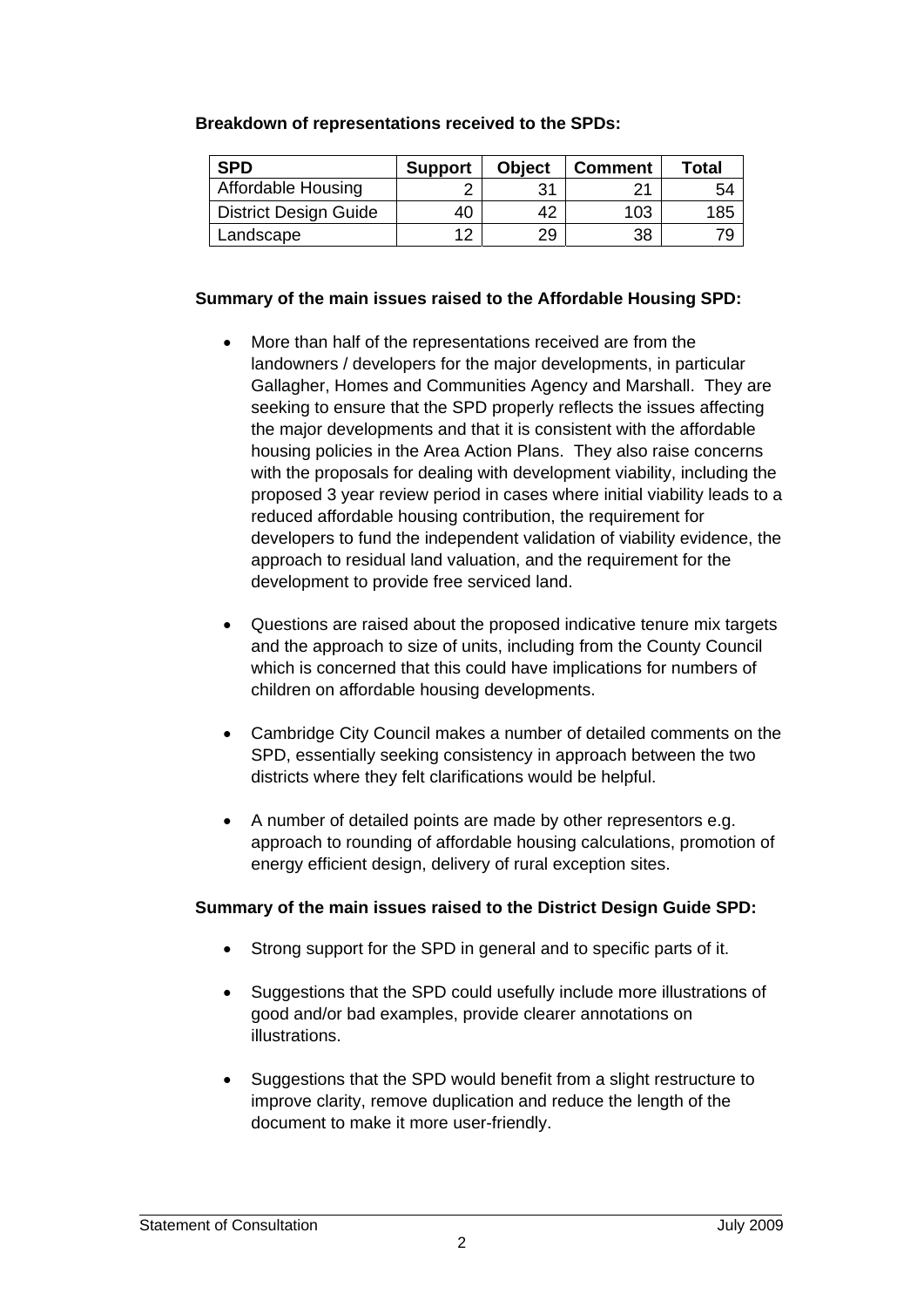**Breakdown of representations received to the SPDs:**

| SPD | Support | Object | Comment | Total |
|---|---|---|---|---|
| Affordable Housing | 2 | 31 | 21 | 54 |
| District Design Guide | 40 | 42 | 103 | 185 |
| Landscape | 12 | 29 | 38 | 79 |

**Summary of the main issues raised to the Affordable Housing SPD:**

- More than half of the representations received are from the landowners / developers for the major developments, in particular Gallagher, Homes and Communities Agency and Marshall. They are seeking to ensure that the SPD properly reflects the issues affecting the major developments and that it is consistent with the affordable housing policies in the Area Action Plans. They also raise concerns with the proposals for dealing with development viability, including the proposed 3 year review period in cases where initial viability leads to a reduced affordable housing contribution, the requirement for developers to fund the independent validation of viability evidence, the approach to residual land valuation, and the requirement for the development to provide free serviced land.

- Questions are raised about the proposed indicative tenure mix targets and the approach to size of units, including from the County Council which is concerned that this could have implications for numbers of children on affordable housing developments.

- Cambridge City Council makes a number of detailed comments on the SPD, essentially seeking consistency in approach between the two districts where they felt clarifications would be helpful.

- A number of detailed points are made by other representors e.g. approach to rounding of affordable housing calculations, promotion of energy efficient design, delivery of rural exception sites.

**Summary of the main issues raised to the District Design Guide SPD:**

- Strong support for the SPD in general and to specific parts of it.

- Suggestions that the SPD could usefully include more illustrations of good and/or bad examples, provide clearer annotations on illustrations.

- Suggestions that the SPD would benefit from a slight restructure to improve clarity, remove duplication and reduce the length of the document to make it more user-friendly.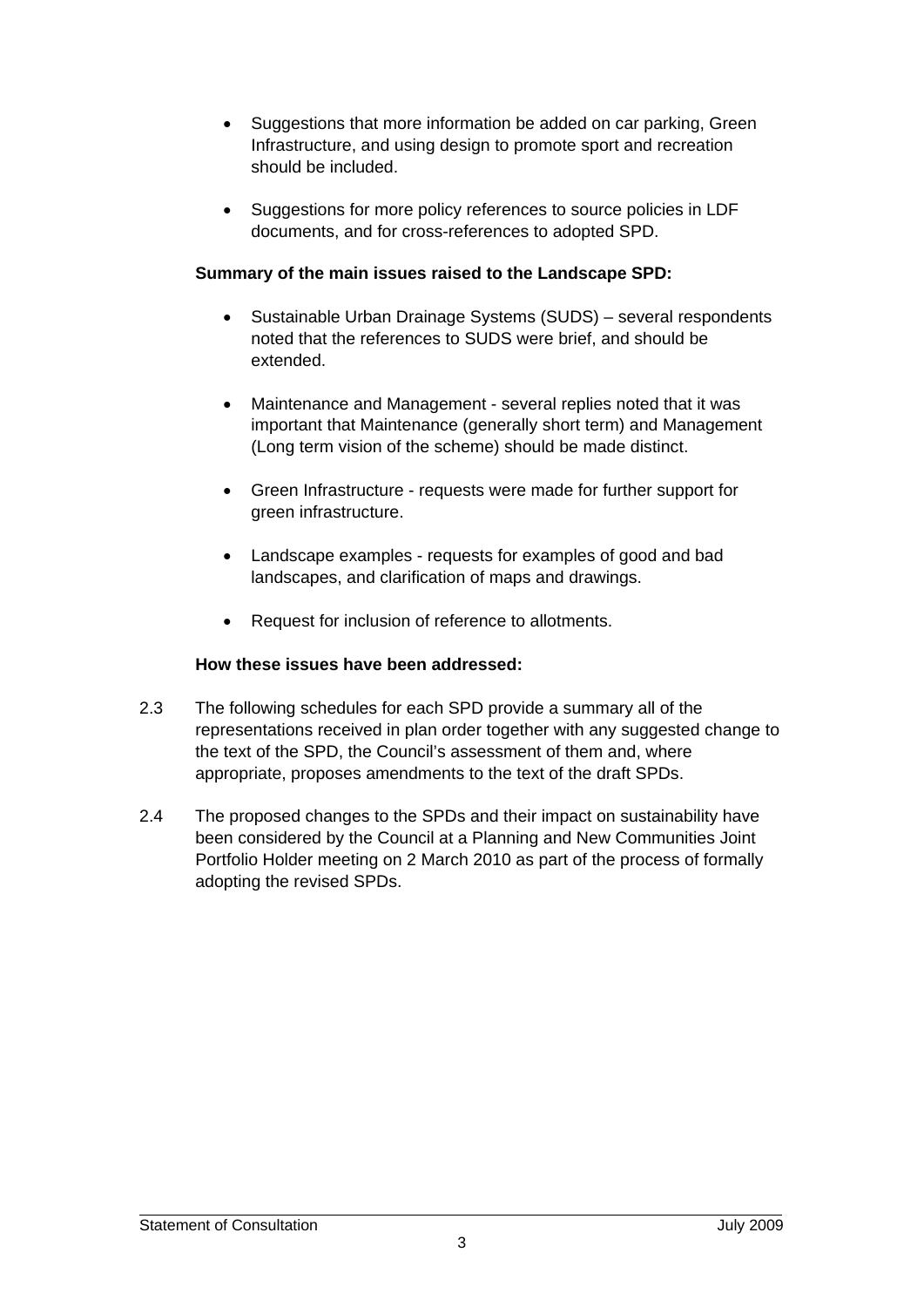- Suggestions that more information be added on car parking, Green Infrastructure, and using design to promote sport and recreation should be included.

- Suggestions for more policy references to source policies in LDF documents, and for cross-references to adopted SPD.

**Summary of the main issues raised to the Landscape SPD:**

- Sustainable Urban Drainage Systems (SUDS) – several respondents noted that the references to SUDS were brief, and should be extended.

- Maintenance and Management - several replies noted that it was important that Maintenance (generally short term) and Management (Long term vision of the scheme) should be made distinct.

- Green Infrastructure - requests were made for further support for green infrastructure.

- Landscape examples - requests for examples of good and bad landscapes, and clarification of maps and drawings.

- Request for inclusion of reference to allotments.

**How these issues have been addressed:**

2.3 The following schedules for each SPD provide a summary all of the representations received in plan order together with any suggested change to the text of the SPD, the Council's assessment of them and, where appropriate, proposes amendments to the text of the draft SPDs.

2.4 The proposed changes to the SPDs and their impact on sustainability have been considered by the Council at a Planning and New Communities Joint Portfolio Holder meeting on 2 March 2010 as part of the process of formally adopting the revised SPDs.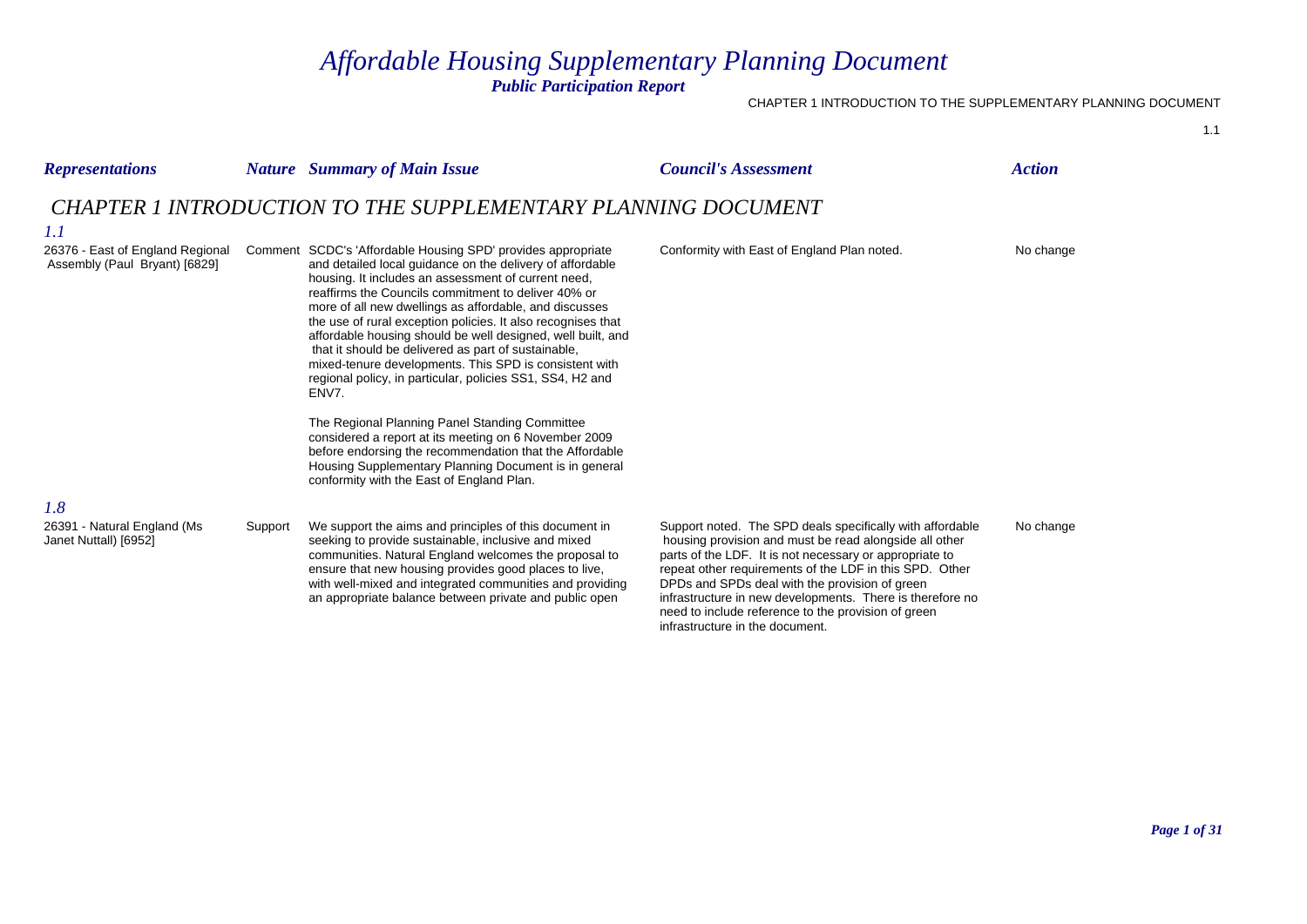# Affordable Housing Supplementary Planning Document

***Public Participation Report***

CHAPTER 1 INTRODUCTION TO THE SUPPLEMENTARY PLANNING DOCUMENT

## CHAPTER 1 INTRODUCTION TO THE SUPPLEMENTARY PLANNING DOCUMENT

### 1.1

| Representations | Nature | Summary of Main Issue | Council's Assessment | Action |
| --- | --- | --- | --- | --- |
| 26376 - East of England Regional Assembly (Paul Bryant) [6829] | Comment | SCDC's 'Affordable Housing SPD' provides appropriate and detailed local guidance on the delivery of affordable housing. It includes an assessment of current need, reaffirms the Councils commitment to deliver 40% or more of all new dwellings as affordable, and discusses the use of rural exception policies. It also recognises that affordable housing should be well designed, well built, and that it should be delivered as part of sustainable, mixed-tenure developments. This SPD is consistent with regional policy, in particular, policies SS1, SS4, H2 and ENV7.<br><br>The Regional Planning Panel Standing Committee considered a report at its meeting on 6 November 2009 before endorsing the recommendation that the Affordable Housing Supplementary Planning Document is in general conformity with the East of England Plan. | Conformity with East of England Plan noted. | No change |

### 1.8

| Representations | Nature | Summary of Main Issue | Council's Assessment | Action |
| --- | --- | --- | --- | --- |
| 26391 - Natural England (Ms Janet Nuttall) [6952] | Support | We support the aims and principles of this document in seeking to provide sustainable, inclusive and mixed communities. Natural England welcomes the proposal to ensure that new housing provides good places to live, with well-mixed and integrated communities and providing an appropriate balance between private and public open | Support noted. The SPD deals specifically with affordable housing provision and must be read alongside all other parts of the LDF. It is not necessary or appropriate to repeat other requirements of the LDF in this SPD. Other DPDs and SPDs deal with the provision of green infrastructure in new developments. There is therefore no need to include reference to the provision of green infrastructure in the document. | No change |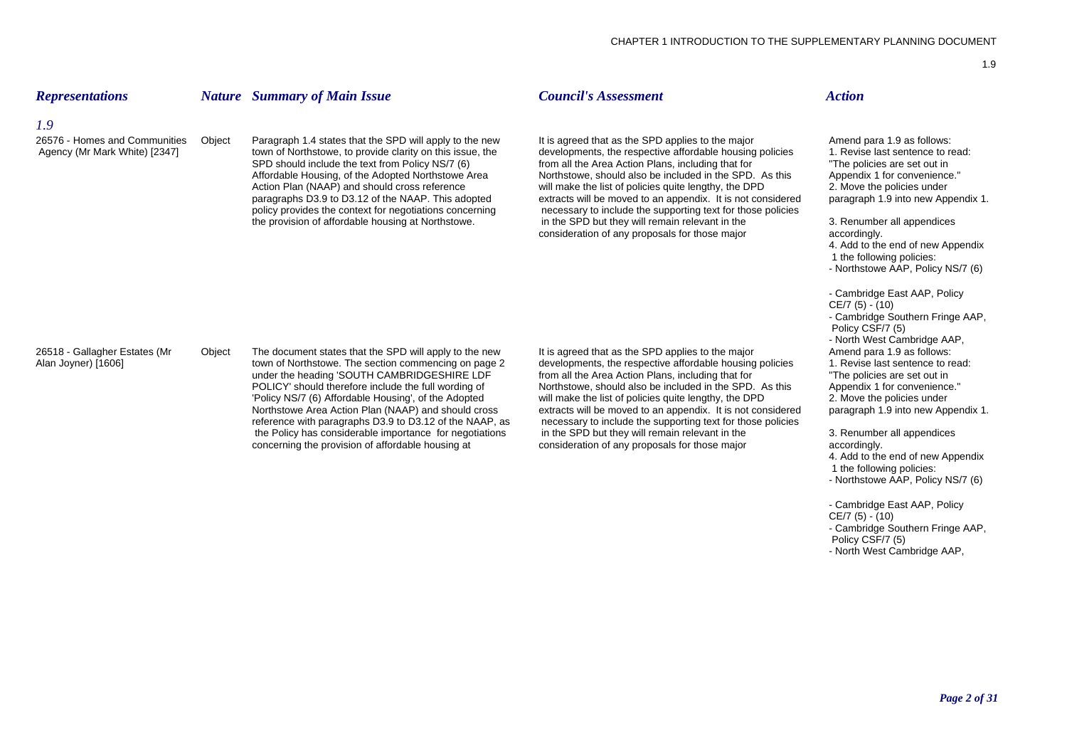| *Representations* | *Nature* | *Summary of Main Issue* | *Council's Assessment* | *Action* |
|---|---|---|---|---|
| ***1.9*** | | | | |
| 26576 - Homes and Communities Agency (Mr Mark White) [2347] | Object | Paragraph 1.4 states that the SPD will apply to the new town of Northstowe, to provide clarity on this issue, the SPD should include the text from Policy NS/7 (6) Affordable Housing, of the Adopted Northstowe Area Action Plan (NAAP) and should cross reference paragraphs D3.9 to D3.12 of the NAAP. This adopted policy provides the context for negotiations concerning the provision of affordable housing at Northstowe. | It is agreed that as the SPD applies to the major developments, the respective affordable housing policies from all the Area Action Plans, including that for Northstowe, should also be included in the SPD. As this will make the list of policies quite lengthy, the DPD extracts will be moved to an appendix. It is not considered necessary to include the supporting text for those policies in the SPD but they will remain relevant in the consideration of any proposals for those major | Amend para 1.9 as follows:<br>1. Revise last sentence to read: "The policies are set out in Appendix 1 for convenience."<br>2. Move the policies under paragraph 1.9 into new Appendix 1.<br><br>3. Renumber all appendices accordingly.<br>4. Add to the end of new Appendix 1 the following policies:<br>- Northstowe AAP, Policy NS/7 (6)<br><br>- Cambridge East AAP, Policy CE/7 (5) - (10)<br>- Cambridge Southern Fringe AAP, Policy CSF/7 (5)<br>- North West Cambridge AAP, |
| 26518 - Gallagher Estates (Mr Alan Joyner) [1606] | Object | The document states that the SPD will apply to the new town of Northstowe. The section commencing on page 2 under the heading 'SOUTH CAMBRIDGESHIRE LDF POLICY' should therefore include the full wording of 'Policy NS/7 (6) Affordable Housing', of the Adopted Northstowe Area Action Plan (NAAP) and should cross reference with paragraphs D3.9 to D3.12 of the NAAP, as the Policy has considerable importance for negotiations concerning the provision of affordable housing at | It is agreed that as the SPD applies to the major developments, the respective affordable housing policies from all the Area Action Plans, including that for Northstowe, should also be included in the SPD. As this will make the list of policies quite lengthy, the DPD extracts will be moved to an appendix. It is not considered necessary to include the supporting text for those policies in the SPD but they will remain relevant in the consideration of any proposals for those major | Amend para 1.9 as follows:<br>1. Revise last sentence to read: "The policies are set out in Appendix 1 for convenience."<br>2. Move the policies under paragraph 1.9 into new Appendix 1.<br><br>3. Renumber all appendices accordingly.<br>4. Add to the end of new Appendix 1 the following policies:<br>- Northstowe AAP, Policy NS/7 (6)<br><br>- Cambridge East AAP, Policy CE/7 (5) - (10)<br>- Cambridge Southern Fringe AAP, Policy CSF/7 (5)<br>- North West Cambridge AAP, |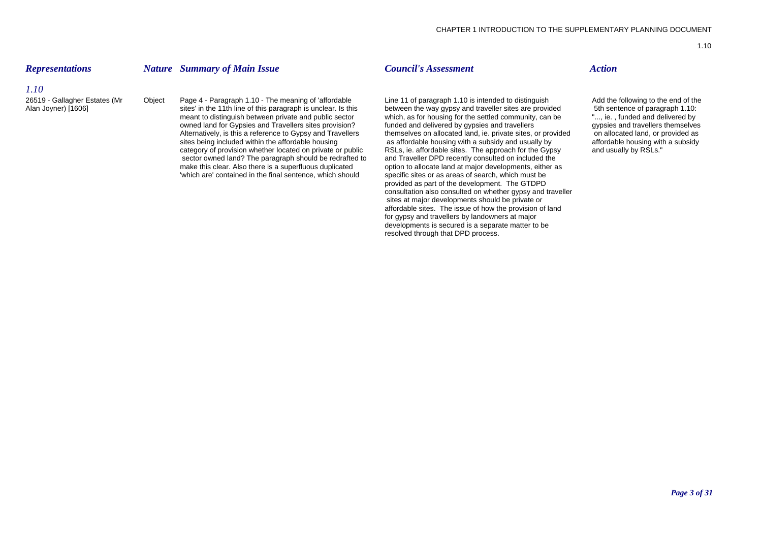| *Representations* | *Nature* | *Summary of Main Issue* | *Council's Assessment* | *Action* |
|---|---|---|---|---|
| ***1.10*** | | | | |
| 26519 - Gallagher Estates (Mr Alan Joyner) [1606] | Object | Page 4 - Paragraph 1.10 - The meaning of 'affordable sites' in the 11th line of this paragraph is unclear. Is this meant to distinguish between private and public sector owned land for Gypsies and Travellers sites provision? Alternatively, is this a reference to Gypsy and Travellers sites being included within the affordable housing category of provision whether located on private or public sector owned land? The paragraph should be redrafted to make this clear. Also there is a superfluous duplicated 'which are' contained in the final sentence, which should | Line 11 of paragraph 1.10 is intended to distinguish between the way gypsy and traveller sites are provided which, as for housing for the settled community, can be funded and delivered by gypsies and travellers themselves on allocated land, ie. private sites, or provided as affordable housing with a subsidy and usually by RSLs, ie. affordable sites. The approach for the Gypsy and Traveller DPD recently consulted on included the option to allocate land at major developments, either as specific sites or as areas of search, which must be provided as part of the development. The GTDPD consultation also consulted on whether gypsy and traveller sites at major developments should be private or affordable sites. The issue of how the provision of land for gypsy and travellers by landowners at major developments is secured is a separate matter to be resolved through that DPD process. | Add the following to the end of the 5th sentence of paragraph 1.10: "..., ie. , funded and delivered by gypsies and travellers themselves on allocated land, or provided as affordable housing with a subsidy and usually by RSLs." |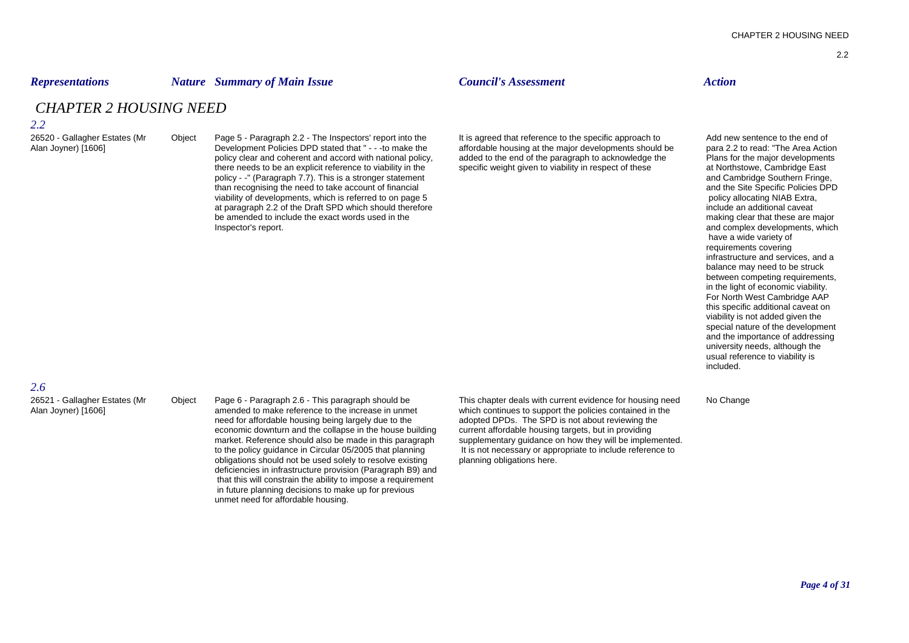| *Representations* | *Nature* | *Summary of Main Issue* | *Council's Assessment* | *Action* |
|---|---|---|---|---|

## *CHAPTER 2 HOUSING NEED*

### *2.2*

| *Representations* | *Nature* | *Summary of Main Issue* | *Council's Assessment* | *Action* |
|---|---|---|---|---|
| 26520 - Gallagher Estates (Mr Alan Joyner) [1606] | Object | Page 5 - Paragraph 2.2 - The Inspectors' report into the Development Policies DPD stated that " - - -to make the policy clear and coherent and accord with national policy, there needs to be an explicit reference to viability in the policy - -" (Paragraph 7.7). This is a stronger statement than recognising the need to take account of financial viability of developments, which is referred to on page 5 at paragraph 2.2 of the Draft SPD which should therefore be amended to include the exact words used in the Inspector's report. | It is agreed that reference to the specific approach to affordable housing at the major developments should be added to the end of the paragraph to acknowledge the specific weight given to viability in respect of these | Add new sentence to the end of para 2.2 to read: "The Area Action Plans for the major developments at Northstowe, Cambridge East and Cambridge Southern Fringe, and the Site Specific Policies DPD policy allocating NIAB Extra, include an additional caveat making clear that these are major and complex developments, which have a wide variety of requirements covering infrastructure and services, and a balance may need to be struck between competing requirements, in the light of economic viability. For North West Cambridge AAP this specific additional caveat on viability is not added given the special nature of the development and the importance of addressing university needs, although the usual reference to viability is included. |

### *2.6*

| *Representations* | *Nature* | *Summary of Main Issue* | *Council's Assessment* | *Action* |
|---|---|---|---|---|
| 26521 - Gallagher Estates (Mr Alan Joyner) [1606] | Object | Page 6 - Paragraph 2.6 - This paragraph should be amended to make reference to the increase in unmet need for affordable housing being largely due to the economic downturn and the collapse in the house building market. Reference should also be made in this paragraph to the policy guidance in Circular 05/2005 that planning obligations should not be used solely to resolve existing deficiencies in infrastructure provision (Paragraph B9) and that this will constrain the ability to impose a requirement in future planning decisions to make up for previous unmet need for affordable housing. | This chapter deals with current evidence for housing need which continues to support the policies contained in the adopted DPDs. The SPD is not about reviewing the current affordable housing targets, but in providing supplementary guidance on how they will be implemented. It is not necessary or appropriate to include reference to planning obligations here. | No Change |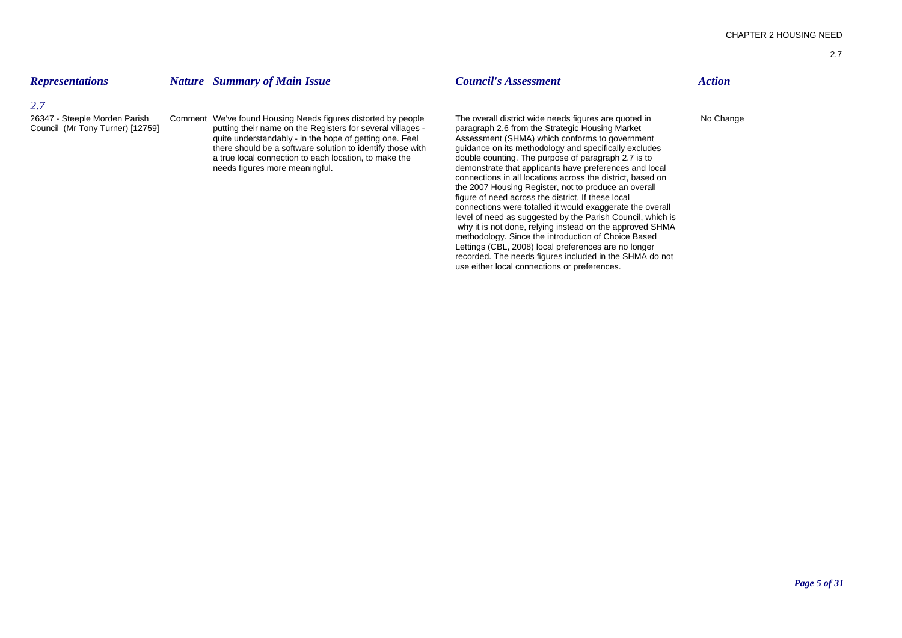| *Representations* | *Nature* | *Summary of Main Issue* | *Council's Assessment* | *Action* |
|---|---|---|---|---|
| *2.7* | | | | |
| 26347 - Steeple Morden Parish Council (Mr Tony Turner) [12759] | Comment | We've found Housing Needs figures distorted by people putting their name on the Registers for several villages - quite understandably - in the hope of getting one. Feel there should be a software solution to identify those with a true local connection to each location, to make the needs figures more meaningful. | The overall district wide needs figures are quoted in paragraph 2.6 from the Strategic Housing Market Assessment (SHMA) which conforms to government guidance on its methodology and specifically excludes double counting. The purpose of paragraph 2.7 is to demonstrate that applicants have preferences and local connections in all locations across the district, based on the 2007 Housing Register, not to produce an overall figure of need across the district. If these local connections were totalled it would exaggerate the overall level of need as suggested by the Parish Council, which is why it is not done, relying instead on the approved SHMA methodology. Since the introduction of Choice Based Lettings (CBL, 2008) local preferences are no longer recorded. The needs figures included in the SHMA do not use either local connections or preferences. | No Change |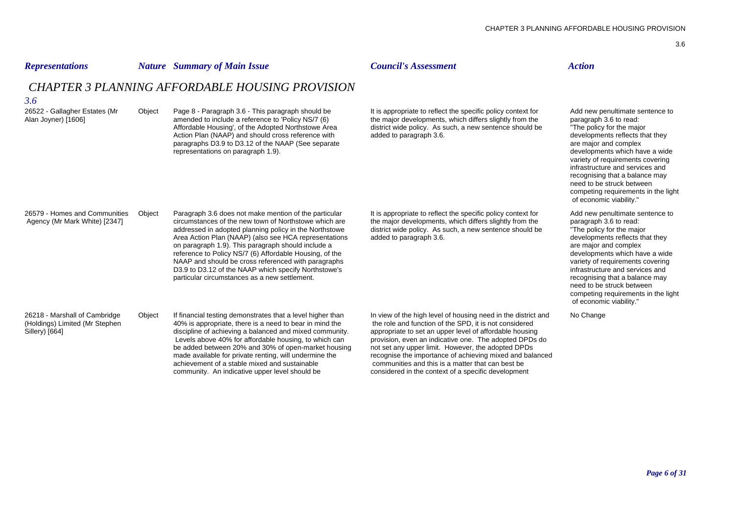| *Representations* | *Nature* | *Summary of Main Issue* | *Council's Assessment* | *Action* |
|---|---|---|---|---|

## *CHAPTER 3 PLANNING AFFORDABLE HOUSING PROVISION*

### *3.6*

| *Representations* | *Nature* | *Summary of Main Issue* | *Council's Assessment* | *Action* |
|---|---|---|---|---|
| 26522 - Gallagher Estates (Mr Alan Joyner) [1606] | Object | Page 8 - Paragraph 3.6 - This paragraph should be amended to include a reference to 'Policy NS/7 (6) Affordable Housing', of the Adopted Northstowe Area Action Plan (NAAP) and should cross reference with paragraphs D3.9 to D3.12 of the NAAP (See separate representations on paragraph 1.9). | It is appropriate to reflect the specific policy context for the major developments, which differs slightly from the district wide policy. As such, a new sentence should be added to paragraph 3.6. | Add new penultimate sentence to paragraph 3.6 to read: "The policy for the major developments reflects that they are major and complex developments which have a wide variety of requirements covering infrastructure and services and recognising that a balance may need to be struck between competing requirements in the light of economic viability." |
| 26579 - Homes and Communities Agency (Mr Mark White) [2347] | Object | Paragraph 3.6 does not make mention of the particular circumstances of the new town of Northstowe which are addressed in adopted planning policy in the Northstowe Area Action Plan (NAAP) (also see HCA representations on paragraph 1.9). This paragraph should include a reference to Policy NS/7 (6) Affordable Housing, of the NAAP and should be cross referenced with paragraphs D3.9 to D3.12 of the NAAP which specify Northstowe's particular circumstances as a new settlement. | It is appropriate to reflect the specific policy context for the major developments, which differs slightly from the district wide policy. As such, a new sentence should be added to paragraph 3.6. | Add new penultimate sentence to paragraph 3.6 to read: "The policy for the major developments reflects that they are major and complex developments which have a wide variety of requirements covering infrastructure and services and recognising that a balance may need to be struck between competing requirements in the light of economic viability." |
| 26218 - Marshall of Cambridge (Holdings) Limited (Mr Stephen Sillery) [664] | Object | If financial testing demonstrates that a level higher than 40% is appropriate, there is a need to bear in mind the discipline of achieving a balanced and mixed community. Levels above 40% for affordable housing, to which can be added between 20% and 30% of open-market housing made available for private renting, will undermine the achievement of a stable mixed and sustainable community. An indicative upper level should be | In view of the high level of housing need in the district and the role and function of the SPD, it is not considered appropriate to set an upper level of affordable housing provision, even an indicative one. The adopted DPDs do not set any upper limit. However, the adopted DPDs recognise the importance of achieving mixed and balanced communities and this is a matter that can best be considered in the context of a specific development | No Change |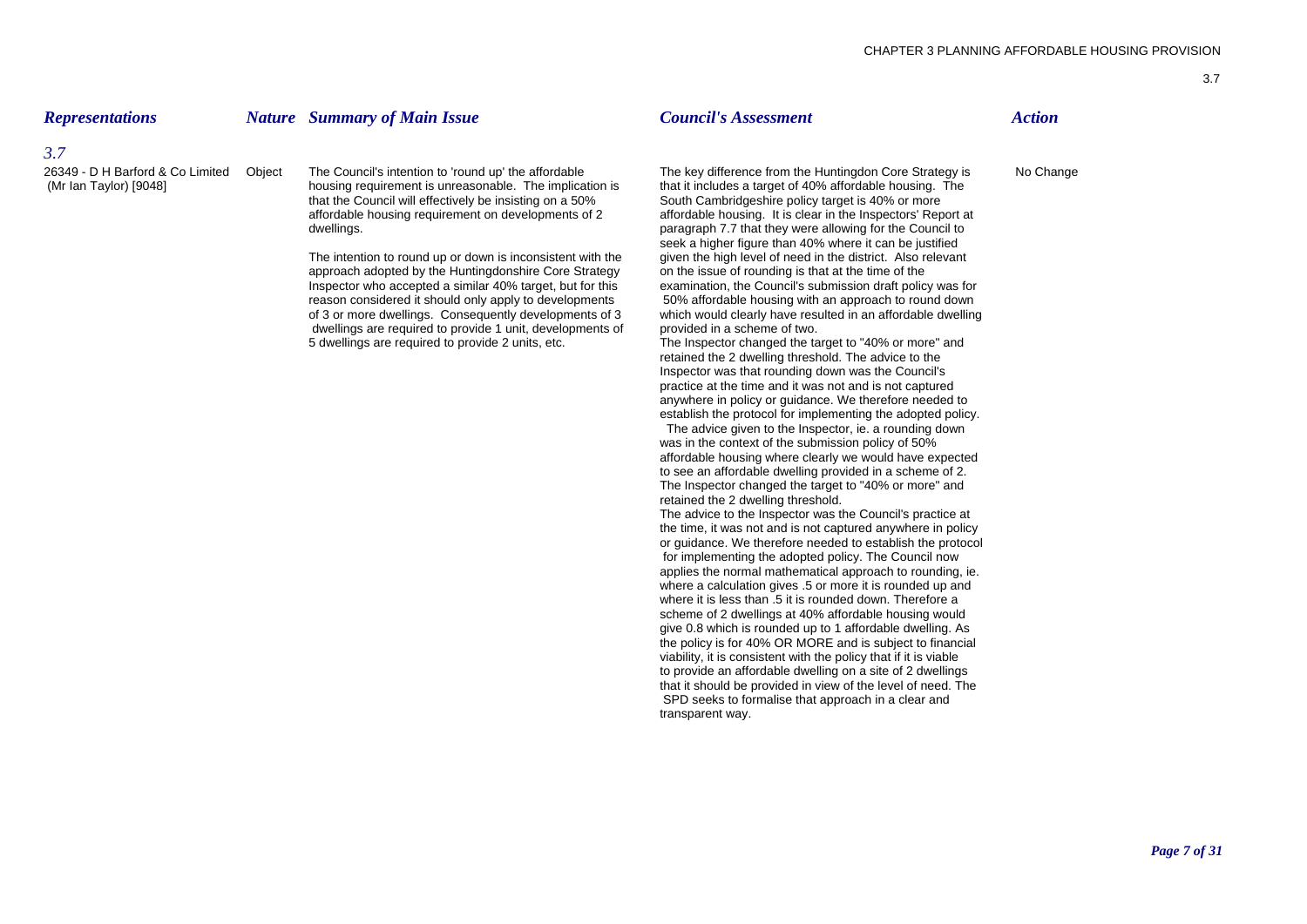| *Representations* | *Nature* | *Summary of Main Issue* | *Council's Assessment* | *Action* |
|---|---|---|---|---|
| ***3.7*** | | | | |
| 26349 - D H Barford & Co Limited (Mr Ian Taylor) [9048] | Object | The Council's intention to 'round up' the affordable housing requirement is unreasonable. The implication is that the Council will effectively be insisting on a 50% affordable housing requirement on developments of 2 dwellings.<br><br>The intention to round up or down is inconsistent with the approach adopted by the Huntingdonshire Core Strategy Inspector who accepted a similar 40% target, but for this reason considered it should only apply to developments of 3 or more dwellings. Consequently developments of 3 dwellings are required to provide 1 unit, developments of 5 dwellings are required to provide 2 units, etc. | The key difference from the Huntingdon Core Strategy is that it includes a target of 40% affordable housing. The South Cambridgeshire policy target is 40% or more affordable housing. It is clear in the Inspectors' Report at paragraph 7.7 that they were allowing for the Council to seek a higher figure than 40% where it can be justified given the high level of need in the district. Also relevant on the issue of rounding is that at the time of the examination, the Council's submission draft policy was for 50% affordable housing with an approach to round down which would clearly have resulted in an affordable dwelling provided in a scheme of two.<br>The Inspector changed the target to "40% or more" and retained the 2 dwelling threshold. The advice to the Inspector was that rounding down was the Council's practice at the time and it was not and is not captured anywhere in policy or guidance. We therefore needed to establish the protocol for implementing the adopted policy. The advice given to the Inspector, ie. a rounding down was in the context of the submission policy of 50% affordable housing where clearly we would have expected to see an affordable dwelling provided in a scheme of 2. The Inspector changed the target to "40% or more" and retained the 2 dwelling threshold.<br>The advice to the Inspector was the Council's practice at the time, it was not and is not captured anywhere in policy or guidance. We therefore needed to establish the protocol for implementing the adopted policy. The Council now applies the normal mathematical approach to rounding, ie. where a calculation gives .5 or more it is rounded up and where it is less than .5 it is rounded down. Therefore a scheme of 2 dwellings at 40% affordable housing would give 0.8 which is rounded up to 1 affordable dwelling. As the policy is for 40% OR MORE and is subject to financial viability, it is consistent with the policy that if it is viable to provide an affordable dwelling on a site of 2 dwellings that it should be provided in view of the level of need. The SPD seeks to formalise that approach in a clear and transparent way. | No Change |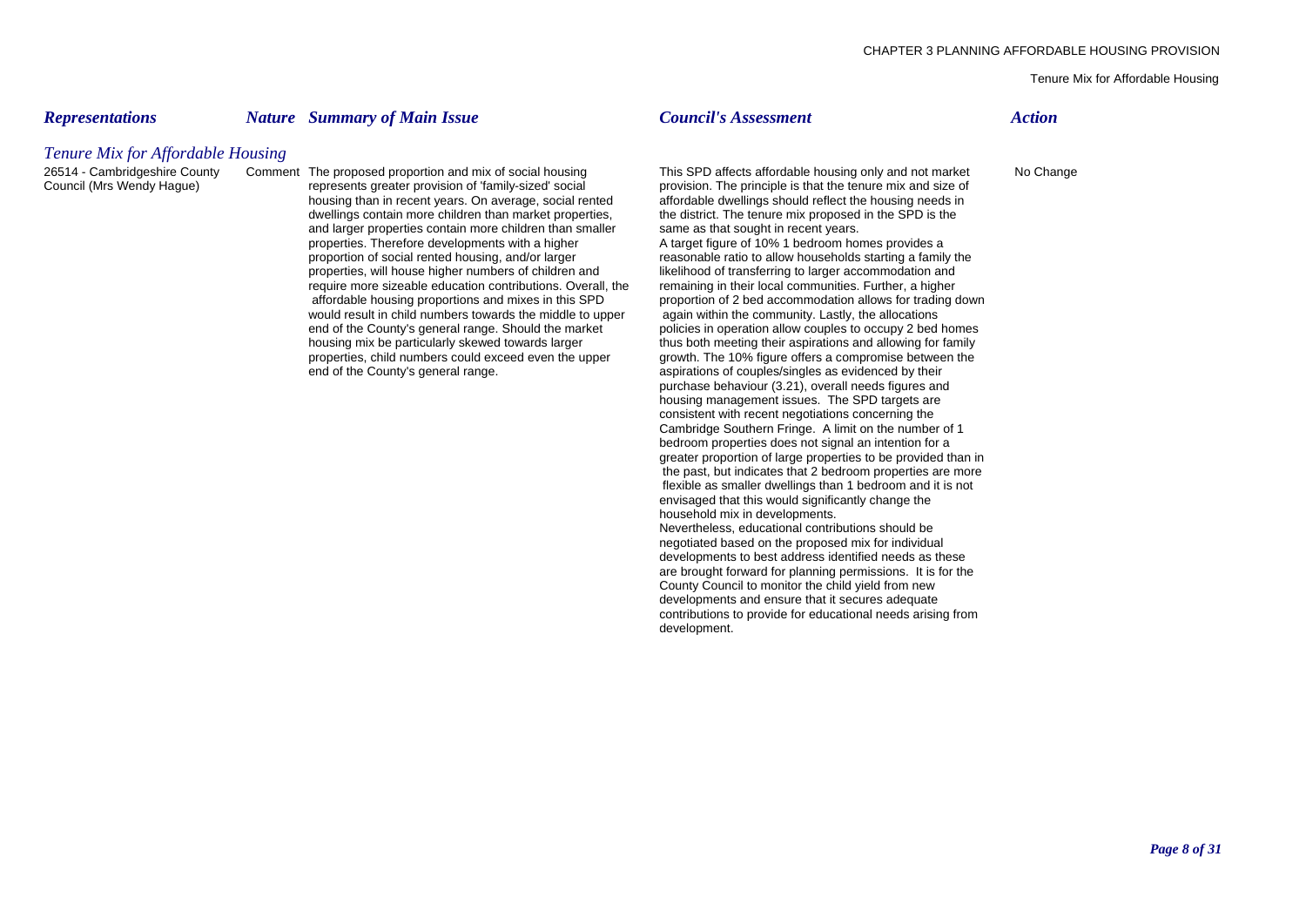| *Representations* | *Nature* | *Summary of Main Issue* | *Council's Assessment* | *Action* |
|---|---|---|---|---|
| ***Tenure Mix for Affordable Housing*** | | | | |
| 26514 - Cambridgeshire County Council (Mrs Wendy Hague) | Comment | The proposed proportion and mix of social housing represents greater provision of 'family-sized' social housing than in recent years. On average, social rented dwellings contain more children than market properties, and larger properties contain more children than smaller properties. Therefore developments with a higher proportion of social rented housing, and/or larger properties, will house higher numbers of children and require more sizeable education contributions. Overall, the affordable housing proportions and mixes in this SPD would result in child numbers towards the middle to upper end of the County's general range. Should the market housing mix be particularly skewed towards larger properties, child numbers could exceed even the upper end of the County's general range. | This SPD affects affordable housing only and not market provision. The principle is that the tenure mix and size of affordable dwellings should reflect the housing needs in the district. The tenure mix proposed in the SPD is the same as that sought in recent years.<br>A target figure of 10% 1 bedroom homes provides a reasonable ratio to allow households starting a family the likelihood of transferring to larger accommodation and remaining in their local communities. Further, a higher proportion of 2 bed accommodation allows for trading down again within the community. Lastly, the allocations policies in operation allow couples to occupy 2 bed homes thus both meeting their aspirations and allowing for family growth. The 10% figure offers a compromise between the aspirations of couples/singles as evidenced by their purchase behaviour (3.21), overall needs figures and housing management issues. The SPD targets are consistent with recent negotiations concerning the Cambridge Southern Fringe. A limit on the number of 1 bedroom properties does not signal an intention for a greater proportion of large properties to be provided than in the past, but indicates that 2 bedroom properties are more flexible as smaller dwellings than 1 bedroom and it is not envisaged that this would significantly change the household mix in developments.<br>Nevertheless, educational contributions should be negotiated based on the proposed mix for individual developments to best address identified needs as these are brought forward for planning permissions. It is for the County Council to monitor the child yield from new developments and ensure that it secures adequate contributions to provide for educational needs arising from development. | No Change |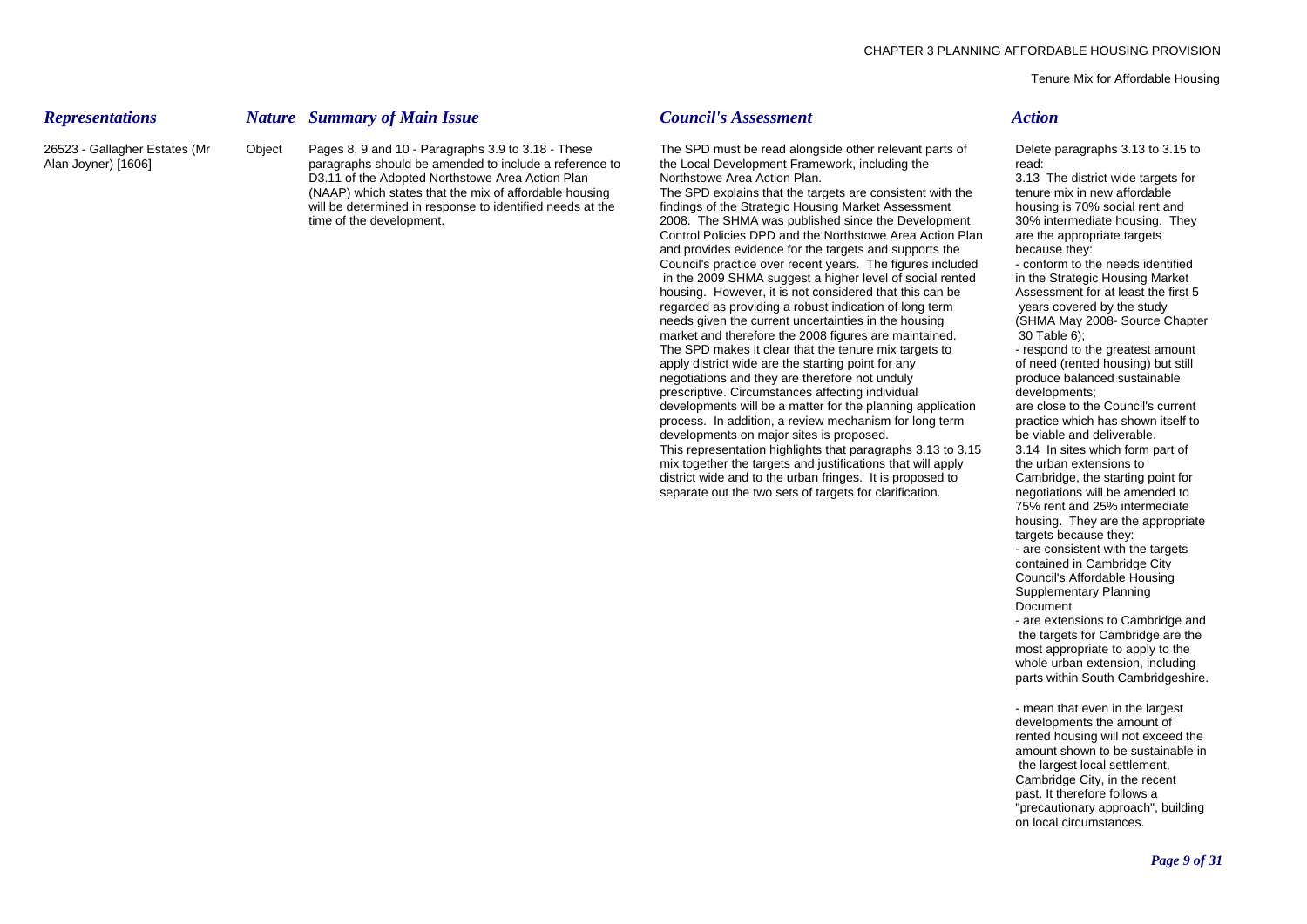| *Representations* | *Nature* | *Summary of Main Issue* | *Council's Assessment* | *Action* |
|---|---|---|---|---|
| 26523 - Gallagher Estates (Mr Alan Joyner) [1606] | Object | Pages 8, 9 and 10 - Paragraphs 3.9 to 3.18 - These paragraphs should be amended to include a reference to D3.11 of the Adopted Northstowe Area Action Plan (NAAP) which states that the mix of affordable housing will be determined in response to identified needs at the time of the development. | The SPD must be read alongside other relevant parts of the Local Development Framework, including the Northstowe Area Action Plan.<br>The SPD explains that the targets are consistent with the findings of the Strategic Housing Market Assessment 2008. The SHMA was published since the Development Control Policies DPD and the Northstowe Area Action Plan and provides evidence for the targets and supports the Council's practice over recent years. The figures included in the 2009 SHMA suggest a higher level of social rented housing. However, it is not considered that this can be regarded as providing a robust indication of long term needs given the current uncertainties in the housing market and therefore the 2008 figures are maintained.<br>The SPD makes it clear that the tenure mix targets to apply district wide are the starting point for any negotiations and they are therefore not unduly prescriptive. Circumstances affecting individual developments will be a matter for the planning application process. In addition, a review mechanism for long term developments on major sites is proposed.<br>This representation highlights that paragraphs 3.13 to 3.15 mix together the targets and justifications that will apply district wide and to the urban fringes. It is proposed to separate out the two sets of targets for clarification. | Delete paragraphs 3.13 to 3.15 to read:<br>3.13 The district wide targets for tenure mix in new affordable housing is 70% social rent and 30% intermediate housing. They are the appropriate targets because they:<br>- conform to the needs identified in the Strategic Housing Market Assessment for at least the first 5 years covered by the study (SHMA May 2008- Source Chapter 30 Table 6);<br>- respond to the greatest amount of need (rented housing) but still produce balanced sustainable developments;<br>are close to the Council's current practice which has shown itself to be viable and deliverable.<br>3.14 In sites which form part of the urban extensions to Cambridge, the starting point for negotiations will be amended to 75% rent and 25% intermediate housing. They are the appropriate targets because they:<br>- are consistent with the targets contained in Cambridge City Council's Affordable Housing Supplementary Planning Document<br>- are extensions to Cambridge and the targets for Cambridge are the most appropriate to apply to the whole urban extension, including parts within South Cambridgeshire.<br><br>- mean that even in the largest developments the amount of rented housing will not exceed the amount shown to be sustainable in the largest local settlement, Cambridge City, in the recent past. It therefore follows a "precautionary approach", building on local circumstances. |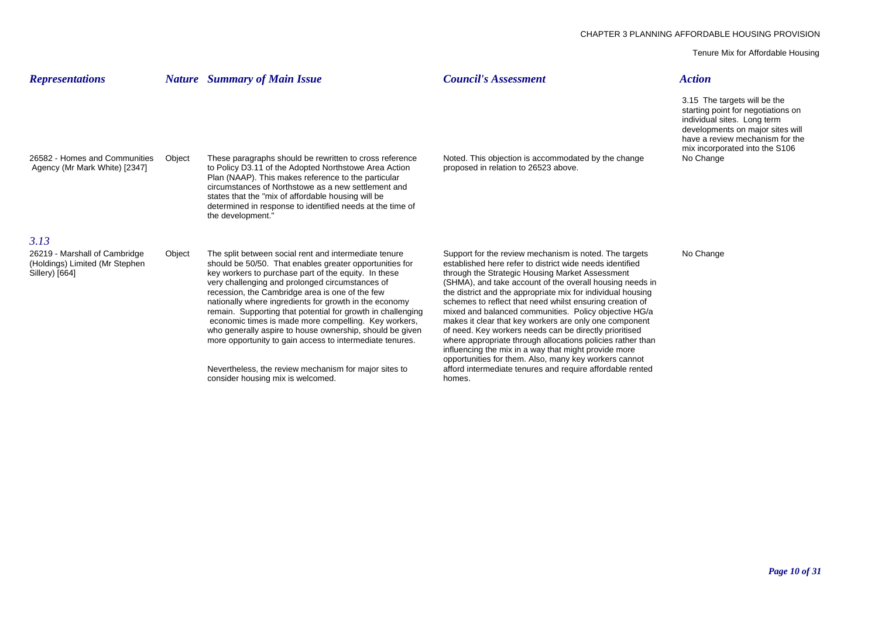| *Representations* | *Nature* | *Summary of Main Issue* | *Council's Assessment* | *Action* |
|---|---|---|---|---|
| | | | | 3.15 The targets will be the starting point for negotiations on individual sites. Long term developments on major sites will have a review mechanism for the mix incorporated into the S106 |
| 26582 - Homes and Communities Agency (Mr Mark White) [2347] | Object | These paragraphs should be rewritten to cross reference to Policy D3.11 of the Adopted Northstowe Area Action Plan (NAAP). This makes reference to the particular circumstances of Northstowe as a new settlement and states that the "mix of affordable housing will be determined in response to identified needs at the time of the development." | Noted. This objection is accommodated by the change proposed in relation to 26523 above. | No Change |
| ***3.13*** | | | | |
| 26219 - Marshall of Cambridge (Holdings) Limited (Mr Stephen Sillery) [664] | Object | The split between social rent and intermediate tenure should be 50/50. That enables greater opportunities for key workers to purchase part of the equity. In these very challenging and prolonged circumstances of recession, the Cambridge area is one of the few nationally where ingredients for growth in the economy remain. Supporting that potential for growth in challenging economic times is made more compelling. Key workers, who generally aspire to house ownership, should be given more opportunity to gain access to intermediate tenures.<br><br>Nevertheless, the review mechanism for major sites to consider housing mix is welcomed. | Support for the review mechanism is noted. The targets established here refer to district wide needs identified through the Strategic Housing Market Assessment (SHMA), and take account of the overall housing needs in the district and the appropriate mix for individual housing schemes to reflect that need whilst ensuring creation of mixed and balanced communities. Policy objective HG/a makes it clear that key workers are only one component of need. Key workers needs can be directly prioritised where appropriate through allocations policies rather than influencing the mix in a way that might provide more opportunities for them. Also, many key workers cannot afford intermediate tenures and require affordable rented homes. | No Change |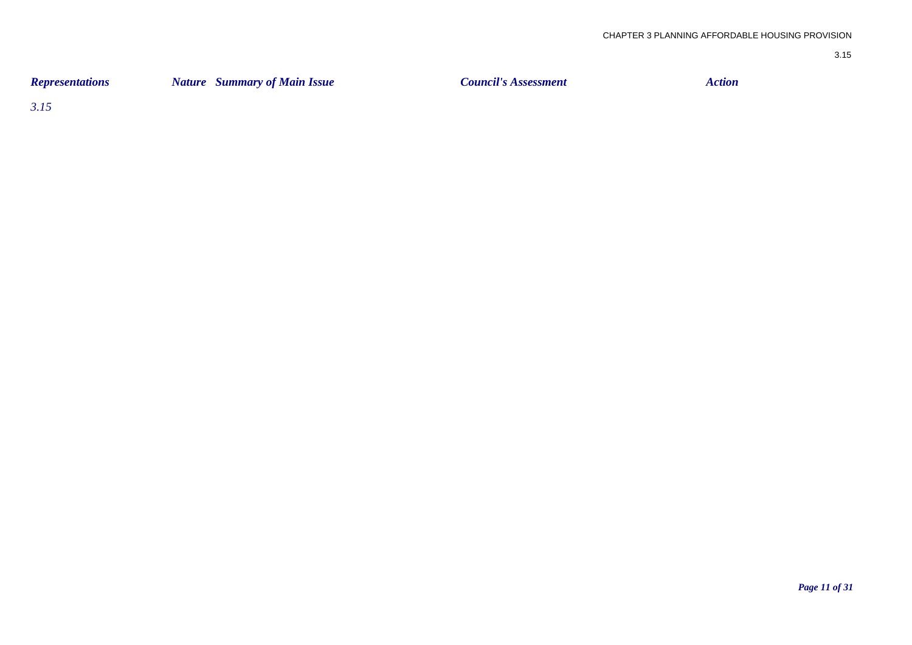| Representations | Nature | Summary of Main Issue | Council's Assessment | Action |
| --- | --- | --- | --- | --- |

*3.15*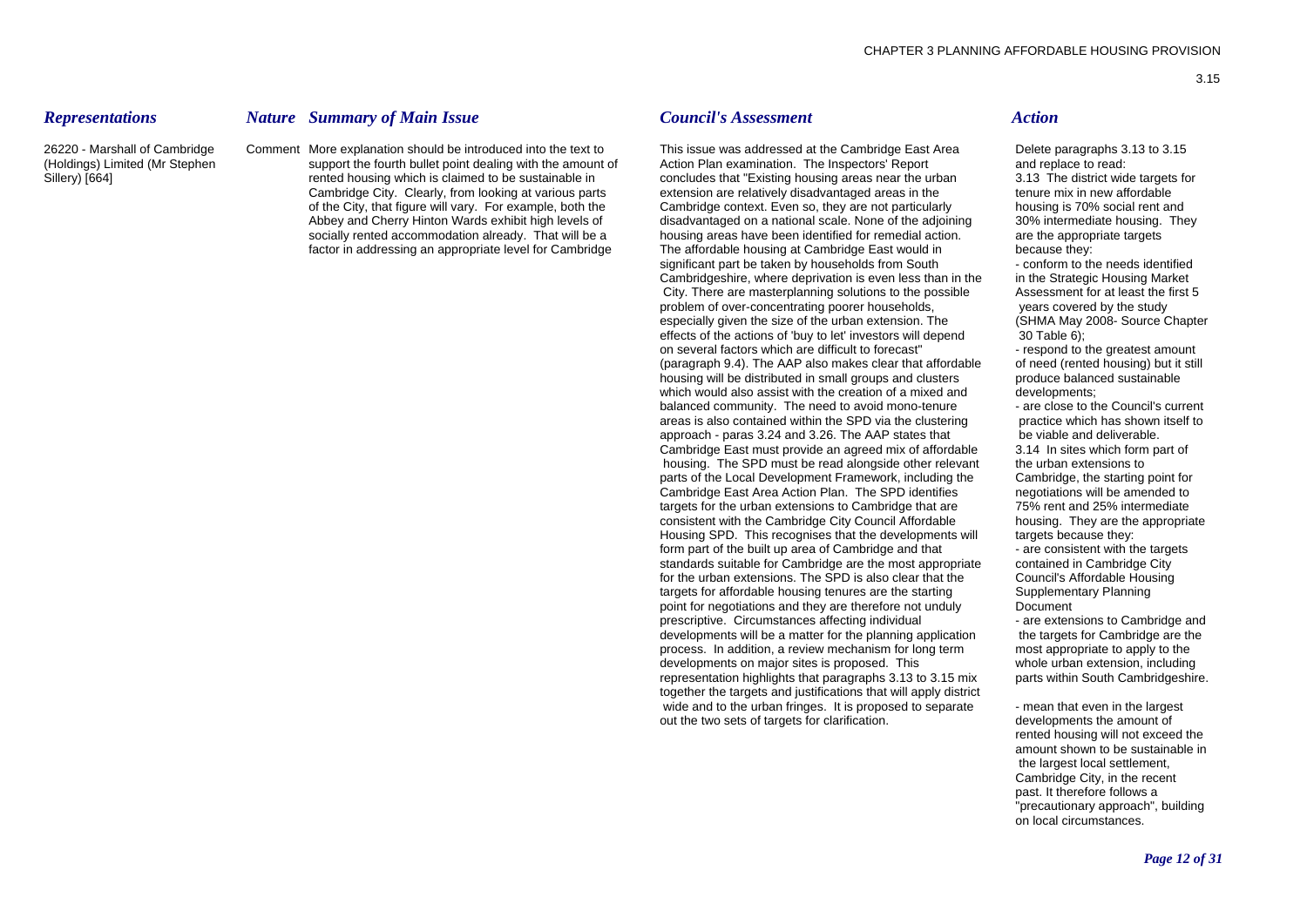| *Representations* | *Nature* | *Summary of Main Issue* | *Council's Assessment* | *Action* |
|---|---|---|---|---|
| 26220 - Marshall of Cambridge (Holdings) Limited (Mr Stephen Sillery) [664] | Comment | More explanation should be introduced into the text to support the fourth bullet point dealing with the amount of rented housing which is claimed to be sustainable in Cambridge City. Clearly, from looking at various parts of the City, that figure will vary. For example, both the Abbey and Cherry Hinton Wards exhibit high levels of socially rented accommodation already. That will be a factor in addressing an appropriate level for Cambridge | This issue was addressed at the Cambridge East Area Action Plan examination. The Inspectors' Report concludes that "Existing housing areas near the urban extension are relatively disadvantaged areas in the Cambridge context. Even so, they are not particularly disadvantaged on a national scale. None of the adjoining housing areas have been identified for remedial action. The affordable housing at Cambridge East would in significant part be taken by households from South Cambridgeshire, where deprivation is even less than in the City. There are masterplanning solutions to the possible problem of over-concentrating poorer households, especially given the size of the urban extension. The effects of the actions of 'buy to let' investors will depend on several factors which are difficult to forecast" (paragraph 9.4). The AAP also makes clear that affordable housing will be distributed in small groups and clusters which would also assist with the creation of a mixed and balanced community. The need to avoid mono-tenure areas is also contained within the SPD via the clustering approach - paras 3.24 and 3.26. The AAP states that Cambridge East must provide an agreed mix of affordable housing. The SPD must be read alongside other relevant parts of the Local Development Framework, including the Cambridge East Area Action Plan. The SPD identifies targets for the urban extensions to Cambridge that are consistent with the Cambridge City Council Affordable Housing SPD. This recognises that the developments will form part of the built up area of Cambridge and that standards suitable for Cambridge are the most appropriate for the urban extensions. The SPD is also clear that the targets for affordable housing tenures are the starting point for negotiations and they are therefore not unduly prescriptive. Circumstances affecting individual developments will be a matter for the planning application process. In addition, a review mechanism for long term developments on major sites is proposed. This representation highlights that paragraphs 3.13 to 3.15 mix together the targets and justifications that will apply district wide and to the urban fringes. It is proposed to separate out the two sets of targets for clarification. | Delete paragraphs 3.13 to 3.15 and replace to read:<br>3.13 The district wide targets for tenure mix in new affordable housing is 70% social rent and 30% intermediate housing. They are the appropriate targets because they:<br>- conform to the needs identified in the Strategic Housing Market Assessment for at least the first 5 years covered by the study (SHMA May 2008- Source Chapter 30 Table 6);<br>- respond to the greatest amount of need (rented housing) but it still produce balanced sustainable developments;<br>- are close to the Council's current practice which has shown itself to be viable and deliverable.<br>3.14 In sites which form part of the urban extensions to Cambridge, the starting point for negotiations will be amended to 75% rent and 25% intermediate housing. They are the appropriate targets because they:<br>- are consistent with the targets contained in Cambridge City Council's Affordable Housing Supplementary Planning Document<br>- are extensions to Cambridge and the targets for Cambridge are the most appropriate to apply to the whole urban extension, including parts within South Cambridgeshire.<br><br>- mean that even in the largest developments the amount of rented housing will not exceed the amount shown to be sustainable in the largest local settlement, Cambridge City, in the recent past. It therefore follows a "precautionary approach", building on local circumstances. |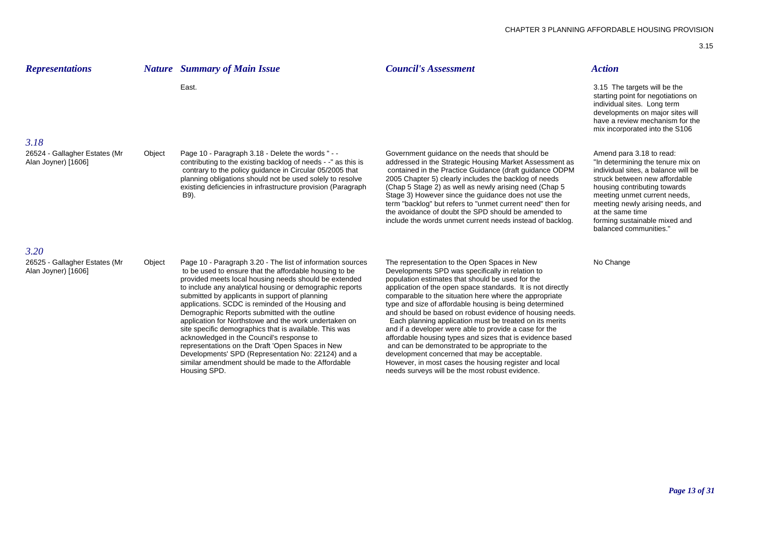| *Representations* | *Nature* | *Summary of Main Issue* | *Council's Assessment* | *Action* |
|---|---|---|---|---|
| | | East. | | 3.15 The targets will be the starting point for negotiations on individual sites. Long term developments on major sites will have a review mechanism for the mix incorporated into the S106 |
| ***3.18*** | | | | |
| 26524 - Gallagher Estates (Mr Alan Joyner) [1606] | Object | Page 10 - Paragraph 3.18 - Delete the words " - - contributing to the existing backlog of needs - -" as this is contrary to the policy guidance in Circular 05/2005 that planning obligations should not be used solely to resolve existing deficiencies in infrastructure provision (Paragraph B9). | Government guidance on the needs that should be addressed in the Strategic Housing Market Assessment as contained in the Practice Guidance (draft guidance ODPM 2005 Chapter 5) clearly includes the backlog of needs (Chap 5 Stage 2) as well as newly arising need (Chap 5 Stage 3) However since the guidance does not use the term "backlog" but refers to "unmet current need" then for the avoidance of doubt the SPD should be amended to include the words unmet current needs instead of backlog. | Amend para 3.18 to read: "In determining the tenure mix on individual sites, a balance will be struck between new affordable housing contributing towards meeting unmet current needs, meeting newly arising needs, and at the same time forming sustainable mixed and balanced communities." |
| ***3.20*** | | | | |
| 26525 - Gallagher Estates (Mr Alan Joyner) [1606] | Object | Page 10 - Paragraph 3.20 - The list of information sources to be used to ensure that the affordable housing to be provided meets local housing needs should be extended to include any analytical housing or demographic reports submitted by applicants in support of planning applications. SCDC is reminded of the Housing and Demographic Reports submitted with the outline application for Northstowe and the work undertaken on site specific demographics that is available. This was acknowledged in the Council's response to representations on the Draft 'Open Spaces in New Developments' SPD (Representation No: 22124) and a similar amendment should be made to the Affordable Housing SPD. | The representation to the Open Spaces in New Developments SPD was specifically in relation to population estimates that should be used for the application of the open space standards. It is not directly comparable to the situation here where the appropriate type and size of affordable housing is being determined and should be based on robust evidence of housing needs. Each planning application must be treated on its merits and if a developer were able to provide a case for the affordable housing types and sizes that is evidence based and can be demonstrated to be appropriate to the development concerned that may be acceptable. However, in most cases the housing register and local needs surveys will be the most robust evidence. | No Change |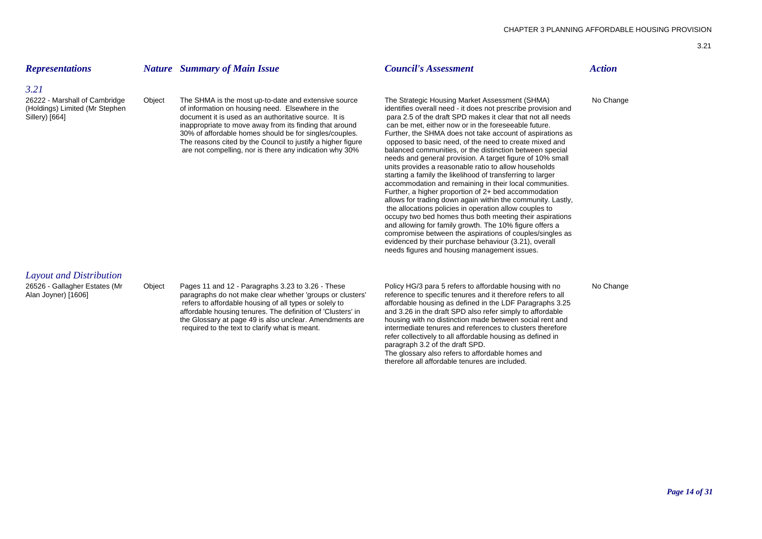| *Representations* | *Nature* | *Summary of Main Issue* | *Council's Assessment* | *Action* |
|---|---|---|---|---|
| ***3.21*** | | | | |
| 26222 - Marshall of Cambridge (Holdings) Limited (Mr Stephen Sillery) [664] | Object | The SHMA is the most up-to-date and extensive source of information on housing need. Elsewhere in the document it is used as an authoritative source. It is inappropriate to move away from its finding that around 30% of affordable homes should be for singles/couples. The reasons cited by the Council to justify a higher figure are not compelling, nor is there any indication why 30% | The Strategic Housing Market Assessment (SHMA) identifies overall need - it does not prescribe provision and para 2.5 of the draft SPD makes it clear that not all needs can be met, either now or in the foreseeable future. Further, the SHMA does not take account of aspirations as opposed to basic need, of the need to create mixed and balanced communities, or the distinction between special needs and general provision. A target figure of 10% small units provides a reasonable ratio to allow households starting a family the likelihood of transferring to larger accommodation and remaining in their local communities. Further, a higher proportion of 2+ bed accommodation allows for trading down again within the community. Lastly, the allocations policies in operation allow couples to occupy two bed homes thus both meeting their aspirations and allowing for family growth. The 10% figure offers a compromise between the aspirations of couples/singles as evidenced by their purchase behaviour (3.21), overall needs figures and housing management issues. | No Change |
| ***Layout and Distribution*** | | | | |
| 26526 - Gallagher Estates (Mr Alan Joyner) [1606] | Object | Pages 11 and 12 - Paragraphs 3.23 to 3.26 - These paragraphs do not make clear whether 'groups or clusters' refers to affordable housing of all types or solely to affordable housing tenures. The definition of 'Clusters' in the Glossary at page 49 is also unclear. Amendments are required to the text to clarify what is meant. | Policy HG/3 para 5 refers to affordable housing with no reference to specific tenures and it therefore refers to all affordable housing as defined in the LDF Paragraphs 3.25 and 3.26 in the draft SPD also refer simply to affordable housing with no distinction made between social rent and intermediate tenures and references to clusters therefore refer collectively to all affordable housing as defined in paragraph 3.2 of the draft SPD.<br>The glossary also refers to affordable homes and therefore all affordable tenures are included. | No Change |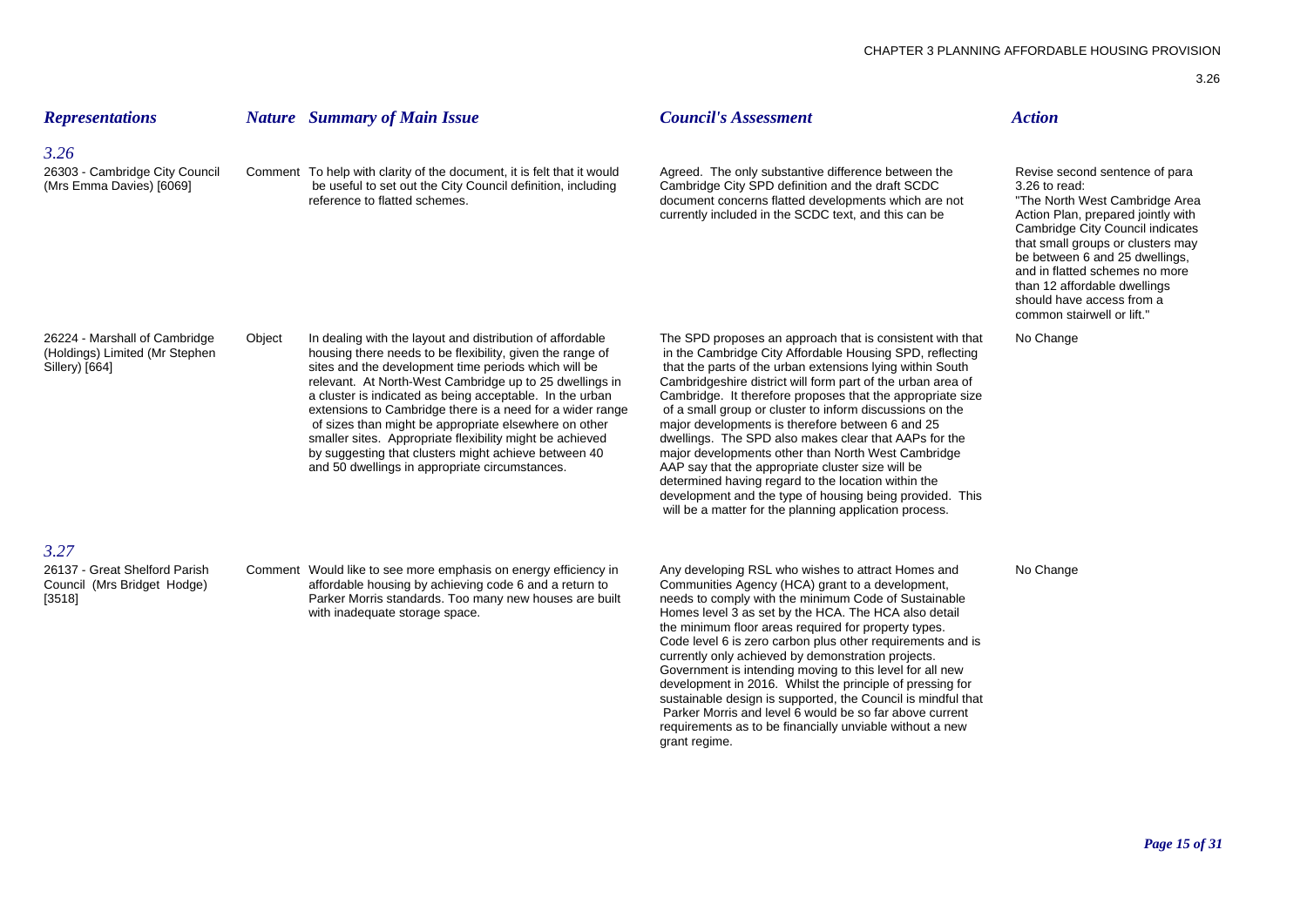| Representations | Nature | Summary of Main Issue | Council's Assessment | Action |
|---|---|---|---|---|
| ***3.26*** | | | | |
| 26303 - Cambridge City Council (Mrs Emma Davies) [6069] | Comment | To help with clarity of the document, it is felt that it would be useful to set out the City Council definition, including reference to flatted schemes. | Agreed. The only substantive difference between the Cambridge City SPD definition and the draft SCDC document concerns flatted developments which are not currently included in the SCDC text, and this can be | Revise second sentence of para 3.26 to read: "The North West Cambridge Area Action Plan, prepared jointly with Cambridge City Council indicates that small groups or clusters may be between 6 and 25 dwellings, and in flatted schemes no more than 12 affordable dwellings should have access from a common stairwell or lift." |
| 26224 - Marshall of Cambridge (Holdings) Limited (Mr Stephen Sillery) [664] | Object | In dealing with the layout and distribution of affordable housing there needs to be flexibility, given the range of sites and the development time periods which will be relevant. At North-West Cambridge up to 25 dwellings in a cluster is indicated as being acceptable. In the urban extensions to Cambridge there is a need for a wider range of sizes than might be appropriate elsewhere on other smaller sites. Appropriate flexibility might be achieved by suggesting that clusters might achieve between 40 and 50 dwellings in appropriate circumstances. | The SPD proposes an approach that is consistent with that in the Cambridge City Affordable Housing SPD, reflecting that the parts of the urban extensions lying within South Cambridgeshire district will form part of the urban area of Cambridge. It therefore proposes that the appropriate size of a small group or cluster to inform discussions on the major developments is therefore between 6 and 25 dwellings. The SPD also makes clear that AAPs for the major developments other than North West Cambridge AAP say that the appropriate cluster size will be determined having regard to the location within the development and the type of housing being provided. This will be a matter for the planning application process. | No Change |
| ***3.27*** | | | | |
| 26137 - Great Shelford Parish Council (Mrs Bridget Hodge) [3518] | Comment | Would like to see more emphasis on energy efficiency in affordable housing by achieving code 6 and a return to Parker Morris standards. Too many new houses are built with inadequate storage space. | Any developing RSL who wishes to attract Homes and Communities Agency (HCA) grant to a development, needs to comply with the minimum Code of Sustainable Homes level 3 as set by the HCA. The HCA also detail the minimum floor areas required for property types. Code level 6 is zero carbon plus other requirements and is currently only achieved by demonstration projects. Government is intending moving to this level for all new development in 2016. Whilst the principle of pressing for sustainable design is supported, the Council is mindful that Parker Morris and level 6 would be so far above current requirements as to be financially unviable without a new grant regime. | No Change |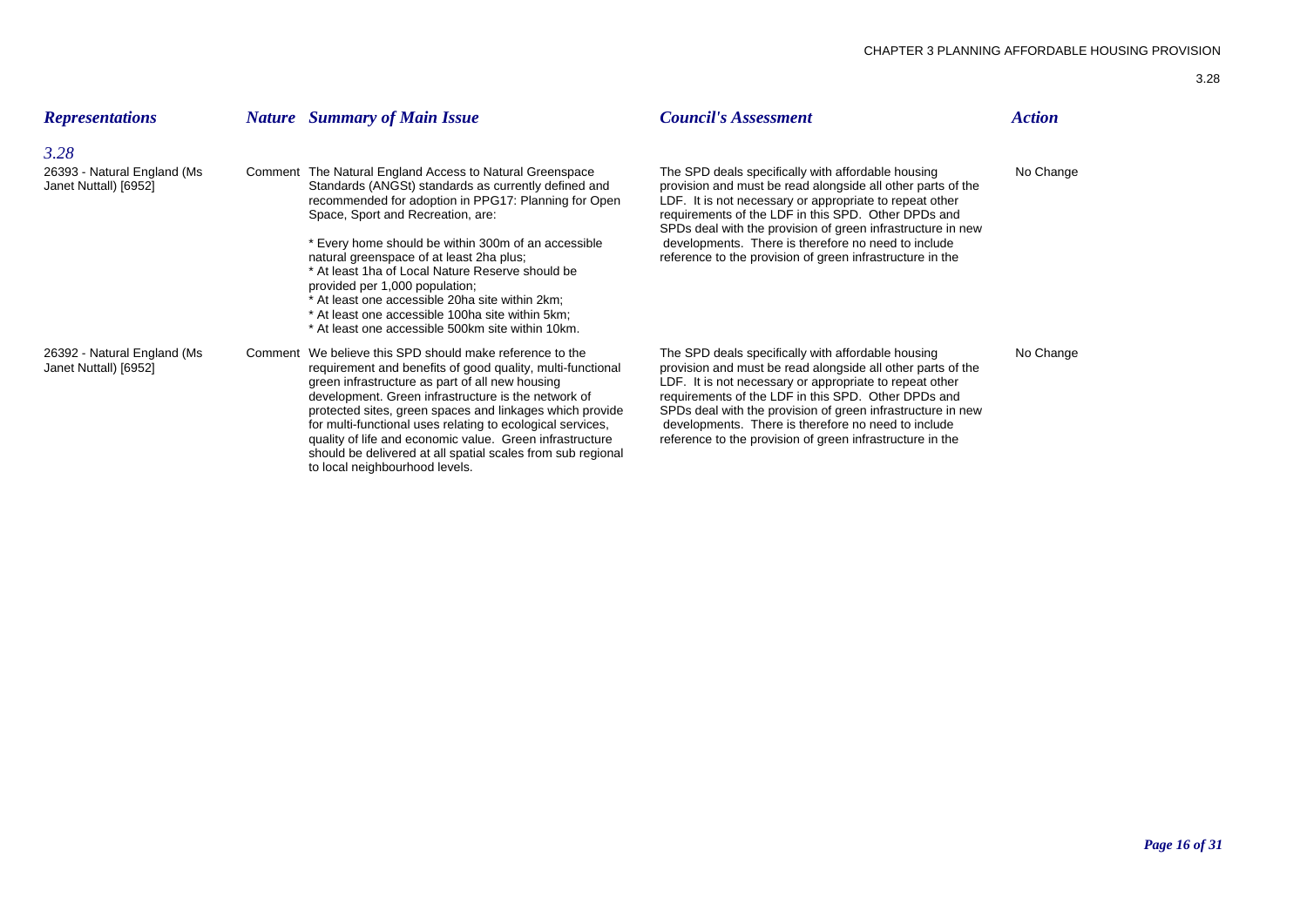| *Representations* | *Nature* | *Summary of Main Issue* | *Council's Assessment* | *Action* |
|---|---|---|---|---|
| ***3.28*** | | | | |
| 26393 - Natural England (Ms Janet Nuttall) [6952] | Comment | The Natural England Access to Natural Greenspace Standards (ANGSt) standards as currently defined and recommended for adoption in PPG17: Planning for Open Space, Sport and Recreation, are:<br><br>* Every home should be within 300m of an accessible natural greenspace of at least 2ha plus;<br>* At least 1ha of Local Nature Reserve should be provided per 1,000 population;<br>* At least one accessible 20ha site within 2km;<br>* At least one accessible 100ha site within 5km;<br>* At least one accessible 500km site within 10km. | The SPD deals specifically with affordable housing provision and must be read alongside all other parts of the LDF. It is not necessary or appropriate to repeat other requirements of the LDF in this SPD. Other DPDs and SPDs deal with the provision of green infrastructure in new developments. There is therefore no need to include reference to the provision of green infrastructure in the | No Change |
| 26392 - Natural England (Ms Janet Nuttall) [6952] | Comment | We believe this SPD should make reference to the requirement and benefits of good quality, multi-functional green infrastructure as part of all new housing development. Green infrastructure is the network of protected sites, green spaces and linkages which provide for multi-functional uses relating to ecological services, quality of life and economic value. Green infrastructure should be delivered at all spatial scales from sub regional to local neighbourhood levels. | The SPD deals specifically with affordable housing provision and must be read alongside all other parts of the LDF. It is not necessary or appropriate to repeat other requirements of the LDF in this SPD. Other DPDs and SPDs deal with the provision of green infrastructure in new developments. There is therefore no need to include reference to the provision of green infrastructure in the | No Change |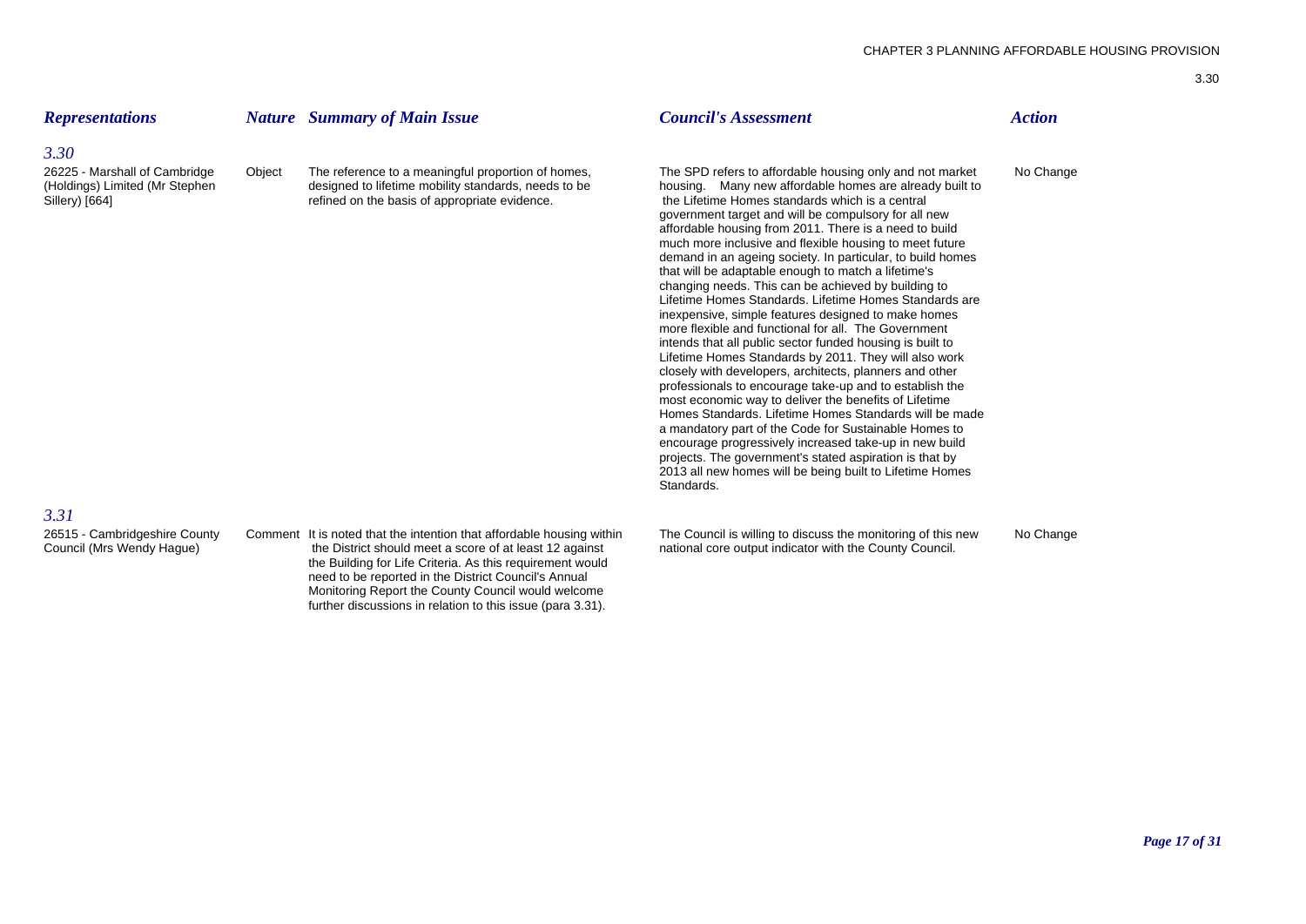| *Representations* | *Nature* | *Summary of Main Issue* | *Council's Assessment* | *Action* |
|---|---|---|---|---|
| ***3.30*** | | | | |
| 26225 - Marshall of Cambridge (Holdings) Limited (Mr Stephen Sillery) [664] | Object | The reference to a meaningful proportion of homes, designed to lifetime mobility standards, needs to be refined on the basis of appropriate evidence. | The SPD refers to affordable housing only and not market housing. Many new affordable homes are already built to the Lifetime Homes standards which is a central government target and will be compulsory for all new affordable housing from 2011. There is a need to build much more inclusive and flexible housing to meet future demand in an ageing society. In particular, to build homes that will be adaptable enough to match a lifetime's changing needs. This can be achieved by building to Lifetime Homes Standards. Lifetime Homes Standards are inexpensive, simple features designed to make homes more flexible and functional for all. The Government intends that all public sector funded housing is built to Lifetime Homes Standards by 2011. They will also work closely with developers, architects, planners and other professionals to encourage take-up and to establish the most economic way to deliver the benefits of Lifetime Homes Standards. Lifetime Homes Standards will be made a mandatory part of the Code for Sustainable Homes to encourage progressively increased take-up in new build projects. The government's stated aspiration is that by 2013 all new homes will be being built to Lifetime Homes Standards. | No Change |
| ***3.31*** | | | | |
| 26515 - Cambridgeshire County Council (Mrs Wendy Hague) | Comment | It is noted that the intention that affordable housing within the District should meet a score of at least 12 against the Building for Life Criteria. As this requirement would need to be reported in the District Council's Annual Monitoring Report the County Council would welcome further discussions in relation to this issue (para 3.31). | The Council is willing to discuss the monitoring of this new national core output indicator with the County Council. | No Change |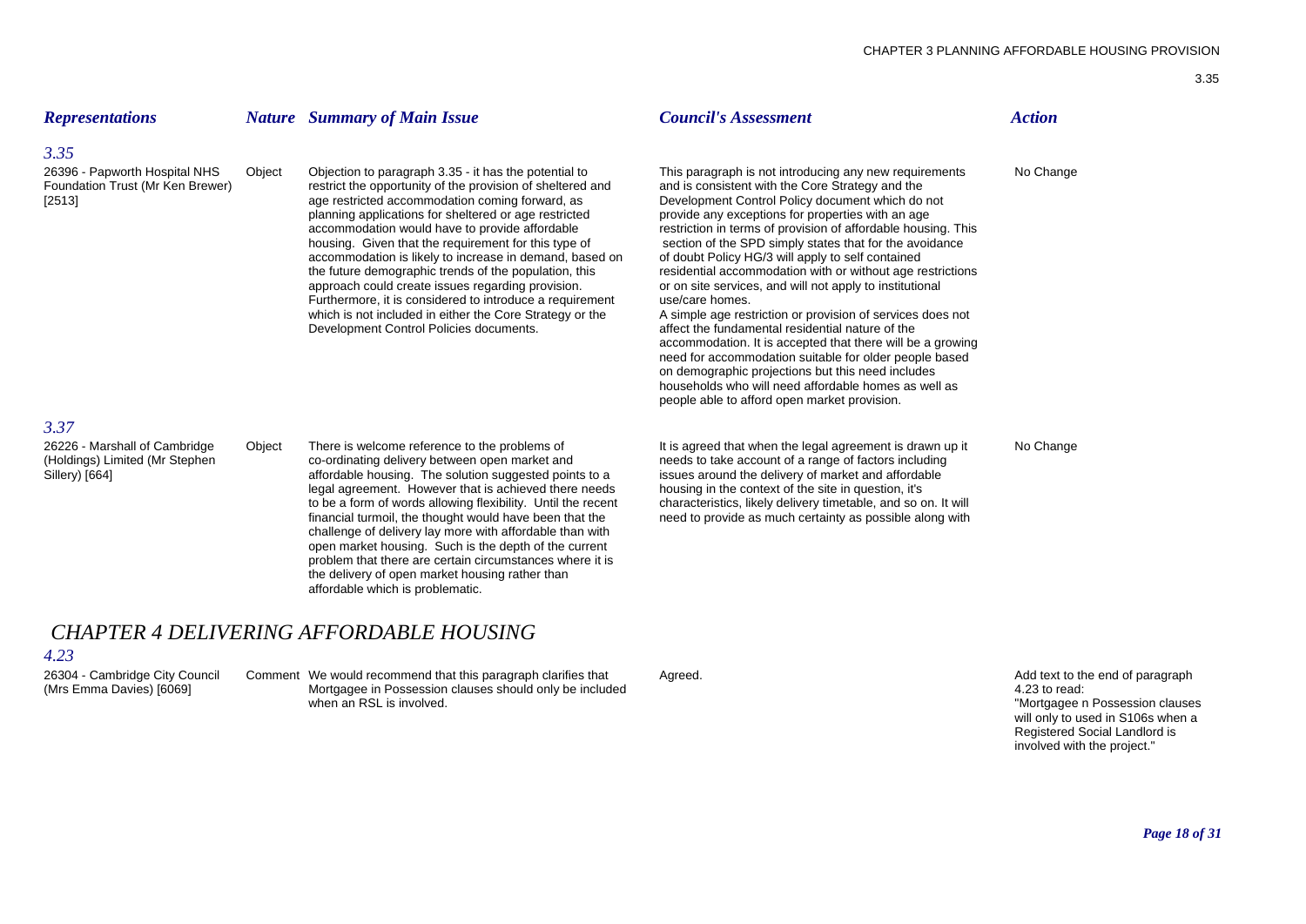| *Representations* | *Nature* | *Summary of Main Issue* | *Council's Assessment* | *Action* |
|---|---|---|---|---|
| ***3.35*** | | | | |
| 26396 - Papworth Hospital NHS Foundation Trust (Mr Ken Brewer) [2513] | Object | Objection to paragraph 3.35 - it has the potential to restrict the opportunity of the provision of sheltered and age restricted accommodation coming forward, as planning applications for sheltered or age restricted accommodation would have to provide affordable housing. Given that the requirement for this type of accommodation is likely to increase in demand, based on the future demographic trends of the population, this approach could create issues regarding provision. Furthermore, it is considered to introduce a requirement which is not included in either the Core Strategy or the Development Control Policies documents. | This paragraph is not introducing any new requirements and is consistent with the Core Strategy and the Development Control Policy document which do not provide any exceptions for properties with an age restriction in terms of provision of affordable housing. This section of the SPD simply states that for the avoidance of doubt Policy HG/3 will apply to self contained residential accommodation with or without age restrictions or on site services, and will not apply to institutional use/care homes. A simple age restriction or provision of services does not affect the fundamental residential nature of the accommodation. It is accepted that there will be a growing need for accommodation suitable for older people based on demographic projections but this need includes households who will need affordable homes as well as people able to afford open market provision. | No Change |
| ***3.37*** | | | | |
| 26226 - Marshall of Cambridge (Holdings) Limited (Mr Stephen Sillery) [664] | Object | There is welcome reference to the problems of co-ordinating delivery between open market and affordable housing. The solution suggested points to a legal agreement. However that is achieved there needs to be a form of words allowing flexibility. Until the recent financial turmoil, the thought would have been that the challenge of delivery lay more with affordable than with open market housing. Such is the depth of the current problem that there are certain circumstances where it is the delivery of open market housing rather than affordable which is problematic. | It is agreed that when the legal agreement is drawn up it needs to take account of a range of factors including issues around the delivery of market and affordable housing in the context of the site in question, it's characteristics, likely delivery timetable, and so on. It will need to provide as much certainty as possible along with | No Change |

## *CHAPTER 4 DELIVERING AFFORDABLE HOUSING*

| *Representations* | *Nature* | *Summary of Main Issue* | *Council's Assessment* | *Action* |
|---|---|---|---|---|
| ***4.23*** | | | | |
| 26304 - Cambridge City Council (Mrs Emma Davies) [6069] | Comment | We would recommend that this paragraph clarifies that Mortgagee in Possession clauses should only be included when an RSL is involved. | Agreed. | Add text to the end of paragraph 4.23 to read: "Mortgagee n Possession clauses will only to used in S106s when a Registered Social Landlord is involved with the project." |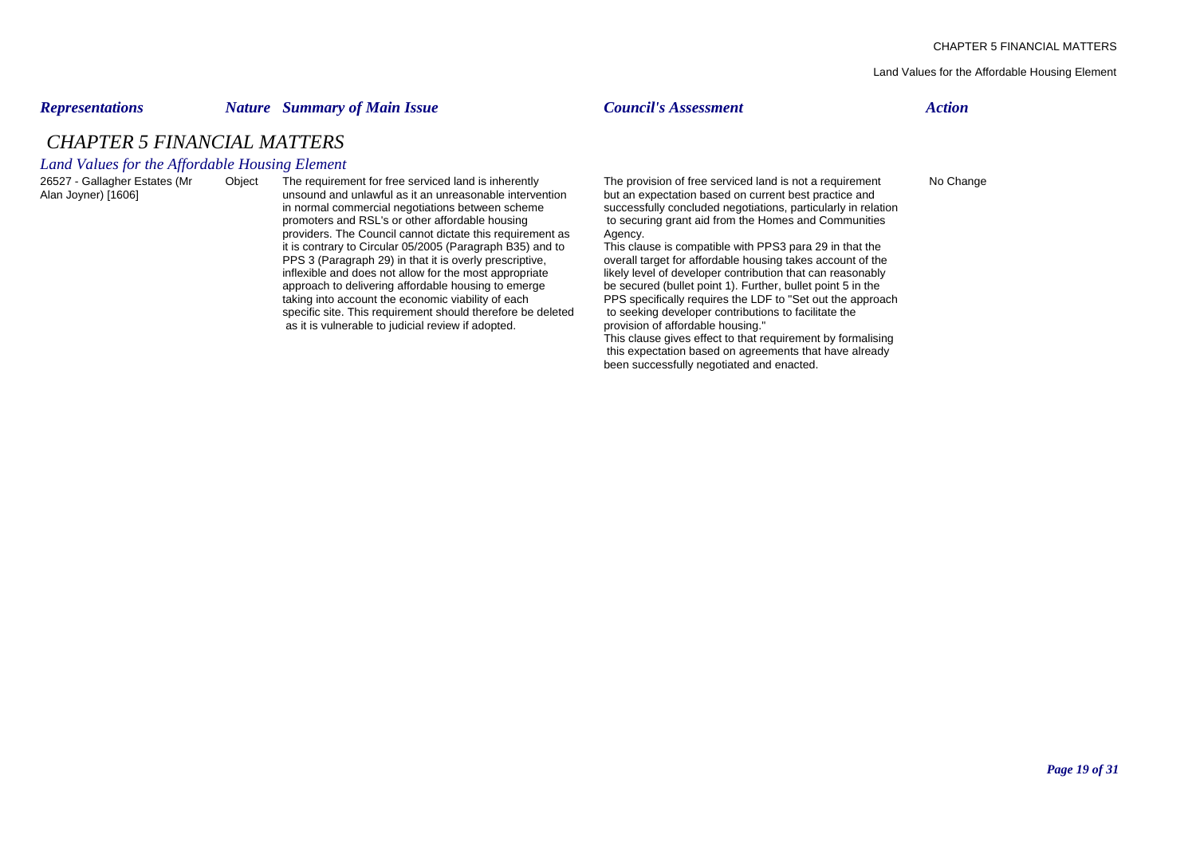## CHAPTER 5 FINANCIAL MATTERS

### Land Values for the Affordable Housing Element

| Representations | Nature | Summary of Main Issue | Council's Assessment | Action |
|---|---|---|---|---|
| 26527 - Gallagher Estates (Mr Alan Joyner) [1606] | Object | The requirement for free serviced land is inherently unsound and unlawful as it an unreasonable intervention in normal commercial negotiations between scheme promoters and RSL's or other affordable housing providers. The Council cannot dictate this requirement as it is contrary to Circular 05/2005 (Paragraph B35) and to PPS 3 (Paragraph 29) in that it is overly prescriptive, inflexible and does not allow for the most appropriate approach to delivering affordable housing to emerge taking into account the economic viability of each specific site. This requirement should therefore be deleted as it is vulnerable to judicial review if adopted. | The provision of free serviced land is not a requirement but an expectation based on current best practice and successfully concluded negotiations, particularly in relation to securing grant aid from the Homes and Communities Agency.<br>This clause is compatible with PPS3 para 29 in that the overall target for affordable housing takes account of the likely level of developer contribution that can reasonably be secured (bullet point 1). Further, bullet point 5 in the PPS specifically requires the LDF to "Set out the approach to seeking developer contributions to facilitate the provision of affordable housing."<br>This clause gives effect to that requirement by formalising this expectation based on agreements that have already been successfully negotiated and enacted. | No Change |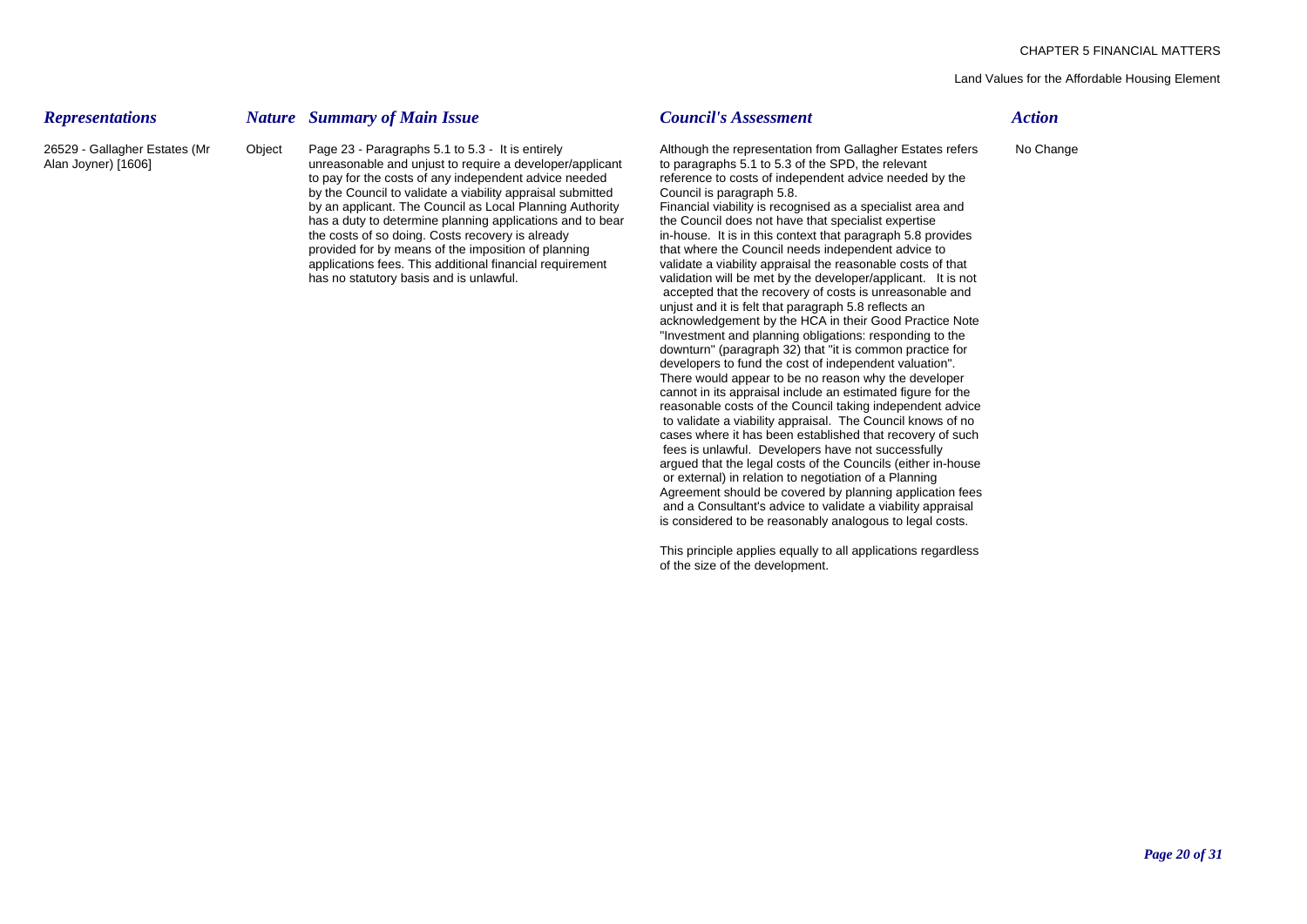| *Representations* | *Nature* | *Summary of Main Issue* | *Council's Assessment* | *Action* |
|---|---|---|---|---|
| 26529 - Gallagher Estates (Mr Alan Joyner) [1606] | Object | Page 23 - Paragraphs 5.1 to 5.3 - It is entirely unreasonable and unjust to require a developer/applicant to pay for the costs of any independent advice needed by the Council to validate a viability appraisal submitted by an applicant. The Council as Local Planning Authority has a duty to determine planning applications and to bear the costs of so doing. Costs recovery is already provided for by means of the imposition of planning applications fees. This additional financial requirement has no statutory basis and is unlawful. | Although the representation from Gallagher Estates refers to paragraphs 5.1 to 5.3 of the SPD, the relevant reference to costs of independent advice needed by the Council is paragraph 5.8.<br>Financial viability is recognised as a specialist area and the Council does not have that specialist expertise in-house. It is in this context that paragraph 5.8 provides that where the Council needs independent advice to validate a viability appraisal the reasonable costs of that validation will be met by the developer/applicant. It is not accepted that the recovery of costs is unreasonable and unjust and it is felt that paragraph 5.8 reflects an acknowledgement by the HCA in their Good Practice Note "Investment and planning obligations: responding to the downturn" (paragraph 32) that "it is common practice for developers to fund the cost of independent valuation". There would appear to be no reason why the developer cannot in its appraisal include an estimated figure for the reasonable costs of the Council taking independent advice to validate a viability appraisal. The Council knows of no cases where it has been established that recovery of such fees is unlawful. Developers have not successfully argued that the legal costs of the Councils (either in-house or external) in relation to negotiation of a Planning Agreement should be covered by planning application fees and a Consultant's advice to validate a viability appraisal is considered to be reasonably analogous to legal costs.<br><br>This principle applies equally to all applications regardless of the size of the development. | No Change |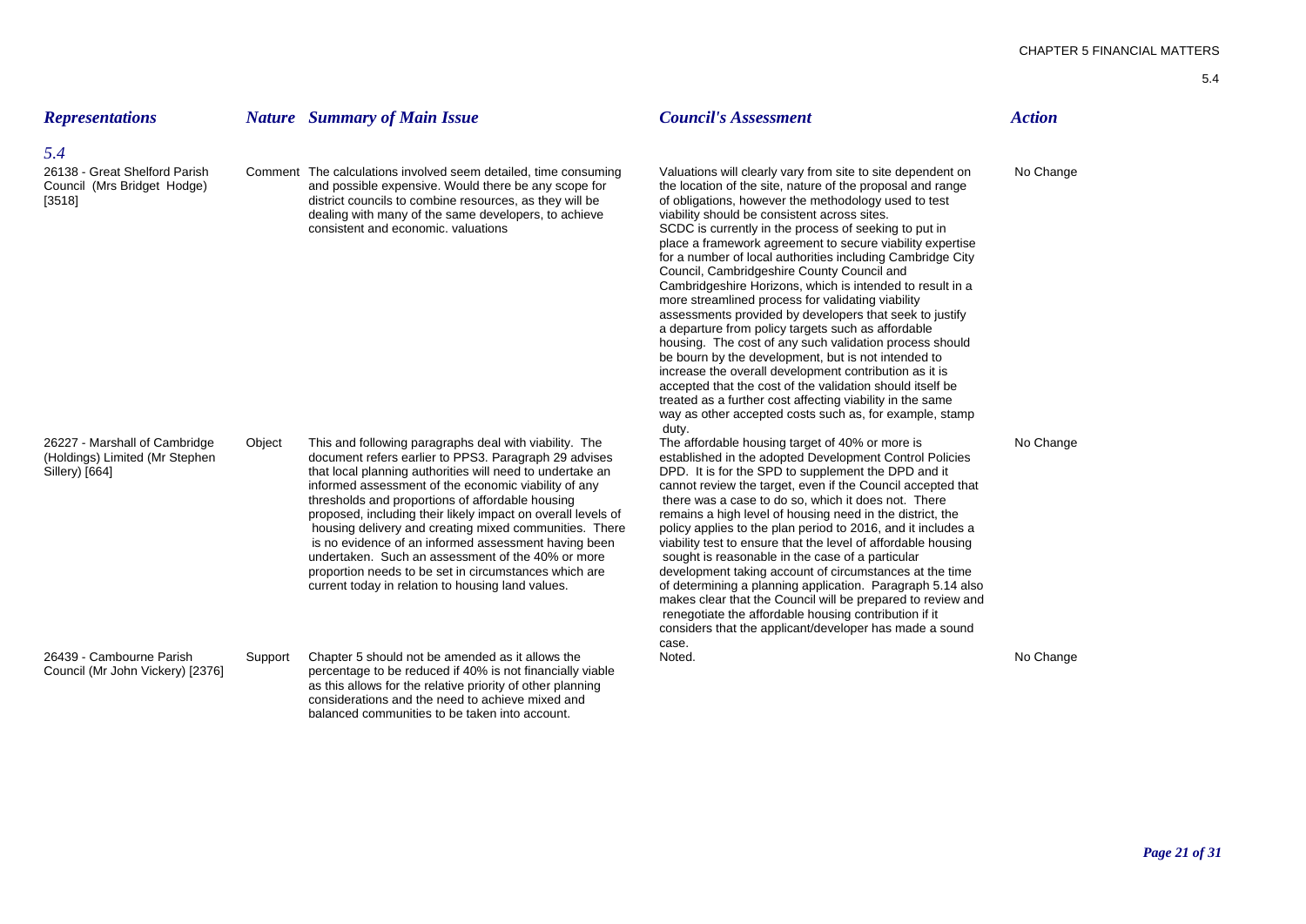| *Representations* | *Nature* | *Summary of Main Issue* | *Council's Assessment* | *Action* |
|---|---|---|---|---|
| *5.4* | | | | |
| 26138 - Great Shelford Parish Council (Mrs Bridget Hodge) [3518] | Comment | The calculations involved seem detailed, time consuming and possible expensive. Would there be any scope for district councils to combine resources, as they will be dealing with many of the same developers, to achieve consistent and economic. valuations | Valuations will clearly vary from site to site dependent on the location of the site, nature of the proposal and range of obligations, however the methodology used to test viability should be consistent across sites. SCDC is currently in the process of seeking to put in place a framework agreement to secure viability expertise for a number of local authorities including Cambridge City Council, Cambridgeshire County Council and Cambridgeshire Horizons, which is intended to result in a more streamlined process for validating viability assessments provided by developers that seek to justify a departure from policy targets such as affordable housing. The cost of any such validation process should be bourn by the development, but is not intended to increase the overall development contribution as it is accepted that the cost of the validation should itself be treated as a further cost affecting viability in the same way as other accepted costs such as, for example, stamp duty. | No Change |
| 26227 - Marshall of Cambridge (Holdings) Limited (Mr Stephen Sillery) [664] | Object | This and following paragraphs deal with viability. The document refers earlier to PPS3. Paragraph 29 advises that local planning authorities will need to undertake an informed assessment of the economic viability of any thresholds and proportions of affordable housing proposed, including their likely impact on overall levels of housing delivery and creating mixed communities. There is no evidence of an informed assessment having been undertaken. Such an assessment of the 40% or more proportion needs to be set in circumstances which are current today in relation to housing land values. | The affordable housing target of 40% or more is established in the adopted Development Control Policies DPD. It is for the SPD to supplement the DPD and it cannot review the target, even if the Council accepted that there was a case to do so, which it does not. There remains a high level of housing need in the district, the policy applies to the plan period to 2016, and it includes a viability test to ensure that the level of affordable housing sought is reasonable in the case of a particular development taking account of circumstances at the time of determining a planning application. Paragraph 5.14 also makes clear that the Council will be prepared to review and renegotiate the affordable housing contribution if it considers that the applicant/developer has made a sound case. | No Change |
| 26439 - Cambourne Parish Council (Mr John Vickery) [2376] | Support | Chapter 5 should not be amended as it allows the percentage to be reduced if 40% is not financially viable as this allows for the relative priority of other planning considerations and the need to achieve mixed and balanced communities to be taken into account. | Noted. | No Change |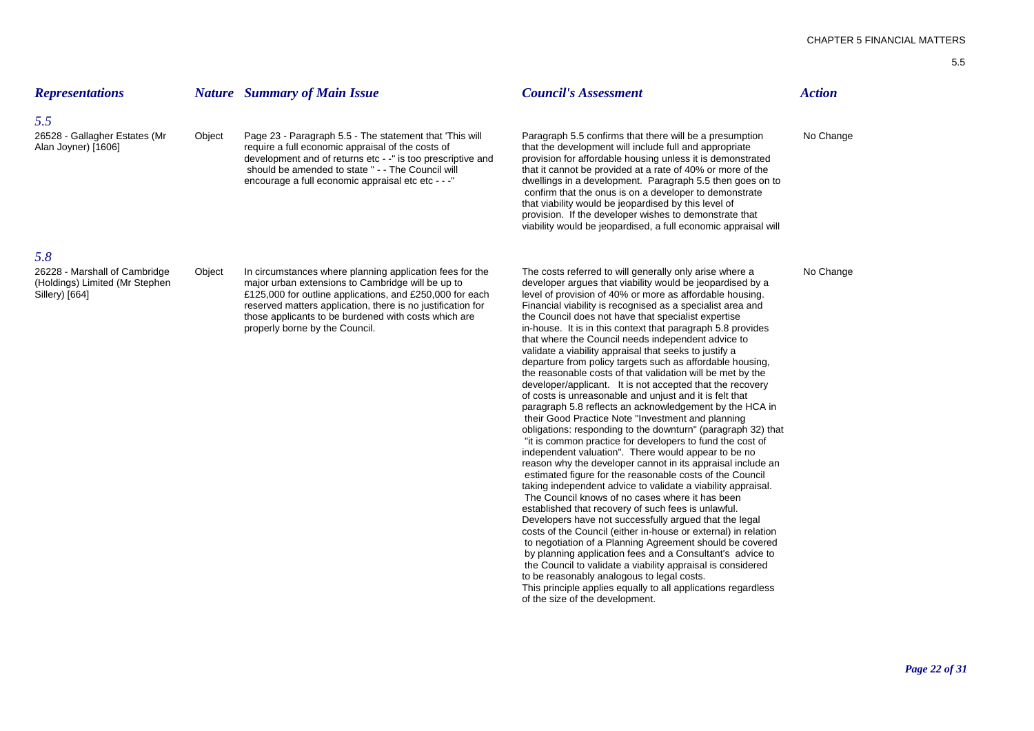| *Representations* | *Nature* | *Summary of Main Issue* | *Council's Assessment* | *Action* |
|---|---|---|---|---|
| ***5.5*** | | | | |
| 26528 - Gallagher Estates (Mr Alan Joyner) [1606] | Object | Page 23 - Paragraph 5.5 - The statement that 'This will require a full economic appraisal of the costs of development and of returns etc - -" is too prescriptive and should be amended to state " - - The Council will encourage a full economic appraisal etc etc - - -" | Paragraph 5.5 confirms that there will be a presumption that the development will include full and appropriate provision for affordable housing unless it is demonstrated that it cannot be provided at a rate of 40% or more of the dwellings in a development. Paragraph 5.5 then goes on to confirm that the onus is on a developer to demonstrate that viability would be jeopardised by this level of provision. If the developer wishes to demonstrate that viability would be jeopardised, a full economic appraisal will | No Change |
| ***5.8*** | | | | |
| 26228 - Marshall of Cambridge (Holdings) Limited (Mr Stephen Sillery) [664] | Object | In circumstances where planning application fees for the major urban extensions to Cambridge will be up to £125,000 for outline applications, and £250,000 for each reserved matters application, there is no justification for those applicants to be burdened with costs which are properly borne by the Council. | The costs referred to will generally only arise where a developer argues that viability would be jeopardised by a level of provision of 40% or more as affordable housing. Financial viability is recognised as a specialist area and the Council does not have that specialist expertise in-house. It is in this context that paragraph 5.8 provides that where the Council needs independent advice to validate a viability appraisal that seeks to justify a departure from policy targets such as affordable housing, the reasonable costs of that validation will be met by the developer/applicant. It is not accepted that the recovery of costs is unreasonable and unjust and it is felt that paragraph 5.8 reflects an acknowledgement by the HCA in their Good Practice Note "Investment and planning obligations: responding to the downturn" (paragraph 32) that "it is common practice for developers to fund the cost of independent valuation". There would appear to be no reason why the developer cannot in its appraisal include an estimated figure for the reasonable costs of the Council taking independent advice to validate a viability appraisal. The Council knows of no cases where it has been established that recovery of such fees is unlawful. Developers have not successfully argued that the legal costs of the Council (either in-house or external) in relation to negotiation of a Planning Agreement should be covered by planning application fees and a Consultant's advice to the Council to validate a viability appraisal is considered to be reasonably analogous to legal costs.<br>This principle applies equally to all applications regardless of the size of the development. | No Change |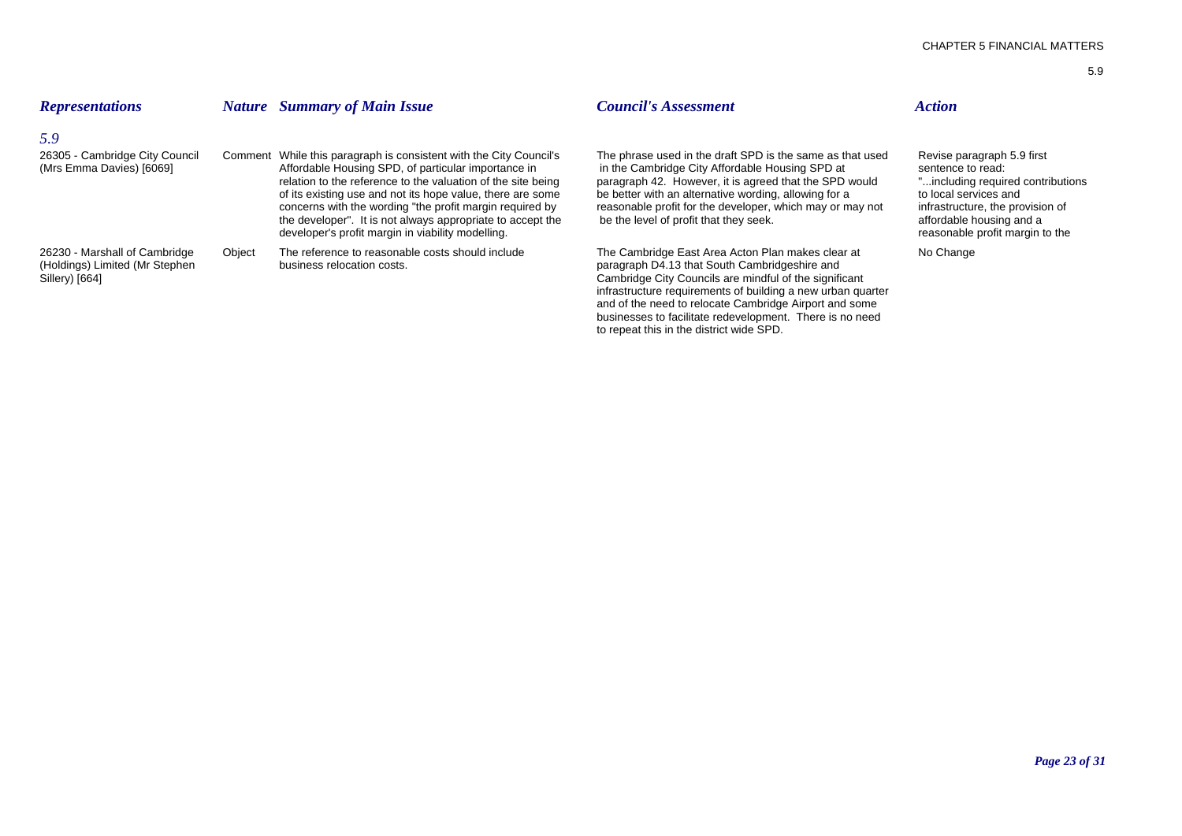| *Representations* | *Nature* | *Summary of Main Issue* | *Council's Assessment* | *Action* |
|---|---|---|---|---|
| *5.9* | | | | |
| 26305 - Cambridge City Council (Mrs Emma Davies) [6069] | Comment | While this paragraph is consistent with the City Council's Affordable Housing SPD, of particular importance in relation to the reference to the valuation of the site being of its existing use and not its hope value, there are some concerns with the wording "the profit margin required by the developer". It is not always appropriate to accept the developer's profit margin in viability modelling. | The phrase used in the draft SPD is the same as that used in the Cambridge City Affordable Housing SPD at paragraph 42. However, it is agreed that the SPD would be better with an alternative wording, allowing for a reasonable profit for the developer, which may or may not be the level of profit that they seek. | Revise paragraph 5.9 first sentence to read: "...including required contributions to local services and infrastructure, the provision of affordable housing and a reasonable profit margin to the |
| 26230 - Marshall of Cambridge (Holdings) Limited (Mr Stephen Sillery) [664] | Object | The reference to reasonable costs should include business relocation costs. | The Cambridge East Area Acton Plan makes clear at paragraph D4.13 that South Cambridgeshire and Cambridge City Councils are mindful of the significant infrastructure requirements of building a new urban quarter and of the need to relocate Cambridge Airport and some businesses to facilitate redevelopment. There is no need to repeat this in the district wide SPD. | No Change |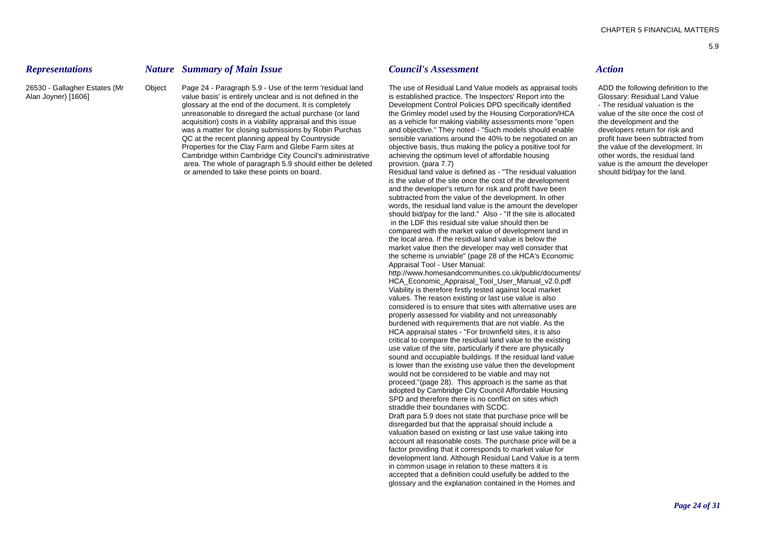| *Representations* | *Nature* | *Summary of Main Issue* | *Council's Assessment* | *Action* |
|---|---|---|---|---|
| 26530 - Gallagher Estates (Mr Alan Joyner) [1606] | Object | Page 24 - Paragraph 5.9 - Use of the term 'residual land value basis' is entirely unclear and is not defined in the glossary at the end of the document. It is completely unreasonable to disregard the actual purchase (or land acquisition) costs in a viability appraisal and this issue was a matter for closing submissions by Robin Purchas QC at the recent planning appeal by Countryside Properties for the Clay Farm and Glebe Farm sites at Cambridge within Cambridge City Council's administrative area. The whole of paragraph 5.9 should either be deleted or amended to take these points on board. | The use of Residual Land Value models as appraisal tools is established practice. The Inspectors' Report into the Development Control Policies DPD specifically identified the Grimley model used by the Housing Corporation/HCA as a vehicle for making viability assessments more "open and objective." They noted - "Such models should enable sensible variations around the 40% to be negotiated on an objective basis, thus making the policy a positive tool for achieving the optimum level of affordable housing provision. (para 7.7)<br>Residual land value is defined as - "The residual valuation is the value of the site once the cost of the development and the developer's return for risk and profit have been subtracted from the value of the development. In other words, the residual land value is the amount the developer should bid/pay for the land." Also - "If the site is allocated in the LDF this residual site value should then be compared with the market value of development land in the local area. If the residual land value is below the market value then the developer may well consider that the scheme is unviable" (page 28 of the HCA's Economic Appraisal Tool - User Manual: http://www.homesandcommunities.co.uk/public/documents/HCA_Economic_Appraisal_Tool_User_Manual_v2.0.pdf<br>Viability is therefore firstly tested against local market values. The reason existing or last use value is also considered is to ensure that sites with alternative uses are properly assessed for viability and not unreasonably burdened with requirements that are not viable. As the HCA appraisal states - "For brownfield sites, it is also critical to compare the residual land value to the existing use value of the site, particularly if there are physically sound and occupiable buildings. If the residual land value is lower than the existing use value then the development would not be considered to be viable and may not proceed."(page 28). This approach is the same as that adopted by Cambridge City Council Affordable Housing SPD and therefore there is no conflict on sites which straddle their boundaries with SCDC.<br>Draft para 5.9 does not state that purchase price will be disregarded but that the appraisal should include a valuation based on existing or last use value taking into account all reasonable costs. The purchase price will be a factor providing that it corresponds to market value for development land. Although Residual Land Value is a term in common usage in relation to these matters it is accepted that a definition could usefully be added to the glossary and the explanation contained in the Homes and | ADD the following definition to the Glossary: Residual Land Value - The residual valuation is the value of the site once the cost of the development and the developers return for risk and profit have been subtracted from the value of the development. In other words, the residual land value is the amount the developer should bid/pay for the land. |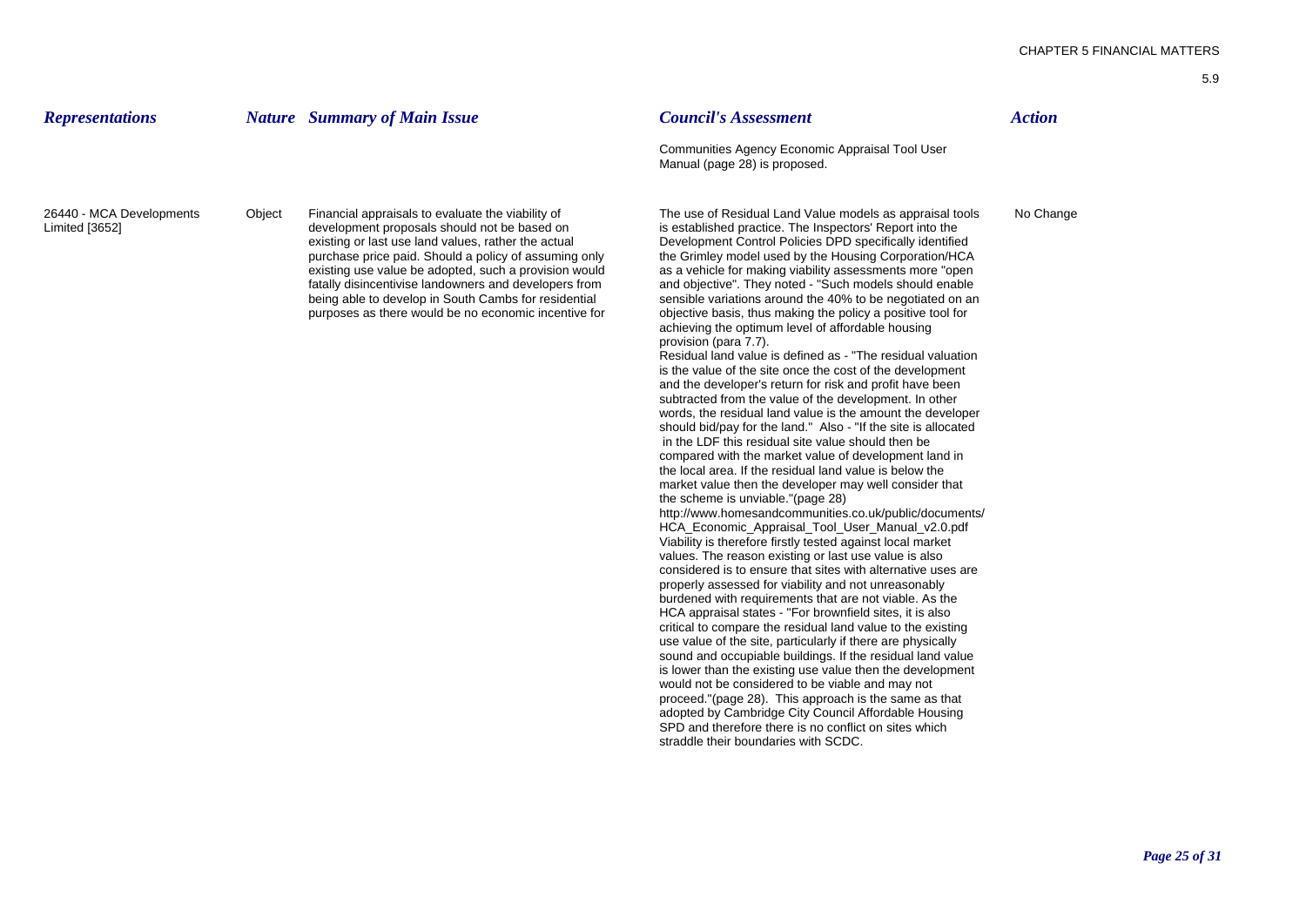| *Representations* | *Nature* | *Summary of Main Issue* | *Council's Assessment* | *Action* |
|---|---|---|---|---|
| | | | Communities Agency Economic Appraisal Tool User Manual (page 28) is proposed. | |
| 26440 - MCA Developments Limited [3652] | Object | Financial appraisals to evaluate the viability of development proposals should not be based on existing or last use land values, rather the actual purchase price paid. Should a policy of assuming only existing use value be adopted, such a provision would fatally disincentivise landowners and developers from being able to develop in South Cambs for residential purposes as there would be no economic incentive for | The use of Residual Land Value models as appraisal tools is established practice. The Inspectors' Report into the Development Control Policies DPD specifically identified the Grimley model used by the Housing Corporation/HCA as a vehicle for making viability assessments more "open and objective". They noted - "Such models should enable sensible variations around the 40% to be negotiated on an objective basis, thus making the policy a positive tool for achieving the optimum level of affordable housing provision (para 7.7).<br>Residual land value is defined as - "The residual valuation is the value of the site once the cost of the development and the developer's return for risk and profit have been subtracted from the value of the development. In other words, the residual land value is the amount the developer should bid/pay for the land." Also - "If the site is allocated in the LDF this residual site value should then be compared with the market value of development land in the local area. If the residual land value is below the market value then the developer may well consider that the scheme is unviable."(page 28)<br>http://www.homesandcommunities.co.uk/public/documents/HCA_Economic_Appraisal_Tool_User_Manual_v2.0.pdf<br>Viability is therefore firstly tested against local market values. The reason existing or last use value is also considered is to ensure that sites with alternative uses are properly assessed for viability and not unreasonably burdened with requirements that are not viable. As the HCA appraisal states - "For brownfield sites, it is also critical to compare the residual land value to the existing use value of the site, particularly if there are physically sound and occupiable buildings. If the residual land value is lower than the existing use value then the development would not be considered to be viable and may not proceed."(page 28). This approach is the same as that adopted by Cambridge City Council Affordable Housing SPD and therefore there is no conflict on sites which straddle their boundaries with SCDC. | No Change |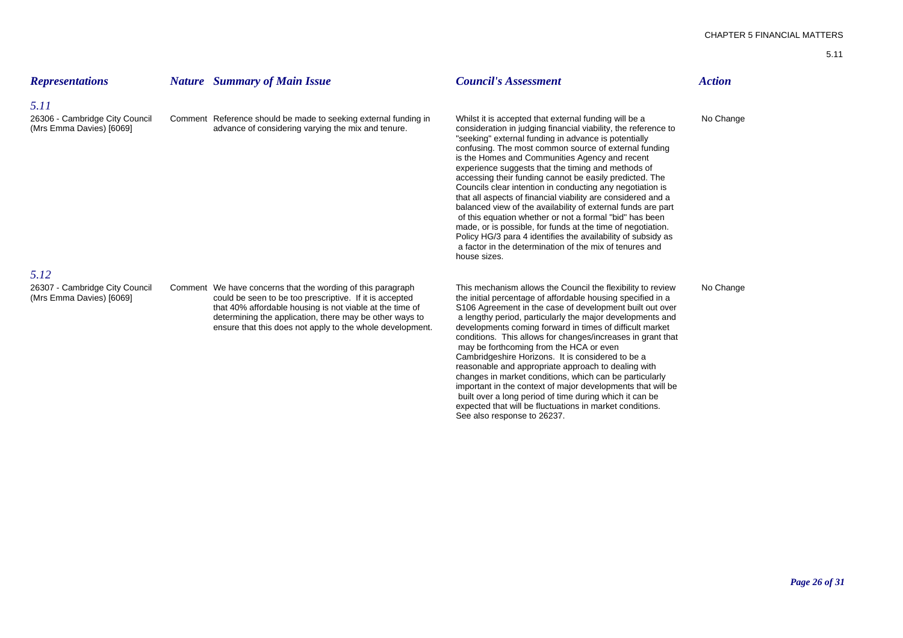| *Representations* | *Nature* | *Summary of Main Issue* | *Council's Assessment* | *Action* |
|---|---|---|---|---|
| ***5.11*** | | | | |
| 26306 - Cambridge City Council (Mrs Emma Davies) [6069] | Comment | Reference should be made to seeking external funding in advance of considering varying the mix and tenure. | Whilst it is accepted that external funding will be a consideration in judging financial viability, the reference to "seeking" external funding in advance is potentially confusing. The most common source of external funding is the Homes and Communities Agency and recent experience suggests that the timing and methods of accessing their funding cannot be easily predicted. The Councils clear intention in conducting any negotiation is that all aspects of financial viability are considered and a balanced view of the availability of external funds are part of this equation whether or not a formal "bid" has been made, or is possible, for funds at the time of negotiation. Policy HG/3 para 4 identifies the availability of subsidy as a factor in the determination of the mix of tenures and house sizes. | No Change |
| ***5.12*** | | | | |
| 26307 - Cambridge City Council (Mrs Emma Davies) [6069] | Comment | We have concerns that the wording of this paragraph could be seen to be too prescriptive. If it is accepted that 40% affordable housing is not viable at the time of determining the application, there may be other ways to ensure that this does not apply to the whole development. | This mechanism allows the Council the flexibility to review the initial percentage of affordable housing specified in a S106 Agreement in the case of development built out over a lengthy period, particularly the major developments and developments coming forward in times of difficult market conditions. This allows for changes/increases in grant that may be forthcoming from the HCA or even Cambridgeshire Horizons. It is considered to be a reasonable and appropriate approach to dealing with changes in market conditions, which can be particularly important in the context of major developments that will be built over a long period of time during which it can be expected that will be fluctuations in market conditions. See also response to 26237. | No Change |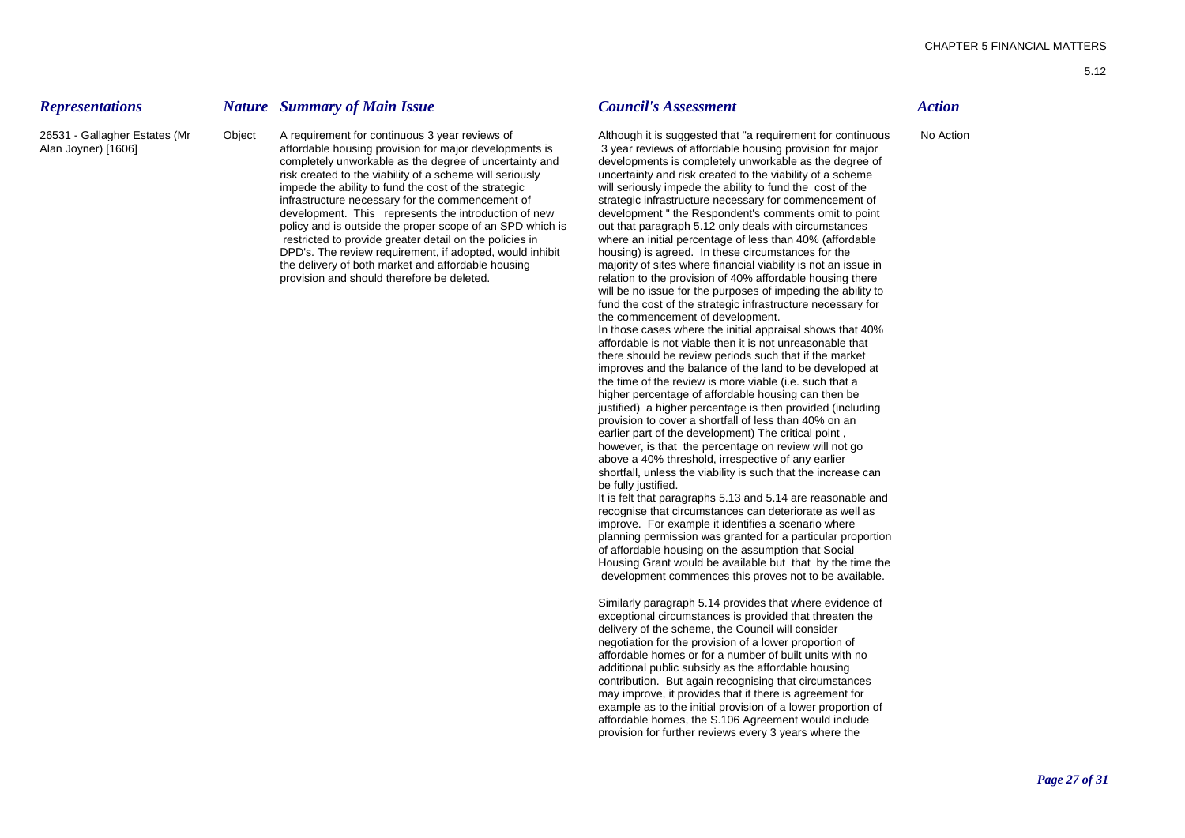| *Representations* | *Nature* | *Summary of Main Issue* | *Council's Assessment* | *Action* |
|---|---|---|---|---|
| 26531 - Gallagher Estates (Mr Alan Joyner) [1606] | Object | A requirement for continuous 3 year reviews of affordable housing provision for major developments is completely unworkable as the degree of uncertainty and risk created to the viability of a scheme will seriously impede the ability to fund the cost of the strategic infrastructure necessary for the commencement of development. This represents the introduction of new policy and is outside the proper scope of an SPD which is restricted to provide greater detail on the policies in DPD's. The review requirement, if adopted, would inhibit the delivery of both market and affordable housing provision and should therefore be deleted. | Although it is suggested that "a requirement for continuous 3 year reviews of affordable housing provision for major developments is completely unworkable as the degree of uncertainty and risk created to the viability of a scheme will seriously impede the ability to fund the cost of the strategic infrastructure necessary for commencement of development " the Respondent's comments omit to point out that paragraph 5.12 only deals with circumstances where an initial percentage of less than 40% (affordable housing) is agreed. In these circumstances for the majority of sites where financial viability is not an issue in relation to the provision of 40% affordable housing there will be no issue for the purposes of impeding the ability to fund the cost of the strategic infrastructure necessary for the commencement of development.<br>In those cases where the initial appraisal shows that 40% affordable is not viable then it is not unreasonable that there should be review periods such that if the market improves and the balance of the land to be developed at the time of the review is more viable (i.e. such that a higher percentage of affordable housing can then be justified) a higher percentage is then provided (including provision to cover a shortfall of less than 40% on an earlier part of the development) The critical point , however, is that the percentage on review will not go above a 40% threshold, irrespective of any earlier shortfall, unless the viability is such that the increase can be fully justified.<br>It is felt that paragraphs 5.13 and 5.14 are reasonable and recognise that circumstances can deteriorate as well as improve. For example it identifies a scenario where planning permission was granted for a particular proportion of affordable housing on the assumption that Social Housing Grant would be available but that by the time the development commences this proves not to be available.<br><br>Similarly paragraph 5.14 provides that where evidence of exceptional circumstances is provided that threaten the delivery of the scheme, the Council will consider negotiation for the provision of a lower proportion of affordable homes or for a number of built units with no additional public subsidy as the affordable housing contribution. But again recognising that circumstances may improve, it provides that if there is agreement for example as to the initial provision of a lower proportion of affordable homes, the S.106 Agreement would include provision for further reviews every 3 years where the | No Action |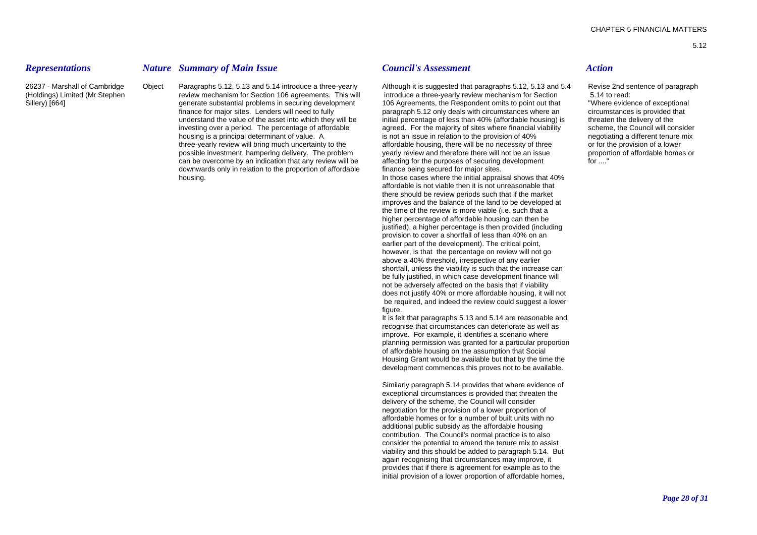| *Representations* | *Nature* | *Summary of Main Issue* | *Council's Assessment* | *Action* |
|---|---|---|---|---|
| 26237 - Marshall of Cambridge (Holdings) Limited (Mr Stephen Sillery) [664] | Object | Paragraphs 5.12, 5.13 and 5.14 introduce a three-yearly review mechanism for Section 106 agreements. This will generate substantial problems in securing development finance for major sites. Lenders will need to fully understand the value of the asset into which they will be investing over a period. The percentage of affordable housing is a principal determinant of value. A three-yearly review will bring much uncertainty to the possible investment, hampering delivery. The problem can be overcome by an indication that any review will be downwards only in relation to the proportion of affordable housing. | Although it is suggested that paragraphs 5.12, 5.13 and 5.4 introduce a three-yearly review mechanism for Section 106 Agreements, the Respondent omits to point out that paragraph 5.12 only deals with circumstances where an initial percentage of less than 40% (affordable housing) is agreed. For the majority of sites where financial viability is not an issue in relation to the provision of 40% affordable housing, there will be no necessity of three yearly review and therefore there will not be an issue affecting for the purposes of securing development finance being secured for major sites.<br><br>In those cases where the initial appraisal shows that 40% affordable is not viable then it is not unreasonable that there should be review periods such that if the market improves and the balance of the land to be developed at the time of the review is more viable (i.e. such that a higher percentage of affordable housing can then be justified), a higher percentage is then provided (including provision to cover a shortfall of less than 40% on an earlier part of the development). The critical point, however, is that the percentage on review will not go above a 40% threshold, irrespective of any earlier shortfall, unless the viability is such that the increase can be fully justified, in which case development finance will not be adversely affected on the basis that if viability does not justify 40% or more affordable housing, it will not be required, and indeed the review could suggest a lower figure.<br><br>It is felt that paragraphs 5.13 and 5.14 are reasonable and recognise that circumstances can deteriorate as well as improve. For example, it identifies a scenario where planning permission was granted for a particular proportion of affordable housing on the assumption that Social Housing Grant would be available but that by the time the development commences this proves not to be available.<br><br>Similarly paragraph 5.14 provides that where evidence of exceptional circumstances is provided that threaten the delivery of the scheme, the Council will consider negotiation for the provision of a lower proportion of affordable homes or for a number of built units with no additional public subsidy as the affordable housing contribution. The Council's normal practice is to also consider the potential to amend the tenure mix to assist viability and this should be added to paragraph 5.14. But again recognising that circumstances may improve, it provides that if there is agreement for example as to the initial provision of a lower proportion of affordable homes, | Revise 2nd sentence of paragraph 5.14 to read:<br>"Where evidence of exceptional circumstances is provided that threaten the delivery of the scheme, the Council will consider negotiating a different tenure mix or for the provision of a lower proportion of affordable homes or for ...." |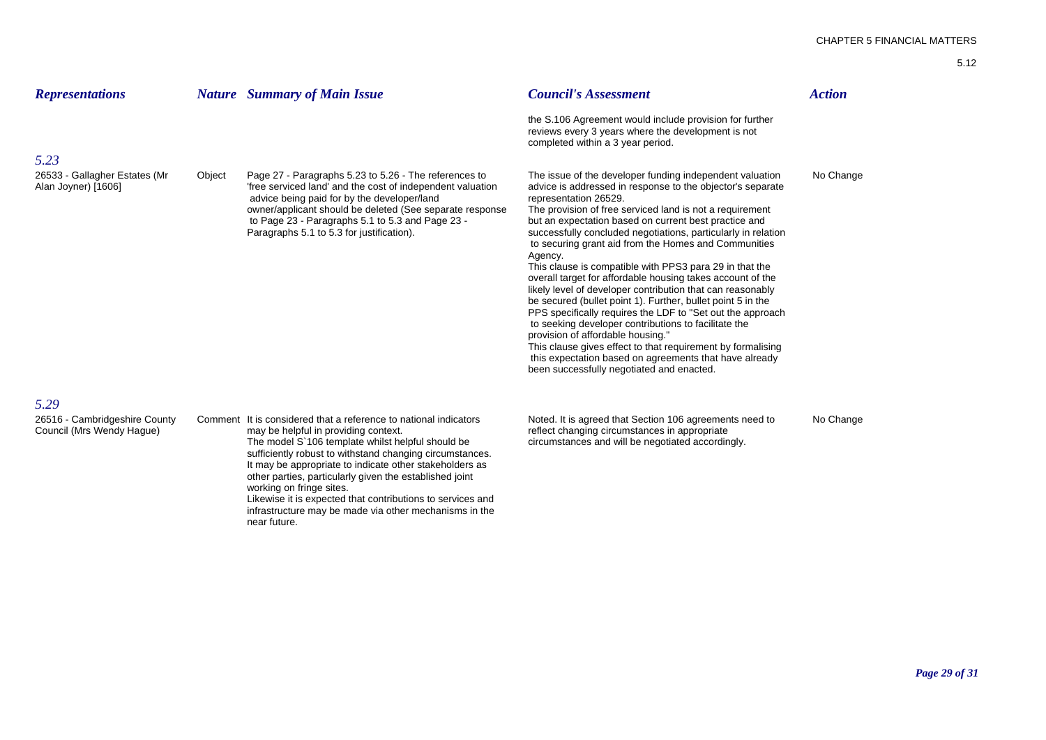| *Representations* | *Nature* | *Summary of Main Issue* | *Council's Assessment* | *Action* |
|---|---|---|---|---|
| | | | the S.106 Agreement would include provision for further reviews every 3 years where the development is not completed within a 3 year period. | |
| *5.23* | | | | |
| 26533 - Gallagher Estates (Mr Alan Joyner) [1606] | Object | Page 27 - Paragraphs 5.23 to 5.26 - The references to 'free serviced land' and the cost of independent valuation advice being paid for by the developer/land owner/applicant should be deleted (See separate response to Page 23 - Paragraphs 5.1 to 5.3 and Page 23 - Paragraphs 5.1 to 5.3 for justification). | The issue of the developer funding independent valuation advice is addressed in response to the objector's separate representation 26529.<br>The provision of free serviced land is not a requirement but an expectation based on current best practice and successfully concluded negotiations, particularly in relation to securing grant aid from the Homes and Communities Agency.<br>This clause is compatible with PPS3 para 29 in that the overall target for affordable housing takes account of the likely level of developer contribution that can reasonably be secured (bullet point 1). Further, bullet point 5 in the PPS specifically requires the LDF to "Set out the approach to seeking developer contributions to facilitate the provision of affordable housing."<br>This clause gives effect to that requirement by formalising this expectation based on agreements that have already been successfully negotiated and enacted. | No Change |
| *5.29* | | | | |
| 26516 - Cambridgeshire County Council (Mrs Wendy Hague) | Comment | It is considered that a reference to national indicators may be helpful in providing context.<br>The model S`106 template whilst helpful should be sufficiently robust to withstand changing circumstances.<br>It may be appropriate to indicate other stakeholders as other parties, particularly given the established joint working on fringe sites.<br>Likewise it is expected that contributions to services and infrastructure may be made via other mechanisms in the near future. | Noted. It is agreed that Section 106 agreements need to reflect changing circumstances in appropriate circumstances and will be negotiated accordingly. | No Change |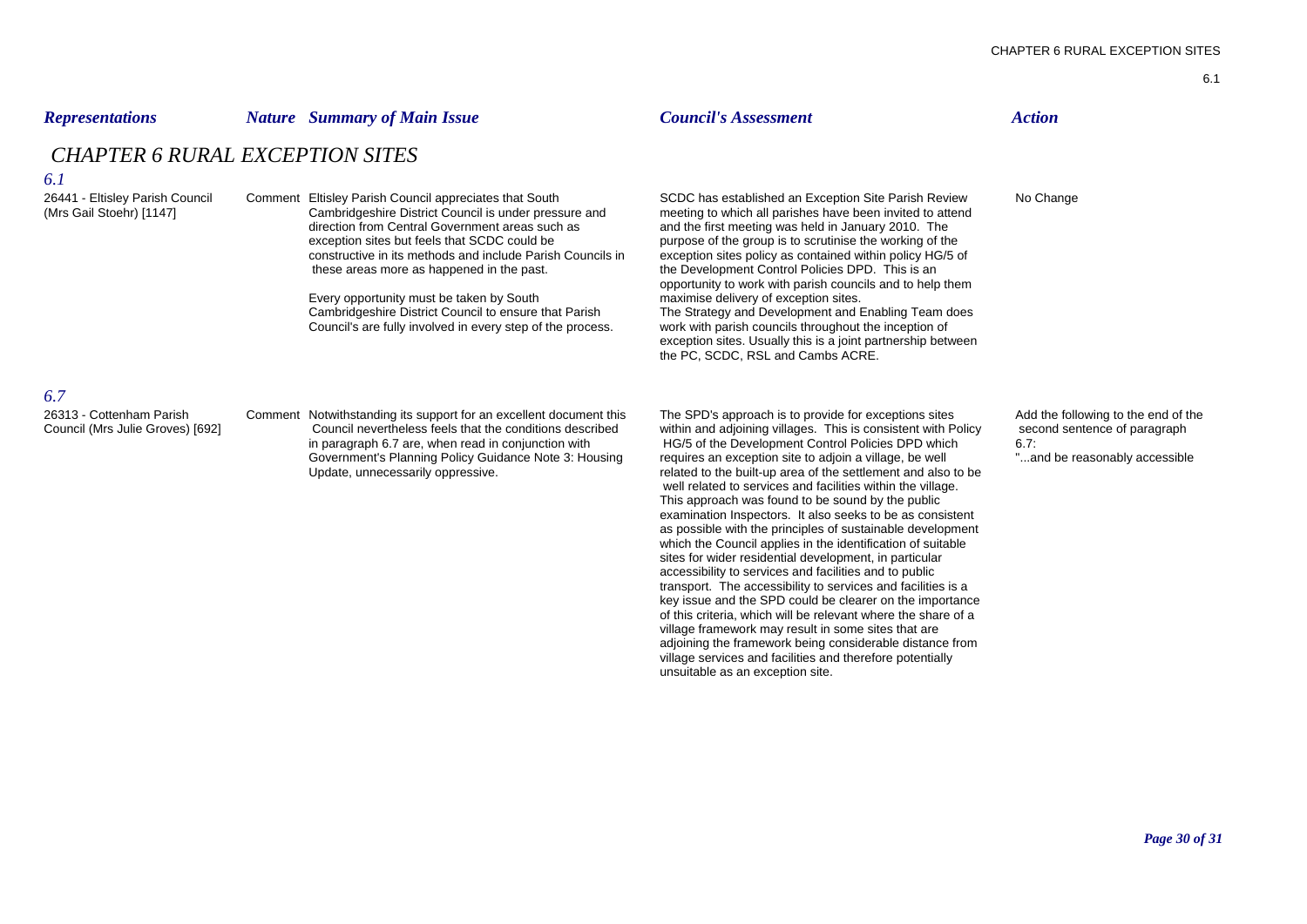| Representations | Nature | Summary of Main Issue | Council's Assessment | Action |
|---|---|---|---|---|

## CHAPTER 6 RURAL EXCEPTION SITES

### 6.1

| Representations | Nature | Summary of Main Issue | Council's Assessment | Action |
|---|---|---|---|---|
| 26441 - Eltisley Parish Council (Mrs Gail Stoehr) [1147] | Comment | Eltisley Parish Council appreciates that South Cambridgeshire District Council is under pressure and direction from Central Government areas such as exception sites but feels that SCDC could be constructive in its methods and include Parish Councils in these areas more as happened in the past.<br><br>Every opportunity must be taken by South Cambridgeshire District Council to ensure that Parish Council's are fully involved in every step of the process. | SCDC has established an Exception Site Parish Review meeting to which all parishes have been invited to attend and the first meeting was held in January 2010. The purpose of the group is to scrutinise the working of the exception sites policy as contained within policy HG/5 of the Development Control Policies DPD. This is an opportunity to work with parish councils and to help them maximise delivery of exception sites.<br>The Strategy and Development and Enabling Team does work with parish councils throughout the inception of exception sites. Usually this is a joint partnership between the PC, SCDC, RSL and Cambs ACRE. | No Change |

### 6.7

| Representations | Nature | Summary of Main Issue | Council's Assessment | Action |
|---|---|---|---|---|
| 26313 - Cottenham Parish Council (Mrs Julie Groves) [692] | Comment | Notwithstanding its support for an excellent document this Council nevertheless feels that the conditions described in paragraph 6.7 are, when read in conjunction with Government's Planning Policy Guidance Note 3: Housing Update, unnecessarily oppressive. | The SPD's approach is to provide for exceptions sites within and adjoining villages. This is consistent with Policy HG/5 of the Development Control Policies DPD which requires an exception site to adjoin a village, be well related to the built-up area of the settlement and also to be well related to services and facilities within the village. This approach was found to be sound by the public examination Inspectors. It also seeks to be as consistent as possible with the principles of sustainable development which the Council applies in the identification of suitable sites for wider residential development, in particular accessibility to services and facilities and to public transport. The accessibility to services and facilities is a key issue and the SPD could be clearer on the importance of this criteria, which will be relevant where the share of a village framework may result in some sites that are adjoining the framework being considerable distance from village services and facilities and therefore potentially unsuitable as an exception site. | Add the following to the end of the second sentence of paragraph 6.7:<br>"...and be reasonably accessible |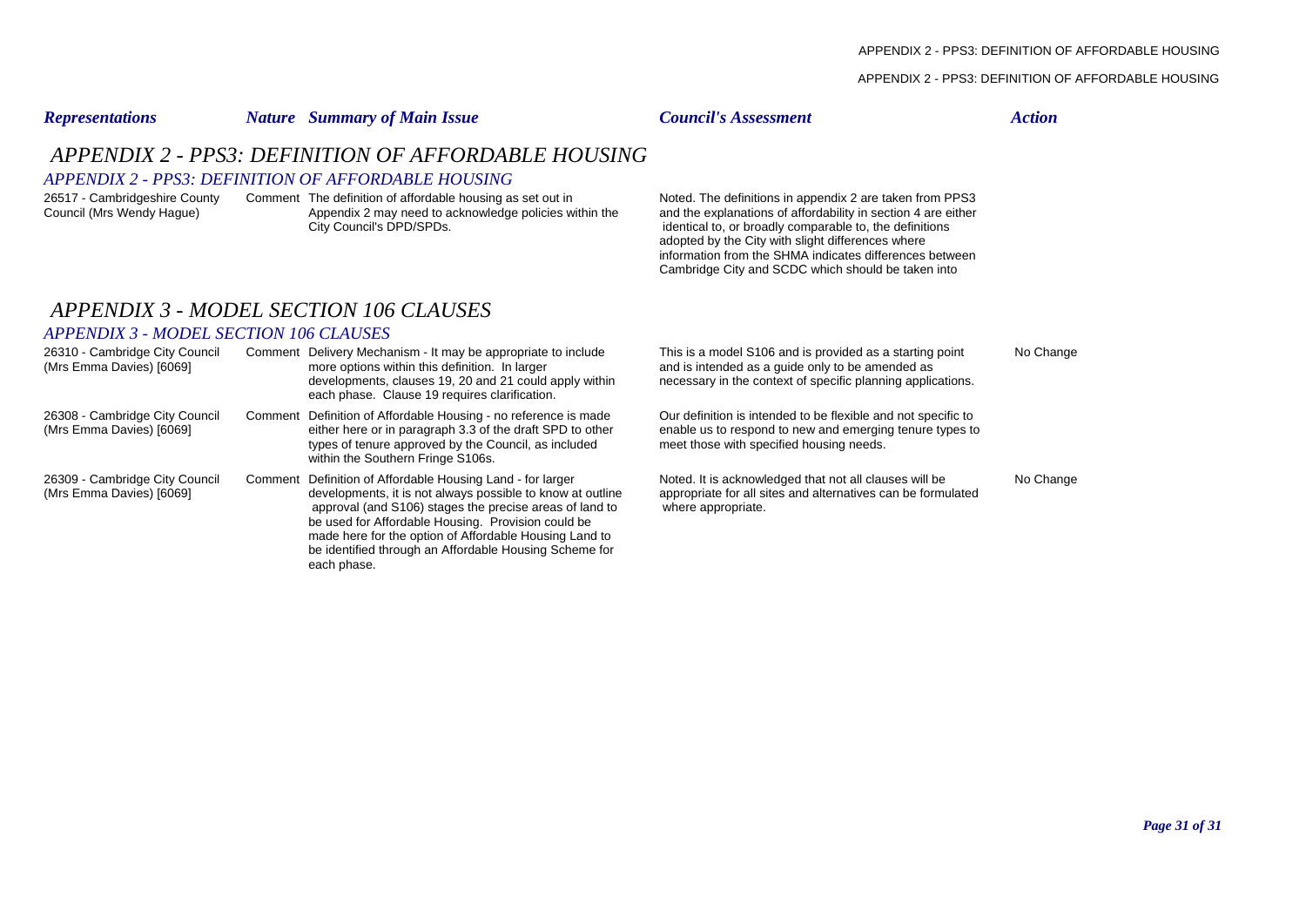| *Representations* | *Nature* | *Summary of Main Issue* | *Council's Assessment* | *Action* |
|---|---|---|---|---|

# *APPENDIX 2 - PPS3: DEFINITION OF AFFORDABLE HOUSING*

## *APPENDIX 2 - PPS3: DEFINITION OF AFFORDABLE HOUSING*

| Representations | Nature | Summary of Main Issue | Council's Assessment | Action |
|---|---|---|---|---|
| 26517 - Cambridgeshire County Council (Mrs Wendy Hague) | Comment | The definition of affordable housing as set out in Appendix 2 may need to acknowledge policies within the City Council's DPD/SPDs. | Noted. The definitions in appendix 2 are taken from PPS3 and the explanations of affordability in section 4 are either identical to, or broadly comparable to, the definitions adopted by the City with slight differences where information from the SHMA indicates differences between Cambridge City and SCDC which should be taken into | |

# *APPENDIX 3 - MODEL SECTION 106 CLAUSES*

## *APPENDIX 3 - MODEL SECTION 106 CLAUSES*

| Representations | Nature | Summary of Main Issue | Council's Assessment | Action |
|---|---|---|---|---|
| 26310 - Cambridge City Council (Mrs Emma Davies) [6069] | Comment | Delivery Mechanism - It may be appropriate to include more options within this definition. In larger developments, clauses 19, 20 and 21 could apply within each phase. Clause 19 requires clarification. | This is a model S106 and is provided as a starting point and is intended as a guide only to be amended as necessary in the context of specific planning applications. | No Change |
| 26308 - Cambridge City Council (Mrs Emma Davies) [6069] | Comment | Definition of Affordable Housing - no reference is made either here or in paragraph 3.3 of the draft SPD to other types of tenure approved by the Council, as included within the Southern Fringe S106s. | Our definition is intended to be flexible and not specific to enable us to respond to new and emerging tenure types to meet those with specified housing needs. | |
| 26309 - Cambridge City Council (Mrs Emma Davies) [6069] | Comment | Definition of Affordable Housing Land - for larger developments, it is not always possible to know at outline approval (and S106) stages the precise areas of land to be used for Affordable Housing. Provision could be made here for the option of Affordable Housing Land to be identified through an Affordable Housing Scheme for each phase. | Noted. It is acknowledged that not all clauses will be appropriate for all sites and alternatives can be formulated where appropriate. | No Change |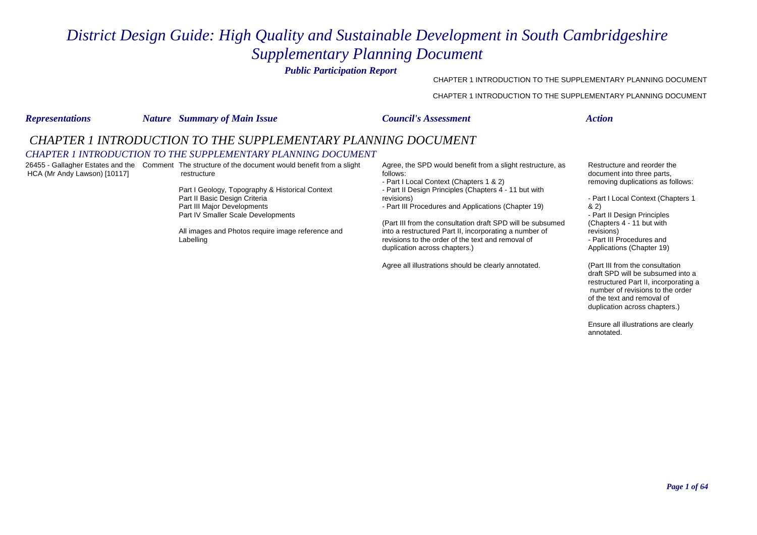# District Design Guide: High Quality and Sustainable Development in South Cambridgeshire Supplementary Planning Document

***Public Participation Report***

| *Representations* | *Nature* | *Summary of Main Issue* | *Council's Assessment* | *Action* |
|---|---|---|---|---|

## CHAPTER 1 INTRODUCTION TO THE SUPPLEMENTARY PLANNING DOCUMENT

### *CHAPTER 1 INTRODUCTION TO THE SUPPLEMENTARY PLANNING DOCUMENT*

| *Representations* | *Nature* | *Summary of Main Issue* | *Council's Assessment* | *Action* |
|---|---|---|---|---|
| 26455 - Gallagher Estates and the HCA (Mr Andy Lawson) [10117] | Comment | The structure of the document would benefit from a slight restructure<br><br>Part I Geology, Topography & Historical Context<br>Part II Basic Design Criteria<br>Part III Major Developments<br>Part IV Smaller Scale Developments<br><br>All images and Photos require image reference and Labelling | Agree, the SPD would benefit from a slight restructure, as follows:<br>- Part I Local Context (Chapters 1 & 2)<br>- Part II Design Principles (Chapters 4 - 11 but with revisions)<br>- Part III Procedures and Applications (Chapter 19)<br><br>(Part III from the consultation draft SPD will be subsumed into a restructured Part II, incorporating a number of revisions to the order of the text and removal of duplication across chapters.)<br><br>Agree all illustrations should be clearly annotated. | Restructure and reorder the document into three parts, removing duplications as follows:<br><br>- Part I Local Context (Chapters 1 & 2)<br>- Part II Design Principles (Chapters 4 - 11 but with revisions)<br>- Part III Procedures and Applications (Chapter 19)<br><br>(Part III from the consultation draft SPD will be subsumed into a restructured Part II, incorporating a number of revisions to the order of the text and removal of duplication across chapters.)<br><br>Ensure all illustrations are clearly annotated. |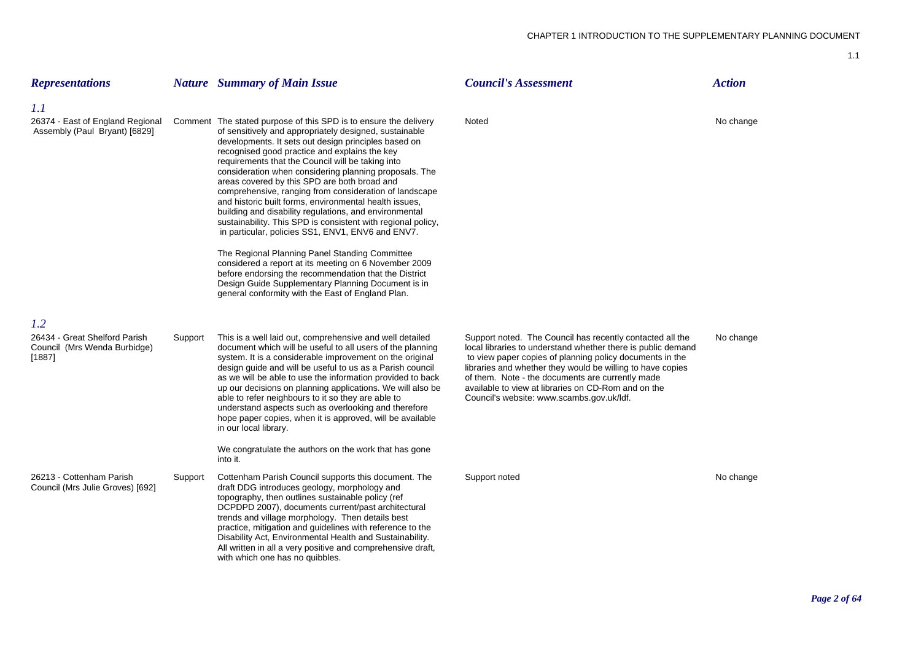| *Representations* | *Nature* | *Summary of Main Issue* | *Council's Assessment* | *Action* |
|---|---|---|---|---|
| ***1.1*** | | | | |
| 26374 - East of England Regional Assembly (Paul Bryant) [6829] | Comment | The stated purpose of this SPD is to ensure the delivery of sensitively and appropriately designed, sustainable developments. It sets out design principles based on recognised good practice and explains the key requirements that the Council will be taking into consideration when considering planning proposals. The areas covered by this SPD are both broad and comprehensive, ranging from consideration of landscape and historic built forms, environmental health issues, building and disability regulations, and environmental sustainability. This SPD is consistent with regional policy, in particular, policies SS1, ENV1, ENV6 and ENV7.<br><br>The Regional Planning Panel Standing Committee considered a report at its meeting on 6 November 2009 before endorsing the recommendation that the District Design Guide Supplementary Planning Document is in general conformity with the East of England Plan. | Noted | No change |
| ***1.2*** | | | | |
| 26434 - Great Shelford Parish Council (Mrs Wenda Burbidge) [1887] | Support | This is a well laid out, comprehensive and well detailed document which will be useful to all users of the planning system. It is a considerable improvement on the original design guide and will be useful to us as a Parish council as we will be able to use the information provided to back up our decisions on planning applications. We will also be able to refer neighbours to it so they are able to understand aspects such as overlooking and therefore hope paper copies, when it is approved, will be available in our local library.<br><br>We congratulate the authors on the work that has gone into it. | Support noted. The Council has recently contacted all the local libraries to understand whether there is public demand to view paper copies of planning policy documents in the libraries and whether they would be willing to have copies of them. Note - the documents are currently made available to view at libraries on CD-Rom and on the Council's website: www.scambs.gov.uk/ldf. | No change |
| 26213 - Cottenham Parish Council (Mrs Julie Groves) [692] | Support | Cottenham Parish Council supports this document. The draft DDG introduces geology, morphology and topography, then outlines sustainable policy (ref DCPDPD 2007), documents current/past architectural trends and village morphology. Then details best practice, mitigation and guidelines with reference to the Disability Act, Environmental Health and Sustainability. All written in all a very positive and comprehensive draft, with which one has no quibbles. | Support noted | No change |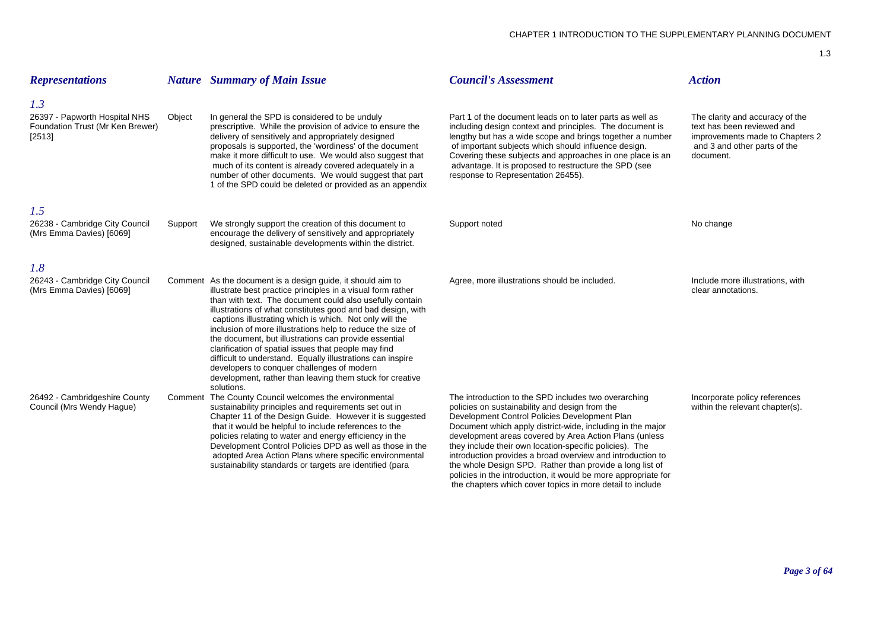| *Representations* | *Nature* | *Summary of Main Issue* | *Council's Assessment* | *Action* |
|---|---|---|---|---|
| ***1.3*** | | | | |
| 26397 - Papworth Hospital NHS Foundation Trust (Mr Ken Brewer) [2513] | Object | In general the SPD is considered to be unduly prescriptive. While the provision of advice to ensure the delivery of sensitively and appropriately designed proposals is supported, the 'wordiness' of the document make it more difficult to use. We would also suggest that much of its content is already covered adequately in a number of other documents. We would suggest that part 1 of the SPD could be deleted or provided as an appendix | Part 1 of the document leads on to later parts as well as including design context and principles. The document is lengthy but has a wide scope and brings together a number of important subjects which should influence design. Covering these subjects and approaches in one place is an advantage. It is proposed to restructure the SPD (see response to Representation 26455). | The clarity and accuracy of the text has been reviewed and improvements made to Chapters 2 and 3 and other parts of the document. |
| ***1.5*** | | | | |
| 26238 - Cambridge City Council (Mrs Emma Davies) [6069] | Support | We strongly support the creation of this document to encourage the delivery of sensitively and appropriately designed, sustainable developments within the district. | Support noted | No change |
| ***1.8*** | | | | |
| 26243 - Cambridge City Council (Mrs Emma Davies) [6069] | Comment | As the document is a design guide, it should aim to illustrate best practice principles in a visual form rather than with text. The document could also usefully contain illustrations of what constitutes good and bad design, with captions illustrating which is which. Not only will the inclusion of more illustrations help to reduce the size of the document, but illustrations can provide essential clarification of spatial issues that people may find difficult to understand. Equally illustrations can inspire developers to conquer challenges of modern development, rather than leaving them stuck for creative solutions. | Agree, more illustrations should be included. | Include more illustrations, with clear annotations. |
| 26492 - Cambridgeshire County Council (Mrs Wendy Hague) | Comment | The County Council welcomes the environmental sustainability principles and requirements set out in Chapter 11 of the Design Guide. However it is suggested that it would be helpful to include references to the policies relating to water and energy efficiency in the Development Control Policies DPD as well as those in the adopted Area Action Plans where specific environmental sustainability standards or targets are identified (para | The introduction to the SPD includes two overarching policies on sustainability and design from the Development Control Policies Development Plan Document which apply district-wide, including in the major development areas covered by Area Action Plans (unless they include their own location-specific policies). The introduction provides a broad overview and introduction to the whole Design SPD. Rather than provide a long list of policies in the introduction, it would be more appropriate for the chapters which cover topics in more detail to include | Incorporate policy references within the relevant chapter(s). |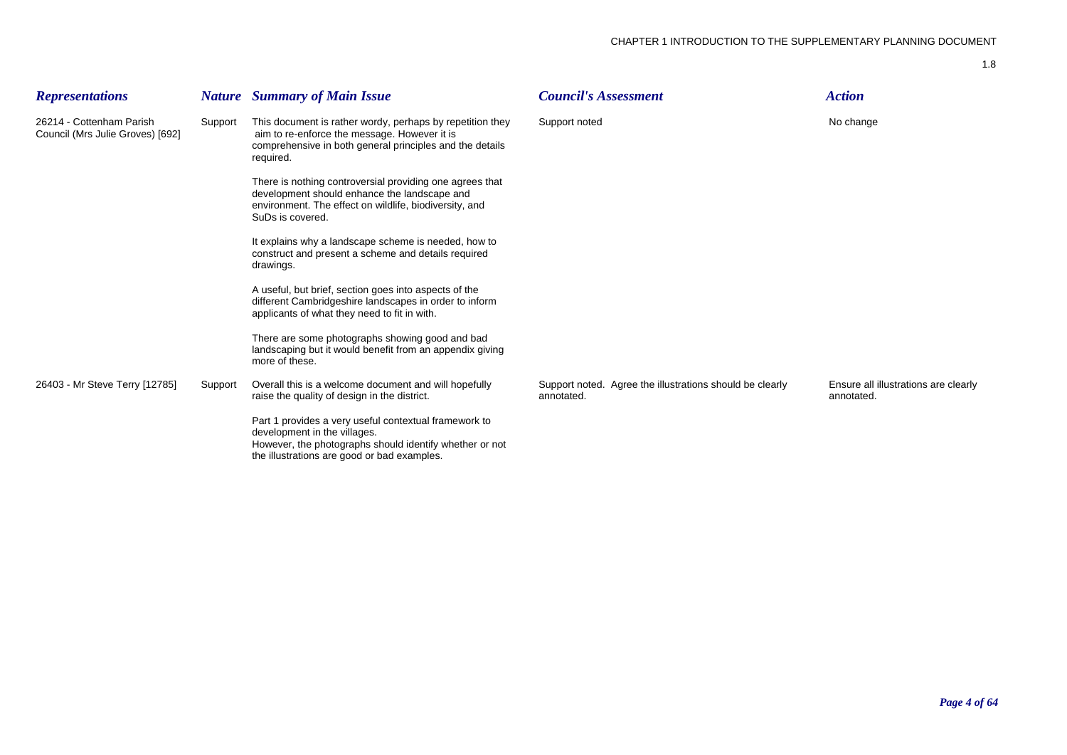CHAPTER 1 INTRODUCTION TO THE SUPPLEMENTARY PLANNING DOCUMENT

1.8

| *Representations* | *Nature* | *Summary of Main Issue* | *Council's Assessment* | *Action* |
| --- | --- | --- | --- | --- |
| 26214 - Cottenham Parish Council (Mrs Julie Groves) [692] | Support | This document is rather wordy, perhaps by repetition they aim to re-enforce the message. However it is comprehensive in both general principles and the details required.<br><br>There is nothing controversial providing one agrees that development should enhance the landscape and environment. The effect on wildlife, biodiversity, and SuDs is covered.<br><br>It explains why a landscape scheme is needed, how to construct and present a scheme and details required drawings.<br><br>A useful, but brief, section goes into aspects of the different Cambridgeshire landscapes in order to inform applicants of what they need to fit in with.<br><br>There are some photographs showing good and bad landscaping but it would benefit from an appendix giving more of these. | Support noted | No change |
| 26403 - Mr Steve Terry [12785] | Support | Overall this is a welcome document and will hopefully raise the quality of design in the district.<br><br>Part 1 provides a very useful contextual framework to development in the villages.<br>However, the photographs should identify whether or not the illustrations are good or bad examples. | Support noted. Agree the illustrations should be clearly annotated. | Ensure all illustrations are clearly annotated. |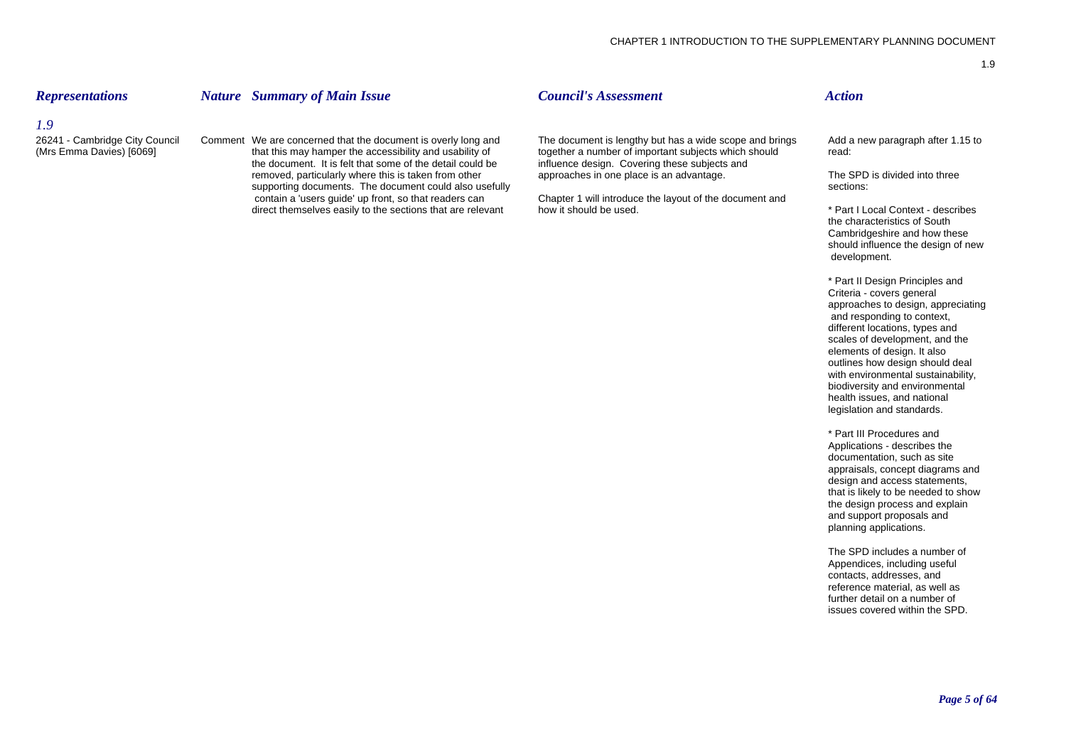| Representations | Nature | Summary of Main Issue | Council's Assessment | Action |
| --- | --- | --- | --- | --- |
| ***1.9*** | | | | |
| 26241 - Cambridge City Council (Mrs Emma Davies) [6069] | Comment | We are concerned that the document is overly long and that this may hamper the accessibility and usability of the document. It is felt that some of the detail could be removed, particularly where this is taken from other supporting documents. The document could also usefully contain a 'users guide' up front, so that readers can direct themselves easily to the sections that are relevant | The document is lengthy but has a wide scope and brings together a number of important subjects which should influence design. Covering these subjects and approaches in one place is an advantage.<br><br>Chapter 1 will introduce the layout of the document and how it should be used. | Add a new paragraph after 1.15 to read:<br><br>The SPD is divided into three sections:<br><br>* Part I Local Context - describes the characteristics of South Cambridgeshire and how these should influence the design of new development.<br><br>* Part II Design Principles and Criteria - covers general approaches to design, appreciating and responding to context, different locations, types and scales of development, and the elements of design. It also outlines how design should deal with environmental sustainability, biodiversity and environmental health issues, and national legislation and standards.<br><br>* Part III Procedures and Applications - describes the documentation, such as site appraisals, concept diagrams and design and access statements, that is likely to be needed to show the design process and explain and support proposals and planning applications.<br><br>The SPD includes a number of Appendices, including useful contacts, addresses, and reference material, as well as further detail on a number of issues covered within the SPD. |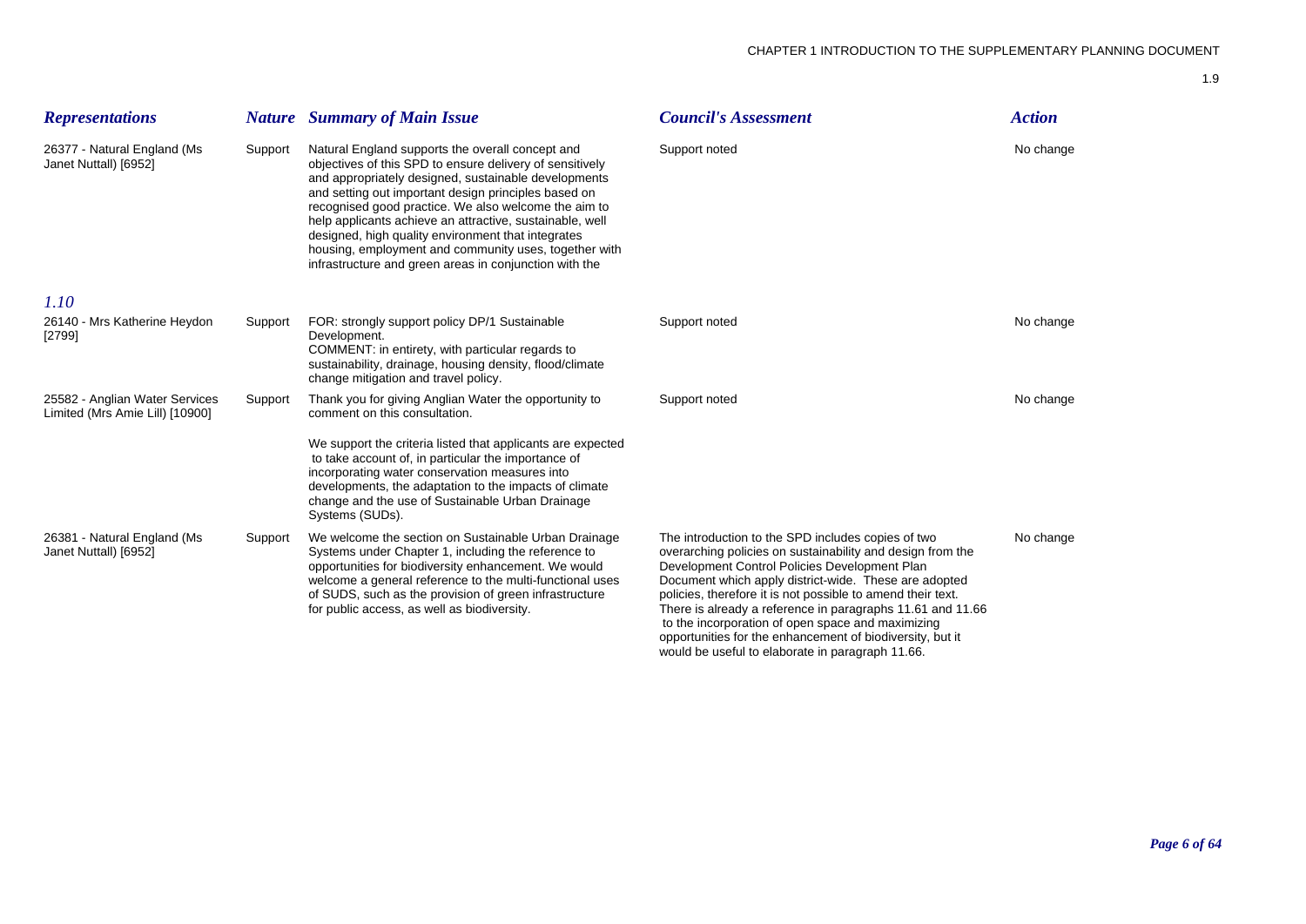| *Representations* | *Nature* | *Summary of Main Issue* | *Council's Assessment* | *Action* |
|---|---|---|---|---|
| 26377 - Natural England (Ms Janet Nuttall) [6952] | Support | Natural England supports the overall concept and objectives of this SPD to ensure delivery of sensitively and appropriately designed, sustainable developments and setting out important design principles based on recognised good practice. We also welcome the aim to help applicants achieve an attractive, sustainable, well designed, high quality environment that integrates housing, employment and community uses, together with infrastructure and green areas in conjunction with the | Support noted | No change |
| ***1.10*** | | | | |
| 26140 - Mrs Katherine Heydon [2799] | Support | FOR: strongly support policy DP/1 Sustainable Development. COMMENT: in entirety, with particular regards to sustainability, drainage, housing density, flood/climate change mitigation and travel policy. | Support noted | No change |
| 25582 - Anglian Water Services Limited (Mrs Amie Lill) [10900] | Support | Thank you for giving Anglian Water the opportunity to comment on this consultation.<br><br>We support the criteria listed that applicants are expected to take account of, in particular the importance of incorporating water conservation measures into developments, the adaptation to the impacts of climate change and the use of Sustainable Urban Drainage Systems (SUDs). | Support noted | No change |
| 26381 - Natural England (Ms Janet Nuttall) [6952] | Support | We welcome the section on Sustainable Urban Drainage Systems under Chapter 1, including the reference to opportunities for biodiversity enhancement. We would welcome a general reference to the multi-functional uses of SUDS, such as the provision of green infrastructure for public access, as well as biodiversity. | The introduction to the SPD includes copies of two overarching policies on sustainability and design from the Development Control Policies Development Plan Document which apply district-wide. These are adopted policies, therefore it is not possible to amend their text. There is already a reference in paragraphs 11.61 and 11.66 to the incorporation of open space and maximizing opportunities for the enhancement of biodiversity, but it would be useful to elaborate in paragraph 11.66. | No change |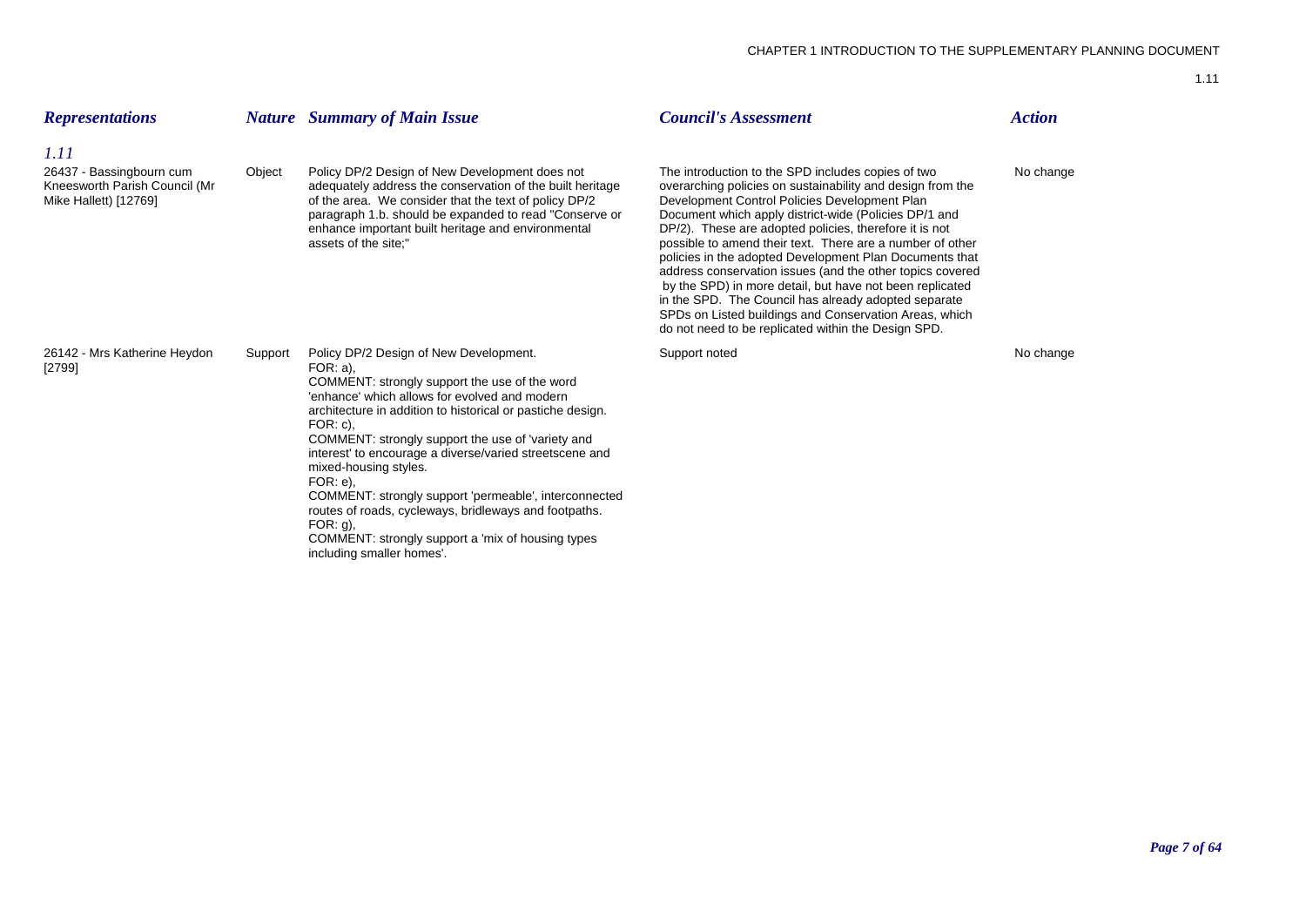| *Representations* | *Nature* | *Summary of Main Issue* | *Council's Assessment* | *Action* |
|---|---|---|---|---|
| *1.11* | | | | |
| 26437 - Bassingbourn cum Kneesworth Parish Council (Mr Mike Hallett) [12769] | Object | Policy DP/2 Design of New Development does not adequately address the conservation of the built heritage of the area. We consider that the text of policy DP/2 paragraph 1.b. should be expanded to read "Conserve or enhance important built heritage and environmental assets of the site;" | The introduction to the SPD includes copies of two overarching policies on sustainability and design from the Development Control Policies Development Plan Document which apply district-wide (Policies DP/1 and DP/2). These are adopted policies, therefore it is not possible to amend their text. There are a number of other policies in the adopted Development Plan Documents that address conservation issues (and the other topics covered by the SPD) in more detail, but have not been replicated in the SPD. The Council has already adopted separate SPDs on Listed buildings and Conservation Areas, which do not need to be replicated within the Design SPD. | No change |
| 26142 - Mrs Katherine Heydon [2799] | Support | Policy DP/2 Design of New Development.<br>FOR: a),<br>COMMENT: strongly support the use of the word 'enhance' which allows for evolved and modern architecture in addition to historical or pastiche design.<br>FOR: c),<br>COMMENT: strongly support the use of 'variety and interest' to encourage a diverse/varied streetscene and mixed-housing styles.<br>FOR: e),<br>COMMENT: strongly support 'permeable', interconnected routes of roads, cycleways, bridleways and footpaths.<br>FOR: g),<br>COMMENT: strongly support a 'mix of housing types including smaller homes'. | Support noted | No change |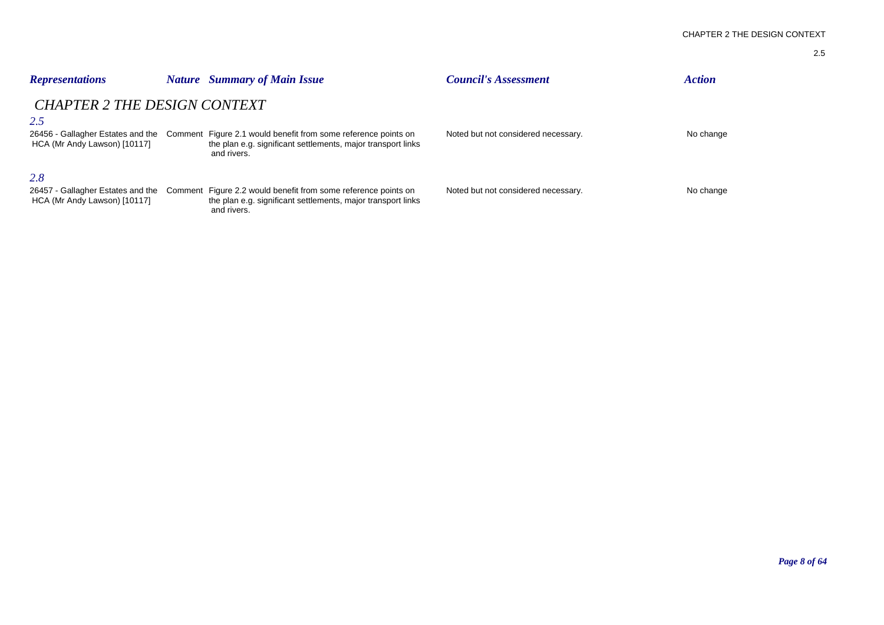| *Representations* | *Nature* | *Summary of Main Issue* | *Council's Assessment* | *Action* |
|---|---|---|---|---|
| ***CHAPTER 2 THE DESIGN CONTEXT*** | | | | |
| ***2.5*** | | | | |
| 26456 - Gallagher Estates and the HCA (Mr Andy Lawson) [10117] | Comment | Figure 2.1 would benefit from some reference points on the plan e.g. significant settlements, major transport links and rivers. | Noted but not considered necessary. | No change |
| ***2.8*** | | | | |
| 26457 - Gallagher Estates and the HCA (Mr Andy Lawson) [10117] | Comment | Figure 2.2 would benefit from some reference points on the plan e.g. significant settlements, major transport links and rivers. | Noted but not considered necessary. | No change |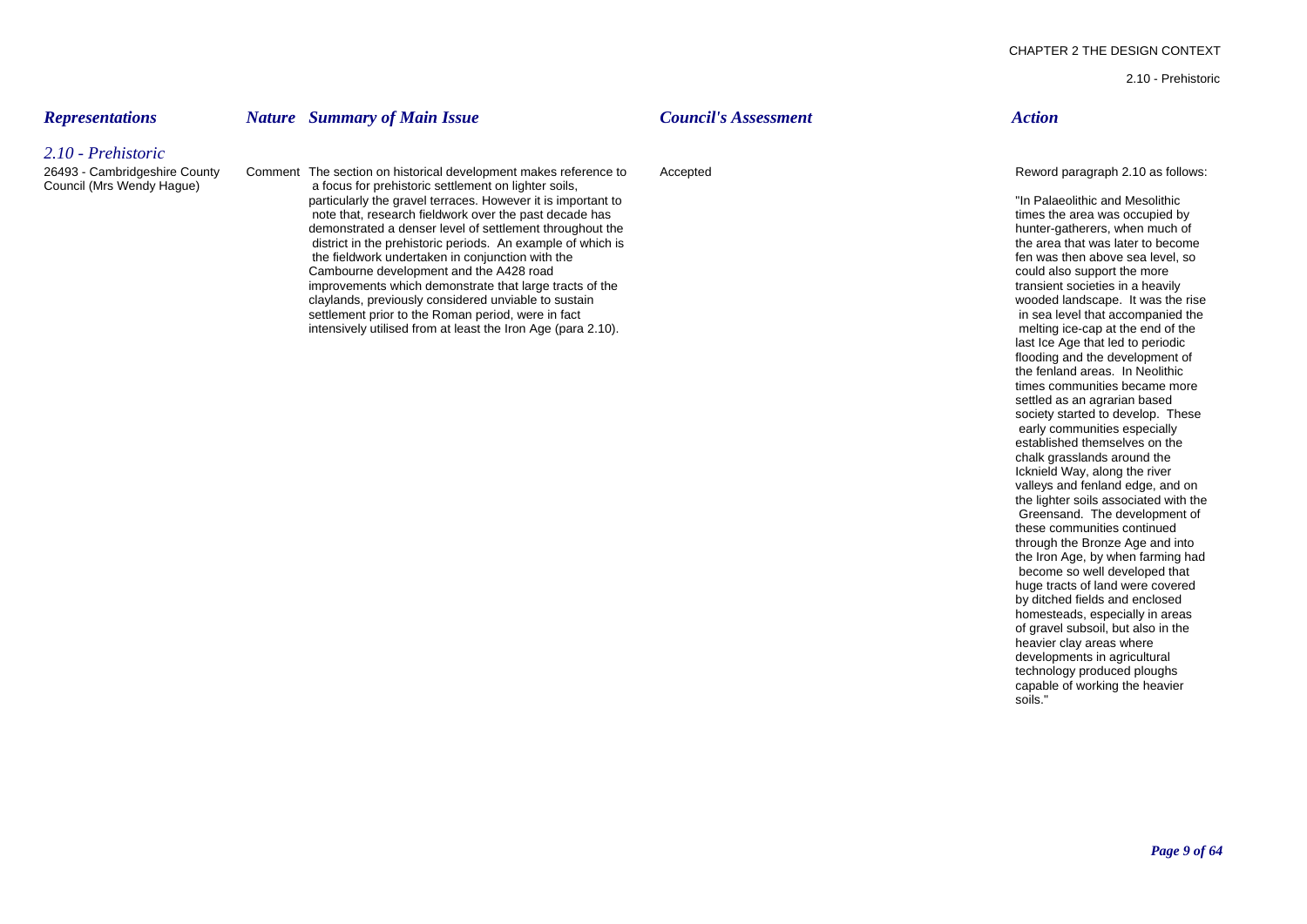| *Representations* | *Nature* | *Summary of Main Issue* | *Council's Assessment* | *Action* |
|---|---|---|---|---|
| *2.10 - Prehistoric* | | | | |
| 26493 - Cambridgeshire County Council (Mrs Wendy Hague) | Comment | The section on historical development makes reference to a focus for prehistoric settlement on lighter soils, particularly the gravel terraces. However it is important to note that, research fieldwork over the past decade has demonstrated a denser level of settlement throughout the district in the prehistoric periods. An example of which is the fieldwork undertaken in conjunction with the Cambourne development and the A428 road improvements which demonstrate that large tracts of the claylands, previously considered unviable to sustain settlement prior to the Roman period, were in fact intensively utilised from at least the Iron Age (para 2.10). | Accepted | Reword paragraph 2.10 as follows: "In Palaeolithic and Mesolithic times the area was occupied by hunter-gatherers, when much of the area that was later to become fen was then above sea level, so could also support the more transient societies in a heavily wooded landscape. It was the rise in sea level that accompanied the melting ice-cap at the end of the last Ice Age that led to periodic flooding and the development of the fenland areas. In Neolithic times communities became more settled as an agrarian based society started to develop. These early communities especially established themselves on the chalk grasslands around the Icknield Way, along the river valleys and fenland edge, and on the lighter soils associated with the Greensand. The development of these communities continued through the Bronze Age and into the Iron Age, by when farming had become so well developed that huge tracts of land were covered by ditched fields and enclosed homesteads, especially in areas of gravel subsoil, but also in the heavier clay areas where developments in agricultural technology produced ploughs capable of working the heavier soils." |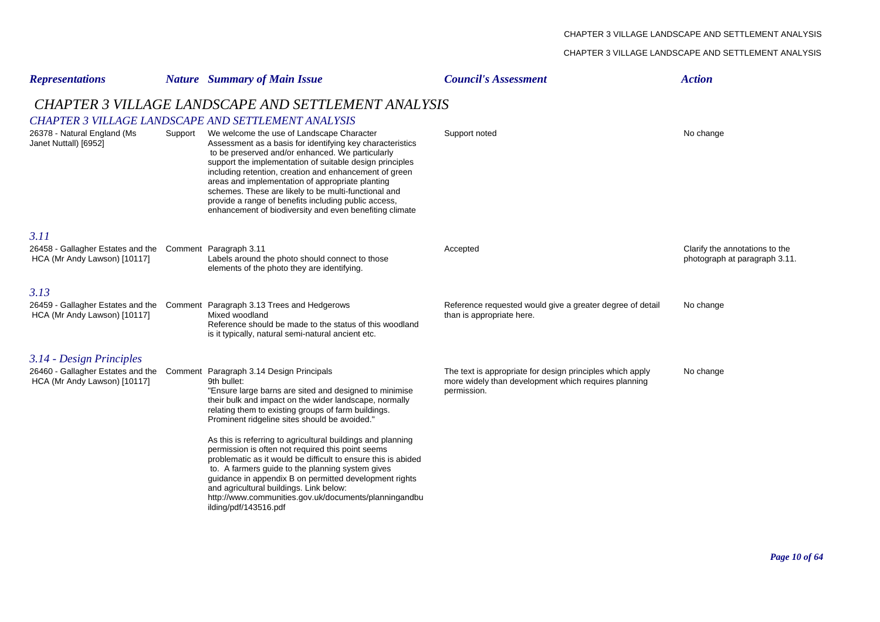| *Representations* | *Nature* | *Summary of Main Issue* | *Council's Assessment* | *Action* |
|---|---|---|---|---|

# *CHAPTER 3 VILLAGE LANDSCAPE AND SETTLEMENT ANALYSIS*

## *CHAPTER 3 VILLAGE LANDSCAPE AND SETTLEMENT ANALYSIS*

| *Representations* | *Nature* | *Summary of Main Issue* | *Council's Assessment* | *Action* |
|---|---|---|---|---|
| 26378 - Natural England (Ms Janet Nuttall) [6952] | Support | We welcome the use of Landscape Character Assessment as a basis for identifying key characteristics to be preserved and/or enhanced. We particularly support the implementation of suitable design principles including retention, creation and enhancement of green areas and implementation of appropriate planting schemes. These are likely to be multi-functional and provide a range of benefits including public access, enhancement of biodiversity and even benefiting climate | Support noted | No change |

## *3.11*

| *Representations* | *Nature* | *Summary of Main Issue* | *Council's Assessment* | *Action* |
|---|---|---|---|---|
| 26458 - Gallagher Estates and the HCA (Mr Andy Lawson) [10117] | Comment | Paragraph 3.11<br>Labels around the photo should connect to those elements of the photo they are identifying. | Accepted | Clarify the annotations to the photograph at paragraph 3.11. |

## *3.13*

| *Representations* | *Nature* | *Summary of Main Issue* | *Council's Assessment* | *Action* |
|---|---|---|---|---|
| 26459 - Gallagher Estates and the HCA (Mr Andy Lawson) [10117] | Comment | Paragraph 3.13 Trees and Hedgerows<br>Mixed woodland<br>Reference should be made to the status of this woodland is it typically, natural semi-natural ancient etc. | Reference requested would give a greater degree of detail than is appropriate here. | No change |

## *3.14 - Design Principles*

| *Representations* | *Nature* | *Summary of Main Issue* | *Council's Assessment* | *Action* |
|---|---|---|---|---|
| 26460 - Gallagher Estates and the HCA (Mr Andy Lawson) [10117] | Comment | Paragraph 3.14 Design Principals<br>9th bullet:<br>"Ensure large barns are sited and designed to minimise their bulk and impact on the wider landscape, normally relating them to existing groups of farm buildings. Prominent ridgeline sites should be avoided."<br><br>As this is referring to agricultural buildings and planning permission is often not required this point seems problematic as it would be difficult to ensure this is abided to. A farmers guide to the planning system gives guidance in appendix B on permitted development rights and agricultural buildings. Link below:<br>http://www.communities.gov.uk/documents/planningandbuilding/pdf/143516.pdf | The text is appropriate for design principles which apply more widely than development which requires planning permission. | No change |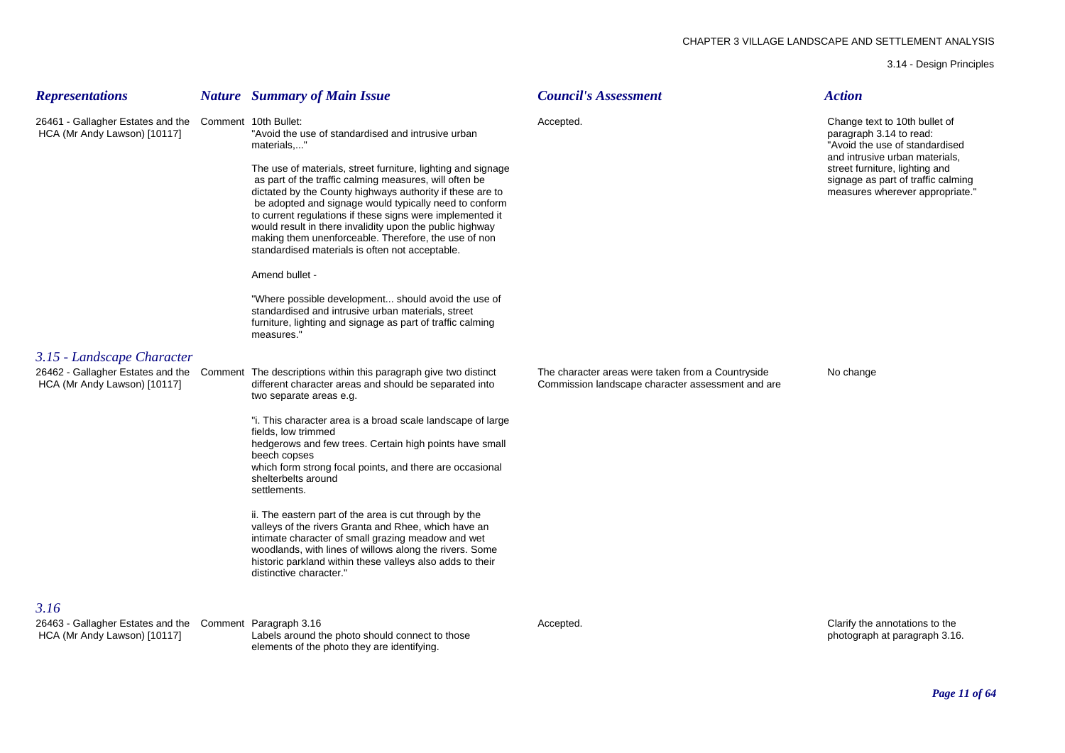| Representations | Nature | Summary of Main Issue | Council's Assessment | Action |
|---|---|---|---|---|
| 26461 - Gallagher Estates and the HCA (Mr Andy Lawson) [10117] | Comment | 10th Bullet:<br>"Avoid the use of standardised and intrusive urban materials,..."<br><br>The use of materials, street furniture, lighting and signage as part of the traffic calming measures, will often be dictated by the County highways authority if these are to be adopted and signage would typically need to conform to current regulations if these signs were implemented it would result in there invalidity upon the public highway making them unenforceable. Therefore, the use of non standardised materials is often not acceptable.<br><br>Amend bullet -<br><br>"Where possible development... should avoid the use of standardised and intrusive urban materials, street furniture, lighting and signage as part of traffic calming measures." | Accepted. | Change text to 10th bullet of paragraph 3.14 to read:<br>"Avoid the use of standardised and intrusive urban materials, street furniture, lighting and signage as part of traffic calming measures wherever appropriate." |
| ***3.15 - Landscape Character*** | | | | |
| 26462 - Gallagher Estates and the HCA (Mr Andy Lawson) [10117] | Comment | The descriptions within this paragraph give two distinct different character areas and should be separated into two separate areas e.g.<br><br>"i. This character area is a broad scale landscape of large fields, low trimmed hedgerows and few trees. Certain high points have small beech copses which form strong focal points, and there are occasional shelterbelts around settlements.<br><br>ii. The eastern part of the area is cut through by the valleys of the rivers Granta and Rhee, which have an intimate character of small grazing meadow and wet woodlands, with lines of willows along the rivers. Some historic parkland within these valleys also adds to their distinctive character." | The character areas were taken from a Countryside Commission landscape character assessment and are | No change |
| ***3.16*** | | | | |
| 26463 - Gallagher Estates and the HCA (Mr Andy Lawson) [10117] | Comment | Paragraph 3.16<br>Labels around the photo should connect to those elements of the photo they are identifying. | Accepted. | Clarify the annotations to the photograph at paragraph 3.16. |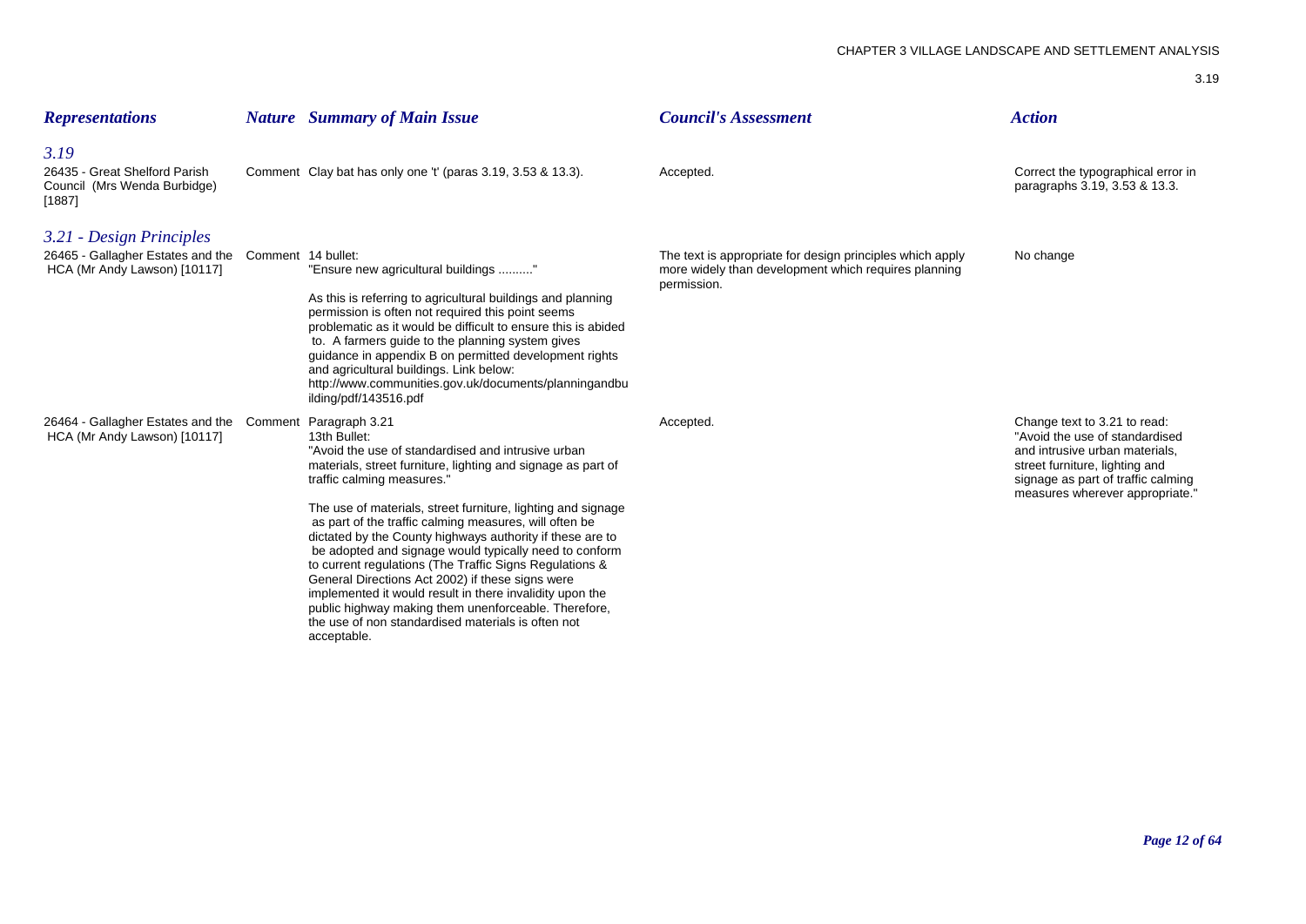| *Representations* | *Nature* | *Summary of Main Issue* | *Council's Assessment* | *Action* |
|---|---|---|---|---|
| ***3.19*** | | | | |
| 26435 - Great Shelford Parish Council (Mrs Wenda Burbidge) [1887] | Comment | Clay bat has only one 't' (paras 3.19, 3.53 & 13.3). | Accepted. | Correct the typographical error in paragraphs 3.19, 3.53 & 13.3. |
| ***3.21 - Design Principles*** | | | | |
| 26465 - Gallagher Estates and the HCA (Mr Andy Lawson) [10117] | Comment | 14 bullet: "Ensure new agricultural buildings .........." As this is referring to agricultural buildings and planning permission is often not required this point seems problematic as it would be difficult to ensure this is abided to. A farmers guide to the planning system gives guidance in appendix B on permitted development rights and agricultural buildings. Link below: http://www.communities.gov.uk/documents/planningandbuilding/pdf/143516.pdf | The text is appropriate for design principles which apply more widely than development which requires planning permission. | No change |
| 26464 - Gallagher Estates and the HCA (Mr Andy Lawson) [10117] | Comment | Paragraph 3.21 13th Bullet: "Avoid the use of standardised and intrusive urban materials, street furniture, lighting and signage as part of traffic calming measures." The use of materials, street furniture, lighting and signage as part of the traffic calming measures, will often be dictated by the County highways authority if these are to be adopted and signage would typically need to conform to current regulations (The Traffic Signs Regulations & General Directions Act 2002) if these signs were implemented it would result in there invalidity upon the public highway making them unenforceable. Therefore, the use of non standardised materials is often not acceptable. | Accepted. | Change text to 3.21 to read: "Avoid the use of standardised and intrusive urban materials, street furniture, lighting and signage as part of traffic calming measures wherever appropriate." |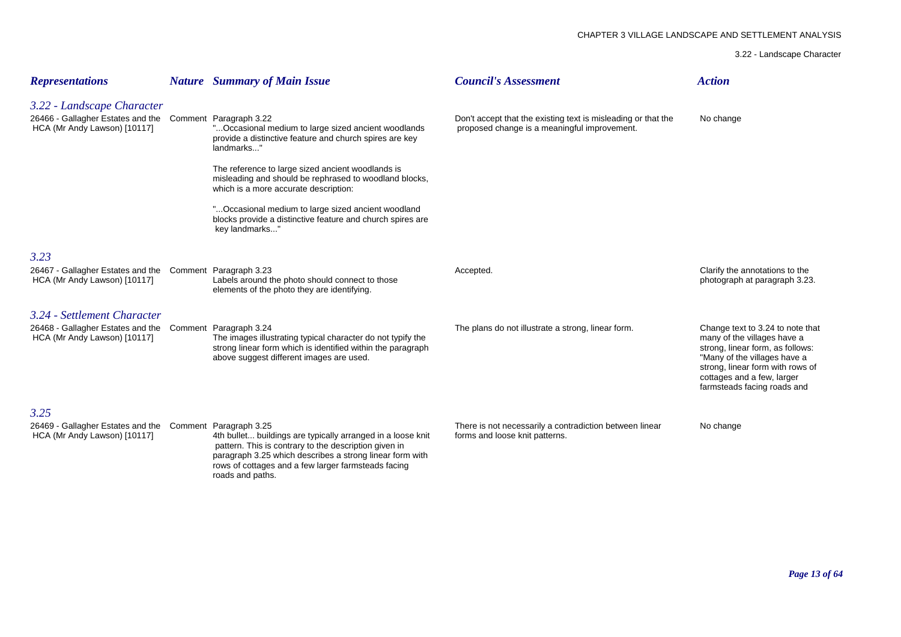| *Representations* | *Nature* | *Summary of Main Issue* | *Council's Assessment* | *Action* |
|---|---|---|---|---|
| ***3.22 - Landscape Character*** | | | | |
| 26466 - Gallagher Estates and the HCA (Mr Andy Lawson) [10117] | Comment | Paragraph 3.22<br>"...Occasional medium to large sized ancient woodlands provide a distinctive feature and church spires are key landmarks..."<br><br>The reference to large sized ancient woodlands is misleading and should be rephrased to woodland blocks, which is a more accurate description:<br><br>"...Occasional medium to large sized ancient woodland blocks provide a distinctive feature and church spires are key landmarks..." | Don't accept that the existing text is misleading or that the proposed change is a meaningful improvement. | No change |
| ***3.23*** | | | | |
| 26467 - Gallagher Estates and the HCA (Mr Andy Lawson) [10117] | Comment | Paragraph 3.23<br>Labels around the photo should connect to those elements of the photo they are identifying. | Accepted. | Clarify the annotations to the photograph at paragraph 3.23. |
| ***3.24 - Settlement Character*** | | | | |
| 26468 - Gallagher Estates and the HCA (Mr Andy Lawson) [10117] | Comment | Paragraph 3.24<br>The images illustrating typical character do not typify the strong linear form which is identified within the paragraph above suggest different images are used. | The plans do not illustrate a strong, linear form. | Change text to 3.24 to note that many of the villages have a strong, linear form, as follows: "Many of the villages have a strong, linear form with rows of cottages and a few, larger farmsteads facing roads and |
| ***3.25*** | | | | |
| 26469 - Gallagher Estates and the HCA (Mr Andy Lawson) [10117] | Comment | Paragraph 3.25<br>4th bullet... buildings are typically arranged in a loose knit pattern. This is contrary to the description given in paragraph 3.25 which describes a strong linear form with rows of cottages and a few larger farmsteads facing roads and paths. | There is not necessarily a contradiction between linear forms and loose knit patterns. | No change |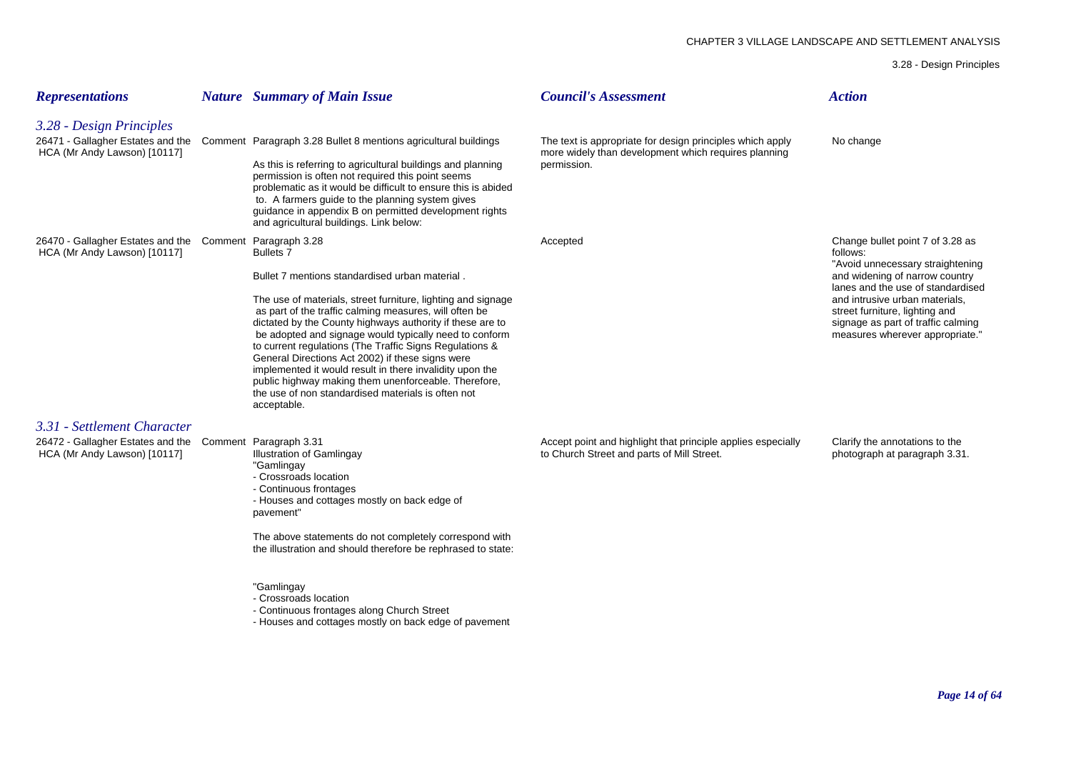| *Representations* | *Nature* | *Summary of Main Issue* | *Council's Assessment* | *Action* |
|---|---|---|---|---|
| ***3.28 - Design Principles*** | | | | |
| 26471 - Gallagher Estates and the HCA (Mr Andy Lawson) [10117] | Comment | Paragraph 3.28 Bullet 8 mentions agricultural buildings<br><br>As this is referring to agricultural buildings and planning permission is often not required this point seems problematic as it would be difficult to ensure this is abided to. A farmers guide to the planning system gives guidance in appendix B on permitted development rights and agricultural buildings. Link below: | The text is appropriate for design principles which apply more widely than development which requires planning permission. | No change |
| 26470 - Gallagher Estates and the HCA (Mr Andy Lawson) [10117] | Comment | Paragraph 3.28<br>Bullets 7<br><br>Bullet 7 mentions standardised urban material .<br><br>The use of materials, street furniture, lighting and signage as part of the traffic calming measures, will often be dictated by the County highways authority if these are to be adopted and signage would typically need to conform to current regulations (The Traffic Signs Regulations & General Directions Act 2002) if these signs were implemented it would result in there invalidity upon the public highway making them unenforceable. Therefore, the use of non standardised materials is often not acceptable. | Accepted | Change bullet point 7 of 3.28 as follows:<br>"Avoid unnecessary straightening and widening of narrow country lanes and the use of standardised and intrusive urban materials, street furniture, lighting and signage as part of traffic calming measures wherever appropriate." |
| ***3.31 - Settlement Character*** | | | | |
| 26472 - Gallagher Estates and the HCA (Mr Andy Lawson) [10117] | Comment | Paragraph 3.31<br>Illustration of Gamlingay<br>"Gamlingay<br>- Crossroads location<br>- Continuous frontages<br>- Houses and cottages mostly on back edge of pavement"<br><br>The above statements do not completely correspond with the illustration and should therefore be rephrased to state:<br><br>"Gamlingay<br>- Crossroads location<br>- Continuous frontages along Church Street<br>- Houses and cottages mostly on back edge of pavement | Accept point and highlight that principle applies especially to Church Street and parts of Mill Street. | Clarify the annotations to the photograph at paragraph 3.31. |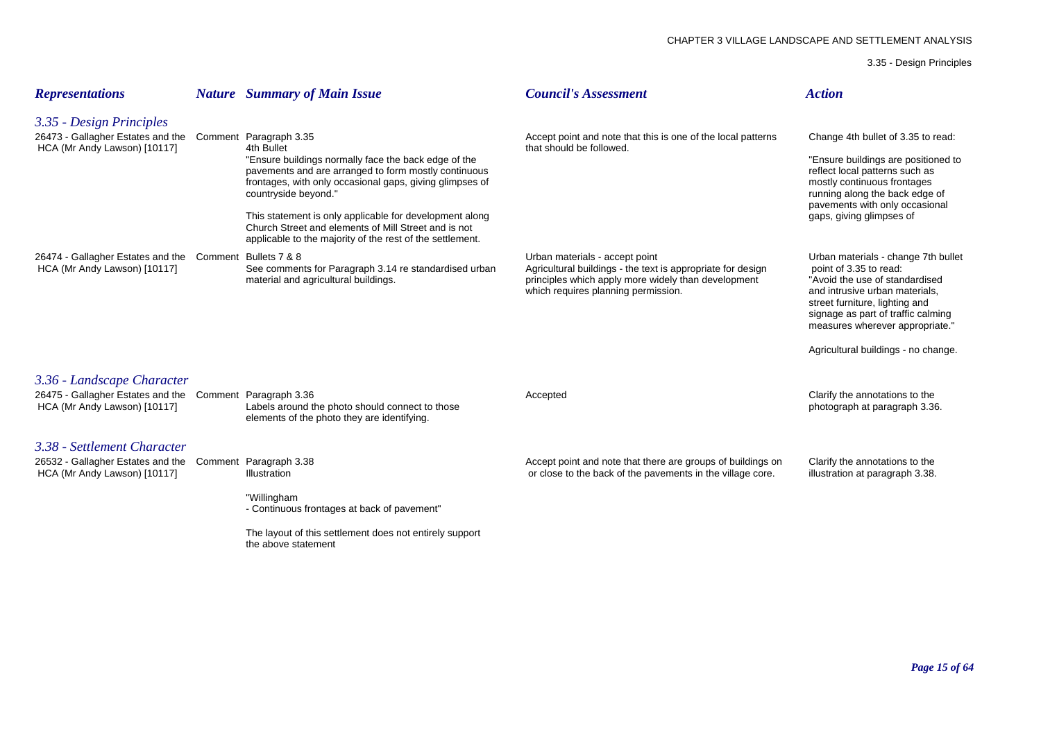| *Representations* | *Nature* | *Summary of Main Issue* | *Council's Assessment* | *Action* |
|---|---|---|---|---|
| ***3.35 - Design Principles*** | | | | |
| 26473 - Gallagher Estates and the HCA (Mr Andy Lawson) [10117] | Comment | Paragraph 3.35<br>4th Bullet<br>"Ensure buildings normally face the back edge of the pavements and are arranged to form mostly continuous frontages, with only occasional gaps, giving glimpses of countryside beyond."<br><br>This statement is only applicable for development along Church Street and elements of Mill Street and is not applicable to the majority of the rest of the settlement. | Accept point and note that this is one of the local patterns that should be followed. | Change 4th bullet of 3.35 to read:<br><br>"Ensure buildings are positioned to reflect local patterns such as mostly continuous frontages running along the back edge of pavements with only occasional gaps, giving glimpses of |
| 26474 - Gallagher Estates and the HCA (Mr Andy Lawson) [10117] | Comment | Bullets 7 & 8<br>See comments for Paragraph 3.14 re standardised urban material and agricultural buildings. | Urban materials - accept point<br>Agricultural buildings - the text is appropriate for design principles which apply more widely than development which requires planning permission. | Urban materials - change 7th bullet point of 3.35 to read:<br>"Avoid the use of standardised and intrusive urban materials, street furniture, lighting and signage as part of traffic calming measures wherever appropriate."<br><br>Agricultural buildings - no change. |
| ***3.36 - Landscape Character*** | | | | |
| 26475 - Gallagher Estates and the HCA (Mr Andy Lawson) [10117] | Comment | Paragraph 3.36<br>Labels around the photo should connect to those elements of the photo they are identifying. | Accepted | Clarify the annotations to the photograph at paragraph 3.36. |
| ***3.38 - Settlement Character*** | | | | |
| 26532 - Gallagher Estates and the HCA (Mr Andy Lawson) [10117] | Comment | Paragraph 3.38<br>Illustration<br><br>"Willingham<br>- Continuous frontages at back of pavement"<br><br>The layout of this settlement does not entirely support the above statement | Accept point and note that there are groups of buildings on or close to the back of the pavements in the village core. | Clarify the annotations to the illustration at paragraph 3.38. |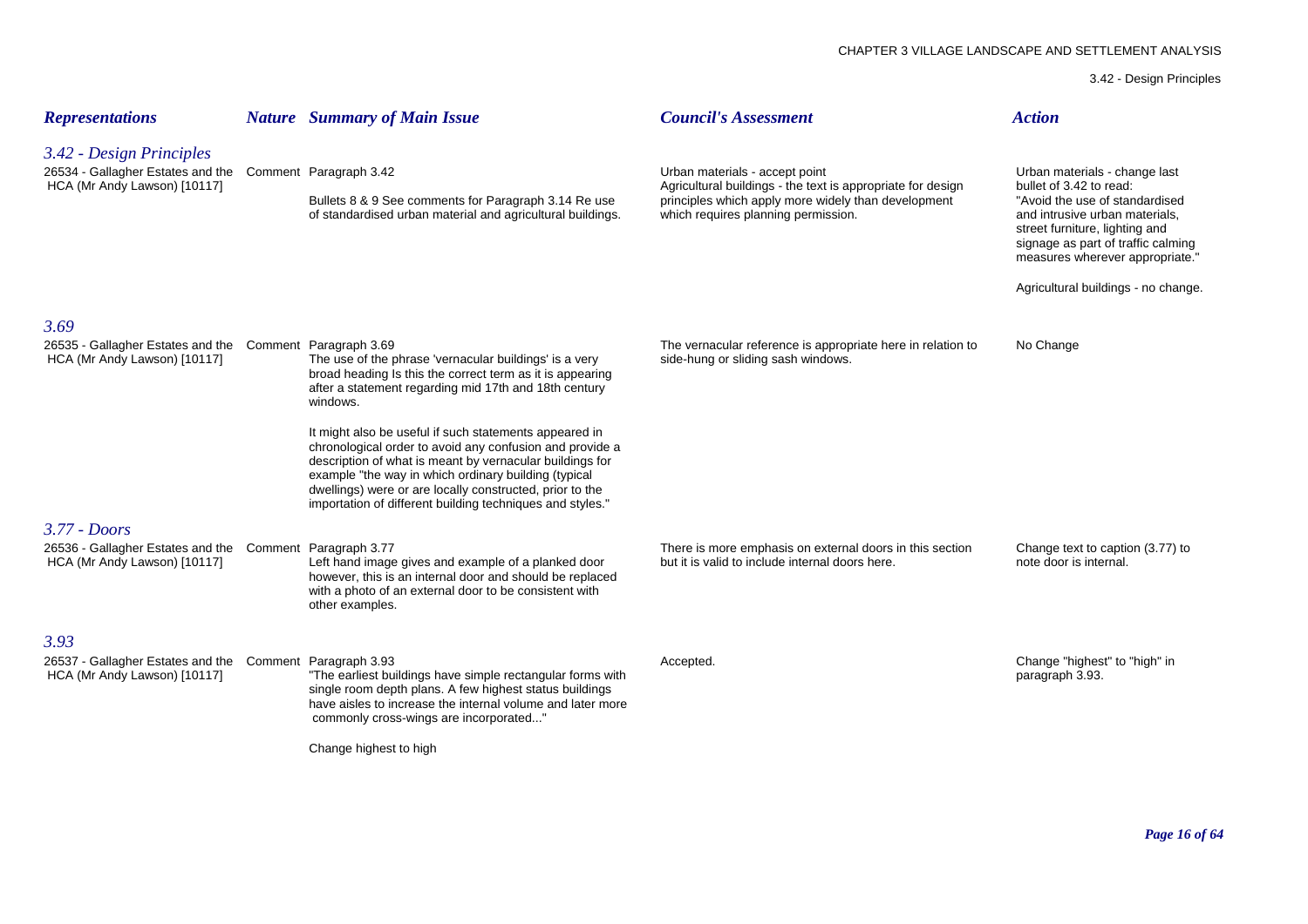| *Representations* | *Nature* | *Summary of Main Issue* | *Council's Assessment* | *Action* |
|---|---|---|---|---|
| ***3.42 - Design Principles*** | | | | |
| 26534 - Gallagher Estates and the HCA (Mr Andy Lawson) [10117] | Comment | Paragraph 3.42<br><br>Bullets 8 & 9 See comments for Paragraph 3.14 Re use of standardised urban material and agricultural buildings. | Urban materials - accept point<br>Agricultural buildings - the text is appropriate for design principles which apply more widely than development which requires planning permission. | Urban materials - change last bullet of 3.42 to read:<br>"Avoid the use of standardised and intrusive urban materials, street furniture, lighting and signage as part of traffic calming measures wherever appropriate."<br><br>Agricultural buildings - no change. |
| ***3.69*** | | | | |
| 26535 - Gallagher Estates and the HCA (Mr Andy Lawson) [10117] | Comment | Paragraph 3.69<br>The use of the phrase 'vernacular buildings' is a very broad heading Is this the correct term as it is appearing after a statement regarding mid 17th and 18th century windows.<br><br>It might also be useful if such statements appeared in chronological order to avoid any confusion and provide a description of what is meant by vernacular buildings for example "the way in which ordinary building (typical dwellings) were or are locally constructed, prior to the importation of different building techniques and styles." | The vernacular reference is appropriate here in relation to side-hung or sliding sash windows. | No Change |
| ***3.77 - Doors*** | | | | |
| 26536 - Gallagher Estates and the HCA (Mr Andy Lawson) [10117] | Comment | Paragraph 3.77<br>Left hand image gives and example of a planked door however, this is an internal door and should be replaced with a photo of an external door to be consistent with other examples. | There is more emphasis on external doors in this section but it is valid to include internal doors here. | Change text to caption (3.77) to note door is internal. |
| ***3.93*** | | | | |
| 26537 - Gallagher Estates and the HCA (Mr Andy Lawson) [10117] | Comment | Paragraph 3.93<br>"The earliest buildings have simple rectangular forms with single room depth plans. A few highest status buildings have aisles to increase the internal volume and later more commonly cross-wings are incorporated..."<br><br>Change highest to high | Accepted. | Change "highest" to "high" in paragraph 3.93. |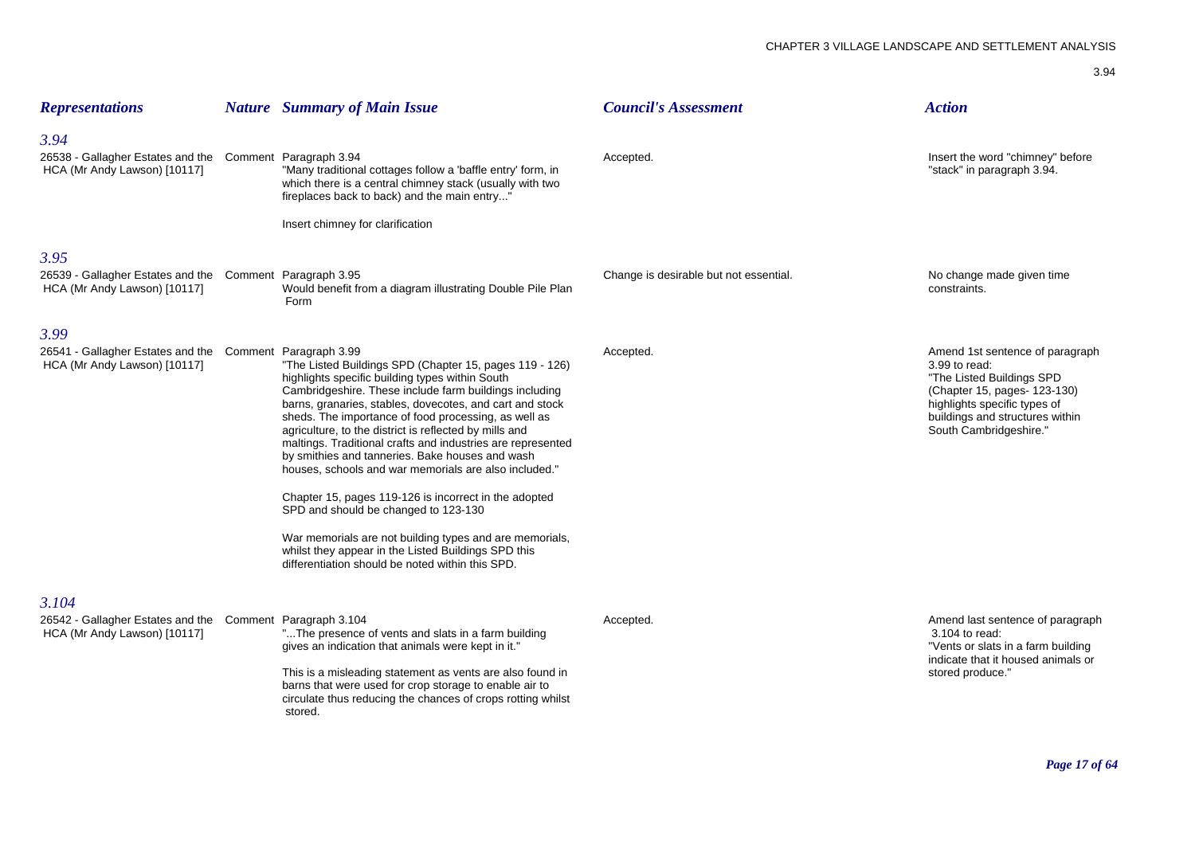| *Representations* | *Nature* | *Summary of Main Issue* | *Council's Assessment* | *Action* |
|---|---|---|---|---|
| ***3.94*** | | | | |
| 26538 - Gallagher Estates and the HCA (Mr Andy Lawson) [10117] | Comment | Paragraph 3.94<br>"Many traditional cottages follow a 'baffle entry' form, in which there is a central chimney stack (usually with two fireplaces back to back) and the main entry..."<br><br>Insert chimney for clarification | Accepted. | Insert the word "chimney" before "stack" in paragraph 3.94. |
| ***3.95*** | | | | |
| 26539 - Gallagher Estates and the HCA (Mr Andy Lawson) [10117] | Comment | Paragraph 3.95<br>Would benefit from a diagram illustrating Double Pile Plan Form | Change is desirable but not essential. | No change made given time constraints. |
| ***3.99*** | | | | |
| 26541 - Gallagher Estates and the HCA (Mr Andy Lawson) [10117] | Comment | Paragraph 3.99<br>"The Listed Buildings SPD (Chapter 15, pages 119 - 126) highlights specific building types within South Cambridgeshire. These include farm buildings including barns, granaries, stables, dovecotes, and cart and stock sheds. The importance of food processing, as well as agriculture, to the district is reflected by mills and maltings. Traditional crafts and industries are represented by smithies and tanneries. Bake houses and wash houses, schools and war memorials are also included."<br><br>Chapter 15, pages 119-126 is incorrect in the adopted SPD and should be changed to 123-130<br><br>War memorials are not building types and are memorials, whilst they appear in the Listed Buildings SPD this differentiation should be noted within this SPD. | Accepted. | Amend 1st sentence of paragraph 3.99 to read:<br>"The Listed Buildings SPD (Chapter 15, pages- 123-130) highlights specific types of buildings and structures within South Cambridgeshire." |
| ***3.104*** | | | | |
| 26542 - Gallagher Estates and the HCA (Mr Andy Lawson) [10117] | Comment | Paragraph 3.104<br>"...The presence of vents and slats in a farm building gives an indication that animals were kept in it."<br><br>This is a misleading statement as vents are also found in barns that were used for crop storage to enable air to circulate thus reducing the chances of crops rotting whilst stored. | Accepted. | Amend last sentence of paragraph 3.104 to read:<br>"Vents or slats in a farm building indicate that it housed animals or stored produce." |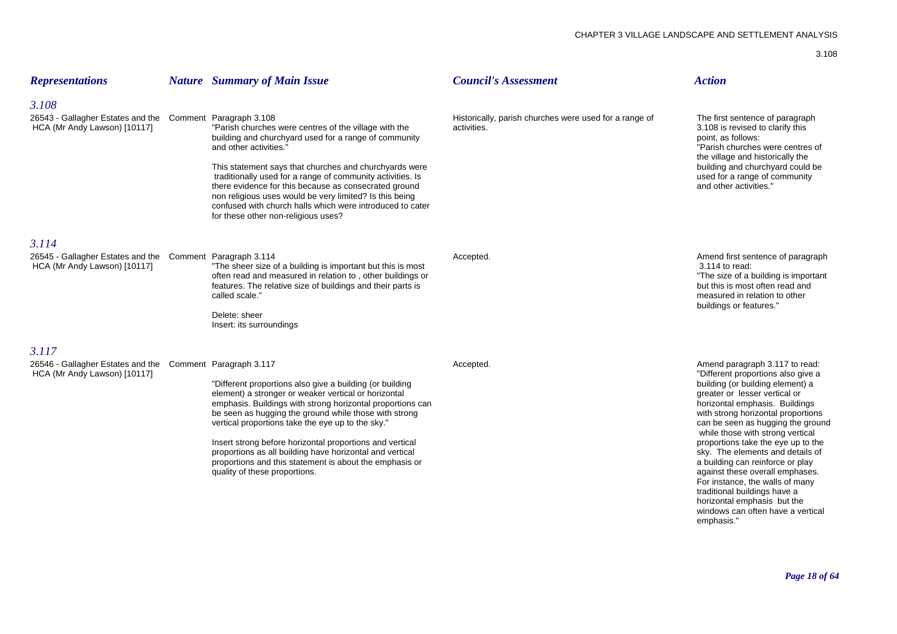| *Representations* | *Nature* | *Summary of Main Issue* | *Council's Assessment* | *Action* |
|---|---|---|---|---|
| ***3.108*** | | | | |
| 26543 - Gallagher Estates and the HCA (Mr Andy Lawson) [10117] | Comment | Paragraph 3.108<br>"Parish churches were centres of the village with the building and churchyard used for a range of community and other activities."<br><br>This statement says that churches and churchyards were traditionally used for a range of community activities. Is there evidence for this because as consecrated ground non religious uses would be very limited? Is this being confused with church halls which were introduced to cater for these other non-religious uses? | Historically, parish churches were used for a range of activities. | The first sentence of paragraph 3.108 is revised to clarify this point, as follows:<br>"Parish churches were centres of the village and historically the building and churchyard could be used for a range of community and other activities." |
| ***3.114*** | | | | |
| 26545 - Gallagher Estates and the HCA (Mr Andy Lawson) [10117] | Comment | Paragraph 3.114<br>"The sheer size of a building is important but this is most often read and measured in relation to , other buildings or features. The relative size of buildings and their parts is called scale."<br><br>Delete: sheer<br>Insert: its surroundings | Accepted. | Amend first sentence of paragraph 3.114 to read:<br>"The size of a building is important but this is most often read and measured in relation to other buildings or features." |
| ***3.117*** | | | | |
| 26546 - Gallagher Estates and the HCA (Mr Andy Lawson) [10117] | Comment | Paragraph 3.117<br><br>"Different proportions also give a building (or building element) a stronger or weaker vertical or horizontal emphasis. Buildings with strong horizontal proportions can be seen as hugging the ground while those with strong vertical proportions take the eye up to the sky."<br><br>Insert strong before horizontal proportions and vertical proportions as all building have horizontal and vertical proportions and this statement is about the emphasis or quality of these proportions. | Accepted. | Amend paragraph 3.117 to read:<br>"Different proportions also give a building (or building element) a greater or lesser vertical or horizontal emphasis. Buildings with strong horizontal proportions can be seen as hugging the ground while those with strong vertical proportions take the eye up to the sky. The elements and details of a building can reinforce or play against these overall emphases. For instance, the walls of many traditional buildings have a horizontal emphasis but the windows can often have a vertical emphasis." |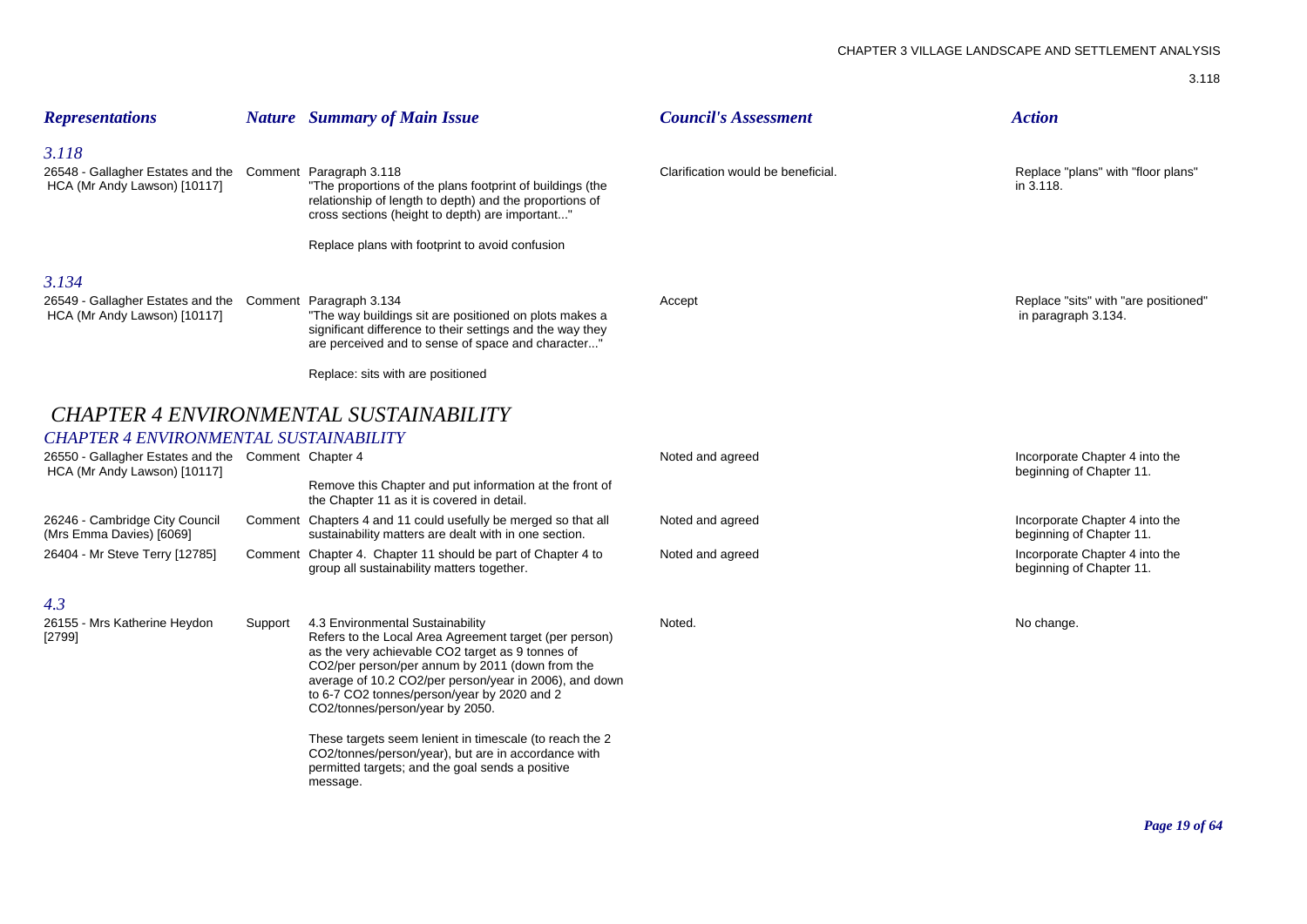| *Representations* | *Nature* | *Summary of Main Issue* | *Council's Assessment* | *Action* |
|---|---|---|---|---|
| ***3.118*** | | | | |
| 26548 - Gallagher Estates and the HCA (Mr Andy Lawson) [10117] | Comment | Paragraph 3.118<br>"The proportions of the plans footprint of buildings (the relationship of length to depth) and the proportions of cross sections (height to depth) are important..."<br><br>Replace plans with footprint to avoid confusion | Clarification would be beneficial. | Replace "plans" with "floor plans" in 3.118. |
| ***3.134*** | | | | |
| 26549 - Gallagher Estates and the HCA (Mr Andy Lawson) [10117] | Comment | Paragraph 3.134<br>"The way buildings sit are positioned on plots makes a significant difference to their settings and the way they are perceived and to sense of space and character..."<br><br>Replace: sits with are positioned | Accept | Replace "sits" with "are positioned" in paragraph 3.134. |

## *CHAPTER 4 ENVIRONMENTAL SUSTAINABILITY*

| *Representations* | *Nature* | *Summary of Main Issue* | *Council's Assessment* | *Action* |
|---|---|---|---|---|
| ***CHAPTER 4 ENVIRONMENTAL SUSTAINABILITY*** | | | | |
| 26550 - Gallagher Estates and the HCA (Mr Andy Lawson) [10117] | Comment | Chapter 4<br><br>Remove this Chapter and put information at the front of the Chapter 11 as it is covered in detail. | Noted and agreed | Incorporate Chapter 4 into the beginning of Chapter 11. |
| 26246 - Cambridge City Council (Mrs Emma Davies) [6069] | Comment | Chapters 4 and 11 could usefully be merged so that all sustainability matters are dealt with in one section. | Noted and agreed | Incorporate Chapter 4 into the beginning of Chapter 11. |
| 26404 - Mr Steve Terry [12785] | Comment | Chapter 4. Chapter 11 should be part of Chapter 4 to group all sustainability matters together. | Noted and agreed | Incorporate Chapter 4 into the beginning of Chapter 11. |
| ***4.3*** | | | | |
| 26155 - Mrs Katherine Heydon [2799] | Support | 4.3 Environmental Sustainability<br>Refers to the Local Area Agreement target (per person) as the very achievable CO2 target as 9 tonnes of CO2/per person/per annum by 2011 (down from the average of 10.2 CO2/per person/year in 2006), and down to 6-7 CO2 tonnes/person/year by 2020 and 2 CO2/tonnes/person/year by 2050.<br><br>These targets seem lenient in timescale (to reach the 2 CO2/tonnes/person/year), but are in accordance with permitted targets; and the goal sends a positive message. | Noted. | No change. |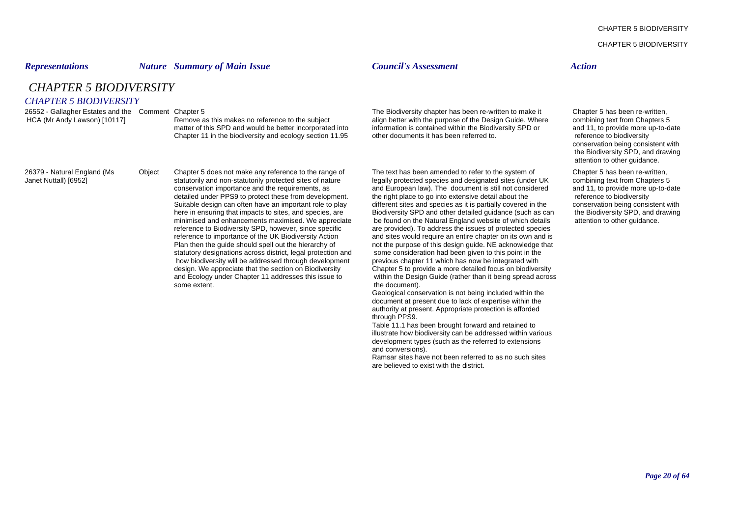| *Representations* | *Nature* | *Summary of Main Issue* | *Council's Assessment* | *Action* |
|---|---|---|---|---|

# *CHAPTER 5 BIODIVERSITY*

## *CHAPTER 5 BIODIVERSITY*

| *Representations* | *Nature* | *Summary of Main Issue* | *Council's Assessment* | *Action* |
|---|---|---|---|---|
| 26552 - Gallagher Estates and the HCA (Mr Andy Lawson) [10117] | Comment | Chapter 5<br>Remove as this makes no reference to the subject matter of this SPD and would be better incorporated into Chapter 11 in the biodiversity and ecology section 11.95 | The Biodiversity chapter has been re-written to make it align better with the purpose of the Design Guide. Where information is contained within the Biodiversity SPD or other documents it has been referred to. | Chapter 5 has been re-written, combining text from Chapters 5 and 11, to provide more up-to-date reference to biodiversity conservation being consistent with the Biodiversity SPD, and drawing attention to other guidance. |
| 26379 - Natural England (Ms Janet Nuttall) [6952] | Object | Chapter 5 does not make any reference to the range of statutorily and non-statutorily protected sites of nature conservation importance and the requirements, as detailed under PPS9 to protect these from development. Suitable design can often have an important role to play here in ensuring that impacts to sites, and species, are minimised and enhancements maximised. We appreciate reference to Biodiversity SPD, however, since specific reference to importance of the UK Biodiversity Action Plan then the guide should spell out the hierarchy of statutory designations across district, legal protection and how biodiversity will be addressed through development design. We appreciate that the section on Biodiversity and Ecology under Chapter 11 addresses this issue to some extent. | The text has been amended to refer to the system of legally protected species and designated sites (under UK and European law). The document is still not considered the right place to go into extensive detail about the different sites and species as it is partially covered in the Biodiversity SPD and other detailed guidance (such as can be found on the Natural England website of which details are provided). To address the issues of protected species and sites would require an entire chapter on its own and is not the purpose of this design guide. NE acknowledge that some consideration had been given to this point in the previous chapter 11 which has now be integrated with Chapter 5 to provide a more detailed focus on biodiversity within the Design Guide (rather than it being spread across the document).<br>Geological conservation is not being included within the document at present due to lack of expertise within the authority at present. Appropriate protection is afforded through PPS9.<br>Table 11.1 has been brought forward and retained to illustrate how biodiversity can be addressed within various development types (such as the referred to extensions and conversions).<br>Ramsar sites have not been referred to as no such sites are believed to exist with the district. | Chapter 5 has been re-written, combining text from Chapters 5 and 11, to provide more up-to-date reference to biodiversity conservation being consistent with the Biodiversity SPD, and drawing attention to other guidance. |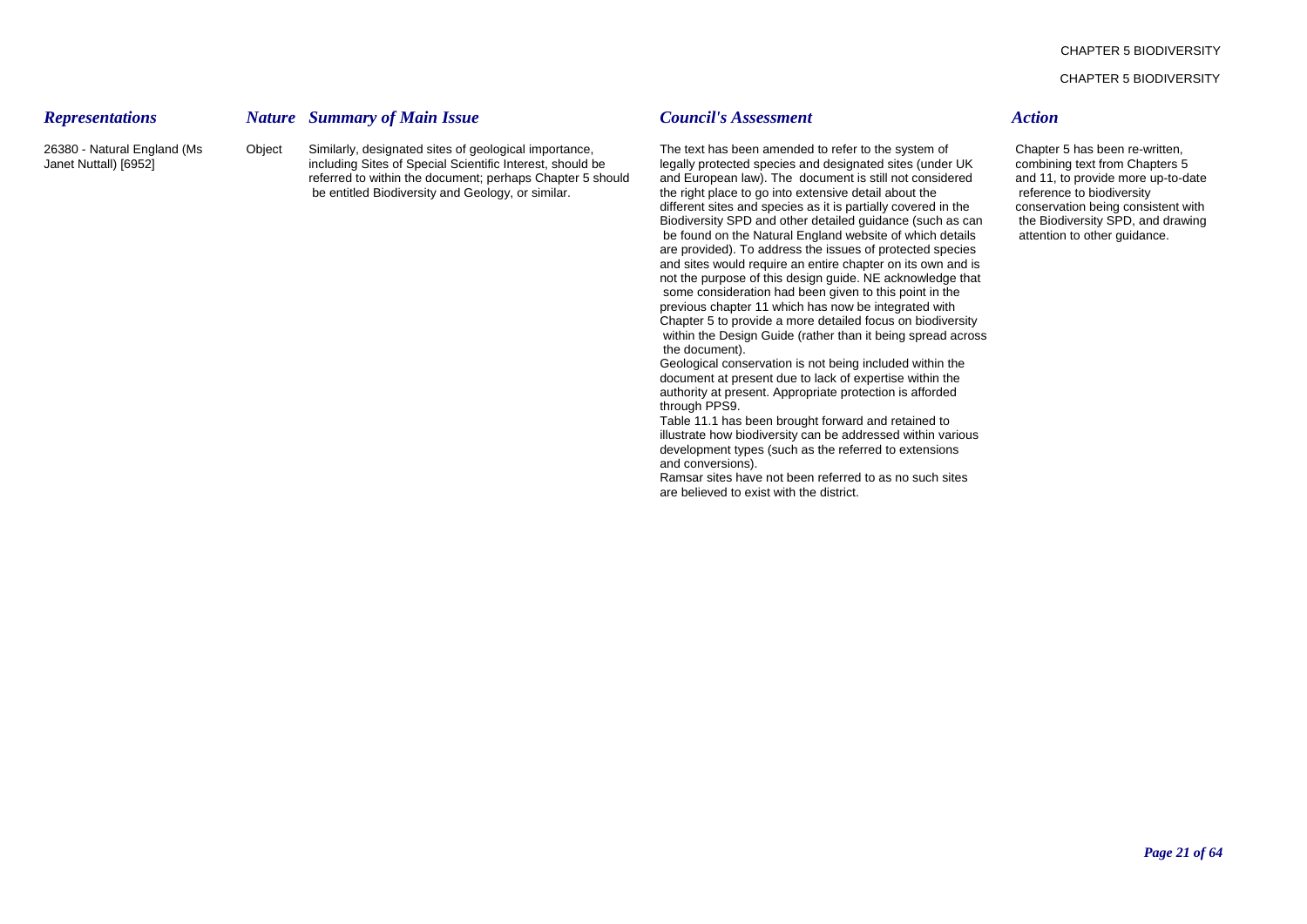| *Representations* | *Nature* | *Summary of Main Issue* | *Council's Assessment* | *Action* |
|---|---|---|---|---|
| 26380 - Natural England (Ms Janet Nuttall) [6952] | Object | Similarly, designated sites of geological importance, including Sites of Special Scientific Interest, should be referred to within the document; perhaps Chapter 5 should be entitled Biodiversity and Geology, or similar. | The text has been amended to refer to the system of legally protected species and designated sites (under UK and European law). The document is still not considered the right place to go into extensive detail about the different sites and species as it is partially covered in the Biodiversity SPD and other detailed guidance (such as can be found on the Natural England website of which details are provided). To address the issues of protected species and sites would require an entire chapter on its own and is not the purpose of this design guide. NE acknowledge that some consideration had been given to this point in the previous chapter 11 which has now be integrated with Chapter 5 to provide a more detailed focus on biodiversity within the Design Guide (rather than it being spread across the document).<br>Geological conservation is not being included within the document at present due to lack of expertise within the authority at present. Appropriate protection is afforded through PPS9.<br>Table 11.1 has been brought forward and retained to illustrate how biodiversity can be addressed within various development types (such as the referred to extensions and conversions).<br>Ramsar sites have not been referred to as no such sites are believed to exist with the district. | Chapter 5 has been re-written, combining text from Chapters 5 and 11, to provide more up-to-date reference to biodiversity conservation being consistent with the Biodiversity SPD, and drawing attention to other guidance. |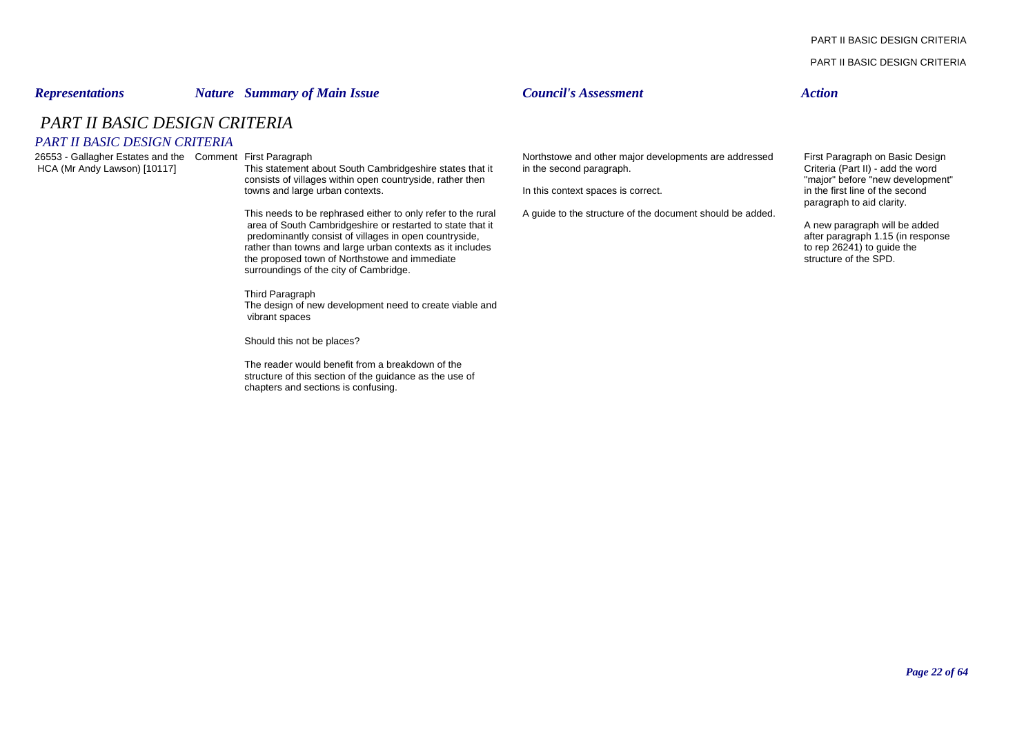| Representations | Nature | Summary of Main Issue | Council's Assessment | Action |
|---|---|---|---|---|

# PART II BASIC DESIGN CRITERIA

## PART II BASIC DESIGN CRITERIA

| Representations | Nature | Summary of Main Issue | Council's Assessment | Action |
|---|---|---|---|---|
| 26553 - Gallagher Estates and the HCA (Mr Andy Lawson) [10117] | Comment | First Paragraph<br>This statement about South Cambridgeshire states that it consists of villages within open countryside, rather then towns and large urban contexts.<br><br>This needs to be rephrased either to only refer to the rural area of South Cambridgeshire or restarted to state that it predominantly consist of villages in open countryside, rather than towns and large urban contexts as it includes the proposed town of Northstowe and immediate surroundings of the city of Cambridge.<br><br>Third Paragraph<br>The design of new development need to create viable and vibrant spaces<br><br>Should this not be places?<br><br>The reader would benefit from a breakdown of the structure of this section of the guidance as the use of chapters and sections is confusing. | Northstowe and other major developments are addressed in the second paragraph.<br><br>In this context spaces is correct.<br><br>A guide to the structure of the document should be added. | First Paragraph on Basic Design Criteria (Part II) - add the word "major" before "new development" in the first line of the second paragraph to aid clarity.<br><br>A new paragraph will be added after paragraph 1.15 (in response to rep 26241) to guide the structure of the SPD. |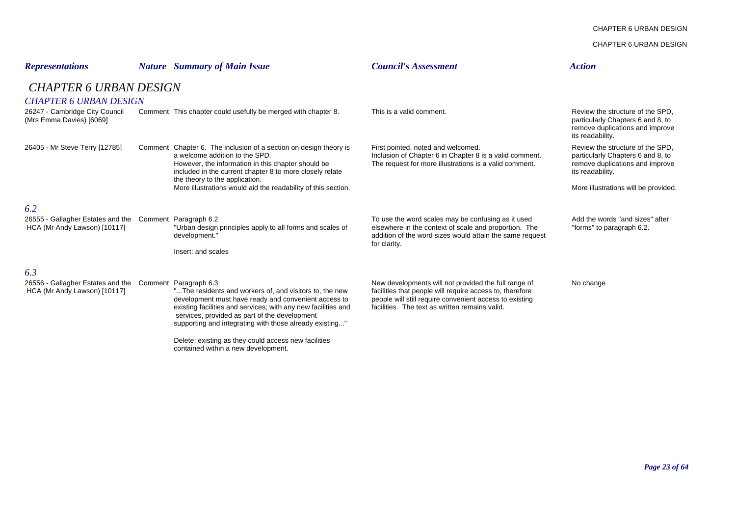| *Representations* | *Nature* | *Summary of Main Issue* | *Council's Assessment* | *Action* |
|---|---|---|---|---|
| ***CHAPTER 6 URBAN DESIGN*** | | | | |
| ***CHAPTER 6 URBAN DESIGN*** | | | | |
| 26247 - Cambridge City Council (Mrs Emma Davies) [6069] | Comment | This chapter could usefully be merged with chapter 8. | This is a valid comment. | Review the structure of the SPD, particularly Chapters 6 and 8, to remove duplications and improve its readability. |
| 26405 - Mr Steve Terry [12785] | Comment | Chapter 6. The inclusion of a section on design theory is a welcome addition to the SPD.<br>However, the information in this chapter should be included in the current chapter 8 to more closely relate the theory to the application.<br>More illustrations would aid the readability of this section. | First pointed, noted and welcomed.<br>Inclusion of Chapter 6 in Chapter 8 is a valid comment.<br>The request for more illustrations is a valid comment. | Review the structure of the SPD, particularly Chapters 6 and 8, to remove duplications and improve its readability.<br><br>More illustrations will be provided. |
| ***6.2*** | | | | |
| 26555 - Gallagher Estates and the HCA (Mr Andy Lawson) [10117] | Comment | Paragraph 6.2<br>"Urban design principles apply to all forms and scales of development."<br><br>Insert: and scales | To use the word scales may be confusing as it used elsewhere in the context of scale and proportion. The addition of the word sizes would attain the same request for clarity. | Add the words "and sizes" after "forms" to paragraph 6.2. |
| ***6.3*** | | | | |
| 26556 - Gallagher Estates and the HCA (Mr Andy Lawson) [10117] | Comment | Paragraph 6.3<br>"...The residents and workers of, and visitors to, the new development must have ready and convenient access to existing facilities and services; with any new facilities and services, provided as part of the development supporting and integrating with those already existing..."<br><br>Delete: existing as they could access new facilities contained within a new development. | New developments will not provided the full range of facilities that people will require access to, therefore people will still require convenient access to existing facilities. The text as written remains valid. | No change |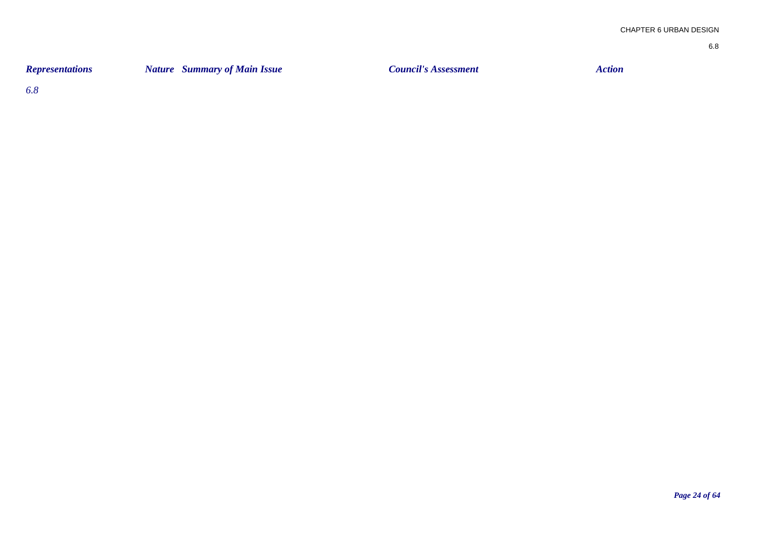| Representations | Nature | Summary of Main Issue | Council's Assessment | Action |
| --- | --- | --- | --- | --- |
| *6.8* | | | | |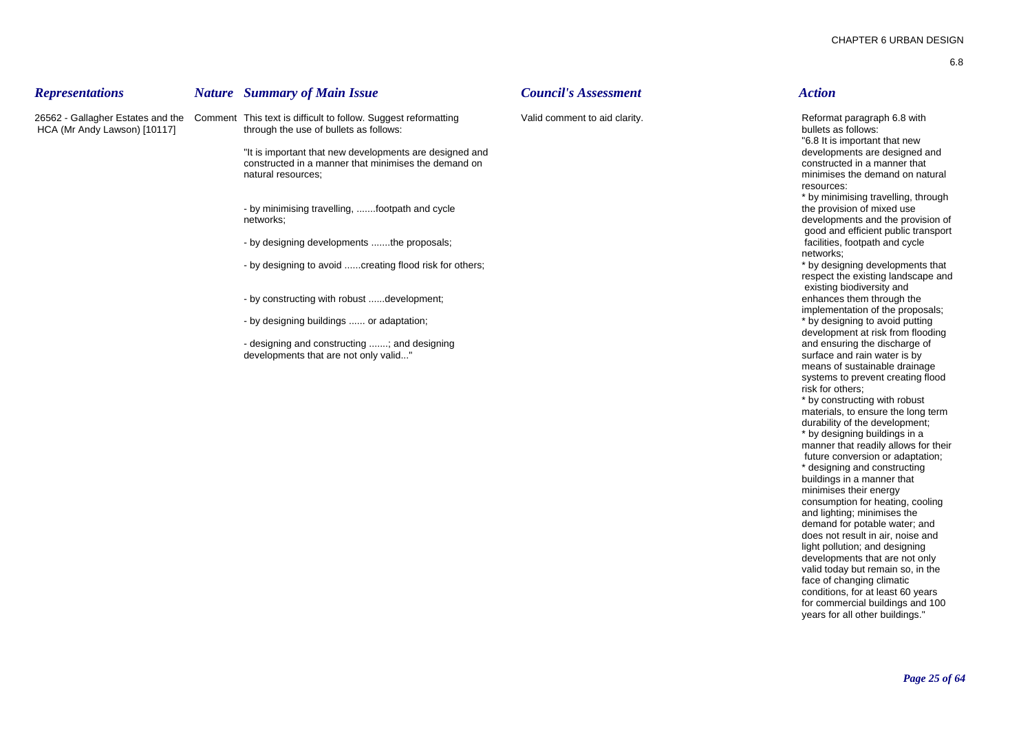| *Representations* | *Nature* | *Summary of Main Issue* | *Council's Assessment* | *Action* |
|---|---|---|---|---|
| 26562 - Gallagher Estates and the HCA (Mr Andy Lawson) [10117] | Comment | This text is difficult to follow. Suggest reformatting through the use of bullets as follows:<br><br>"It is important that new developments are designed and constructed in a manner that minimises the demand on natural resources;<br><br>- by minimising travelling, .......footpath and cycle networks;<br><br>- by designing developments .......the proposals;<br><br>- by designing to avoid ......creating flood risk for others;<br><br>- by constructing with robust ......development;<br><br>- by designing buildings ...... or adaptation;<br><br>- designing and constructing .......; and designing developments that are not only valid..." | Valid comment to aid clarity. | Reformat paragraph 6.8 with bullets as follows:<br>"6.8 It is important that new developments are designed and constructed in a manner that minimises the demand on natural resources:<br>* by minimising travelling, through the provision of mixed use developments and the provision of good and efficient public transport facilities, footpath and cycle networks;<br>* by designing developments that respect the existing landscape and existing biodiversity and enhances them through the implementation of the proposals;<br>* by designing to avoid putting development at risk from flooding and ensuring the discharge of surface and rain water is by means of sustainable drainage systems to prevent creating flood risk for others;<br>* by constructing with robust materials, to ensure the long term durability of the development;<br>* by designing buildings in a manner that readily allows for their future conversion or adaptation;<br>* designing and constructing buildings in a manner that minimises their energy consumption for heating, cooling and lighting; minimises the demand for potable water; and does not result in air, noise and light pollution; and designing developments that are not only valid today but remain so, in the face of changing climatic conditions, for at least 60 years for commercial buildings and 100 years for all other buildings." |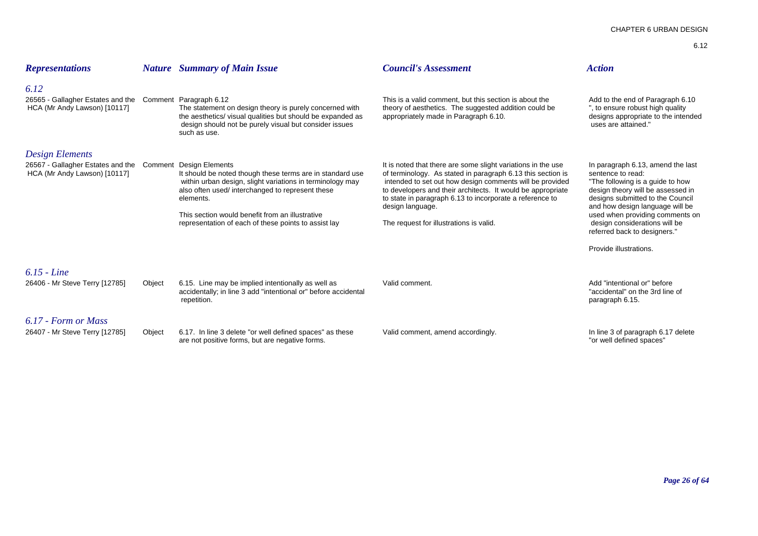| *Representations* | *Nature* | *Summary of Main Issue* | *Council's Assessment* | *Action* |
|---|---|---|---|---|
| ***6.12*** | | | | |
| 26565 - Gallagher Estates and the HCA (Mr Andy Lawson) [10117] | Comment | Paragraph 6.12<br>The statement on design theory is purely concerned with the aesthetics/ visual qualities but should be expanded as design should not be purely visual but consider issues such as use. | This is a valid comment, but this section is about the theory of aesthetics. The suggested addition could be appropriately made in Paragraph 6.10. | Add to the end of Paragraph 6.10 ", to ensure robust high quality designs appropriate to the intended uses are attained." |
| ***Design Elements*** | | | | |
| 26567 - Gallagher Estates and the HCA (Mr Andy Lawson) [10117] | Comment | Design Elements<br>It should be noted though these terms are in standard use within urban design, slight variations in terminology may also often used/ interchanged to represent these elements.<br><br>This section would benefit from an illustrative representation of each of these points to assist lay | It is noted that there are some slight variations in the use of terminology. As stated in paragraph 6.13 this section is intended to set out how design comments will be provided to developers and their architects. It would be appropriate to state in paragraph 6.13 to incorporate a reference to design language.<br><br>The request for illustrations is valid. | In paragraph 6.13, amend the last sentence to read:<br>"The following is a guide to how design theory will be assessed in designs submitted to the Council and how design language will be used when providing comments on design considerations will be referred back to designers."<br><br>Provide illustrations. |
| ***6.15 - Line*** | | | | |
| 26406 - Mr Steve Terry [12785] | Object | 6.15. Line may be implied intentionally as well as accidentally; in line 3 add "intentional or" before accidental repetition. | Valid comment. | Add "intentional or" before "accidental" on the 3rd line of paragraph 6.15. |
| ***6.17 - Form or Mass*** | | | | |
| 26407 - Mr Steve Terry [12785] | Object | 6.17. In line 3 delete "or well defined spaces" as these are not positive forms, but are negative forms. | Valid comment, amend accordingly. | In line 3 of paragraph 6.17 delete "or well defined spaces" |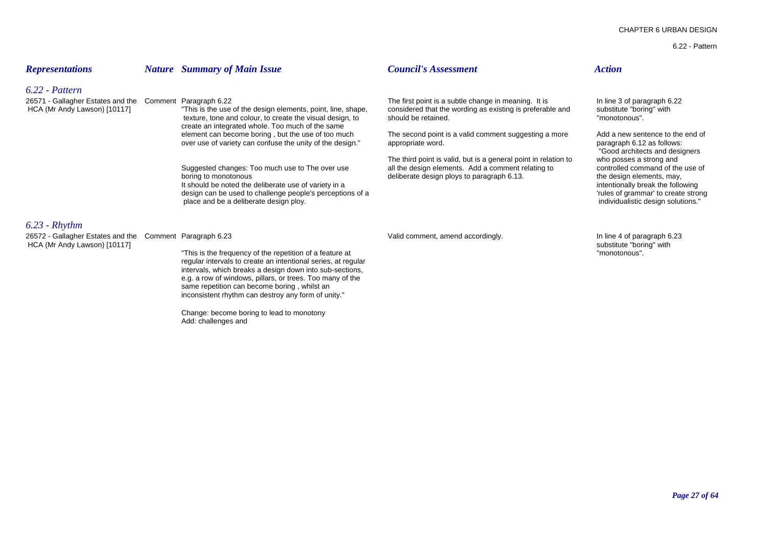| Representations | Nature | Summary of Main Issue | Council's Assessment | Action |
|---|---|---|---|---|
| ***6.22 - Pattern*** | | | | |
| 26571 - Gallagher Estates and the HCA (Mr Andy Lawson) [10117] | Comment | Paragraph 6.22<br>"This is the use of the design elements, point, line, shape, texture, tone and colour, to create the visual design, to create an integrated whole. Too much of the same element can become boring , but the use of too much over use of variety can confuse the unity of the design."<br><br>Suggested changes: Too much use to The over use<br>boring to monotonous<br>It should be noted the deliberate use of variety in a design can be used to challenge people's perceptions of a place and be a deliberate design ploy. | The first point is a subtle change in meaning. It is considered that the wording as existing is preferable and should be retained.<br><br>The second point is a valid comment suggesting a more appropriate word.<br><br>The third point is valid, but is a general point in relation to all the design elements. Add a comment relating to deliberate design ploys to paragraph 6.13. | In line 3 of paragraph 6.22 substitute "boring" with "monotonous".<br><br>Add a new sentence to the end of paragraph 6.12 as follows: "Good architects and designers who posses a strong and controlled command of the use of the design elements, may, intentionally break the following 'rules of grammar' to create strong individualistic design solutions." |
| ***6.23 - Rhythm*** | | | | |
| 26572 - Gallagher Estates and the HCA (Mr Andy Lawson) [10117] | Comment | Paragraph 6.23<br><br>"This is the frequency of the repetition of a feature at regular intervals to create an intentional series, at regular intervals, which breaks a design down into sub-sections, e.g. a row of windows, pillars, or trees. Too many of the same repetition can become boring , whilst an inconsistent rhythm can destroy any form of unity."<br><br>Change: become boring to lead to monotony<br>Add: challenges and | Valid comment, amend accordingly. | In line 4 of paragraph 6.23 substitute "boring" with "monotonous". |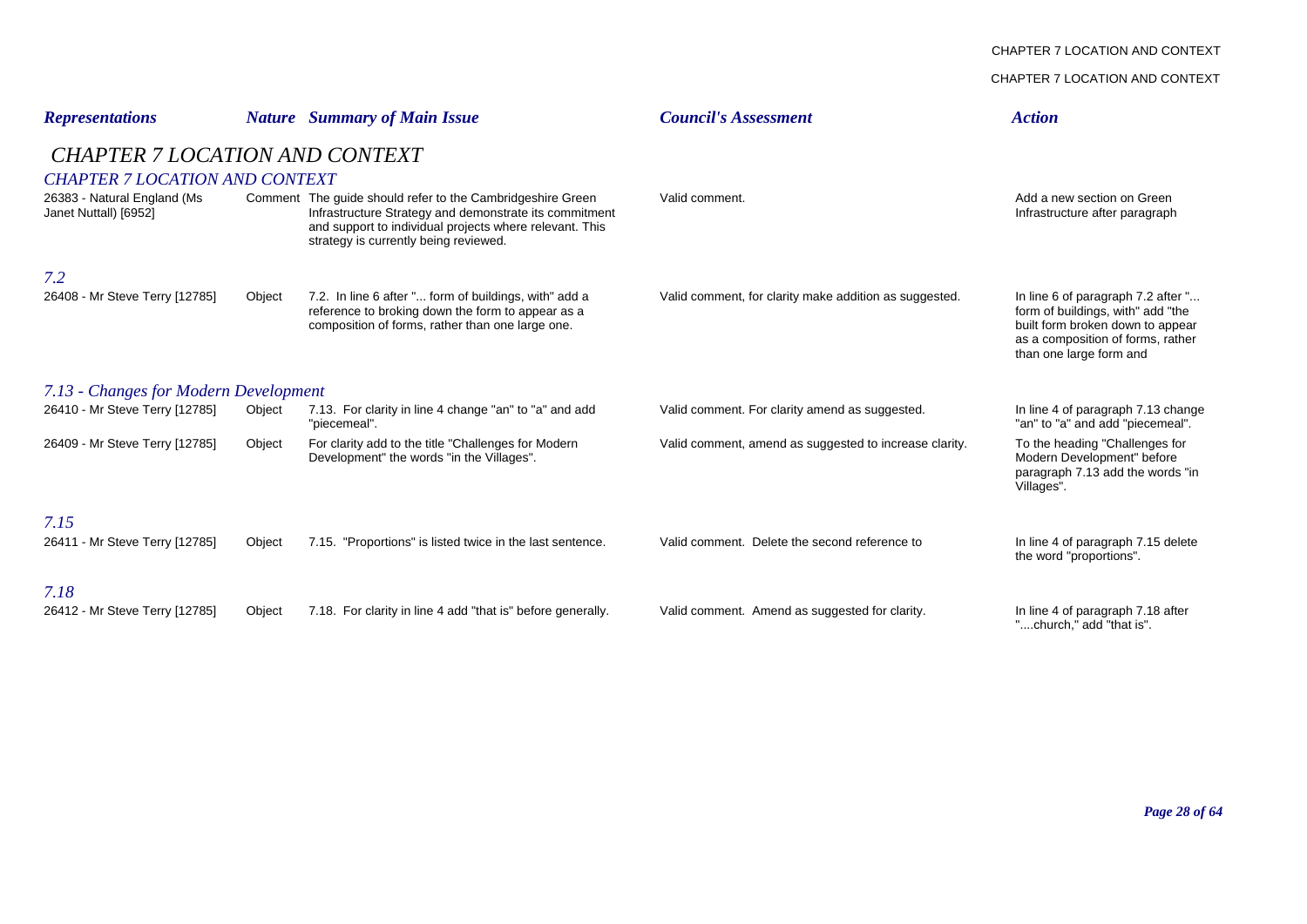| Representations | Nature | Summary of Main Issue | Council's Assessment | Action |
|---|---|---|---|---|
| ***CHAPTER 7 LOCATION AND CONTEXT*** | | | | |
| ***CHAPTER 7 LOCATION AND CONTEXT*** | | | | |
| 26383 - Natural England (Ms Janet Nuttall) [6952] | Comment | The guide should refer to the Cambridgeshire Green Infrastructure Strategy and demonstrate its commitment and support to individual projects where relevant. This strategy is currently being reviewed. | Valid comment. | Add a new section on Green Infrastructure after paragraph |
| ***7.2*** | | | | |
| 26408 - Mr Steve Terry [12785] | Object | 7.2. In line 6 after "... form of buildings, with" add a reference to broking down the form to appear as a composition of forms, rather than one large one. | Valid comment, for clarity make addition as suggested. | In line 6 of paragraph 7.2 after "... form of buildings, with" add "the built form broken down to appear as a composition of forms, rather than one large form and |
| ***7.13 - Changes for Modern Development*** | | | | |
| 26410 - Mr Steve Terry [12785] | Object | 7.13. For clarity in line 4 change "an" to "a" and add "piecemeal". | Valid comment. For clarity amend as suggested. | In line 4 of paragraph 7.13 change "an" to "a" and add "piecemeal". |
| 26409 - Mr Steve Terry [12785] | Object | For clarity add to the title "Challenges for Modern Development" the words "in the Villages". | Valid comment, amend as suggested to increase clarity. | To the heading "Challenges for Modern Development" before paragraph 7.13 add the words "in Villages". |
| ***7.15*** | | | | |
| 26411 - Mr Steve Terry [12785] | Object | 7.15. "Proportions" is listed twice in the last sentence. | Valid comment. Delete the second reference to | In line 4 of paragraph 7.15 delete the word "proportions". |
| ***7.18*** | | | | |
| 26412 - Mr Steve Terry [12785] | Object | 7.18. For clarity in line 4 add "that is" before generally. | Valid comment. Amend as suggested for clarity. | In line 4 of paragraph 7.18 after "....church," add "that is". |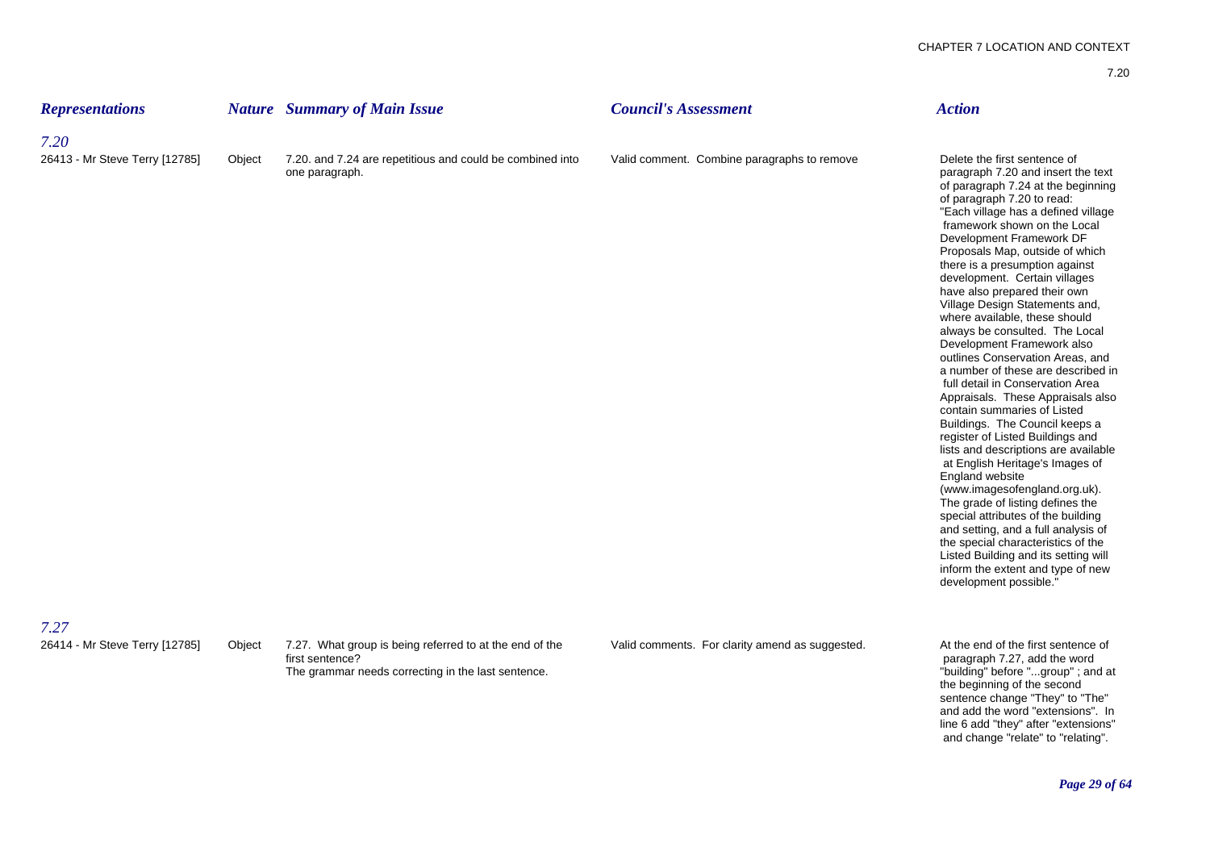| Representations | Nature | Summary of Main Issue | Council's Assessment | Action |
|---|---|---|---|---|
| ***7.20*** | | | | |
| 26413 - Mr Steve Terry [12785] | Object | 7.20. and 7.24 are repetitious and could be combined into one paragraph. | Valid comment. Combine paragraphs to remove | Delete the first sentence of paragraph 7.20 and insert the text of paragraph 7.24 at the beginning of paragraph 7.20 to read: "Each village has a defined village framework shown on the Local Development Framework DF Proposals Map, outside of which there is a presumption against development. Certain villages have also prepared their own Village Design Statements and, where available, these should always be consulted. The Local Development Framework also outlines Conservation Areas, and a number of these are described in full detail in Conservation Area Appraisals. These Appraisals also contain summaries of Listed Buildings. The Council keeps a register of Listed Buildings and lists and descriptions are available at English Heritage's Images of England website (www.imagesofengland.org.uk). The grade of listing defines the special attributes of the building and setting, and a full analysis of the special characteristics of the Listed Building and its setting will inform the extent and type of new development possible." |
| ***7.27*** | | | | |
| 26414 - Mr Steve Terry [12785] | Object | 7.27. What group is being referred to at the end of the first sentence?<br>The grammar needs correcting in the last sentence. | Valid comments. For clarity amend as suggested. | At the end of the first sentence of paragraph 7.27, add the word "building" before "...group" ; and at the beginning of the second sentence change "They" to "The" and add the word "extensions". In line 6 add "they" after "extensions" and change "relate" to "relating". |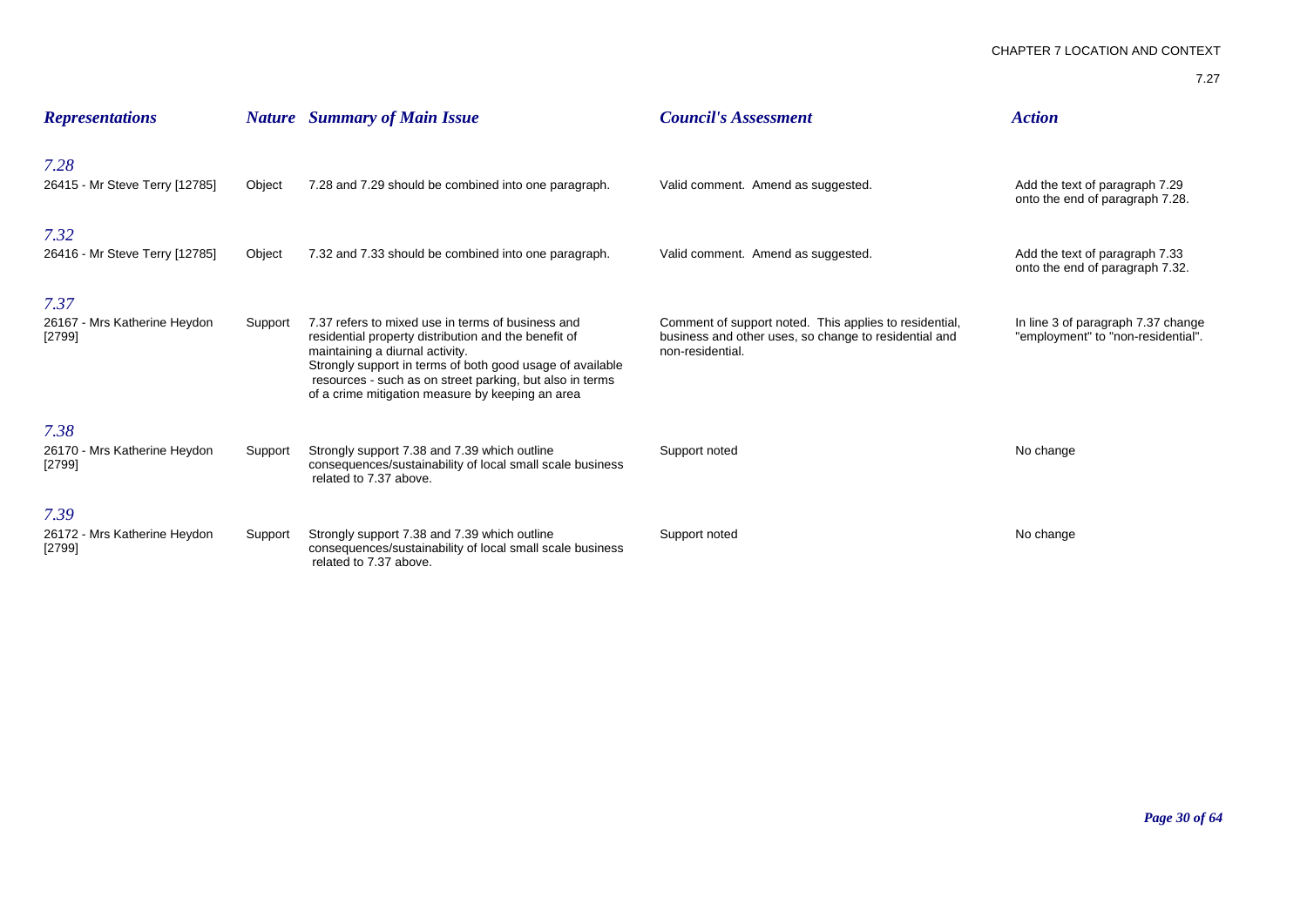| *Representations* | *Nature* | *Summary of Main Issue* | *Council's Assessment* | *Action* |
|---|---|---|---|---|
| ***7.28*** | | | | |
| 26415 - Mr Steve Terry [12785] | Object | 7.28 and 7.29 should be combined into one paragraph. | Valid comment. Amend as suggested. | Add the text of paragraph 7.29 onto the end of paragraph 7.28. |
| ***7.32*** | | | | |
| 26416 - Mr Steve Terry [12785] | Object | 7.32 and 7.33 should be combined into one paragraph. | Valid comment. Amend as suggested. | Add the text of paragraph 7.33 onto the end of paragraph 7.32. |
| ***7.37*** | | | | |
| 26167 - Mrs Katherine Heydon [2799] | Support | 7.37 refers to mixed use in terms of business and residential property distribution and the benefit of maintaining a diurnal activity. Strongly support in terms of both good usage of available resources - such as on street parking, but also in terms of a crime mitigation measure by keeping an area | Comment of support noted. This applies to residential, business and other uses, so change to residential and non-residential. | In line 3 of paragraph 7.37 change "employment" to "non-residential". |
| ***7.38*** | | | | |
| 26170 - Mrs Katherine Heydon [2799] | Support | Strongly support 7.38 and 7.39 which outline consequences/sustainability of local small scale business related to 7.37 above. | Support noted | No change |
| ***7.39*** | | | | |
| 26172 - Mrs Katherine Heydon [2799] | Support | Strongly support 7.38 and 7.39 which outline consequences/sustainability of local small scale business related to 7.37 above. | Support noted | No change |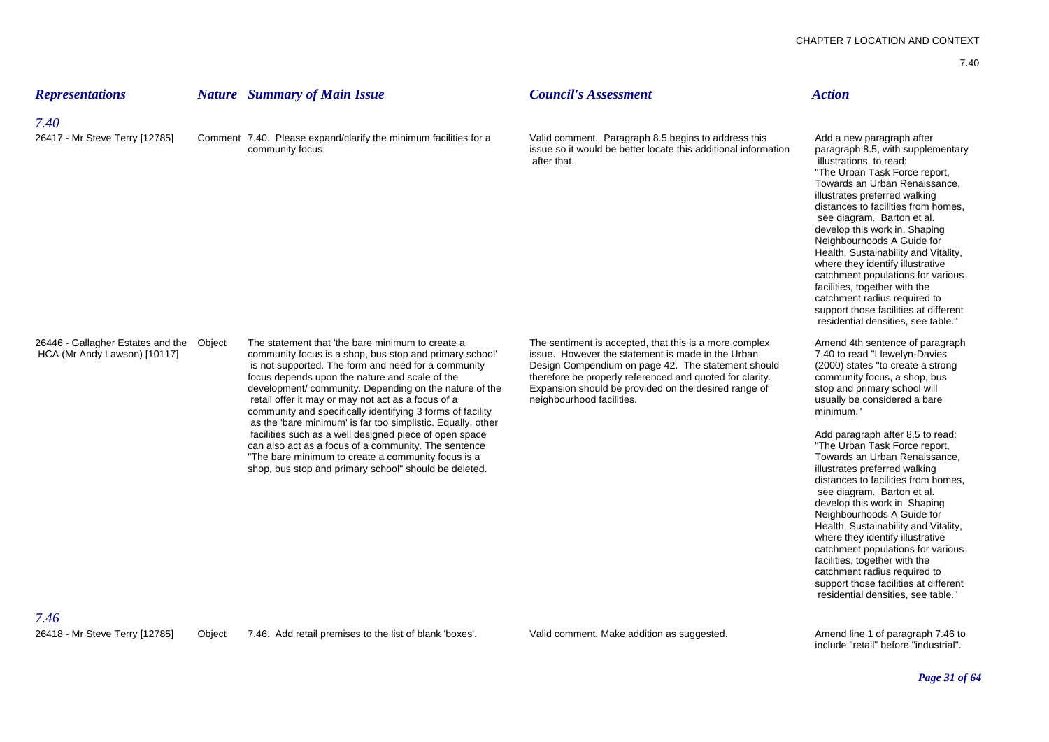| *Representations* | *Nature* | *Summary of Main Issue* | *Council's Assessment* | *Action* |
|---|---|---|---|---|
| *7.40* | | | | |
| 26417 - Mr Steve Terry [12785] | Comment | 7.40. Please expand/clarify the minimum facilities for a community focus. | Valid comment. Paragraph 8.5 begins to address this issue so it would be better locate this additional information after that. | Add a new paragraph after paragraph 8.5, with supplementary illustrations, to read: "The Urban Task Force report, Towards an Urban Renaissance, illustrates preferred walking distances to facilities from homes, see diagram. Barton et al. develop this work in, Shaping Neighbourhoods A Guide for Health, Sustainability and Vitality, where they identify illustrative catchment populations for various facilities, together with the catchment radius required to support those facilities at different residential densities, see table." |
| 26446 - Gallagher Estates and the HCA (Mr Andy Lawson) [10117] | Object | The statement that 'the bare minimum to create a community focus is a shop, bus stop and primary school' is not supported. The form and need for a community focus depends upon the nature and scale of the development/ community. Depending on the nature of the retail offer it may or may not act as a focus of a community and specifically identifying 3 forms of facility as the 'bare minimum' is far too simplistic. Equally, other facilities such as a well designed piece of open space can also act as a focus of a community. The sentence "The bare minimum to create a community focus is a shop, bus stop and primary school" should be deleted. | The sentiment is accepted, that this is a more complex issue. However the statement is made in the Urban Design Compendium on page 42. The statement should therefore be properly referenced and quoted for clarity. Expansion should be provided on the desired range of neighbourhood facilities. | Amend 4th sentence of paragraph 7.40 to read "Llewelyn-Davies (2000) states "to create a strong community focus, a shop, bus stop and primary school will usually be considered a bare minimum."<br><br>Add paragraph after 8.5 to read: "The Urban Task Force report, Towards an Urban Renaissance, illustrates preferred walking distances to facilities from homes, see diagram. Barton et al. develop this work in, Shaping Neighbourhoods A Guide for Health, Sustainability and Vitality, where they identify illustrative catchment populations for various facilities, together with the catchment radius required to support those facilities at different residential densities, see table." |
| *7.46* | | | | |
| 26418 - Mr Steve Terry [12785] | Object | 7.46. Add retail premises to the list of blank 'boxes'. | Valid comment. Make addition as suggested. | Amend line 1 of paragraph 7.46 to include "retail" before "industrial". |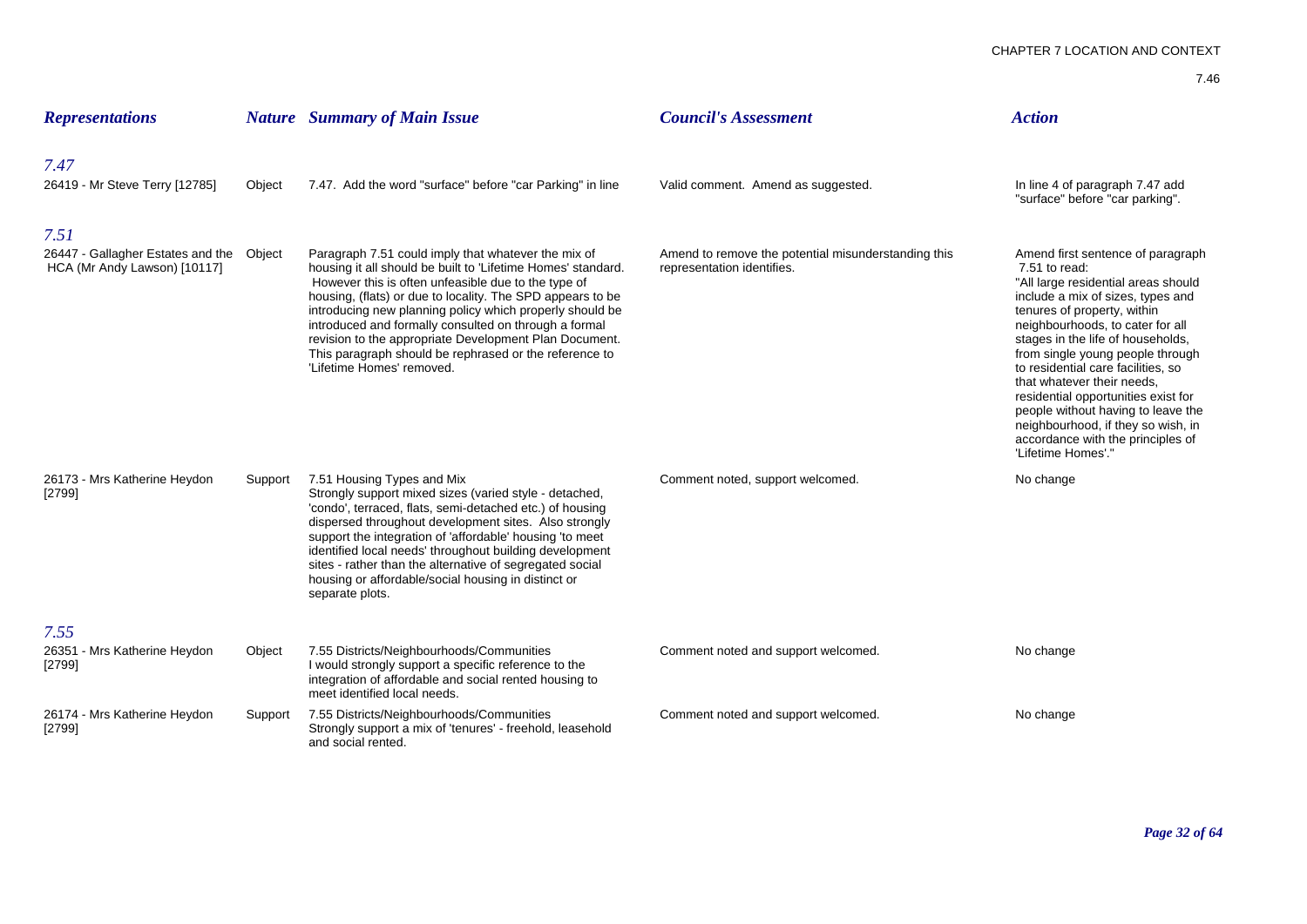| *Representations* | *Nature* | *Summary of Main Issue* | *Council's Assessment* | *Action* |
|---|---|---|---|---|
| ***7.47*** | | | | |
| 26419 - Mr Steve Terry [12785] | Object | 7.47. Add the word "surface" before "car Parking" in line | Valid comment. Amend as suggested. | In line 4 of paragraph 7.47 add "surface" before "car parking". |
| ***7.51*** | | | | |
| 26447 - Gallagher Estates and the HCA (Mr Andy Lawson) [10117] | Object | Paragraph 7.51 could imply that whatever the mix of housing it all should be built to 'Lifetime Homes' standard. However this is often unfeasible due to the type of housing, (flats) or due to locality. The SPD appears to be introducing new planning policy which properly should be introduced and formally consulted on through a formal revision to the appropriate Development Plan Document. This paragraph should be rephrased or the reference to 'Lifetime Homes' removed. | Amend to remove the potential misunderstanding this representation identifies. | Amend first sentence of paragraph 7.51 to read: "All large residential areas should include a mix of sizes, types and tenures of property, within neighbourhoods, to cater for all stages in the life of households, from single young people through to residential care facilities, so that whatever their needs, residential opportunities exist for people without having to leave the neighbourhood, if they so wish, in accordance with the principles of 'Lifetime Homes'." |
| 26173 - Mrs Katherine Heydon [2799] | Support | 7.51 Housing Types and Mix Strongly support mixed sizes (varied style - detached, 'condo', terraced, flats, semi-detached etc.) of housing dispersed throughout development sites. Also strongly support the integration of 'affordable' housing 'to meet identified local needs' throughout building development sites - rather than the alternative of segregated social housing or affordable/social housing in distinct or separate plots. | Comment noted, support welcomed. | No change |
| ***7.55*** | | | | |
| 26351 - Mrs Katherine Heydon [2799] | Object | 7.55 Districts/Neighbourhoods/Communities I would strongly support a specific reference to the integration of affordable and social rented housing to meet identified local needs. | Comment noted and support welcomed. | No change |
| 26174 - Mrs Katherine Heydon [2799] | Support | 7.55 Districts/Neighbourhoods/Communities Strongly support a mix of 'tenures' - freehold, leasehold and social rented. | Comment noted and support welcomed. | No change |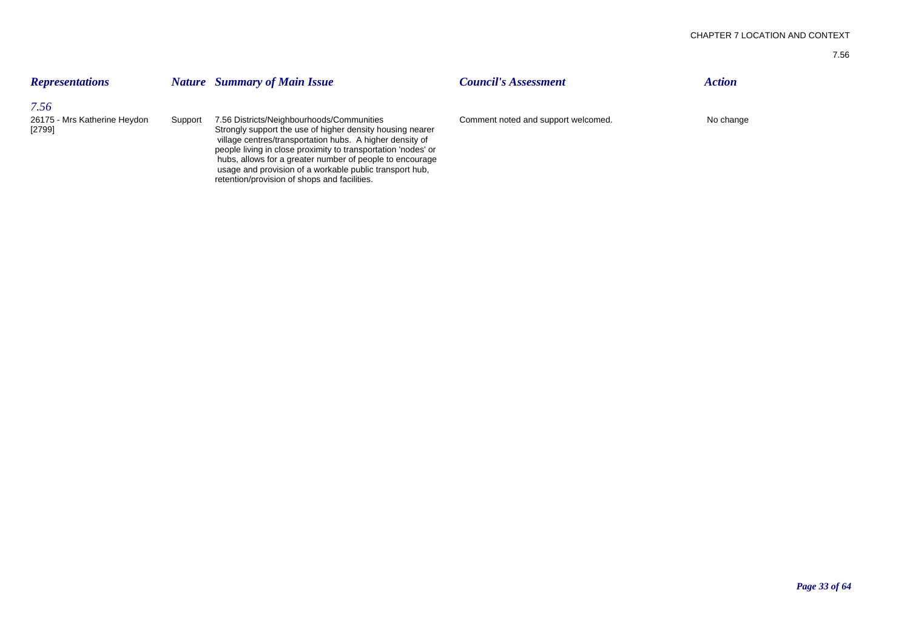| *Representations* | *Nature* | *Summary of Main Issue* | *Council's Assessment* | *Action* |
|---|---|---|---|---|
| *7.56* | | | | |
| 26175 - Mrs Katherine Heydon [2799] | Support | 7.56 Districts/Neighbourhoods/Communities Strongly support the use of higher density housing nearer village centres/transportation hubs. A higher density of people living in close proximity to transportation 'nodes' or hubs, allows for a greater number of people to encourage usage and provision of a workable public transport hub, retention/provision of shops and facilities. | Comment noted and support welcomed. | No change |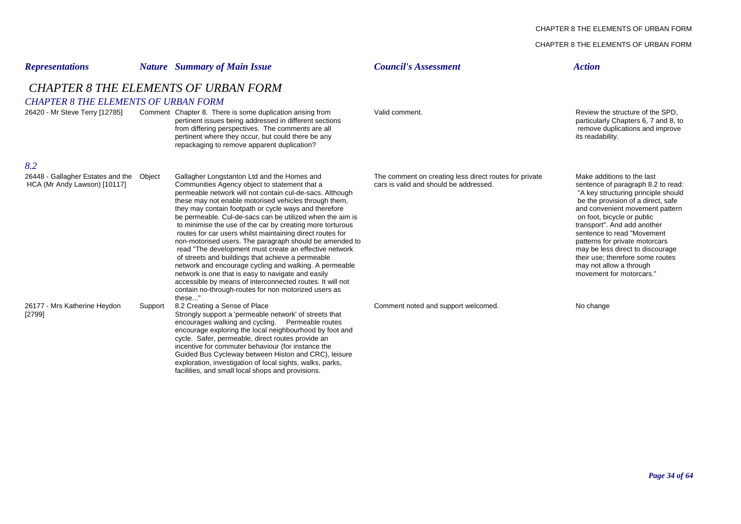| Representations | Nature | Summary of Main Issue | Council's Assessment | Action |
|---|---|---|---|---|

# CHAPTER 8 THE ELEMENTS OF URBAN FORM

## CHAPTER 8 THE ELEMENTS OF URBAN FORM

| Representations | Nature | Summary of Main Issue | Council's Assessment | Action |
|---|---|---|---|---|
| 26420 - Mr Steve Terry [12785] | Comment | Chapter 8. There is some duplication arising from pertinent issues being addressed in different sections from differing perspectives. The comments are all pertinent where they occur, but could there be any repackaging to remove apparent duplication? | Valid comment. | Review the structure of the SPD, particularly Chapters 6, 7 and 8, to remove duplications and improve its readability. |

## 8.2

| Representations | Nature | Summary of Main Issue | Council's Assessment | Action |
|---|---|---|---|---|
| 26448 - Gallagher Estates and the HCA (Mr Andy Lawson) [10117] | Object | Gallagher Longstanton Ltd and the Homes and Communities Agency object to statement that a permeable network will not contain cul-de-sacs. Although these may not enable motorised vehicles through them, they may contain footpath or cycle ways and therefore be permeable. Cul-de-sacs can be utilized when the aim is to minimise the use of the car by creating more torturous routes for car users whilst maintaining direct routes for non-motorised users. The paragraph should be amended to read "The development must create an effective network of streets and buildings that achieve a permeable network and encourage cycling and walking. A permeable network is one that is easy to navigate and easily accessible by means of interconnected routes. It will not contain no-through-routes for non motorized users as these..." | The comment on creating less direct routes for private cars is valid and should be addressed. | Make additions to the last sentence of paragraph 8.2 to read: "A key structuring principle should be the provision of a direct, safe and convenient movement pattern on foot, bicycle or public transport". And add another sentence to read "Movement patterns for private motorcars may be less direct to discourage their use; therefore some routes may not allow a through movement for motorcars." |
| 26177 - Mrs Katherine Heydon [2799] | Support | 8.2 Creating a Sense of Place Strongly support a 'permeable network' of streets that encourages walking and cycling. Permeable routes encourage exploring the local neighbourhood by foot and cycle. Safer, permeable, direct routes provide an incentive for commuter behaviour (for instance the Guided Bus Cycleway between Histon and CRC), leisure exploration, investigation of local sights, walks, parks, facilities, and small local shops and provisions. | Comment noted and support welcomed. | No change |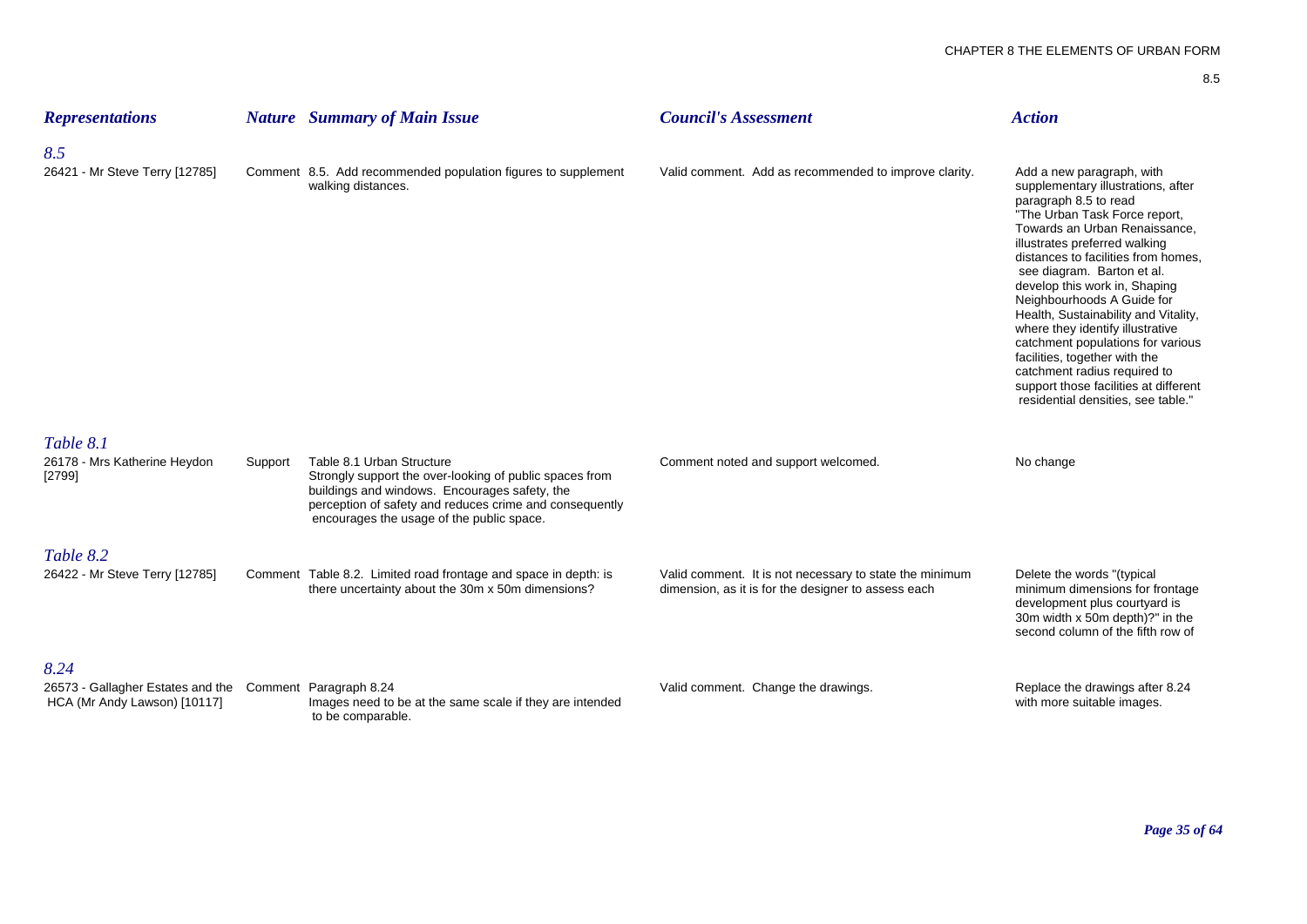| Representations | Nature | Summary of Main Issue | Council's Assessment | Action |
|---|---|---|---|---|
| ***8.5*** | | | | |
| 26421 - Mr Steve Terry [12785] | Comment | 8.5. Add recommended population figures to supplement walking distances. | Valid comment. Add as recommended to improve clarity. | Add a new paragraph, with supplementary illustrations, after paragraph 8.5 to read "The Urban Task Force report, Towards an Urban Renaissance, illustrates preferred walking distances to facilities from homes, see diagram. Barton et al. develop this work in, Shaping Neighbourhoods A Guide for Health, Sustainability and Vitality, where they identify illustrative catchment populations for various facilities, together with the catchment radius required to support those facilities at different residential densities, see table." |
| ***Table 8.1*** | | | | |
| 26178 - Mrs Katherine Heydon [2799] | Support | Table 8.1 Urban Structure Strongly support the over-looking of public spaces from buildings and windows. Encourages safety, the perception of safety and reduces crime and consequently encourages the usage of the public space. | Comment noted and support welcomed. | No change |
| ***Table 8.2*** | | | | |
| 26422 - Mr Steve Terry [12785] | Comment | Table 8.2. Limited road frontage and space in depth: is there uncertainty about the 30m x 50m dimensions? | Valid comment. It is not necessary to state the minimum dimension, as it is for the designer to assess each | Delete the words "(typical minimum dimensions for frontage development plus courtyard is 30m width x 50m depth)?" in the second column of the fifth row of |
| ***8.24*** | | | | |
| 26573 - Gallagher Estates and the HCA (Mr Andy Lawson) [10117] | Comment | Paragraph 8.24 Images need to be at the same scale if they are intended to be comparable. | Valid comment. Change the drawings. | Replace the drawings after 8.24 with more suitable images. |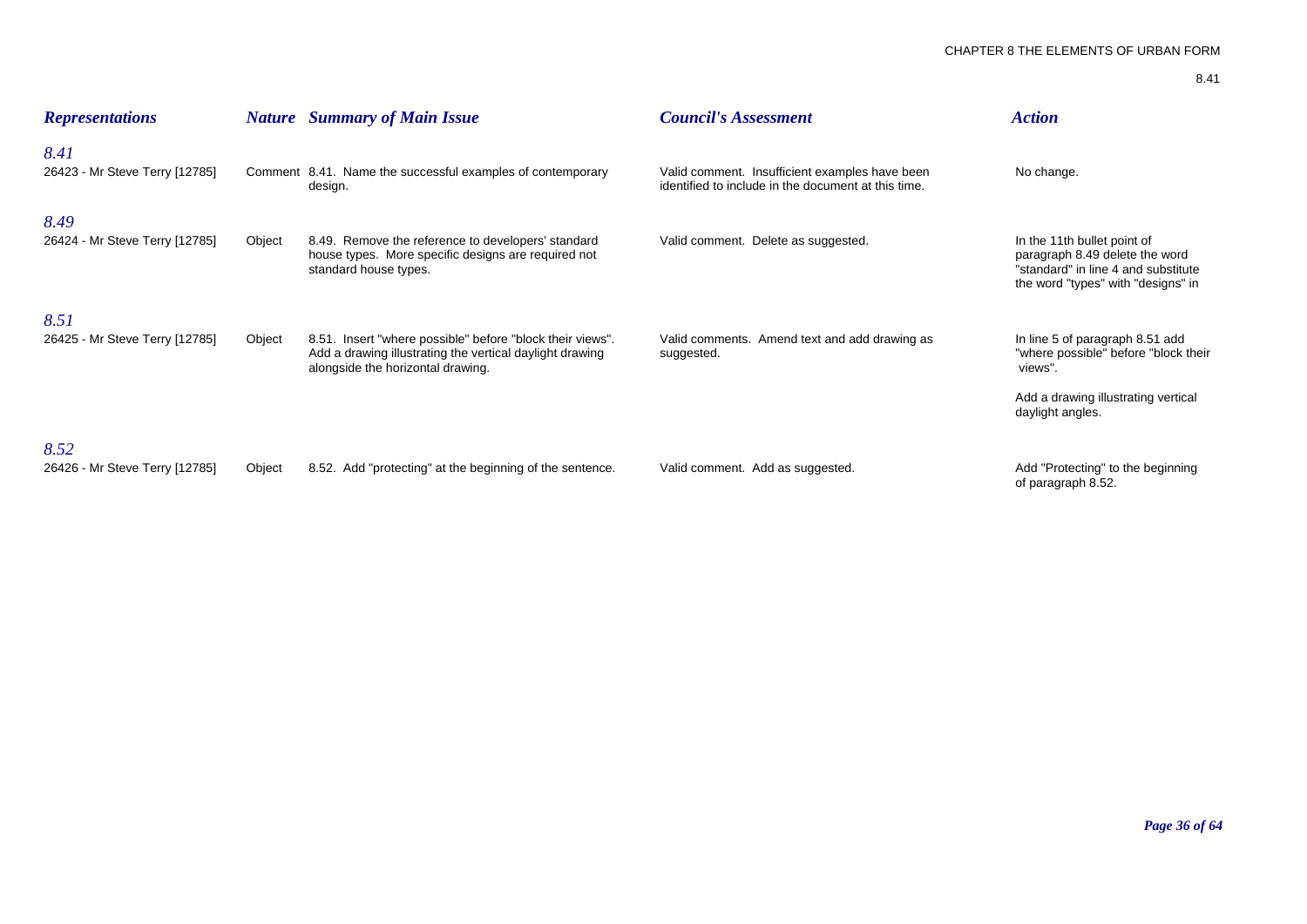| *Representations* | *Nature* | *Summary of Main Issue* | *Council's Assessment* | *Action* |
|---|---|---|---|---|
| ***8.41*** | | | | |
| 26423 - Mr Steve Terry [12785] | Comment | 8.41. Name the successful examples of contemporary design. | Valid comment. Insufficient examples have been identified to include in the document at this time. | No change. |
| ***8.49*** | | | | |
| 26424 - Mr Steve Terry [12785] | Object | 8.49. Remove the reference to developers' standard house types. More specific designs are required not standard house types. | Valid comment. Delete as suggested. | In the 11th bullet point of paragraph 8.49 delete the word "standard" in line 4 and substitute the word "types" with "designs" in |
| ***8.51*** | | | | |
| 26425 - Mr Steve Terry [12785] | Object | 8.51. Insert "where possible" before "block their views". Add a drawing illustrating the vertical daylight drawing alongside the horizontal drawing. | Valid comments. Amend text and add drawing as suggested. | In line 5 of paragraph 8.51 add "where possible" before "block their views".<br><br>Add a drawing illustrating vertical daylight angles. |
| ***8.52*** | | | | |
| 26426 - Mr Steve Terry [12785] | Object | 8.52. Add "protecting" at the beginning of the sentence. | Valid comment. Add as suggested. | Add "Protecting" to the beginning of paragraph 8.52. |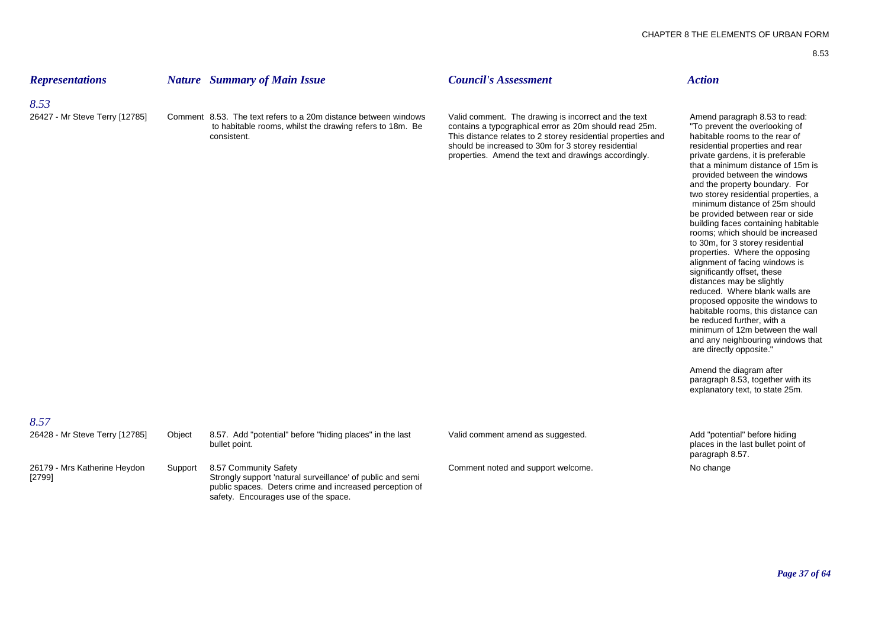| *Representations* | *Nature* | *Summary of Main Issue* | *Council's Assessment* | *Action* |
|---|---|---|---|---|
| *8.53* | | | | |
| 26427 - Mr Steve Terry [12785] | Comment | 8.53. The text refers to a 20m distance between windows to habitable rooms, whilst the drawing refers to 18m. Be consistent. | Valid comment. The drawing is incorrect and the text contains a typographical error as 20m should read 25m. This distance relates to 2 storey residential properties and should be increased to 30m for 3 storey residential properties. Amend the text and drawings accordingly. | Amend paragraph 8.53 to read: "To prevent the overlooking of habitable rooms to the rear of residential properties and rear private gardens, it is preferable that a minimum distance of 15m is provided between the windows and the property boundary. For two storey residential properties, a minimum distance of 25m should be provided between rear or side building faces containing habitable rooms; which should be increased to 30m, for 3 storey residential properties. Where the opposing alignment of facing windows is significantly offset, these distances may be slightly reduced. Where blank walls are proposed opposite the windows to habitable rooms, this distance can be reduced further, with a minimum of 12m between the wall and any neighbouring windows that are directly opposite." <br><br> Amend the diagram after paragraph 8.53, together with its explanatory text, to state 25m. |
| *8.57* | | | | |
| 26428 - Mr Steve Terry [12785] | Object | 8.57. Add "potential" before "hiding places" in the last bullet point. | Valid comment amend as suggested. | Add "potential" before hiding places in the last bullet point of paragraph 8.57. |
| 26179 - Mrs Katherine Heydon [2799] | Support | 8.57 Community Safety<br>Strongly support 'natural surveillance' of public and semi public spaces. Deters crime and increased perception of safety. Encourages use of the space. | Comment noted and support welcome. | No change |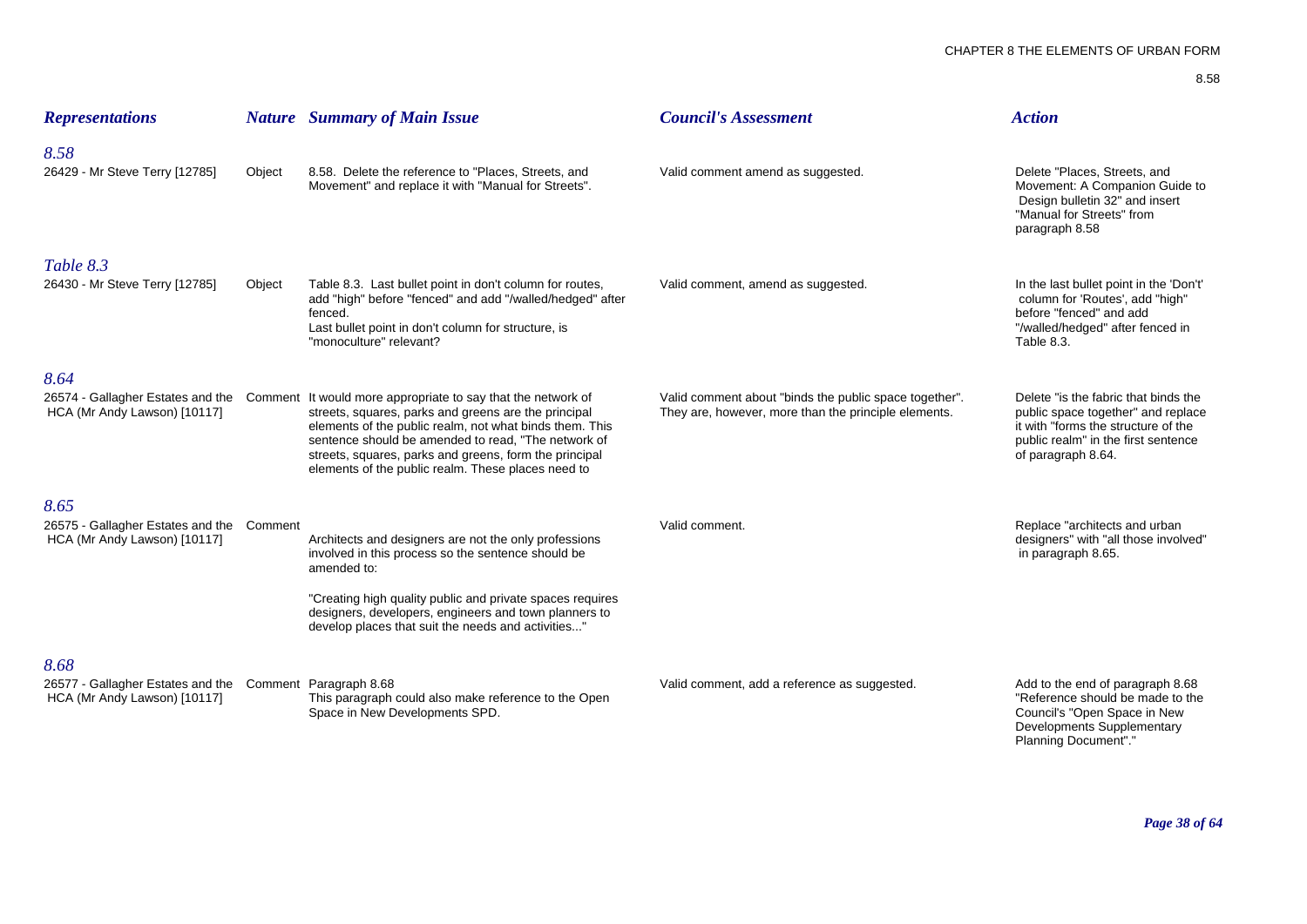| *Representations* | *Nature* | *Summary of Main Issue* | *Council's Assessment* | *Action* |
|---|---|---|---|---|
| ***8.58*** | | | | |
| 26429 - Mr Steve Terry [12785] | Object | 8.58. Delete the reference to "Places, Streets, and Movement" and replace it with "Manual for Streets". | Valid comment amend as suggested. | Delete "Places, Streets, and Movement: A Companion Guide to Design bulletin 32" and insert "Manual for Streets" from paragraph 8.58 |
| ***Table 8.3*** | | | | |
| 26430 - Mr Steve Terry [12785] | Object | Table 8.3. Last bullet point in don't column for routes, add "high" before "fenced" and add "/walled/hedged" after fenced.<br>Last bullet point in don't column for structure, is "monoculture" relevant? | Valid comment, amend as suggested. | In the last bullet point in the 'Don't' column for 'Routes', add "high" before "fenced" and add "/walled/hedged" after fenced in Table 8.3. |
| ***8.64*** | | | | |
| 26574 - Gallagher Estates and the HCA (Mr Andy Lawson) [10117] | Comment | It would more appropriate to say that the network of streets, squares, parks and greens are the principal elements of the public realm, not what binds them. This sentence should be amended to read, "The network of streets, squares, parks and greens, form the principal elements of the public realm. These places need to | Valid comment about "binds the public space together". They are, however, more than the principle elements. | Delete "is the fabric that binds the public space together" and replace it with "forms the structure of the public realm" in the first sentence of paragraph 8.64. |
| ***8.65*** | | | | |
| 26575 - Gallagher Estates and the HCA (Mr Andy Lawson) [10117] | Comment | Architects and designers are not the only professions involved in this process so the sentence should be amended to:<br><br>"Creating high quality public and private spaces requires designers, developers, engineers and town planners to develop places that suit the needs and activities..." | Valid comment. | Replace "architects and urban designers" with "all those involved" in paragraph 8.65. |
| ***8.68*** | | | | |
| 26577 - Gallagher Estates and the HCA (Mr Andy Lawson) [10117] | Comment | Paragraph 8.68<br>This paragraph could also make reference to the Open Space in New Developments SPD. | Valid comment, add a reference as suggested. | Add to the end of paragraph 8.68 "Reference should be made to the Council's "Open Space in New Developments Supplementary Planning Document"." |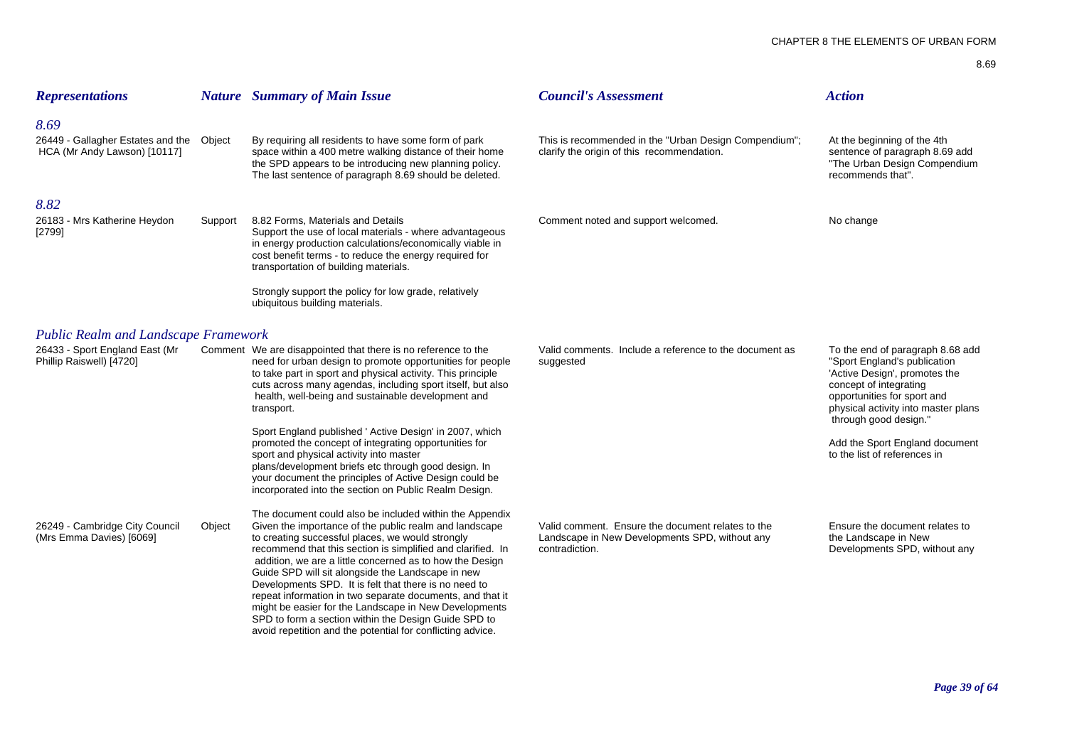| Representations | Nature | Summary of Main Issue | Council's Assessment | Action |
|---|---|---|---|---|
| ***8.69*** | | | | |
| 26449 - Gallagher Estates and the HCA (Mr Andy Lawson) [10117] | Object | By requiring all residents to have some form of park space within a 400 metre walking distance of their home the SPD appears to be introducing new planning policy. The last sentence of paragraph 8.69 should be deleted. | This is recommended in the "Urban Design Compendium"; clarify the origin of this recommendation. | At the beginning of the 4th sentence of paragraph 8.69 add "The Urban Design Compendium recommends that". |
| ***8.82*** | | | | |
| 26183 - Mrs Katherine Heydon [2799] | Support | 8.82 Forms, Materials and Details<br>Support the use of local materials - where advantageous in energy production calculations/economically viable in cost benefit terms - to reduce the energy required for transportation of building materials.<br><br>Strongly support the policy for low grade, relatively ubiquitous building materials. | Comment noted and support welcomed. | No change |
| ***Public Realm and Landscape Framework*** | | | | |
| 26433 - Sport England East (Mr Phillip Raiswell) [4720] | Comment | We are disappointed that there is no reference to the need for urban design to promote opportunities for people to take part in sport and physical activity. This principle cuts across many agendas, including sport itself, but also health, well-being and sustainable development and transport.<br><br>Sport England published ' Active Design' in 2007, which promoted the concept of integrating opportunities for sport and physical activity into master plans/development briefs etc through good design. In your document the principles of Active Design could be incorporated into the section on Public Realm Design.<br><br>The document could also be included within the Appendix | Valid comments. Include a reference to the document as suggested | To the end of paragraph 8.68 add "Sport England's publication 'Active Design', promotes the concept of integrating opportunities for sport and physical activity into master plans through good design."<br><br>Add the Sport England document to the list of references in |
| 26249 - Cambridge City Council (Mrs Emma Davies) [6069] | Object | Given the importance of the public realm and landscape to creating successful places, we would strongly recommend that this section is simplified and clarified. In addition, we are a little concerned as to how the Design Guide SPD will sit alongside the Landscape in new Developments SPD. It is felt that there is no need to repeat information in two separate documents, and that it might be easier for the Landscape in New Developments SPD to form a section within the Design Guide SPD to avoid repetition and the potential for conflicting advice. | Valid comment. Ensure the document relates to the Landscape in New Developments SPD, without any contradiction. | Ensure the document relates to the Landscape in New Developments SPD, without any |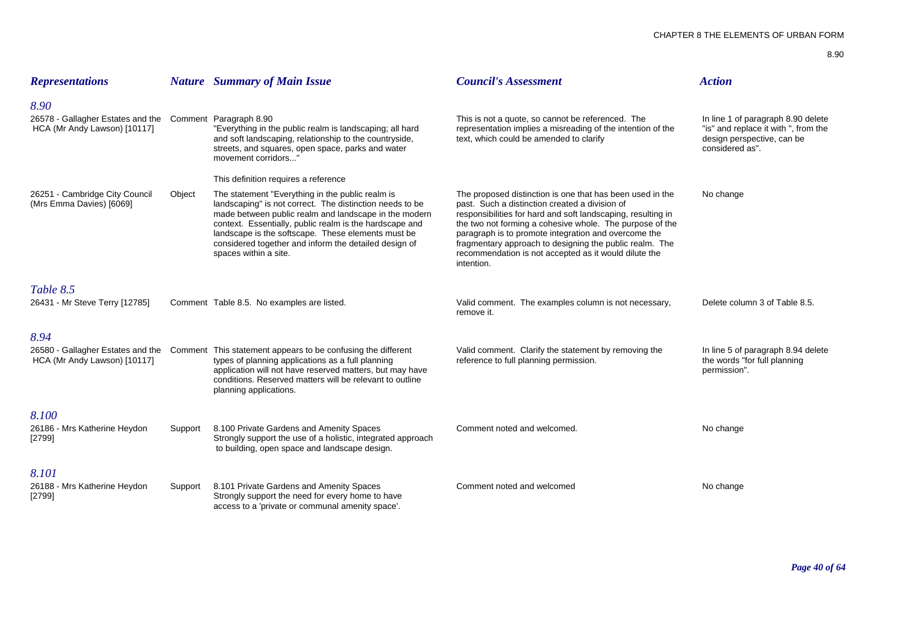| *Representations* | *Nature* | *Summary of Main Issue* | *Council's Assessment* | *Action* |
|---|---|---|---|---|
| ***8.90*** | | | | |
| 26578 - Gallagher Estates and the HCA (Mr Andy Lawson) [10117] | Comment | Paragraph 8.90 "Everything in the public realm is landscaping; all hard and soft landscaping, relationship to the countryside, streets, and squares, open space, parks and water movement corridors..." This definition requires a reference | This is not a quote, so cannot be referenced. The representation implies a misreading of the intention of the text, which could be amended to clarify | In line 1 of paragraph 8.90 delete "is" and replace it with ", from the design perspective, can be considered as". |
| 26251 - Cambridge City Council (Mrs Emma Davies) [6069] | Object | The statement "Everything in the public realm is landscaping" is not correct. The distinction needs to be made between public realm and landscape in the modern context. Essentially, public realm is the hardscape and landscape is the softscape. These elements must be considered together and inform the detailed design of spaces within a site. | The proposed distinction is one that has been used in the past. Such a distinction created a division of responsibilities for hard and soft landscaping, resulting in the two not forming a cohesive whole. The purpose of the paragraph is to promote integration and overcome the fragmentary approach to designing the public realm. The recommendation is not accepted as it would dilute the intention. | No change |
| ***Table 8.5*** | | | | |
| 26431 - Mr Steve Terry [12785] | Comment | Table 8.5. No examples are listed. | Valid comment. The examples column is not necessary, remove it. | Delete column 3 of Table 8.5. |
| ***8.94*** | | | | |
| 26580 - Gallagher Estates and the HCA (Mr Andy Lawson) [10117] | Comment | This statement appears to be confusing the different types of planning applications as a full planning application will not have reserved matters, but may have conditions. Reserved matters will be relevant to outline planning applications. | Valid comment. Clarify the statement by removing the reference to full planning permission. | In line 5 of paragraph 8.94 delete the words "for full planning permission". |
| ***8.100*** | | | | |
| 26186 - Mrs Katherine Heydon [2799] | Support | 8.100 Private Gardens and Amenity Spaces Strongly support the use of a holistic, integrated approach to building, open space and landscape design. | Comment noted and welcomed. | No change |
| ***8.101*** | | | | |
| 26188 - Mrs Katherine Heydon [2799] | Support | 8.101 Private Gardens and Amenity Spaces Strongly support the need for every home to have access to a 'private or communal amenity space'. | Comment noted and welcomed | No change |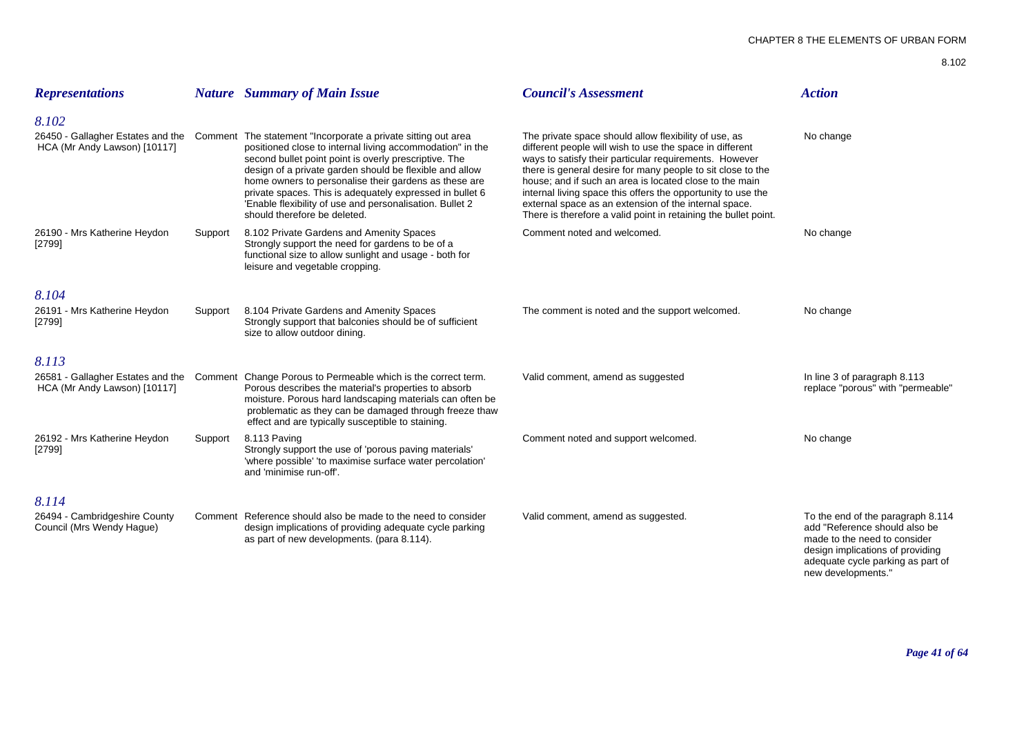| *Representations* | *Nature* | *Summary of Main Issue* | *Council's Assessment* | *Action* |
|---|---|---|---|---|
| ***8.102*** | | | | |
| 26450 - Gallagher Estates and the HCA (Mr Andy Lawson) [10117] | Comment | The statement "Incorporate a private sitting out area positioned close to internal living accommodation" in the second bullet point point is overly prescriptive. The design of a private garden should be flexible and allow home owners to personalise their gardens as these are private spaces. This is adequately expressed in bullet 6 'Enable flexibility of use and personalisation. Bullet 2 should therefore be deleted. | The private space should allow flexibility of use, as different people will wish to use the space in different ways to satisfy their particular requirements. However there is general desire for many people to sit close to the house; and if such an area is located close to the main internal living space this offers the opportunity to use the external space as an extension of the internal space. There is therefore a valid point in retaining the bullet point. | No change |
| 26190 - Mrs Katherine Heydon [2799] | Support | 8.102 Private Gardens and Amenity Spaces Strongly support the need for gardens to be of a functional size to allow sunlight and usage - both for leisure and vegetable cropping. | Comment noted and welcomed. | No change |
| ***8.104*** | | | | |
| 26191 - Mrs Katherine Heydon [2799] | Support | 8.104 Private Gardens and Amenity Spaces Strongly support that balconies should be of sufficient size to allow outdoor dining. | The comment is noted and the support welcomed. | No change |
| ***8.113*** | | | | |
| 26581 - Gallagher Estates and the HCA (Mr Andy Lawson) [10117] | Comment | Change Porous to Permeable which is the correct term. Porous describes the material's properties to absorb moisture. Porous hard landscaping materials can often be problematic as they can be damaged through freeze thaw effect and are typically susceptible to staining. | Valid comment, amend as suggested | In line 3 of paragraph 8.113 replace "porous" with "permeable" |
| 26192 - Mrs Katherine Heydon [2799] | Support | 8.113 Paving Strongly support the use of 'porous paving materials' 'where possible' 'to maximise surface water percolation' and 'minimise run-off'. | Comment noted and support welcomed. | No change |
| ***8.114*** | | | | |
| 26494 - Cambridgeshire County Council (Mrs Wendy Hague) | Comment | Reference should also be made to the need to consider design implications of providing adequate cycle parking as part of new developments. (para 8.114). | Valid comment, amend as suggested. | To the end of the paragraph 8.114 add "Reference should also be made to the need to consider design implications of providing adequate cycle parking as part of new developments." |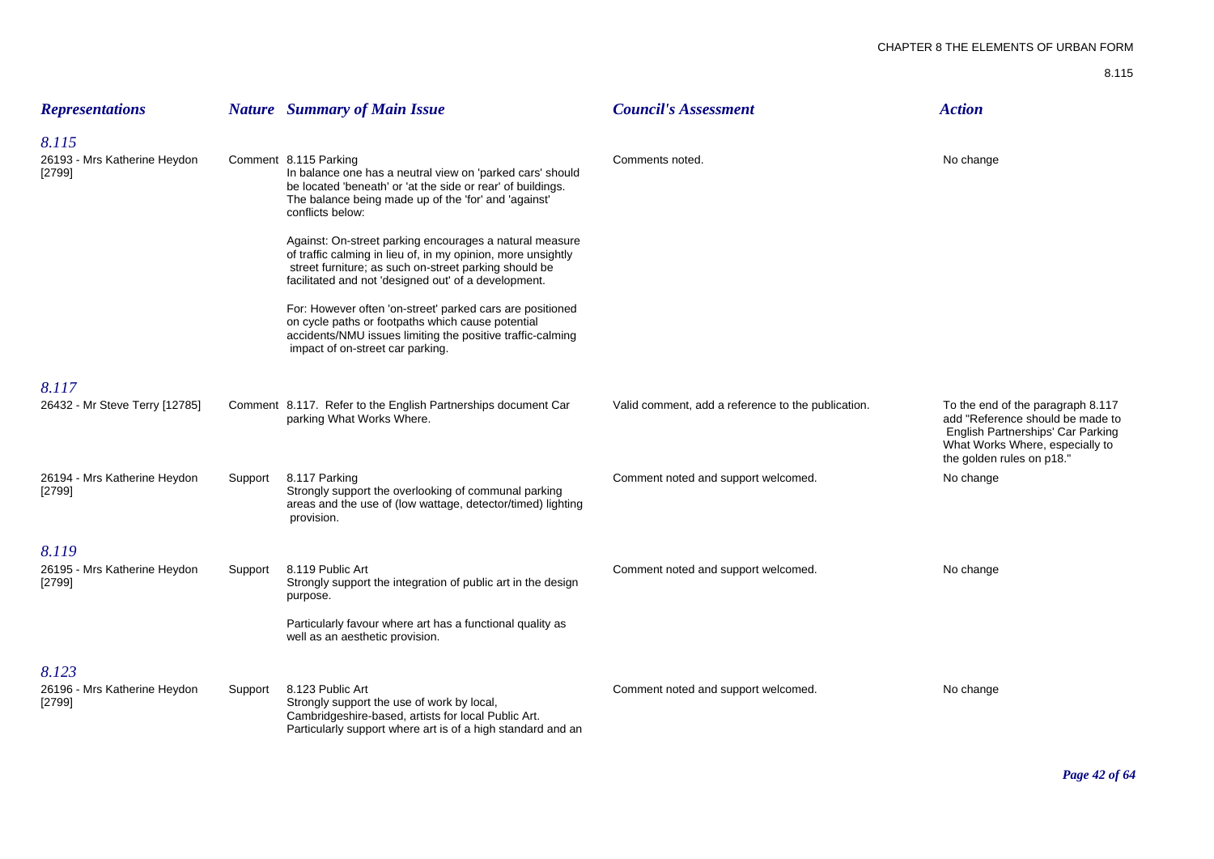| Representations | Nature | Summary of Main Issue | Council's Assessment | Action |
|---|---|---|---|---|
| ***8.115*** | | | | |
| 26193 - Mrs Katherine Heydon [2799] | Comment | 8.115 Parking<br>In balance one has a neutral view on 'parked cars' should be located 'beneath' or 'at the side or rear' of buildings. The balance being made up of the 'for' and 'against' conflicts below:<br><br>Against: On-street parking encourages a natural measure of traffic calming in lieu of, in my opinion, more unsightly street furniture; as such on-street parking should be facilitated and not 'designed out' of a development.<br><br>For: However often 'on-street' parked cars are positioned on cycle paths or footpaths which cause potential accidents/NMU issues limiting the positive traffic-calming impact of on-street car parking. | Comments noted. | No change |
| ***8.117*** | | | | |
| 26432 - Mr Steve Terry [12785] | Comment | 8.117. Refer to the English Partnerships document Car parking What Works Where. | Valid comment, add a reference to the publication. | To the end of the paragraph 8.117 add "Reference should be made to English Partnerships' Car Parking What Works Where, especially to the golden rules on p18." |
| 26194 - Mrs Katherine Heydon [2799] | Support | 8.117 Parking<br>Strongly support the overlooking of communal parking areas and the use of (low wattage, detector/timed) lighting provision. | Comment noted and support welcomed. | No change |
| ***8.119*** | | | | |
| 26195 - Mrs Katherine Heydon [2799] | Support | 8.119 Public Art<br>Strongly support the integration of public art in the design purpose.<br><br>Particularly favour where art has a functional quality as well as an aesthetic provision. | Comment noted and support welcomed. | No change |
| ***8.123*** | | | | |
| 26196 - Mrs Katherine Heydon [2799] | Support | 8.123 Public Art<br>Strongly support the use of work by local, Cambridgeshire-based, artists for local Public Art. Particularly support where art is of a high standard and an | Comment noted and support welcomed. | No change |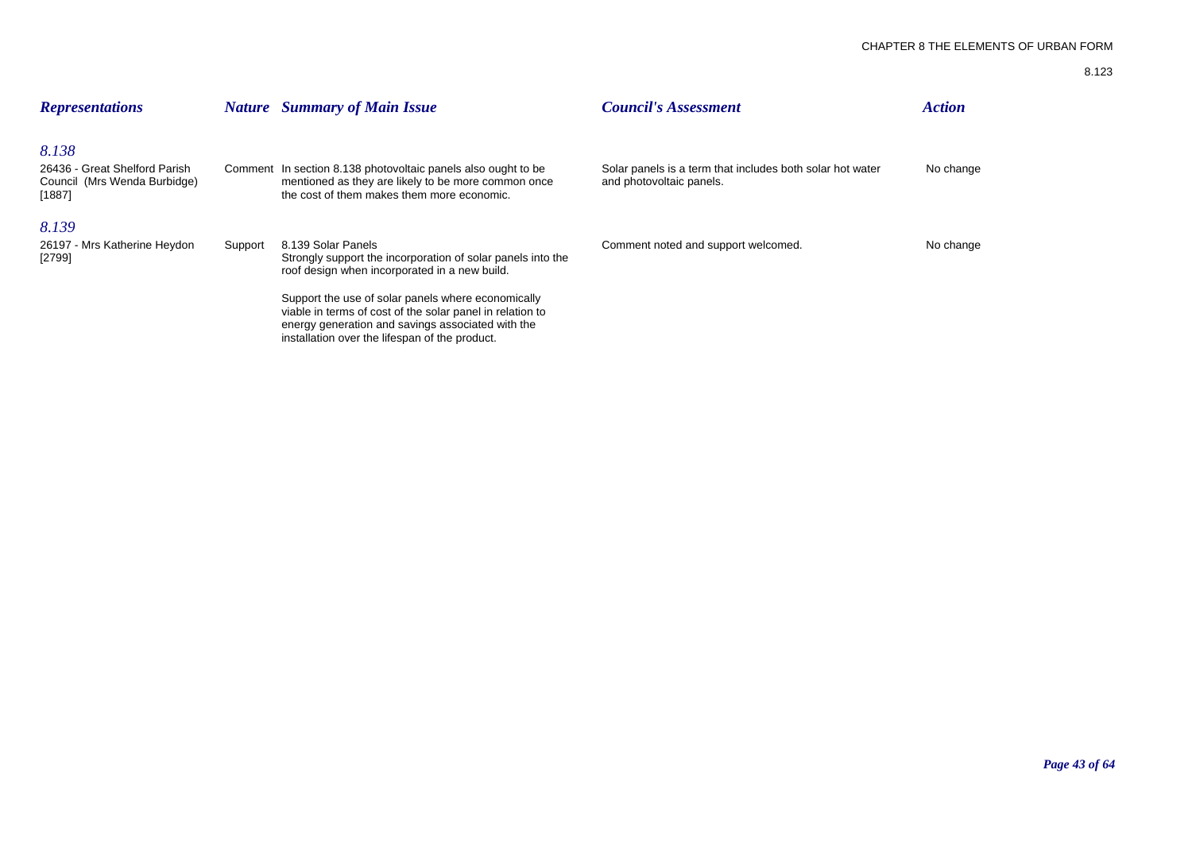| Representations | Nature | Summary of Main Issue | Council's Assessment | Action |
|---|---|---|---|---|
| ***8.138*** | | | | |
| 26436 - Great Shelford Parish Council (Mrs Wenda Burbidge) [1887] | Comment | In section 8.138 photovoltaic panels also ought to be mentioned as they are likely to be more common once the cost of them makes them more economic. | Solar panels is a term that includes both solar hot water and photovoltaic panels. | No change |
| ***8.139*** | | | | |
| 26197 - Mrs Katherine Heydon [2799] | Support | 8.139 Solar Panels<br>Strongly support the incorporation of solar panels into the roof design when incorporated in a new build.<br><br>Support the use of solar panels where economically viable in terms of cost of the solar panel in relation to energy generation and savings associated with the installation over the lifespan of the product. | Comment noted and support welcomed. | No change |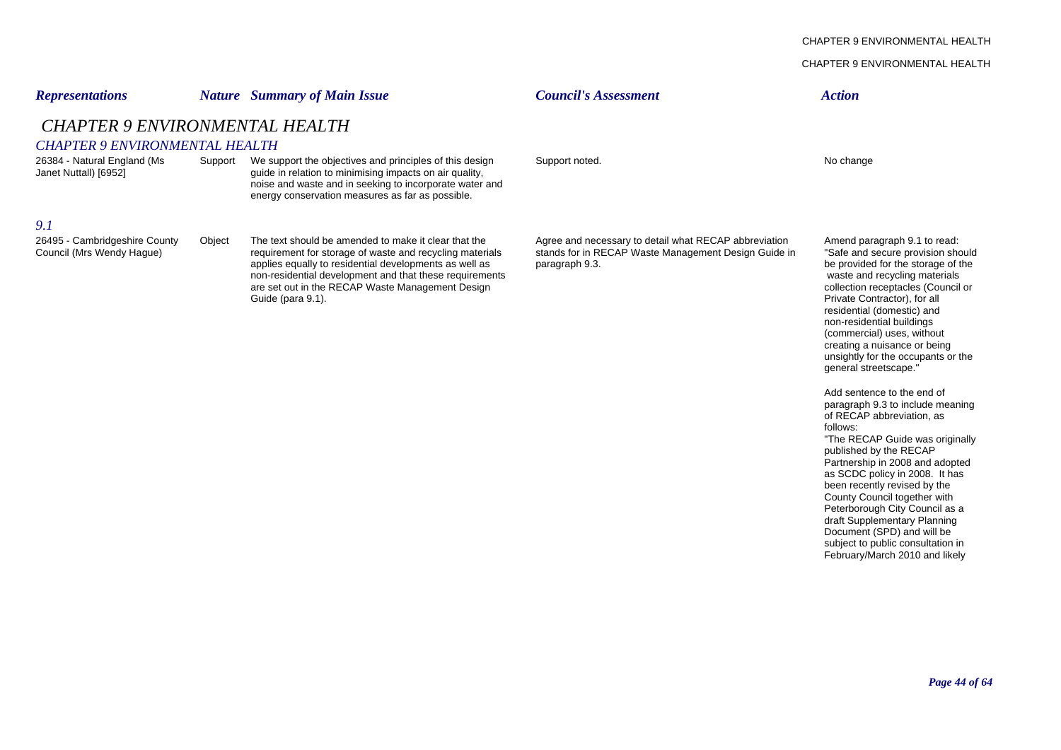# CHAPTER 9 ENVIRONMENTAL HEALTH

## CHAPTER 9 ENVIRONMENTAL HEALTH

| Representations | Nature | Summary of Main Issue | Council's Assessment | Action |
| --- | --- | --- | --- | --- |
| 26384 - Natural England (Ms Janet Nuttall) [6952] | Support | We support the objectives and principles of this design guide in relation to minimising impacts on air quality, noise and waste and in seeking to incorporate water and energy conservation measures as far as possible. | Support noted. | No change |

## 9.1

| Representations | Nature | Summary of Main Issue | Council's Assessment | Action |
| --- | --- | --- | --- | --- |
| 26495 - Cambridgeshire County Council (Mrs Wendy Hague) | Object | The text should be amended to make it clear that the requirement for storage of waste and recycling materials applies equally to residential developments as well as non-residential development and that these requirements are set out in the RECAP Waste Management Design Guide (para 9.1). | Agree and necessary to detail what RECAP abbreviation stands for in RECAP Waste Management Design Guide in paragraph 9.3. | Amend paragraph 9.1 to read: "Safe and secure provision should be provided for the storage of the waste and recycling materials collection receptacles (Council or Private Contractor), for all residential (domestic) and non-residential buildings (commercial) uses, without creating a nuisance or being unsightly for the occupants or the general streetscape." <br><br> Add sentence to the end of paragraph 9.3 to include meaning of RECAP abbreviation, as follows: "The RECAP Guide was originally published by the RECAP Partnership in 2008 and adopted as SCDC policy in 2008. It has been recently revised by the County Council together with Peterborough City Council as a draft Supplementary Planning Document (SPD) and will be subject to public consultation in February/March 2010 and likely |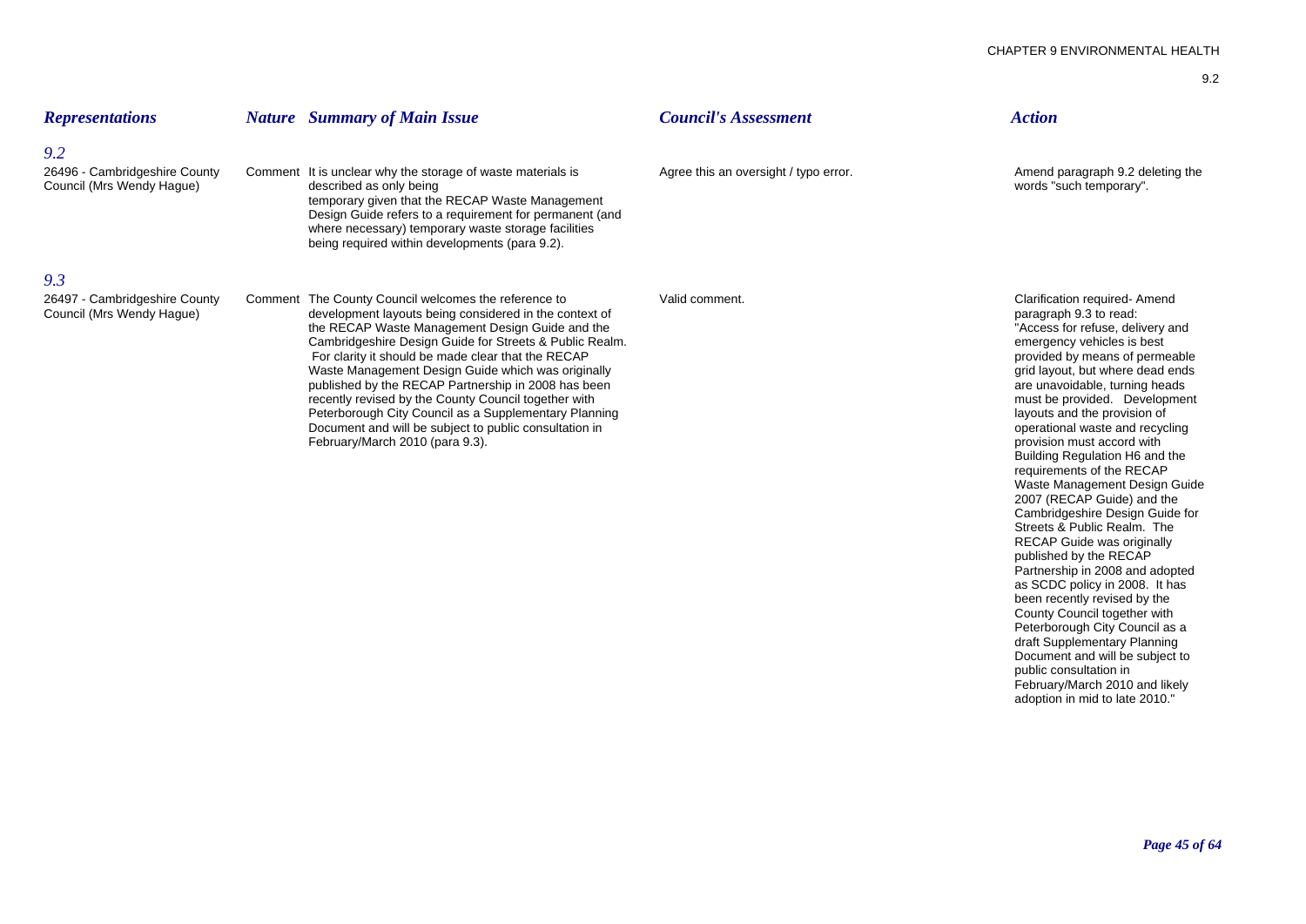| *Representations* | *Nature* | *Summary of Main Issue* | *Council's Assessment* | *Action* |
|---|---|---|---|---|
| *9.2* | | | | |
| 26496 - Cambridgeshire County Council (Mrs Wendy Hague) | Comment | It is unclear why the storage of waste materials is described as only being temporary given that the RECAP Waste Management Design Guide refers to a requirement for permanent (and where necessary) temporary waste storage facilities being required within developments (para 9.2). | Agree this an oversight / typo error. | Amend paragraph 9.2 deleting the words "such temporary". |
| *9.3* | | | | |
| 26497 - Cambridgeshire County Council (Mrs Wendy Hague) | Comment | The County Council welcomes the reference to development layouts being considered in the context of the RECAP Waste Management Design Guide and the Cambridgeshire Design Guide for Streets & Public Realm. For clarity it should be made clear that the RECAP Waste Management Design Guide which was originally published by the RECAP Partnership in 2008 has been recently revised by the County Council together with Peterborough City Council as a Supplementary Planning Document and will be subject to public consultation in February/March 2010 (para 9.3). | Valid comment. | Clarification required- Amend paragraph 9.3 to read: "Access for refuse, delivery and emergency vehicles is best provided by means of permeable grid layout, but where dead ends are unavoidable, turning heads must be provided. Development layouts and the provision of operational waste and recycling provision must accord with Building Regulation H6 and the requirements of the RECAP Waste Management Design Guide 2007 (RECAP Guide) and the Cambridgeshire Design Guide for Streets & Public Realm. The RECAP Guide was originally published by the RECAP Partnership in 2008 and adopted as SCDC policy in 2008. It has been recently revised by the County Council together with Peterborough City Council as a draft Supplementary Planning Document and will be subject to public consultation in February/March 2010 and likely adoption in mid to late 2010." |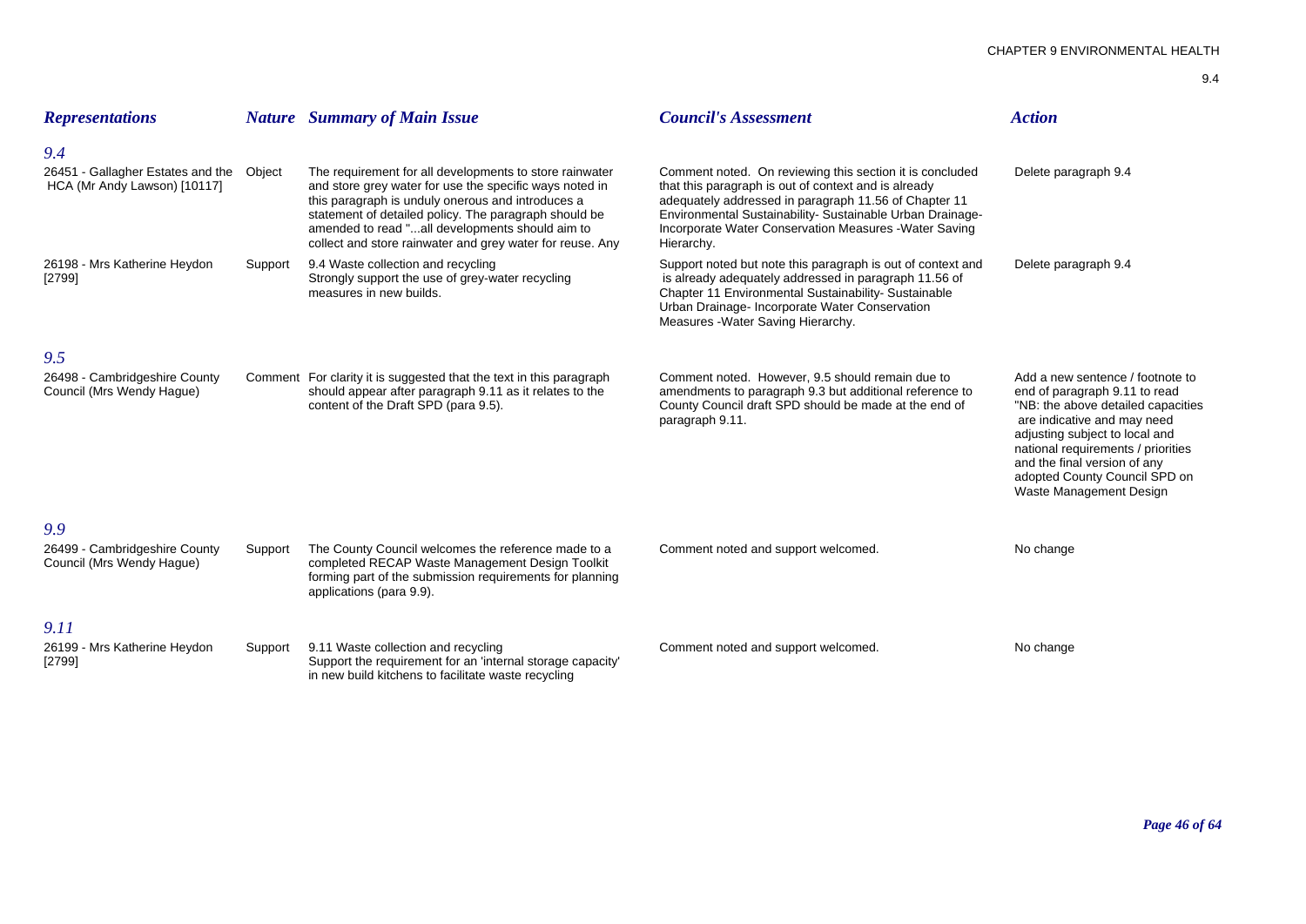| Representations | Nature | Summary of Main Issue | Council's Assessment | Action |
|---|---|---|---|---|
| ***9.4*** | | | | |
| 26451 - Gallagher Estates and the HCA (Mr Andy Lawson) [10117] | Object | The requirement for all developments to store rainwater and store grey water for use the specific ways noted in this paragraph is unduly onerous and introduces a statement of detailed policy. The paragraph should be amended to read "...all developments should aim to collect and store rainwater and grey water for reuse. Any | Comment noted. On reviewing this section it is concluded that this paragraph is out of context and is already adequately addressed in paragraph 11.56 of Chapter 11 Environmental Sustainability- Sustainable Urban Drainage- Incorporate Water Conservation Measures -Water Saving Hierarchy. | Delete paragraph 9.4 |
| 26198 - Mrs Katherine Heydon [2799] | Support | 9.4 Waste collection and recycling Strongly support the use of grey-water recycling measures in new builds. | Support noted but note this paragraph is out of context and is already adequately addressed in paragraph 11.56 of Chapter 11 Environmental Sustainability- Sustainable Urban Drainage- Incorporate Water Conservation Measures -Water Saving Hierarchy. | Delete paragraph 9.4 |
| ***9.5*** | | | | |
| 26498 - Cambridgeshire County Council (Mrs Wendy Hague) | Comment | For clarity it is suggested that the text in this paragraph should appear after paragraph 9.11 as it relates to the content of the Draft SPD (para 9.5). | Comment noted. However, 9.5 should remain due to amendments to paragraph 9.3 but additional reference to County Council draft SPD should be made at the end of paragraph 9.11. | Add a new sentence / footnote to end of paragraph 9.11 to read "NB: the above detailed capacities are indicative and may need adjusting subject to local and national requirements / priorities and the final version of any adopted County Council SPD on Waste Management Design |
| ***9.9*** | | | | |
| 26499 - Cambridgeshire County Council (Mrs Wendy Hague) | Support | The County Council welcomes the reference made to a completed RECAP Waste Management Design Toolkit forming part of the submission requirements for planning applications (para 9.9). | Comment noted and support welcomed. | No change |
| ***9.11*** | | | | |
| 26199 - Mrs Katherine Heydon [2799] | Support | 9.11 Waste collection and recycling Support the requirement for an 'internal storage capacity' in new build kitchens to facilitate waste recycling | Comment noted and support welcomed. | No change |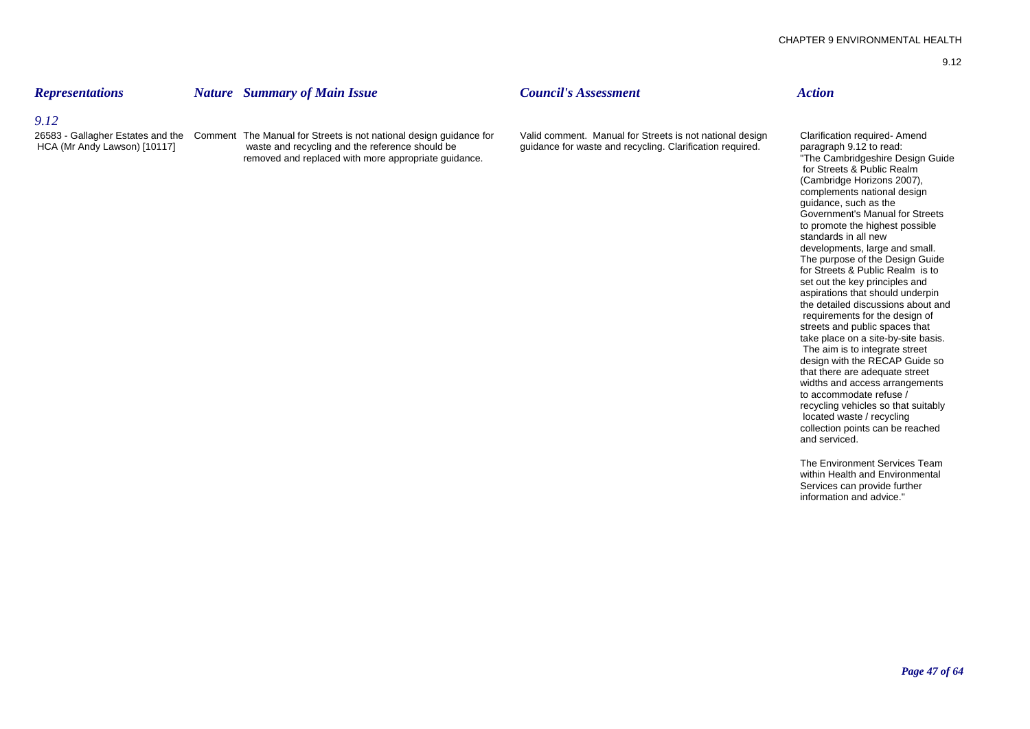| *Representations* | *Nature* | *Summary of Main Issue* | *Council's Assessment* | *Action* |
|---|---|---|---|---|
| ***9.12*** | | | | |
| 26583 - Gallagher Estates and the HCA (Mr Andy Lawson) [10117] | Comment | The Manual for Streets is not national design guidance for waste and recycling and the reference should be removed and replaced with more appropriate guidance. | Valid comment. Manual for Streets is not national design guidance for waste and recycling. Clarification required. | Clarification required- Amend paragraph 9.12 to read: "The Cambridgeshire Design Guide for Streets & Public Realm (Cambridge Horizons 2007), complements national design guidance, such as the Government's Manual for Streets to promote the highest possible standards in all new developments, large and small. The purpose of the Design Guide for Streets & Public Realm is to set out the key principles and aspirations that should underpin the detailed discussions about and requirements for the design of streets and public spaces that take place on a site-by-site basis. The aim is to integrate street design with the RECAP Guide so that there are adequate street widths and access arrangements to accommodate refuse / recycling vehicles so that suitably located waste / recycling collection points can be reached and serviced.<br><br>The Environment Services Team within Health and Environmental Services can provide further information and advice." |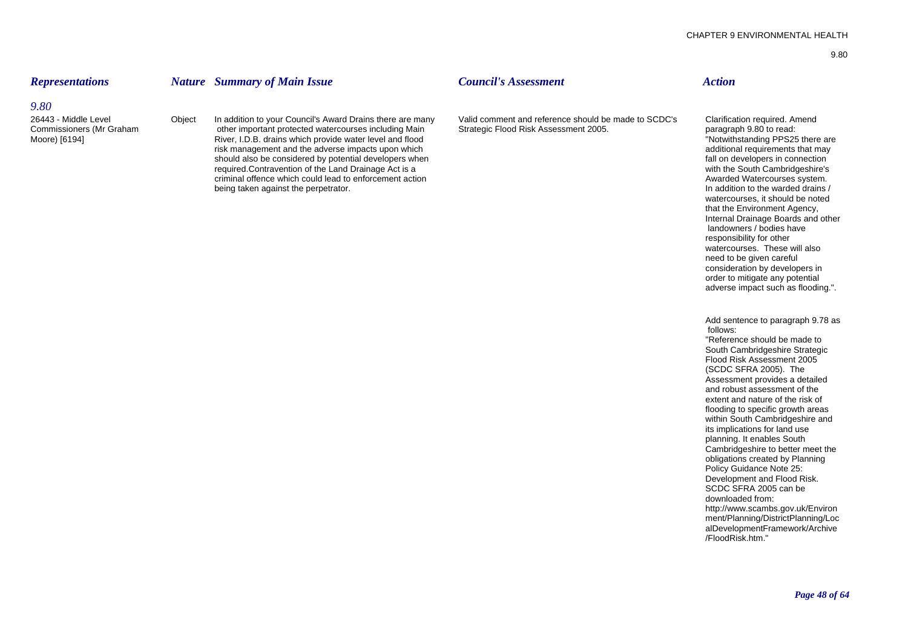| *Representations* | *Nature* | *Summary of Main Issue* | *Council's Assessment* | *Action* |
|---|---|---|---|---|
| ***9.80*** | | | | |
| 26443 - Middle Level Commissioners (Mr Graham Moore) [6194] | Object | In addition to your Council's Award Drains there are many other important protected watercourses including Main River, I.D.B. drains which provide water level and flood risk management and the adverse impacts upon which should also be considered by potential developers when required.Contravention of the Land Drainage Act is a criminal offence which could lead to enforcement action being taken against the perpetrator. | Valid comment and reference should be made to SCDC's Strategic Flood Risk Assessment 2005. | Clarification required. Amend paragraph 9.80 to read: "Notwithstanding PPS25 there are additional requirements that may fall on developers in connection with the South Cambridgeshire's Awarded Watercourses system. In addition to the warded drains / watercourses, it should be noted that the Environment Agency, Internal Drainage Boards and other landowners / bodies have responsibility for other watercourses. These will also need to be given careful consideration by developers in order to mitigate any potential adverse impact such as flooding.".<br><br>Add sentence to paragraph 9.78 as follows: "Reference should be made to South Cambridgeshire Strategic Flood Risk Assessment 2005 (SCDC SFRA 2005). The Assessment provides a detailed and robust assessment of the extent and nature of the risk of flooding to specific growth areas within South Cambridgeshire and its implications for land use planning. It enables South Cambridgeshire to better meet the obligations created by Planning Policy Guidance Note 25: Development and Flood Risk. SCDC SFRA 2005 can be downloaded from: http://www.scambs.gov.uk/Environment/Planning/DistrictPlanning/LocalDevelopmentFramework/Archive/FloodRisk.htm." |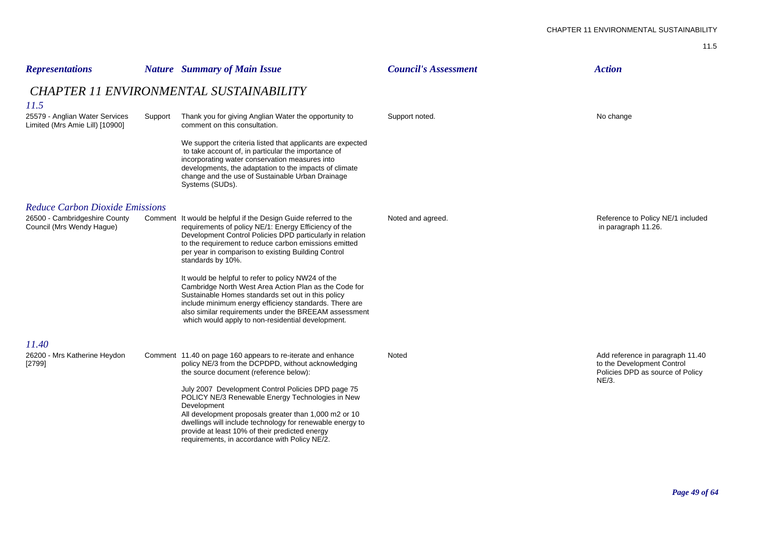| *Representations* | *Nature* | *Summary of Main Issue* | *Council's Assessment* | *Action* |
|---|---|---|---|---|
| ***CHAPTER 11 ENVIRONMENTAL SUSTAINABILITY*** | | | | |
| ***11.5*** | | | | |
| 25579 - Anglian Water Services Limited (Mrs Amie Lill) [10900] | Support | Thank you for giving Anglian Water the opportunity to comment on this consultation.<br><br>We support the criteria listed that applicants are expected to take account of, in particular the importance of incorporating water conservation measures into developments, the adaptation to the impacts of climate change and the use of Sustainable Urban Drainage Systems (SUDs). | Support noted. | No change |
| ***Reduce Carbon Dioxide Emissions*** | | | | |
| 26500 - Cambridgeshire County Council (Mrs Wendy Hague) | Comment | It would be helpful if the Design Guide referred to the requirements of policy NE/1: Energy Efficiency of the Development Control Policies DPD particularly in relation to the requirement to reduce carbon emissions emitted per year in comparison to existing Building Control standards by 10%.<br><br>It would be helpful to refer to policy NW24 of the Cambridge North West Area Action Plan as the Code for Sustainable Homes standards set out in this policy include minimum energy efficiency standards. There are also similar requirements under the BREEAM assessment which would apply to non-residential development. | Noted and agreed. | Reference to Policy NE/1 included in paragraph 11.26. |
| ***11.40*** | | | | |
| 26200 - Mrs Katherine Heydon [2799] | Comment | 11.40 on page 160 appears to re-iterate and enhance policy NE/3 from the DCPDPD, without acknowledging the source document (reference below):<br><br>July 2007 Development Control Policies DPD page 75 POLICY NE/3 Renewable Energy Technologies in New Development<br>All development proposals greater than 1,000 m2 or 10 dwellings will include technology for renewable energy to provide at least 10% of their predicted energy requirements, in accordance with Policy NE/2. | Noted | Add reference in paragraph 11.40 to the Development Control Policies DPD as source of Policy NE/3. |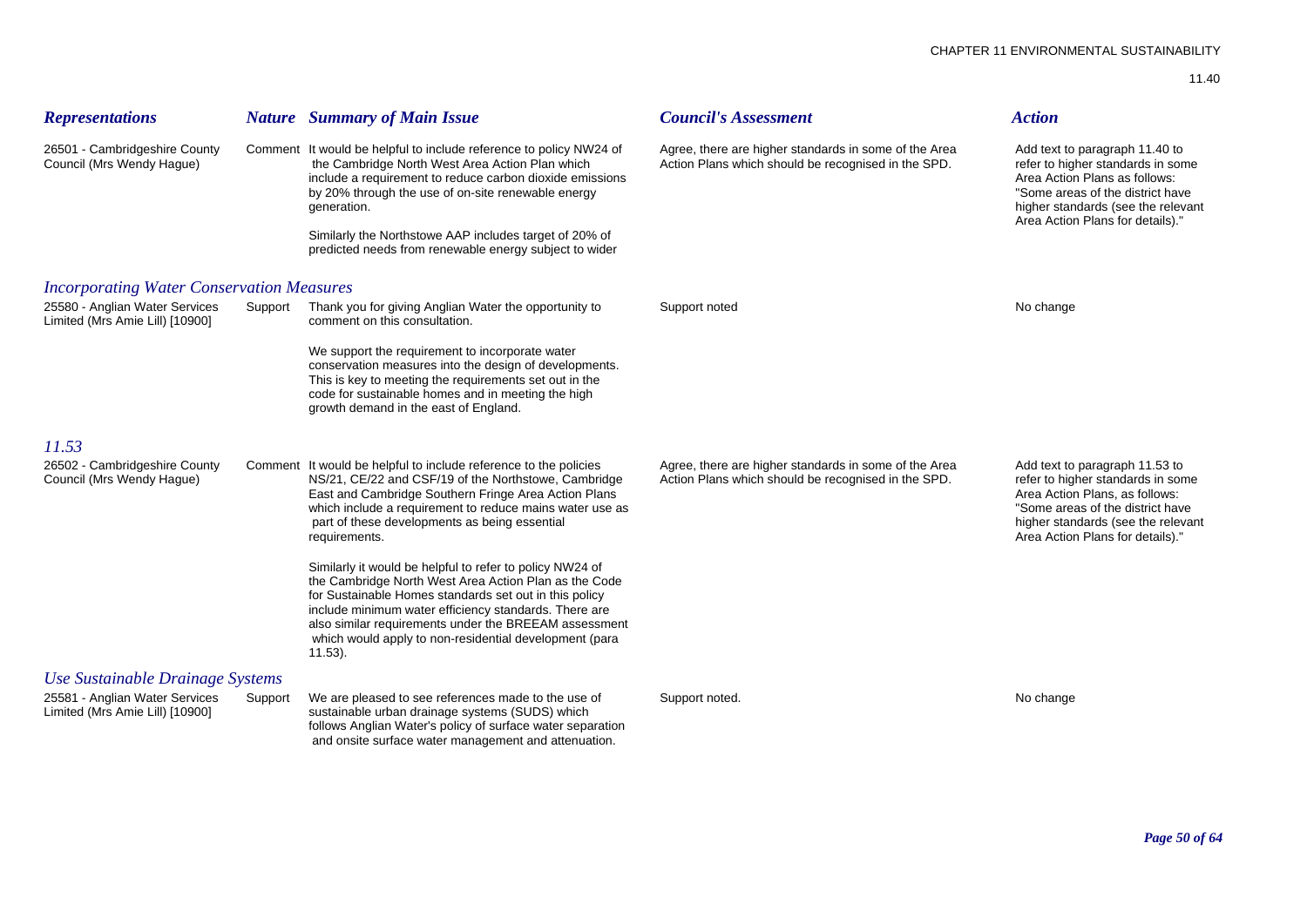| *Representations* | *Nature* | *Summary of Main Issue* | *Council's Assessment* | *Action* |
|---|---|---|---|---|
| 26501 - Cambridgeshire County Council (Mrs Wendy Hague) | Comment | It would be helpful to include reference to policy NW24 of the Cambridge North West Area Action Plan which include a requirement to reduce carbon dioxide emissions by 20% through the use of on-site renewable energy generation.<br><br>Similarly the Northstowe AAP includes target of 20% of predicted needs from renewable energy subject to wider | Agree, there are higher standards in some of the Area Action Plans which should be recognised in the SPD. | Add text to paragraph 11.40 to refer to higher standards in some Area Action Plans as follows: "Some areas of the district have higher standards (see the relevant Area Action Plans for details)." |
| ***Incorporating Water Conservation Measures*** | | | | |
| 25580 - Anglian Water Services Limited (Mrs Amie Lill) [10900] | Support | Thank you for giving Anglian Water the opportunity to comment on this consultation.<br><br>We support the requirement to incorporate water conservation measures into the design of developments. This is key to meeting the requirements set out in the code for sustainable homes and in meeting the high growth demand in the east of England. | Support noted | No change |
| ***11.53*** | | | | |
| 26502 - Cambridgeshire County Council (Mrs Wendy Hague) | Comment | It would be helpful to include reference to the policies NS/21, CE/22 and CSF/19 of the Northstowe, Cambridge East and Cambridge Southern Fringe Area Action Plans which include a requirement to reduce mains water use as part of these developments as being essential requirements.<br><br>Similarly it would be helpful to refer to policy NW24 of the Cambridge North West Area Action Plan as the Code for Sustainable Homes standards set out in this policy include minimum water efficiency standards. There are also similar requirements under the BREEAM assessment which would apply to non-residential development (para 11.53). | Agree, there are higher standards in some of the Area Action Plans which should be recognised in the SPD. | Add text to paragraph 11.53 to refer to higher standards in some Area Action Plans, as follows: "Some areas of the district have higher standards (see the relevant Area Action Plans for details)." |
| ***Use Sustainable Drainage Systems*** | | | | |
| 25581 - Anglian Water Services Limited (Mrs Amie Lill) [10900] | Support | We are pleased to see references made to the use of sustainable urban drainage systems (SUDS) which follows Anglian Water's policy of surface water separation and onsite surface water management and attenuation. | Support noted. | No change |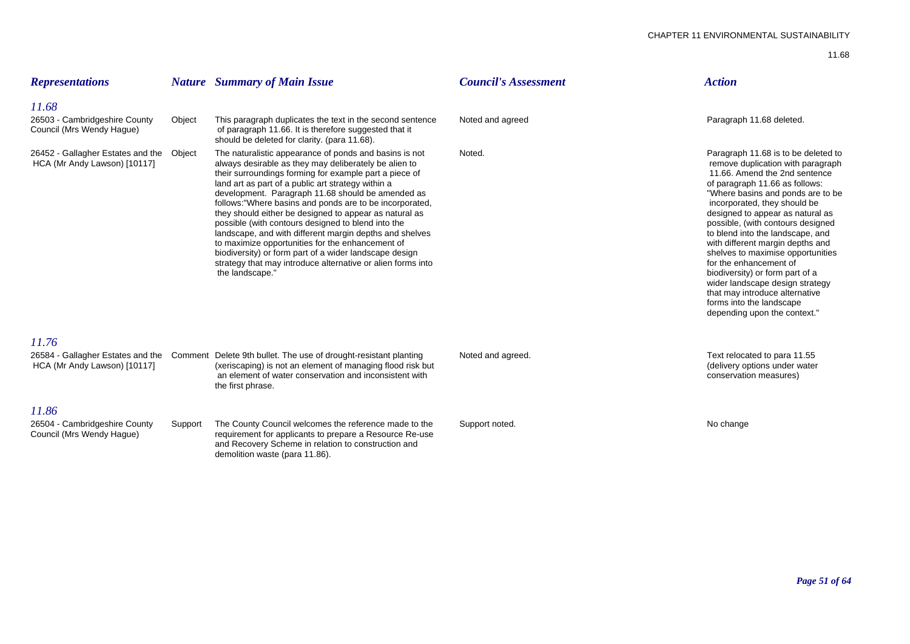| Representations | Nature | Summary of Main Issue | Council's Assessment | Action |
|---|---|---|---|---|
| ***11.68*** | | | | |
| 26503 - Cambridgeshire County Council (Mrs Wendy Hague) | Object | This paragraph duplicates the text in the second sentence of paragraph 11.66. It is therefore suggested that it should be deleted for clarity. (para 11.68). | Noted and agreed | Paragraph 11.68 deleted. |
| 26452 - Gallagher Estates and the HCA (Mr Andy Lawson) [10117] | Object | The naturalistic appearance of ponds and basins is not always desirable as they may deliberately be alien to their surroundings forming for example part a piece of land art as part of a public art strategy within a development. Paragraph 11.68 should be amended as follows:"Where basins and ponds are to be incorporated, they should either be designed to appear as natural as possible (with contours designed to blend into the landscape, and with different margin depths and shelves to maximize opportunities for the enhancement of biodiversity) or form part of a wider landscape design strategy that may introduce alternative or alien forms into the landscape." | Noted. | Paragraph 11.68 is to be deleted to remove duplication with paragraph 11.66. Amend the 2nd sentence of paragraph 11.66 as follows: "Where basins and ponds are to be incorporated, they should be designed to appear as natural as possible, (with contours designed to blend into the landscape, and with different margin depths and shelves to maximise opportunities for the enhancement of biodiversity) or form part of a wider landscape design strategy that may introduce alternative forms into the landscape depending upon the context." |
| ***11.76*** | | | | |
| 26584 - Gallagher Estates and the HCA (Mr Andy Lawson) [10117] | Comment | Delete 9th bullet. The use of drought-resistant planting (xeriscaping) is not an element of managing flood risk but an element of water conservation and inconsistent with the first phrase. | Noted and agreed. | Text relocated to para 11.55 (delivery options under water conservation measures) |
| ***11.86*** | | | | |
| 26504 - Cambridgeshire County Council (Mrs Wendy Hague) | Support | The County Council welcomes the reference made to the requirement for applicants to prepare a Resource Re-use and Recovery Scheme in relation to construction and demolition waste (para 11.86). | Support noted. | No change |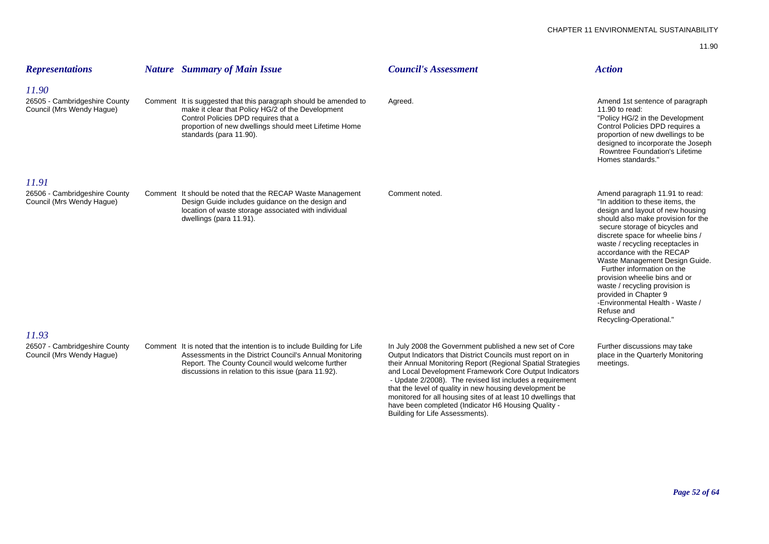| Representations | Nature | Summary of Main Issue | Council's Assessment | Action |
|---|---|---|---|---|
| ***11.90*** | | | | |
| 26505 - Cambridgeshire County Council (Mrs Wendy Hague) | Comment | It is suggested that this paragraph should be amended to make it clear that Policy HG/2 of the Development Control Policies DPD requires that a proportion of new dwellings should meet Lifetime Home standards (para 11.90). | Agreed. | Amend 1st sentence of paragraph 11.90 to read: "Policy HG/2 in the Development Control Policies DPD requires a proportion of new dwellings to be designed to incorporate the Joseph Rowntree Foundation's Lifetime Homes standards." |
| ***11.91*** | | | | |
| 26506 - Cambridgeshire County Council (Mrs Wendy Hague) | Comment | It should be noted that the RECAP Waste Management Design Guide includes guidance on the design and location of waste storage associated with individual dwellings (para 11.91). | Comment noted. | Amend paragraph 11.91 to read: "In addition to these items, the design and layout of new housing should also make provision for the secure storage of bicycles and discrete space for wheelie bins / waste / recycling receptacles in accordance with the RECAP Waste Management Design Guide. Further information on the provision wheelie bins and or waste / recycling provision is provided in Chapter 9 -Environmental Health - Waste / Refuse and Recycling-Operational." |
| ***11.93*** | | | | |
| 26507 - Cambridgeshire County Council (Mrs Wendy Hague) | Comment | It is noted that the intention is to include Building for Life Assessments in the District Council's Annual Monitoring Report. The County Council would welcome further discussions in relation to this issue (para 11.92). | In July 2008 the Government published a new set of Core Output Indicators that District Councils must report on in their Annual Monitoring Report (Regional Spatial Strategies and Local Development Framework Core Output Indicators - Update 2/2008). The revised list includes a requirement that the level of quality in new housing development be monitored for all housing sites of at least 10 dwellings that have been completed (Indicator H6 Housing Quality - Building for Life Assessments). | Further discussions may take place in the Quarterly Monitoring meetings. |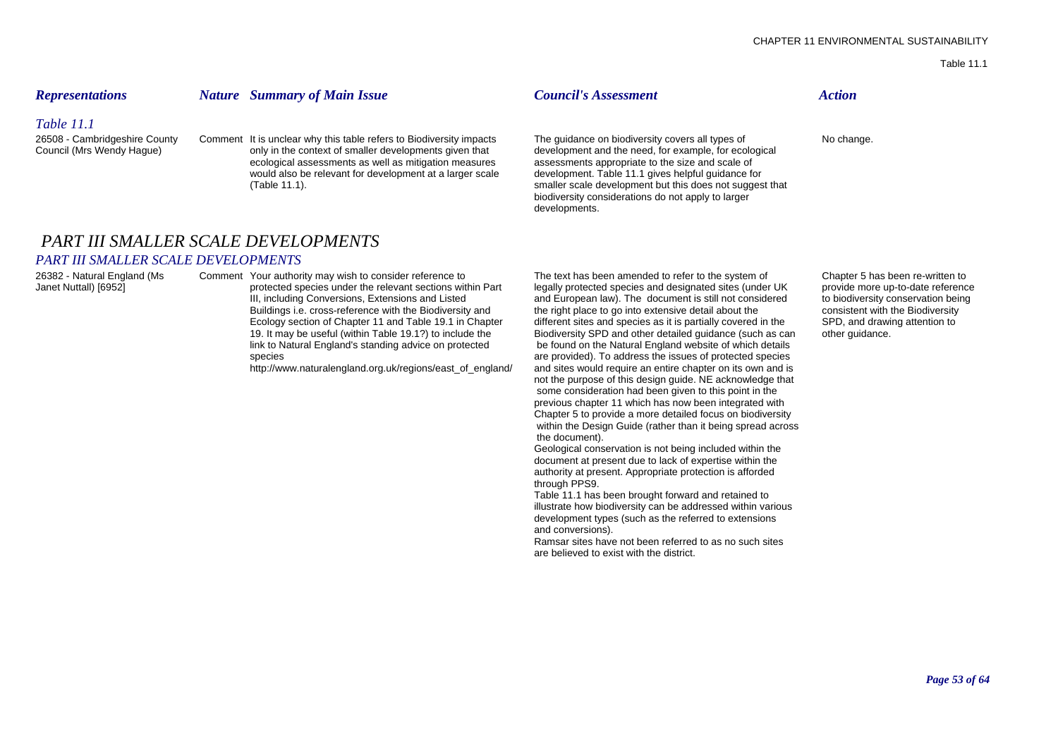| *Representations* | *Nature* | *Summary of Main Issue* | *Council's Assessment* | *Action* |
|---|---|---|---|---|

*Table 11.1*

| *Representations* | *Nature* | *Summary of Main Issue* | *Council's Assessment* | *Action* |
|---|---|---|---|---|
| 26508 - Cambridgeshire County Council (Mrs Wendy Hague) | Comment | It is unclear why this table refers to Biodiversity impacts only in the context of smaller developments given that ecological assessments as well as mitigation measures would also be relevant for development at a larger scale (Table 11.1). | The guidance on biodiversity covers all types of development and the need, for example, for ecological assessments appropriate to the size and scale of development. Table 11.1 gives helpful guidance for smaller scale development but this does not suggest that biodiversity considerations do not apply to larger developments. | No change. |

# *PART III SMALLER SCALE DEVELOPMENTS*

*PART III SMALLER SCALE DEVELOPMENTS*

| *Representations* | *Nature* | *Summary of Main Issue* | *Council's Assessment* | *Action* |
|---|---|---|---|---|
| 26382 - Natural England (Ms Janet Nuttall) [6952] | Comment | Your authority may wish to consider reference to protected species under the relevant sections within Part III, including Conversions, Extensions and Listed Buildings i.e. cross-reference with the Biodiversity and Ecology section of Chapter 11 and Table 19.1 in Chapter 19. It may be useful (within Table 19.1?) to include the link to Natural England's standing advice on protected species http://www.naturalengland.org.uk/regions/east_of_england/ | The text has been amended to refer to the system of legally protected species and designated sites (under UK and European law). The document is still not considered the right place to go into extensive detail about the different sites and species as it is partially covered in the Biodiversity SPD and other detailed guidance (such as can be found on the Natural England website of which details are provided). To address the issues of protected species and sites would require an entire chapter on its own and is not the purpose of this design guide. NE acknowledge that some consideration had been given to this point in the previous chapter 11 which has now been integrated with Chapter 5 to provide a more detailed focus on biodiversity within the Design Guide (rather than it being spread across the document).<br>Geological conservation is not being included within the document at present due to lack of expertise within the authority at present. Appropriate protection is afforded through PPS9.<br>Table 11.1 has been brought forward and retained to illustrate how biodiversity can be addressed within various development types (such as the referred to extensions and conversions).<br>Ramsar sites have not been referred to as no such sites are believed to exist with the district. | Chapter 5 has been re-written to provide more up-to-date reference to biodiversity conservation being consistent with the Biodiversity SPD, and drawing attention to other guidance. |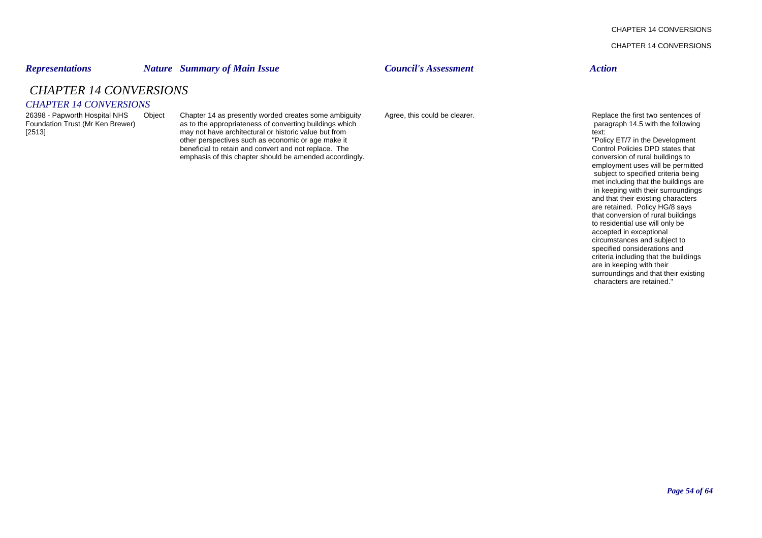## CHAPTER 14 CONVERSIONS

### CHAPTER 14 CONVERSIONS

| Representations | Nature | Summary of Main Issue | Council's Assessment | Action |
|---|---|---|---|---|
| 26398 - Papworth Hospital NHS Foundation Trust (Mr Ken Brewer) [2513] | Object | Chapter 14 as presently worded creates some ambiguity as to the appropriateness of converting buildings which may not have architectural or historic value but from other perspectives such as economic or age make it beneficial to retain and convert and not replace. The emphasis of this chapter should be amended accordingly. | Agree, this could be clearer. | Replace the first two sentences of paragraph 14.5 with the following text: "Policy ET/7 in the Development Control Policies DPD states that conversion of rural buildings to employment uses will be permitted subject to specified criteria being met including that the buildings are in keeping with their surroundings and that their existing characters are retained. Policy HG/8 says that conversion of rural buildings to residential use will only be accepted in exceptional circumstances and subject to specified considerations and criteria including that the buildings are in keeping with their surroundings and that their existing characters are retained." |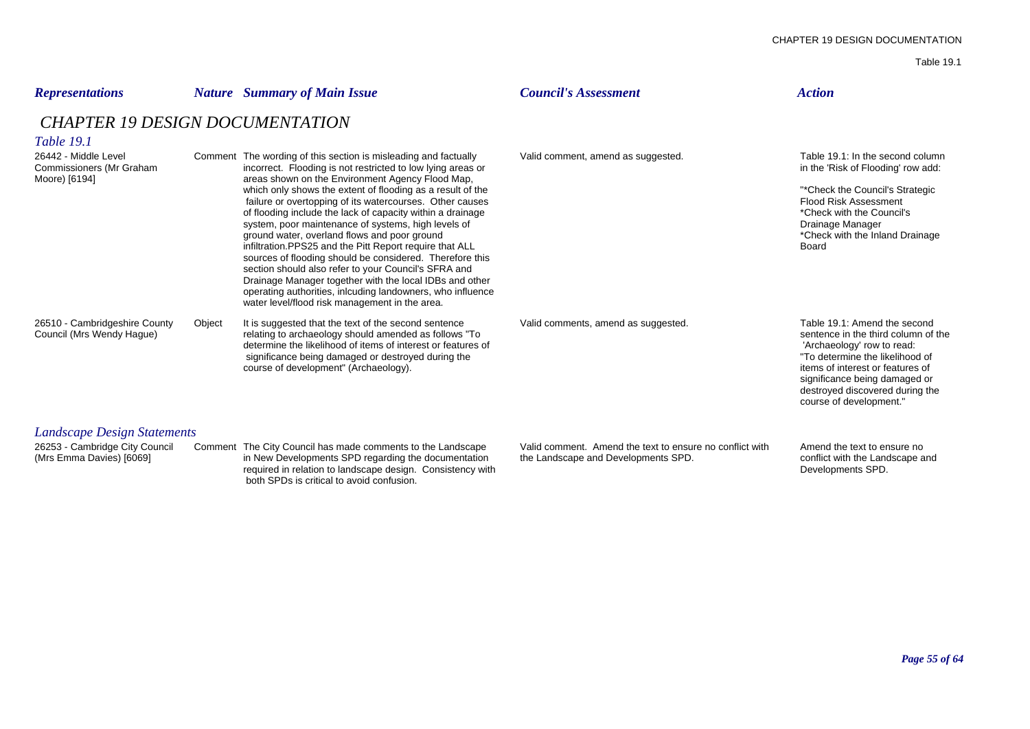| *Representations* | *Nature* | *Summary of Main Issue* | *Council's Assessment* | *Action* |
|---|---|---|---|---|

# *CHAPTER 19 DESIGN DOCUMENTATION*

## *Table 19.1*

| *Representations* | *Nature* | *Summary of Main Issue* | *Council's Assessment* | *Action* |
|---|---|---|---|---|
| 26442 - Middle Level Commissioners (Mr Graham Moore) [6194] | Comment | The wording of this section is misleading and factually incorrect. Flooding is not restricted to low lying areas or areas shown on the Environment Agency Flood Map, which only shows the extent of flooding as a result of the failure or overtopping of its watercourses. Other causes of flooding include the lack of capacity within a drainage system, poor maintenance of systems, high levels of ground water, overland flows and poor ground infiltration.PPS25 and the Pitt Report require that ALL sources of flooding should be considered. Therefore this section should also refer to your Council's SFRA and Drainage Manager together with the local IDBs and other operating authorities, inlcuding landowners, who influence water level/flood risk management in the area. | Valid comment, amend as suggested. | Table 19.1: In the second column in the 'Risk of Flooding' row add:<br><br>"*Check the Council's Strategic Flood Risk Assessment<br>*Check with the Council's Drainage Manager<br>*Check with the Inland Drainage Board |
| 26510 - Cambridgeshire County Council (Mrs Wendy Hague) | Object | It is suggested that the text of the second sentence relating to archaeology should amended as follows "To determine the likelihood of items of interest or features of significance being damaged or destroyed during the course of development" (Archaeology). | Valid comments, amend as suggested. | Table 19.1: Amend the second sentence in the third column of the 'Archaeology' row to read:<br>"To determine the likelihood of items of interest or features of significance being damaged or destroyed discovered during the course of development." |

## *Landscape Design Statements*

| *Representations* | *Nature* | *Summary of Main Issue* | *Council's Assessment* | *Action* |
|---|---|---|---|---|
| 26253 - Cambridge City Council (Mrs Emma Davies) [6069] | Comment | The City Council has made comments to the Landscape in New Developments SPD regarding the documentation required in relation to landscape design. Consistency with both SPDs is critical to avoid confusion. | Valid comment. Amend the text to ensure no conflict with the Landscape and Developments SPD. | Amend the text to ensure no conflict with the Landscape and Developments SPD. |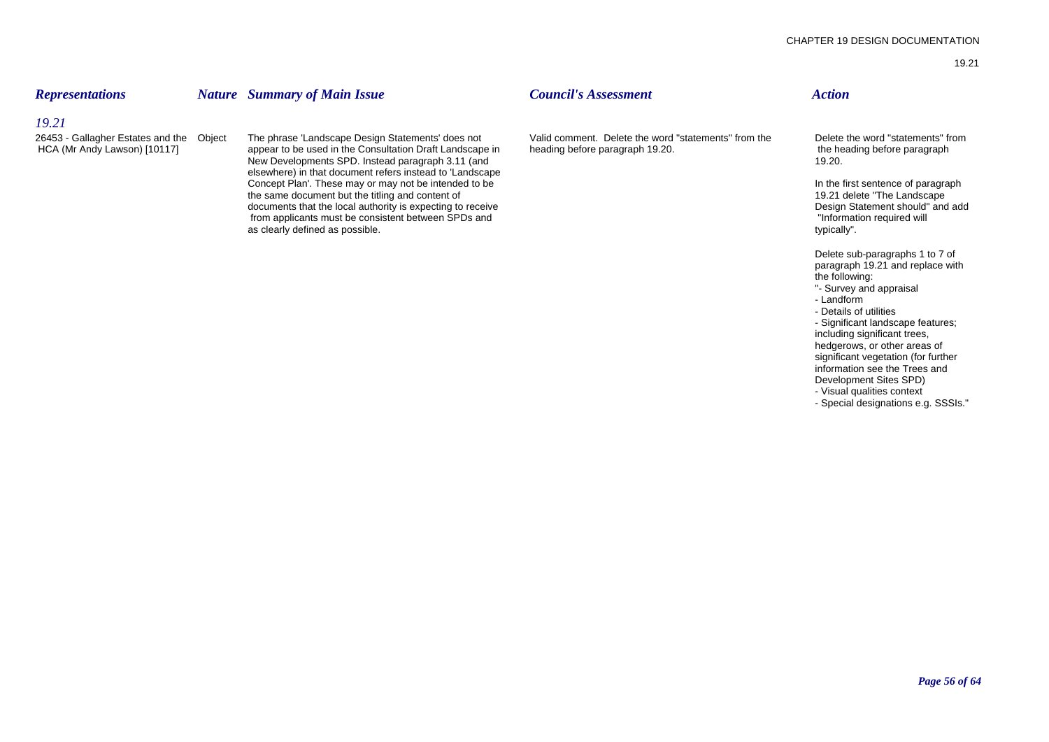| *Representations* | *Nature* | *Summary of Main Issue* | *Council's Assessment* | *Action* |
|---|---|---|---|---|
| *19.21* | | | | |
| 26453 - Gallagher Estates and the HCA (Mr Andy Lawson) [10117] | Object | The phrase 'Landscape Design Statements' does not appear to be used in the Consultation Draft Landscape in New Developments SPD. Instead paragraph 3.11 (and elsewhere) in that document refers instead to 'Landscape Concept Plan'. These may or may not be intended to be the same document but the titling and content of documents that the local authority is expecting to receive from applicants must be consistent between SPDs and as clearly defined as possible. | Valid comment. Delete the word "statements" from the heading before paragraph 19.20. | Delete the word "statements" from the heading before paragraph 19.20.<br><br>In the first sentence of paragraph 19.21 delete "The Landscape Design Statement should" and add "Information required will typically".<br><br>Delete sub-paragraphs 1 to 7 of paragraph 19.21 and replace with the following:<br>"- Survey and appraisal<br>- Landform<br>- Details of utilities<br>- Significant landscape features; including significant trees, hedgerows, or other areas of significant vegetation (for further information see the Trees and Development Sites SPD)<br>- Visual qualities context<br>- Special designations e.g. SSSIs." |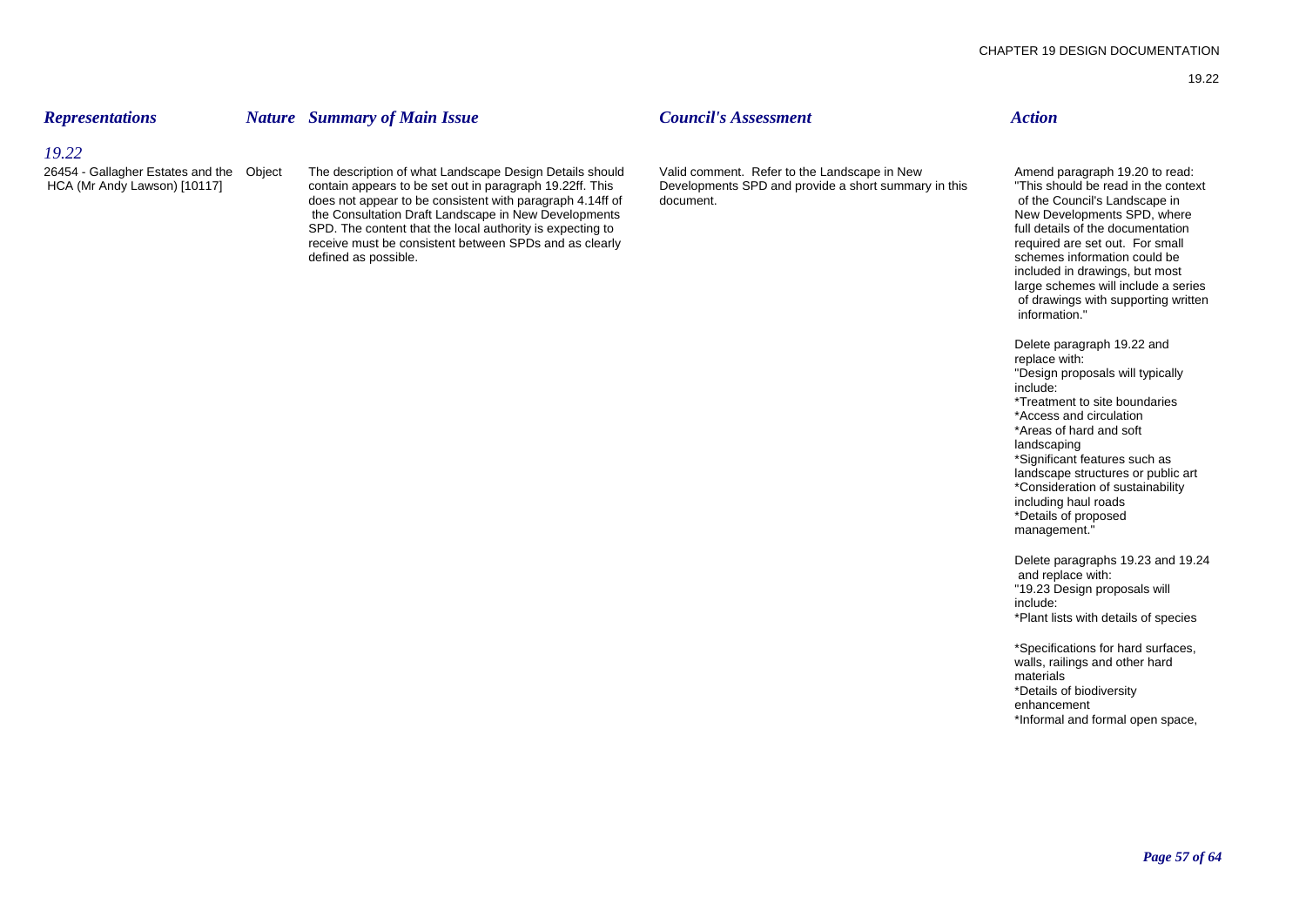| *Representations* | *Nature* | *Summary of Main Issue* | *Council's Assessment* | *Action* |
|---|---|---|---|---|
| *19.22* | | | | |
| 26454 - Gallagher Estates and the HCA (Mr Andy Lawson) [10117] | Object | The description of what Landscape Design Details should contain appears to be set out in paragraph 19.22ff. This does not appear to be consistent with paragraph 4.14ff of the Consultation Draft Landscape in New Developments SPD. The content that the local authority is expecting to receive must be consistent between SPDs and as clearly defined as possible. | Valid comment. Refer to the Landscape in New Developments SPD and provide a short summary in this document. | Amend paragraph 19.20 to read: "This should be read in the context of the Council's Landscape in New Developments SPD, where full details of the documentation required are set out. For small schemes information could be included in drawings, but most large schemes will include a series of drawings with supporting written information."<br><br>Delete paragraph 19.22 and replace with: "Design proposals will typically include: *Treatment to site boundaries *Access and circulation *Areas of hard and soft landscaping *Significant features such as landscape structures or public art *Consideration of sustainability including haul roads *Details of proposed management."<br><br>Delete paragraphs 19.23 and 19.24 and replace with: "19.23 Design proposals will include: *Plant lists with details of species *Specifications for hard surfaces, walls, railings and other hard materials *Details of biodiversity enhancement *Informal and formal open space, |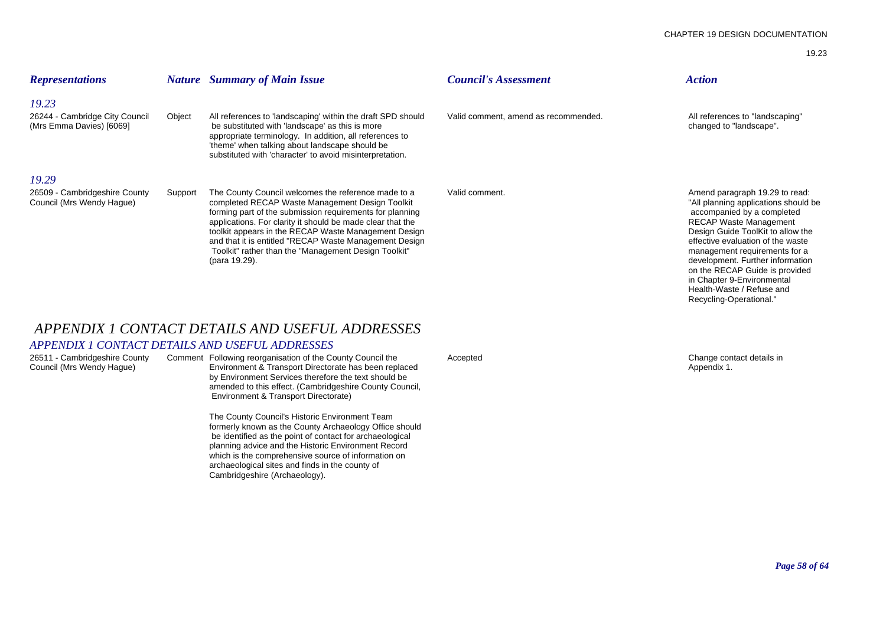| Representations | Nature | Summary of Main Issue | Council's Assessment | Action |
|---|---|---|---|---|
| *19.23* | | | | |
| 26244 - Cambridge City Council (Mrs Emma Davies) [6069] | Object | All references to 'landscaping' within the draft SPD should be substituted with 'landscape' as this is more appropriate terminology. In addition, all references to 'theme' when talking about landscape should be substituted with 'character' to avoid misinterpretation. | Valid comment, amend as recommended. | All references to "landscaping" changed to "landscape". |
| *19.29* | | | | |
| 26509 - Cambridgeshire County Council (Mrs Wendy Hague) | Support | The County Council welcomes the reference made to a completed RECAP Waste Management Design Toolkit forming part of the submission requirements for planning applications. For clarity it should be made clear that the toolkit appears in the RECAP Waste Management Design and that it is entitled "RECAP Waste Management Design Toolkit" rather than the "Management Design Toolkit" (para 19.29). | Valid comment. | Amend paragraph 19.29 to read: "All planning applications should be accompanied by a completed RECAP Waste Management Design Guide ToolKit to allow the effective evaluation of the waste management requirements for a development. Further information on the RECAP Guide is provided in Chapter 9-Environmental Health-Waste / Refuse and Recycling-Operational." |

# APPENDIX 1 CONTACT DETAILS AND USEFUL ADDRESSES

| Representations | Nature | Summary of Main Issue | Council's Assessment | Action |
|---|---|---|---|---|
| *APPENDIX 1 CONTACT DETAILS AND USEFUL ADDRESSES* | | | | |
| 26511 - Cambridgeshire County Council (Mrs Wendy Hague) | Comment | Following reorganisation of the County Council the Environment & Transport Directorate has been replaced by Environment Services therefore the text should be amended to this effect. (Cambridgeshire County Council, Environment & Transport Directorate)<br><br>The County Council's Historic Environment Team formerly known as the County Archaeology Office should be identified as the point of contact for archaeological planning advice and the Historic Environment Record which is the comprehensive source of information on archaeological sites and finds in the county of Cambridgeshire (Archaeology). | Accepted | Change contact details in Appendix 1. |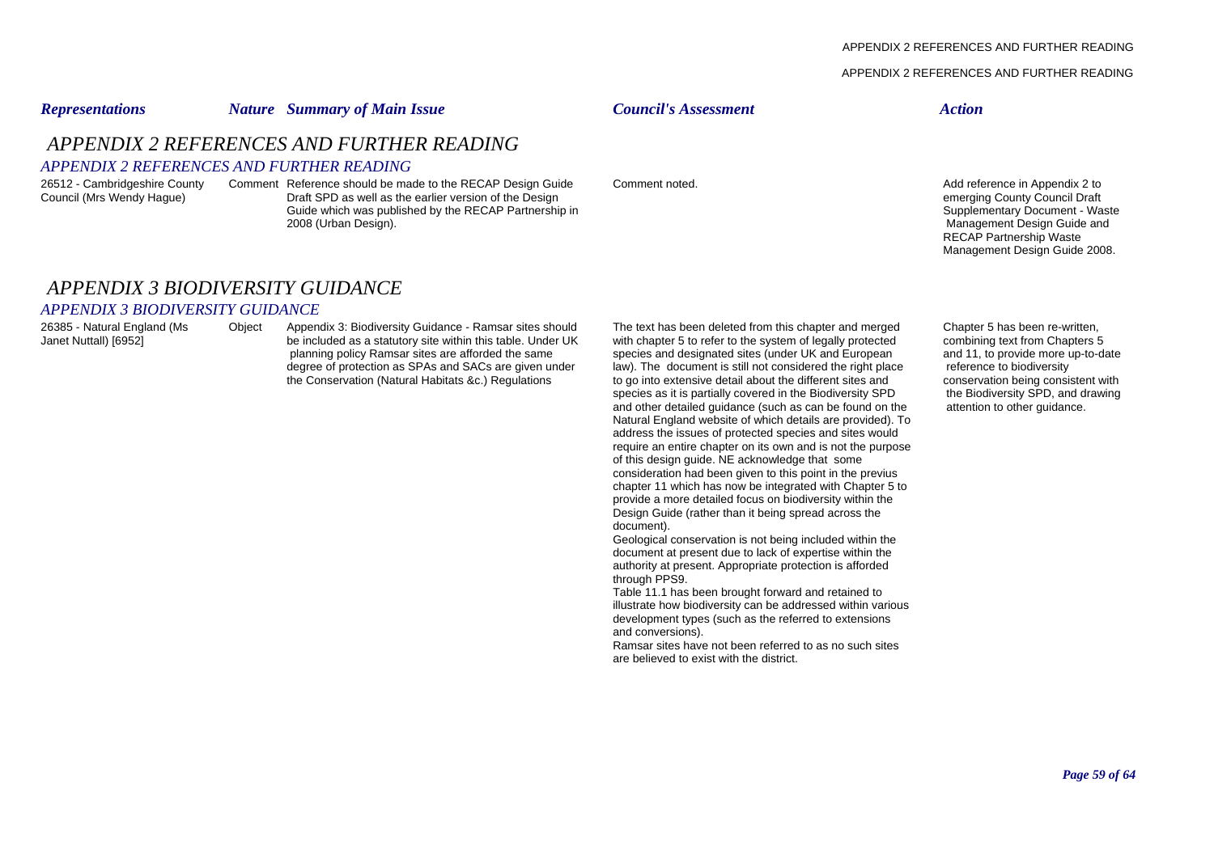| *Representations* | *Nature* | *Summary of Main Issue* | *Council's Assessment* | *Action* |
|---|---|---|---|---|

## *APPENDIX 2 REFERENCES AND FURTHER READING*

### *APPENDIX 2 REFERENCES AND FURTHER READING*

| Representations | Nature | Summary of Main Issue | Council's Assessment | Action |
|---|---|---|---|---|
| 26512 - Cambridgeshire County Council (Mrs Wendy Hague) | Comment | Reference should be made to the RECAP Design Guide Draft SPD as well as the earlier version of the Design Guide which was published by the RECAP Partnership in 2008 (Urban Design). | Comment noted. | Add reference in Appendix 2 to emerging County Council Draft Supplementary Document - Waste Management Design Guide and RECAP Partnership Waste Management Design Guide 2008. |

## *APPENDIX 3 BIODIVERSITY GUIDANCE*

### *APPENDIX 3 BIODIVERSITY GUIDANCE*

| Representations | Nature | Summary of Main Issue | Council's Assessment | Action |
|---|---|---|---|---|
| 26385 - Natural England (Ms Janet Nuttall) [6952] | Object | Appendix 3: Biodiversity Guidance - Ramsar sites should be included as a statutory site within this table. Under UK planning policy Ramsar sites are afforded the same degree of protection as SPAs and SACs are given under the Conservation (Natural Habitats &c.) Regulations | The text has been deleted from this chapter and merged with chapter 5 to refer to the system of legally protected species and designated sites (under UK and European law). The document is still not considered the right place to go into extensive detail about the different sites and species as it is partially covered in the Biodiversity SPD and other detailed guidance (such as can be found on the Natural England website of which details are provided). To address the issues of protected species and sites would require an entire chapter on its own and is not the purpose of this design guide. NE acknowledge that some consideration had been given to this point in the previus chapter 11 which has now be integrated with Chapter 5 to provide a more detailed focus on biodiversity within the Design Guide (rather than it being spread across the document).<br>Geological conservation is not being included within the document at present due to lack of expertise within the authority at present. Appropriate protection is afforded through PPS9.<br>Table 11.1 has been brought forward and retained to illustrate how biodiversity can be addressed within various development types (such as the referred to extensions and conversions).<br>Ramsar sites have not been referred to as no such sites are believed to exist with the district. | Chapter 5 has been re-written, combining text from Chapters 5 and 11, to provide more up-to-date reference to biodiversity conservation being consistent with the Biodiversity SPD, and drawing attention to other guidance. |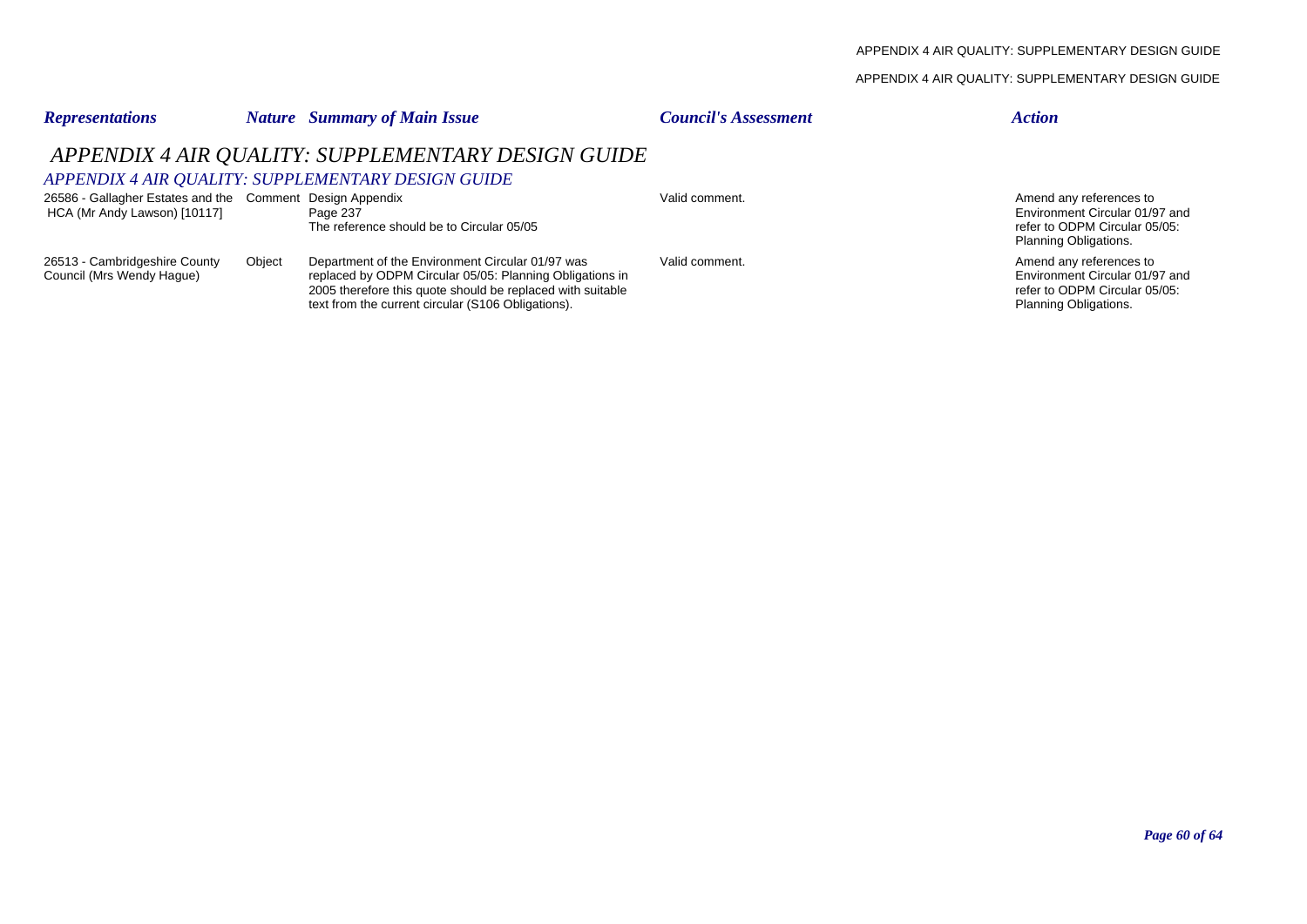| *Representations* | *Nature* | *Summary of Main Issue* | *Council's Assessment* | *Action* |
|---|---|---|---|---|

# *APPENDIX 4 AIR QUALITY: SUPPLEMENTARY DESIGN GUIDE*

## *APPENDIX 4 AIR QUALITY: SUPPLEMENTARY DESIGN GUIDE*

| Representations | Nature | Summary of Main Issue | Council's Assessment | Action |
|---|---|---|---|---|
| 26586 - Gallagher Estates and the HCA (Mr Andy Lawson) [10117] | Comment | Design Appendix Page 237 The reference should be to Circular 05/05 | Valid comment. | Amend any references to Environment Circular 01/97 and refer to ODPM Circular 05/05: Planning Obligations. |
| 26513 - Cambridgeshire County Council (Mrs Wendy Hague) | Object | Department of the Environment Circular 01/97 was replaced by ODPM Circular 05/05: Planning Obligations in 2005 therefore this quote should be replaced with suitable text from the current circular (S106 Obligations). | Valid comment. | Amend any references to Environment Circular 01/97 and refer to ODPM Circular 05/05: Planning Obligations. |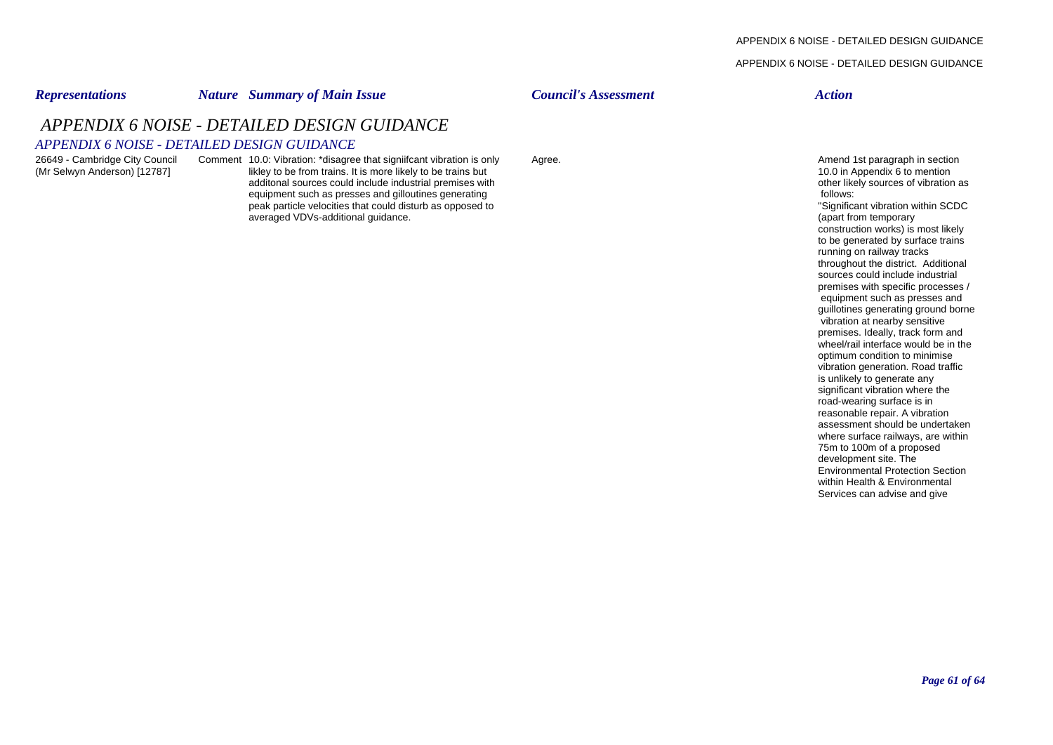| Representations | Nature | Summary of Main Issue | Council's Assessment | Action |
|---|---|---|---|---|

# APPENDIX 6 NOISE - DETAILED DESIGN GUIDANCE

## APPENDIX 6 NOISE - DETAILED DESIGN GUIDANCE

| Representations | Nature | Summary of Main Issue | Council's Assessment | Action |
|---|---|---|---|---|
| 26649 - Cambridge City Council (Mr Selwyn Anderson) [12787] | Comment | 10.0: Vibration: *disagree that signiifcant vibration is only likley to be from trains. It is more likely to be trains but additonal sources could include industrial premises with equipment such as presses and gilloutines generating peak particle velocities that could disturb as opposed to averaged VDVs-additional guidance. | Agree. | Amend 1st paragraph in section 10.0 in Appendix 6 to mention other likely sources of vibration as follows: "Significant vibration within SCDC (apart from temporary construction works) is most likely to be generated by surface trains running on railway tracks throughout the district. Additional sources could include industrial premises with specific processes / equipment such as presses and guillotines generating ground borne vibration at nearby sensitive premises. Ideally, track form and wheel/rail interface would be in the optimum condition to minimise vibration generation. Road traffic is unlikely to generate any significant vibration where the road-wearing surface is in reasonable repair. A vibration assessment should be undertaken where surface railways, are within 75m to 100m of a proposed development site. The Environmental Protection Section within Health & Environmental Services can advise and give |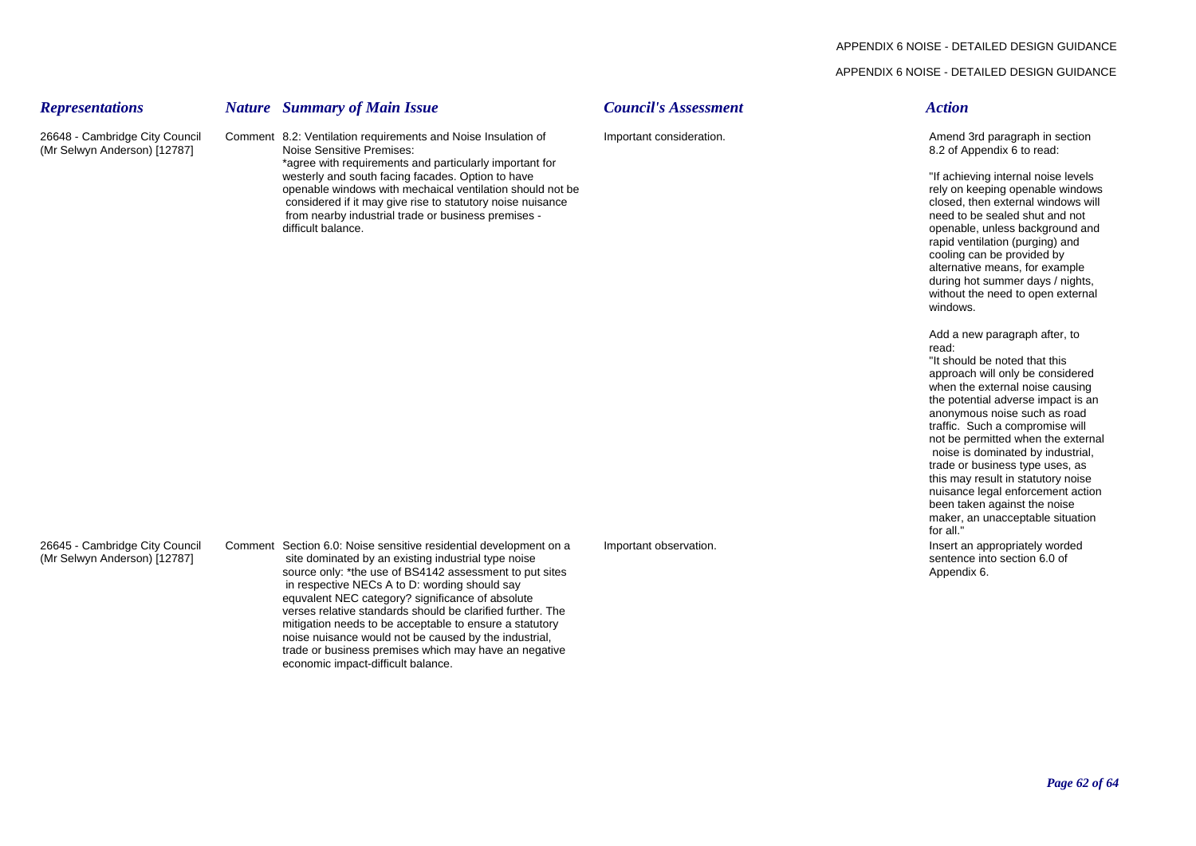| *Representations* | *Nature* | *Summary of Main Issue* | *Council's Assessment* | *Action* |
|---|---|---|---|---|
| 26648 - Cambridge City Council (Mr Selwyn Anderson) [12787] | Comment | 8.2: Ventilation requirements and Noise Insulation of Noise Sensitive Premises: *agree with requirements and particularly important for westerly and south facing facades. Option to have openable windows with mechaical ventilation should not be considered if it may give rise to statutory noise nuisance from nearby industrial trade or business premises - difficult balance. | Important consideration. | Amend 3rd paragraph in section 8.2 of Appendix 6 to read:<br><br>"If achieving internal noise levels rely on keeping openable windows closed, then external windows will need to be sealed shut and not openable, unless background and rapid ventilation (purging) and cooling can be provided by alternative means, for example during hot summer days / nights, without the need to open external windows.<br><br>Add a new paragraph after, to read:<br>"It should be noted that this approach will only be considered when the external noise causing the potential adverse impact is an anonymous noise such as road traffic. Such a compromise will not be permitted when the external noise is dominated by industrial, trade or business type uses, as this may result in statutory noise nuisance legal enforcement action been taken against the noise maker, an unacceptable situation for all." |
| 26645 - Cambridge City Council (Mr Selwyn Anderson) [12787] | Comment | Section 6.0: Noise sensitive residential development on a site dominated by an existing industrial type noise source only: *the use of BS4142 assessment to put sites in respective NECs A to D: wording should say equvalent NEC category? significance of absolute verses relative standards should be clarified further. The mitigation needs to be acceptable to ensure a statutory noise nuisance would not be caused by the industrial, trade or business premises which may have an negative economic impact-difficult balance. | Important observation. | Insert an appropriately worded sentence into section 6.0 of Appendix 6. |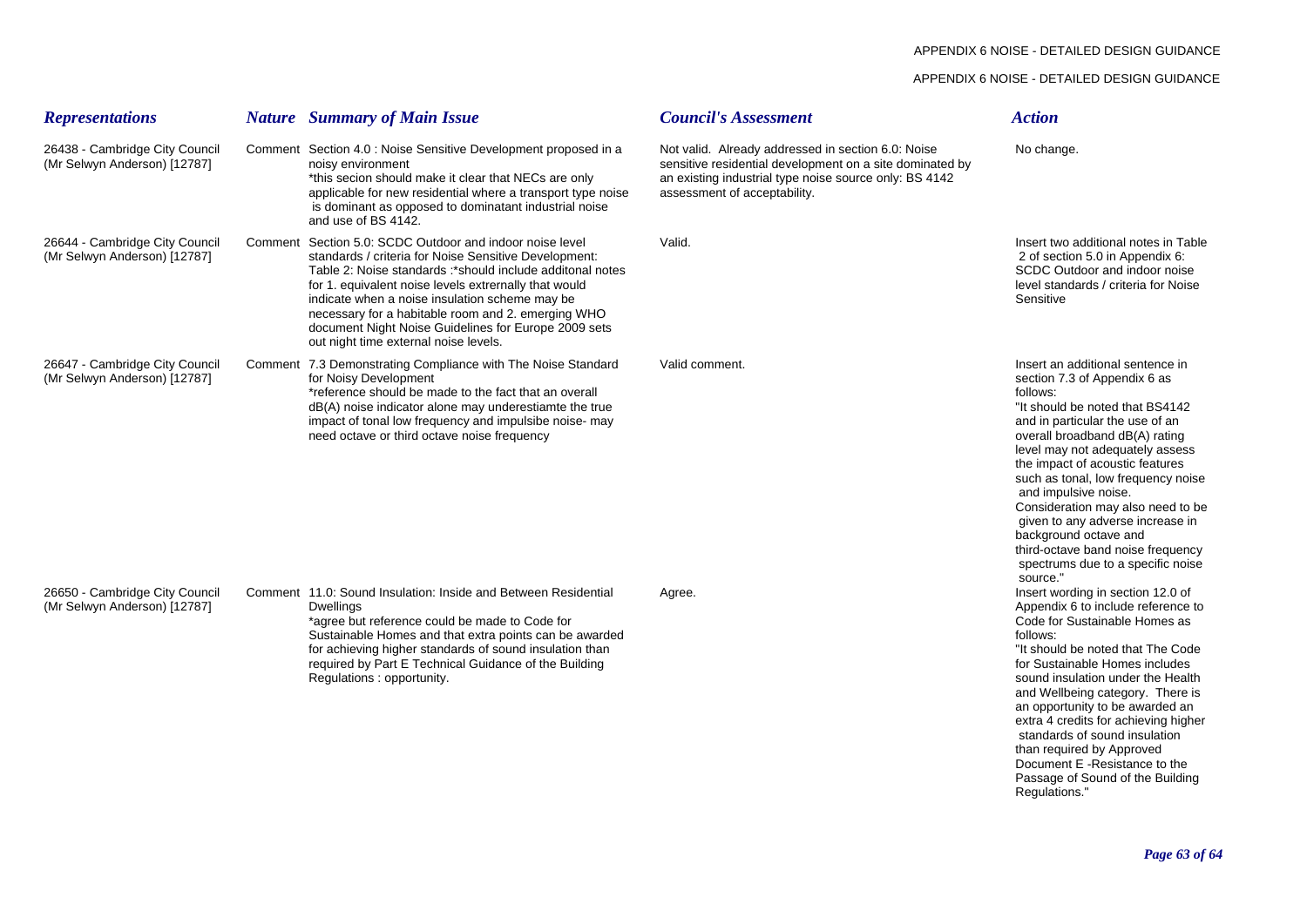APPENDIX 6 NOISE - DETAILED DESIGN GUIDANCE

| *Representations* | *Nature* | *Summary of Main Issue* | *Council's Assessment* | *Action* |
|---|---|---|---|---|
| 26438 - Cambridge City Council (Mr Selwyn Anderson) [12787] | Comment | Section 4.0 : Noise Sensitive Development proposed in a noisy environment *this secion should make it clear that NECs are only applicable for new residential where a transport type noise is dominant as opposed to dominatant industrial noise and use of BS 4142. | Not valid. Already addressed in section 6.0: Noise sensitive residential development on a site dominated by an existing industrial type noise source only: BS 4142 assessment of acceptability. | No change. |
| 26644 - Cambridge City Council (Mr Selwyn Anderson) [12787] | Comment | Section 5.0: SCDC Outdoor and indoor noise level standards / criteria for Noise Sensitive Development: Table 2: Noise standards :*should include additonal notes for 1. equivalent noise levels extrernally that would indicate when a noise insulation scheme may be necessary for a habitable room and 2. emerging WHO document Night Noise Guidelines for Europe 2009 sets out night time external noise levels. | Valid. | Insert two additional notes in Table 2 of section 5.0 in Appendix 6: SCDC Outdoor and indoor noise level standards / criteria for Noise Sensitive |
| 26647 - Cambridge City Council (Mr Selwyn Anderson) [12787] | Comment | 7.3 Demonstrating Compliance with The Noise Standard for Noisy Development *reference should be made to the fact that an overall dB(A) noise indicator alone may underestiamte the true impact of tonal low frequency and impulsibe noise- may need octave or third octave noise frequency | Valid comment. | Insert an additional sentence in section 7.3 of Appendix 6 as follows: "It should be noted that BS4142 and in particular the use of an overall broadband dB(A) rating level may not adequately assess the impact of acoustic features such as tonal, low frequency noise and impulsive noise. Consideration may also need to be given to any adverse increase in background octave and third-octave band noise frequency spectrums due to a specific noise source." |
| 26650 - Cambridge City Council (Mr Selwyn Anderson) [12787] | Comment | 11.0: Sound Insulation: Inside and Between Residential Dwellings *agree but reference could be made to Code for Sustainable Homes and that extra points can be awarded for achieving higher standards of sound insulation than required by Part E Technical Guidance of the Building Regulations : opportunity. | Agree. | Insert wording in section 12.0 of Appendix 6 to include reference to Code for Sustainable Homes as follows: "It should be noted that The Code for Sustainable Homes includes sound insulation under the Health and Wellbeing category. There is an opportunity to be awarded an extra 4 credits for achieving higher standards of sound insulation than required by Approved Document E -Resistance to the Passage of Sound of the Building Regulations." |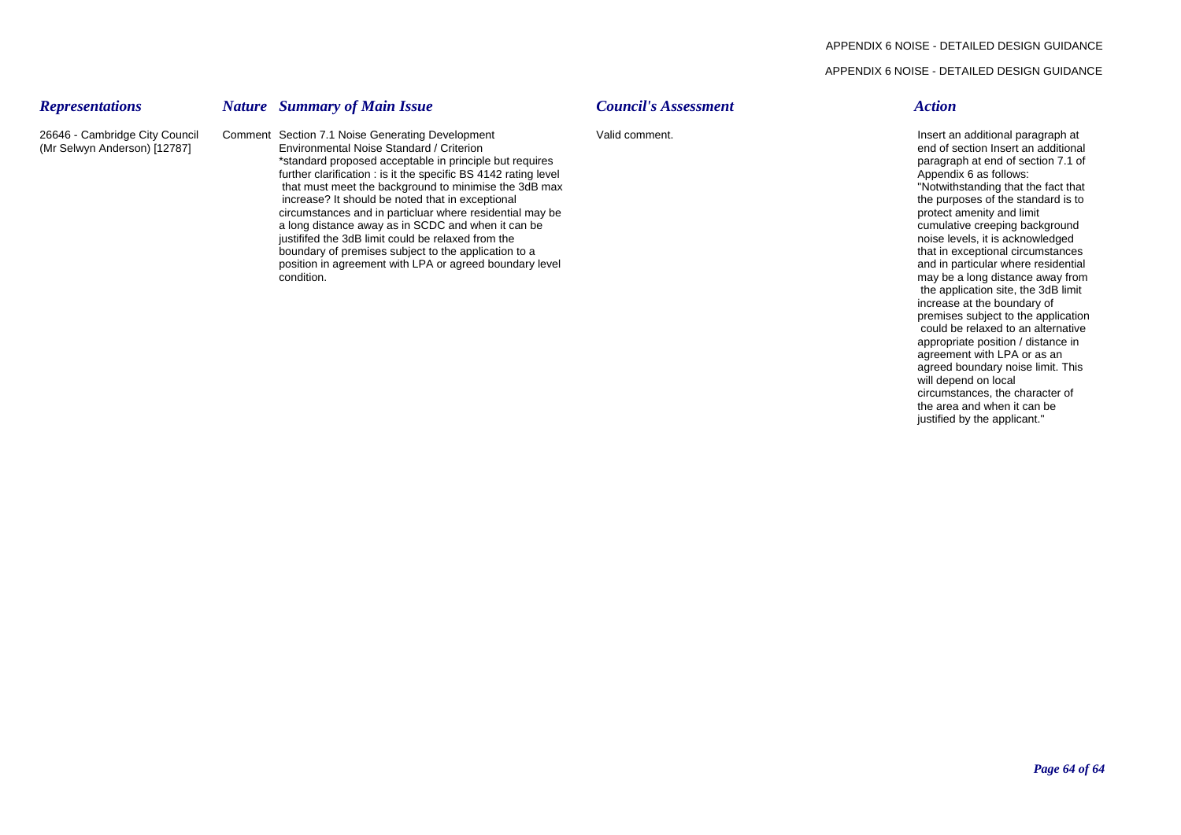APPENDIX 6 NOISE - DETAILED DESIGN GUIDANCE

| *Representations* | *Nature* | *Summary of Main Issue* | *Council's Assessment* | *Action* |
|---|---|---|---|---|
| 26646 - Cambridge City Council (Mr Selwyn Anderson) [12787] | Comment | Section 7.1 Noise Generating Development Environmental Noise Standard / Criterion *standard proposed acceptable in principle but requires further clarification : is it the specific BS 4142 rating level that must meet the background to minimise the 3dB max increase? It should be noted that in exceptional circumstances and in particluar where residential may be a long distance away as in SCDC and when it can be justififed the 3dB limit could be relaxed from the boundary of premises subject to the application to a position in agreement with LPA or agreed boundary level condition. | Valid comment. | Insert an additional paragraph at end of section Insert an additional paragraph at end of section 7.1 of Appendix 6 as follows: "Notwithstanding that the fact that the purposes of the standard is to protect amenity and limit cumulative creeping background noise levels, it is acknowledged that in exceptional circumstances and in particular where residential may be a long distance away from the application site, the 3dB limit increase at the boundary of premises subject to the application could be relaxed to an alternative appropriate position / distance in agreement with LPA or as an agreed boundary noise limit. This will depend on local circumstances, the character of the area and when it can be justified by the applicant." |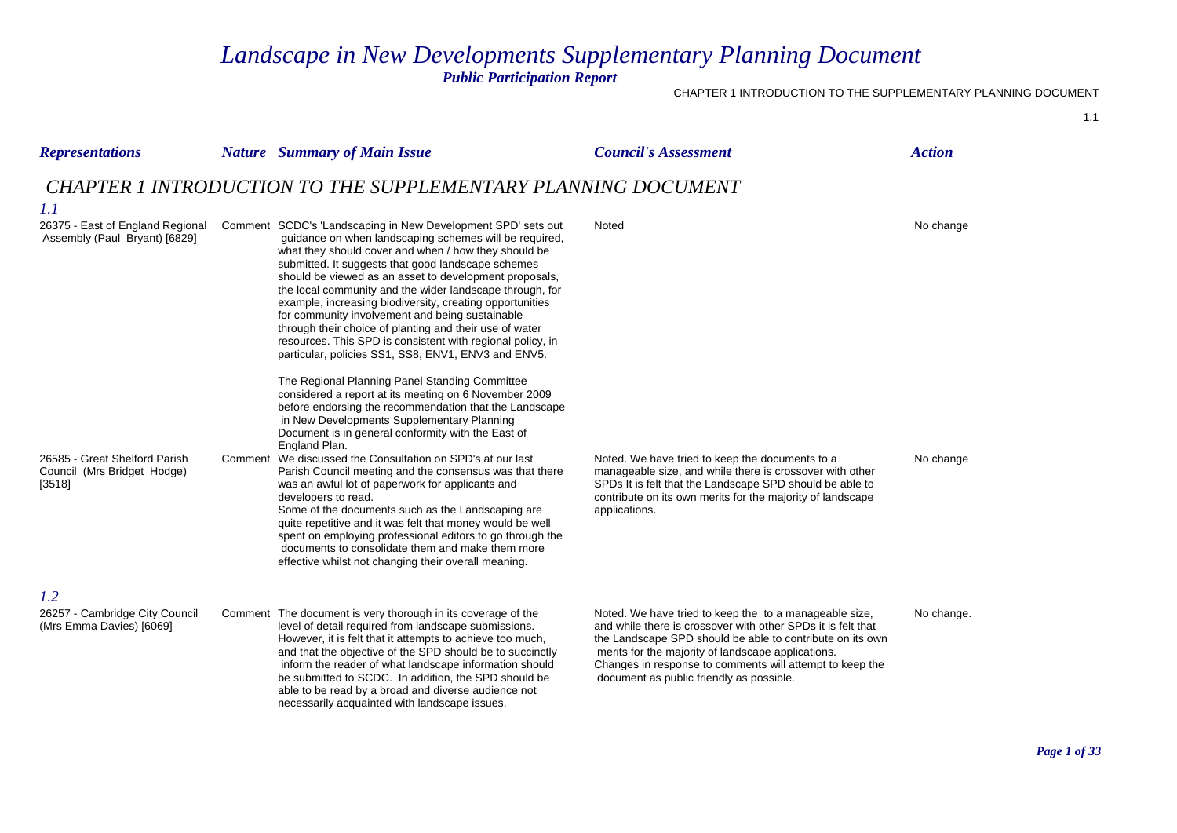# *Landscape in New Developments Supplementary Planning Document*

***Public Participation Report***

CHAPTER 1 INTRODUCTION TO THE SUPPLEMENTARY PLANNING DOCUMENT

| *Representations* | *Nature* | *Summary of Main Issue* | *Council's Assessment* | *Action* |
|---|---|---|---|---|

## *CHAPTER 1 INTRODUCTION TO THE SUPPLEMENTARY PLANNING DOCUMENT*

### *1.1*

| *Representations* | *Nature* | *Summary of Main Issue* | *Council's Assessment* | *Action* |
|---|---|---|---|---|
| 26375 - East of England Regional Assembly (Paul Bryant) [6829] | Comment | SCDC's 'Landscaping in New Development SPD' sets out guidance on when landscaping schemes will be required, what they should cover and when / how they should be submitted. It suggests that good landscape schemes should be viewed as an asset to development proposals, the local community and the wider landscape through, for example, increasing biodiversity, creating opportunities for community involvement and being sustainable through their choice of planting and their use of water resources. This SPD is consistent with regional policy, in particular, policies SS1, SS8, ENV1, ENV3 and ENV5.<br><br>The Regional Planning Panel Standing Committee considered a report at its meeting on 6 November 2009 before endorsing the recommendation that the Landscape in New Developments Supplementary Planning Document is in general conformity with the East of England Plan. | Noted | No change |
| 26585 - Great Shelford Parish Council (Mrs Bridget Hodge) [3518] | Comment | We discussed the Consultation on SPD's at our last Parish Council meeting and the consensus was that there was an awful lot of paperwork for applicants and developers to read.<br>Some of the documents such as the Landscaping are quite repetitive and it was felt that money would be well spent on employing professional editors to go through the documents to consolidate them and make them more effective whilst not changing their overall meaning. | Noted. We have tried to keep the documents to a manageable size, and while there is crossover with other SPDs It is felt that the Landscape SPD should be able to contribute on its own merits for the majority of landscape applications. | No change |

### *1.2*

| *Representations* | *Nature* | *Summary of Main Issue* | *Council's Assessment* | *Action* |
|---|---|---|---|---|
| 26257 - Cambridge City Council (Mrs Emma Davies) [6069] | Comment | The document is very thorough in its coverage of the level of detail required from landscape submissions. However, it is felt that it attempts to achieve too much, and that the objective of the SPD should be to succinctly inform the reader of what landscape information should be submitted to SCDC. In addition, the SPD should be able to be read by a broad and diverse audience not necessarily acquainted with landscape issues. | Noted. We have tried to keep the to a manageable size, and while there is crossover with other SPDs it is felt that the Landscape SPD should be able to contribute on its own merits for the majority of landscape applications.<br>Changes in response to comments will attempt to keep the document as public friendly as possible. | No change. |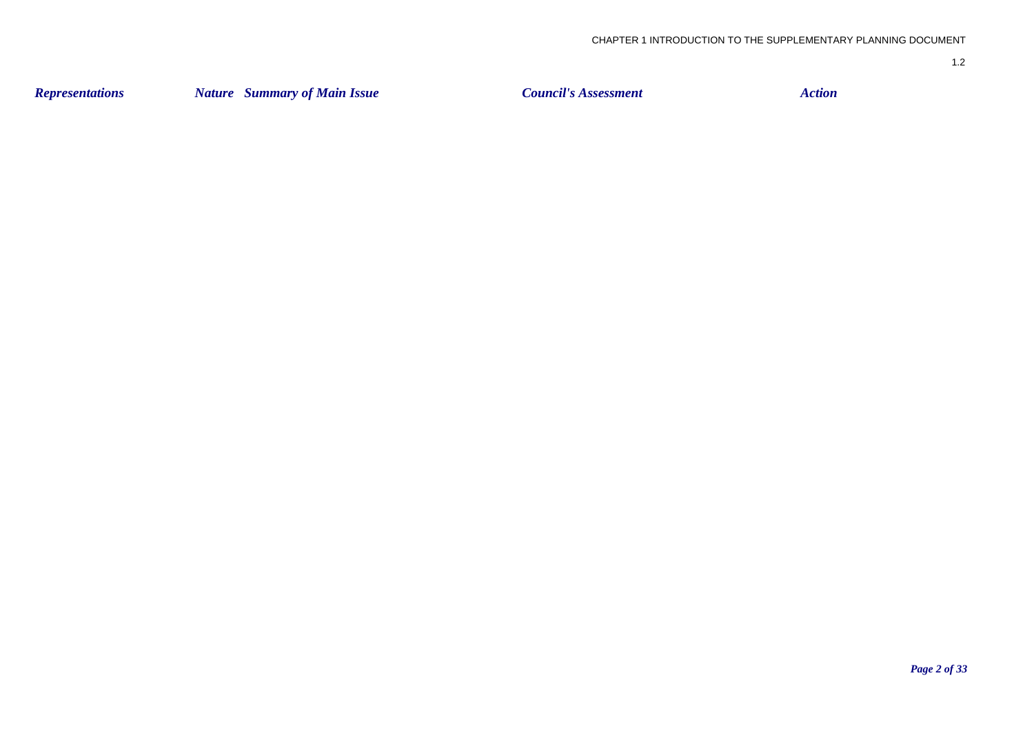| Representations | Nature | Summary of Main Issue | Council's Assessment | Action |
| --- | --- | --- | --- | --- |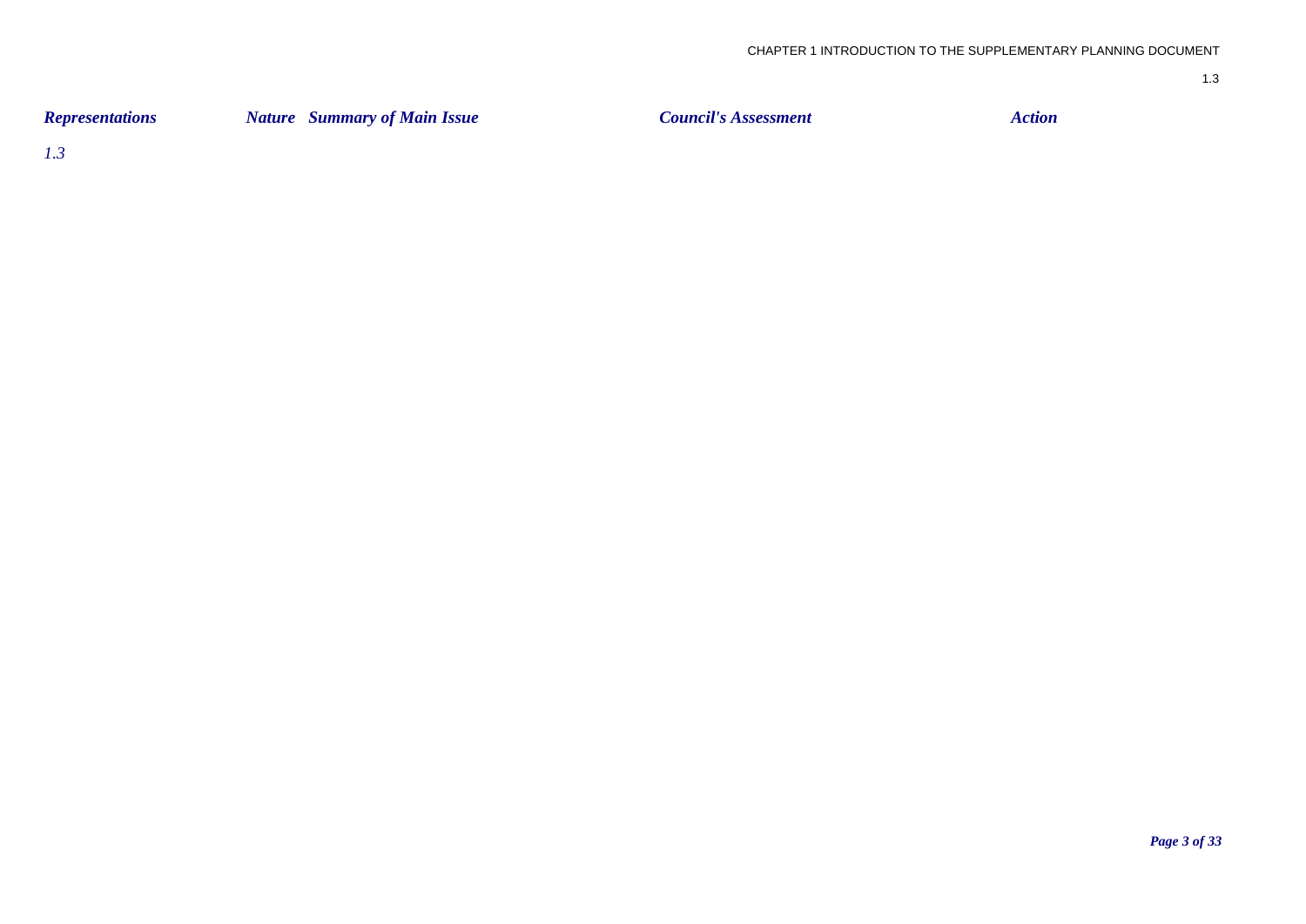| *Representations* | *Nature* | *Summary of Main Issue* | *Council's Assessment* | *Action* |
| --- | --- | --- | --- | --- |
| *1.3* | | | | |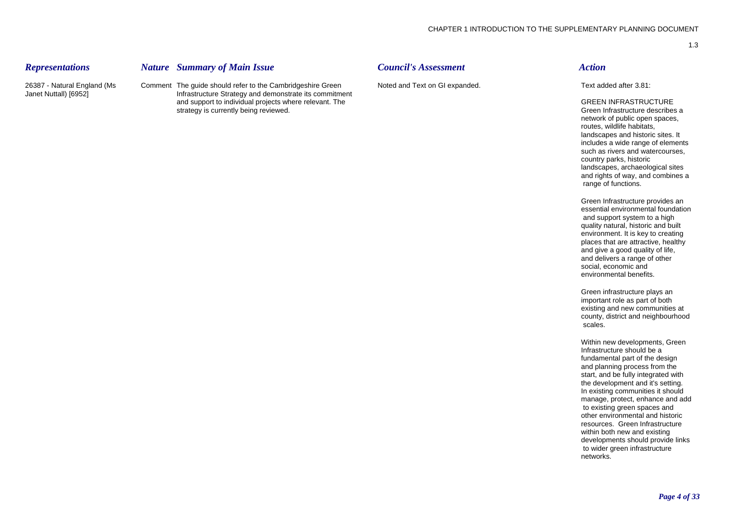| *Representations* | *Nature* | *Summary of Main Issue* | *Council's Assessment* | *Action* |
|---|---|---|---|---|
| 26387 - Natural England (Ms Janet Nuttall) [6952] | Comment | The guide should refer to the Cambridgeshire Green Infrastructure Strategy and demonstrate its commitment and support to individual projects where relevant. The strategy is currently being reviewed. | Noted and Text on GI expanded. | Text added after 3.81:<br><br>GREEN INFRASTRUCTURE<br>Green Infrastructure describes a network of public open spaces, routes, wildlife habitats, landscapes and historic sites. It includes a wide range of elements such as rivers and watercourses, country parks, historic landscapes, archaeological sites and rights of way, and combines a range of functions.<br><br>Green Infrastructure provides an essential environmental foundation and support system to a high quality natural, historic and built environment. It is key to creating places that are attractive, healthy and give a good quality of life, and delivers a range of other social, economic and environmental benefits.<br><br>Green infrastructure plays an important role as part of both existing and new communities at county, district and neighbourhood scales.<br><br>Within new developments, Green Infrastructure should be a fundamental part of the design and planning process from the start, and be fully integrated with the development and it's setting. In existing communities it should manage, protect, enhance and add to existing green spaces and other environmental and historic resources. Green Infrastructure within both new and existing developments should provide links to wider green infrastructure networks. |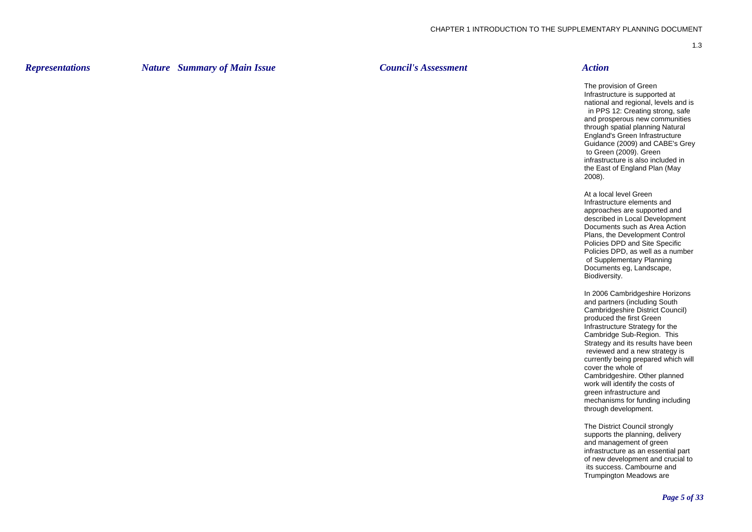| *Representations* | *Nature* | *Summary of Main Issue* | *Council's Assessment* | *Action* |
|---|---|---|---|---|
| | | | | The provision of Green Infrastructure is supported at national and regional, levels and is in PPS 12: Creating strong, safe and prosperous new communities through spatial planning Natural England's Green Infrastructure Guidance (2009) and CABE's Grey to Green (2009). Green infrastructure is also included in the East of England Plan (May 2008).<br><br>At a local level Green Infrastructure elements and approaches are supported and described in Local Development Documents such as Area Action Plans, the Development Control Policies DPD and Site Specific Policies DPD, as well as a number of Supplementary Planning Documents eg, Landscape, Biodiversity.<br><br>In 2006 Cambridgeshire Horizons and partners (including South Cambridgeshire District Council) produced the first Green Infrastructure Strategy for the Cambridge Sub-Region. This Strategy and its results have been reviewed and a new strategy is currently being prepared which will cover the whole of Cambridgeshire. Other planned work will identify the costs of green infrastructure and mechanisms for funding including through development.<br><br>The District Council strongly supports the planning, delivery and management of green infrastructure as an essential part of new development and crucial to its success. Cambourne and Trumpington Meadows are |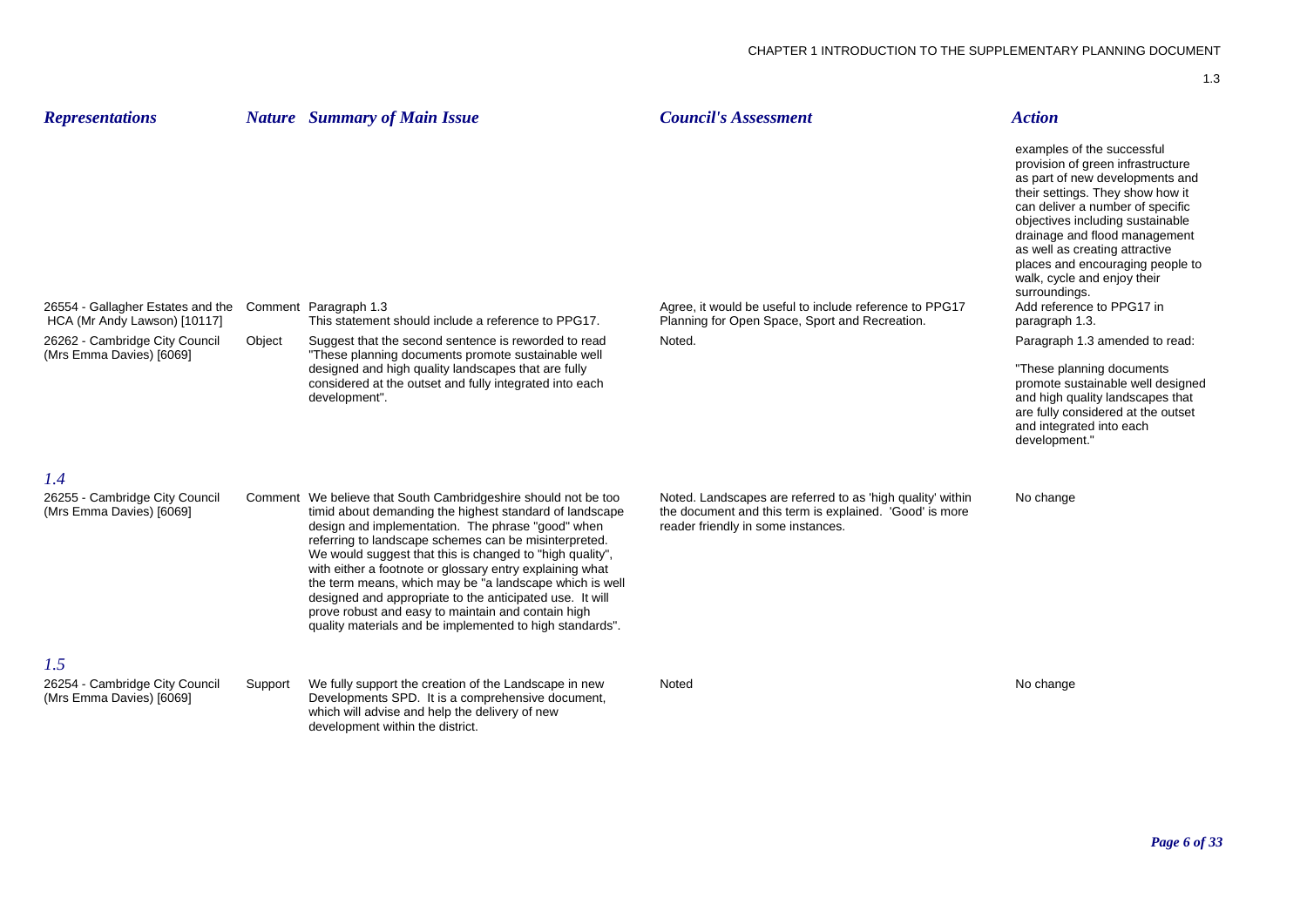| Representations | Nature | Summary of Main Issue | Council's Assessment | Action |
|---|---|---|---|---|
| | | | | examples of the successful provision of green infrastructure as part of new developments and their settings. They show how it can deliver a number of specific objectives including sustainable drainage and flood management as well as creating attractive places and encouraging people to walk, cycle and enjoy their surroundings. |
| 26554 - Gallagher Estates and the HCA (Mr Andy Lawson) [10117] | Comment | Paragraph 1.3 This statement should include a reference to PPG17. | Agree, it would be useful to include reference to PPG17 Planning for Open Space, Sport and Recreation. | Add reference to PPG17 in paragraph 1.3. |
| 26262 - Cambridge City Council (Mrs Emma Davies) [6069] | Object | Suggest that the second sentence is reworded to read "These planning documents promote sustainable well designed and high quality landscapes that are fully considered at the outset and fully integrated into each development". | Noted. | Paragraph 1.3 amended to read: "These planning documents promote sustainable well designed and high quality landscapes that are fully considered at the outset and integrated into each development." |
| ***1.4*** | | | | |
| 26255 - Cambridge City Council (Mrs Emma Davies) [6069] | Comment | We believe that South Cambridgeshire should not be too timid about demanding the highest standard of landscape design and implementation. The phrase "good" when referring to landscape schemes can be misinterpreted. We would suggest that this is changed to "high quality", with either a footnote or glossary entry explaining what the term means, which may be "a landscape which is well designed and appropriate to the anticipated use. It will prove robust and easy to maintain and contain high quality materials and be implemented to high standards". | Noted. Landscapes are referred to as 'high quality' within the document and this term is explained. 'Good' is more reader friendly in some instances. | No change |
| ***1.5*** | | | | |
| 26254 - Cambridge City Council (Mrs Emma Davies) [6069] | Support | We fully support the creation of the Landscape in new Developments SPD. It is a comprehensive document, which will advise and help the delivery of new development within the district. | Noted | No change |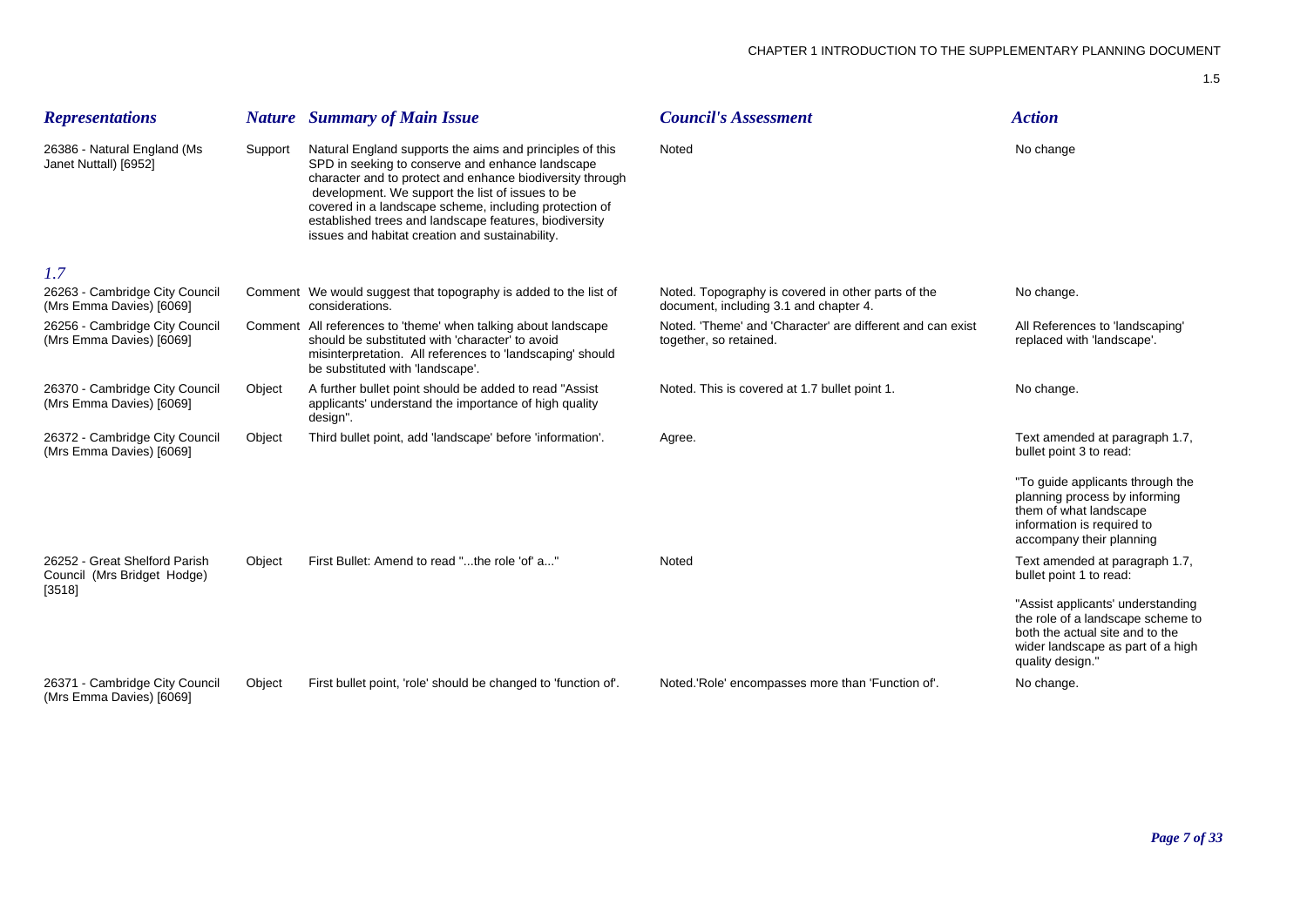| *Representations* | *Nature* | *Summary of Main Issue* | *Council's Assessment* | *Action* |
|---|---|---|---|---|
| 26386 - Natural England (Ms Janet Nuttall) [6952] | Support | Natural England supports the aims and principles of this SPD in seeking to conserve and enhance landscape character and to protect and enhance biodiversity through development. We support the list of issues to be covered in a landscape scheme, including protection of established trees and landscape features, biodiversity issues and habitat creation and sustainability. | Noted | No change |
| *1.7* | | | | |
| 26263 - Cambridge City Council (Mrs Emma Davies) [6069] | Comment | We would suggest that topography is added to the list of considerations. | Noted. Topography is covered in other parts of the document, including 3.1 and chapter 4. | No change. |
| 26256 - Cambridge City Council (Mrs Emma Davies) [6069] | Comment | All references to 'theme' when talking about landscape should be substituted with 'character' to avoid misinterpretation. All references to 'landscaping' should be substituted with 'landscape'. | Noted. 'Theme' and 'Character' are different and can exist together, so retained. | All References to 'landscaping' replaced with 'landscape'. |
| 26370 - Cambridge City Council (Mrs Emma Davies) [6069] | Object | A further bullet point should be added to read "Assist applicants' understand the importance of high quality design". | Noted. This is covered at 1.7 bullet point 1. | No change. |
| 26372 - Cambridge City Council (Mrs Emma Davies) [6069] | Object | Third bullet point, add 'landscape' before 'information'. | Agree. | Text amended at paragraph 1.7, bullet point 3 to read: "To guide applicants through the planning process by informing them of what landscape information is required to accompany their planning |
| 26252 - Great Shelford Parish Council (Mrs Bridget Hodge) [3518] | Object | First Bullet: Amend to read "...the role 'of' a..." | Noted | Text amended at paragraph 1.7, bullet point 1 to read: "Assist applicants' understanding the role of a landscape scheme to both the actual site and to the wider landscape as part of a high quality design." |
| 26371 - Cambridge City Council (Mrs Emma Davies) [6069] | Object | First bullet point, 'role' should be changed to 'function of'. | Noted.'Role' encompasses more than 'Function of'. | No change. |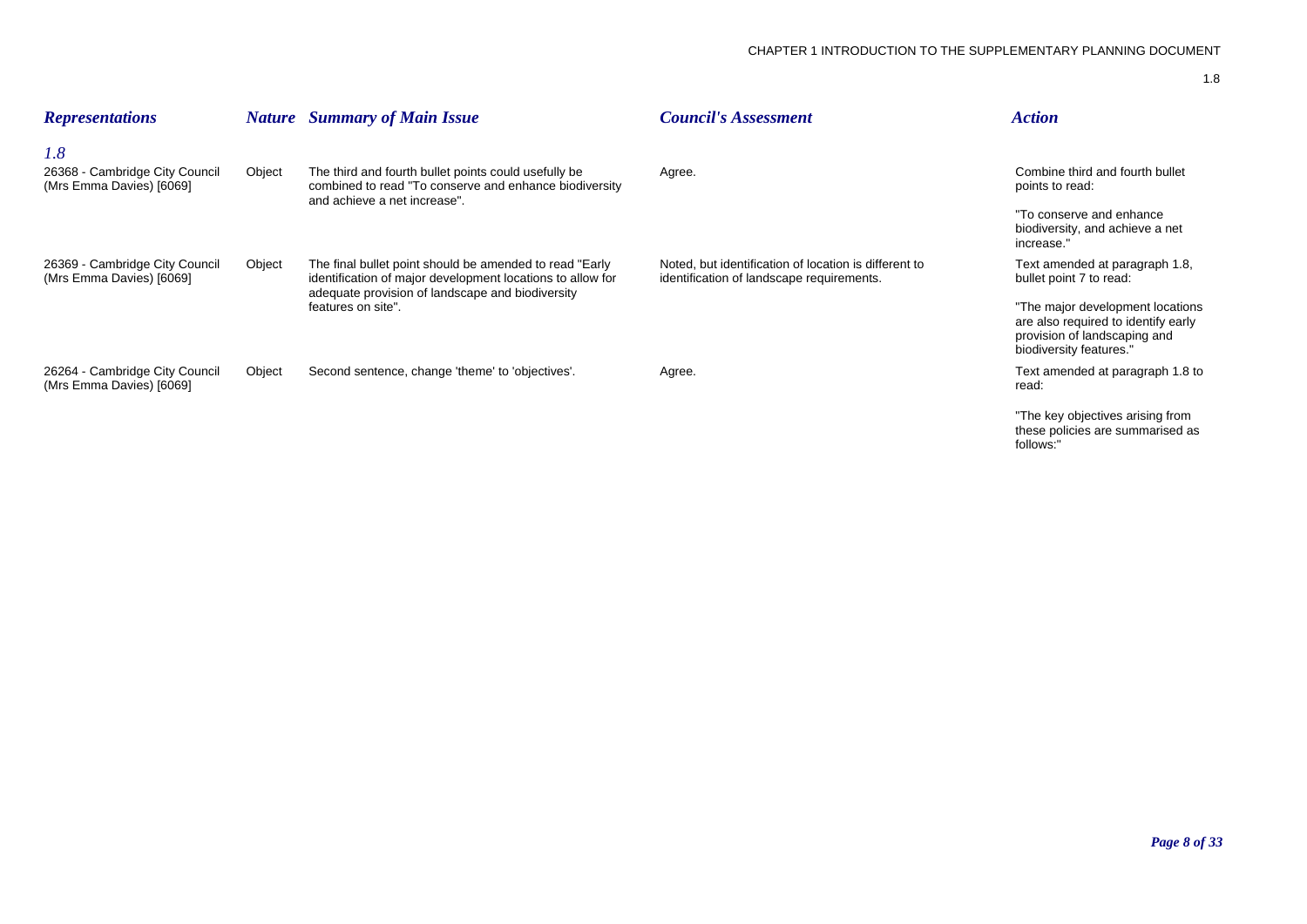| *Representations* | *Nature* | *Summary of Main Issue* | *Council's Assessment* | *Action* |
|---|---|---|---|---|
| *1.8* | | | | |
| 26368 - Cambridge City Council (Mrs Emma Davies) [6069] | Object | The third and fourth bullet points could usefully be combined to read "To conserve and enhance biodiversity and achieve a net increase". | Agree. | Combine third and fourth bullet points to read: "To conserve and enhance biodiversity, and achieve a net increase." |
| 26369 - Cambridge City Council (Mrs Emma Davies) [6069] | Object | The final bullet point should be amended to read "Early identification of major development locations to allow for adequate provision of landscape and biodiversity features on site". | Noted, but identification of location is different to identification of landscape requirements. | Text amended at paragraph 1.8, bullet point 7 to read: "The major development locations are also required to identify early provision of landscaping and biodiversity features." |
| 26264 - Cambridge City Council (Mrs Emma Davies) [6069] | Object | Second sentence, change 'theme' to 'objectives'. | Agree. | Text amended at paragraph 1.8 to read: "The key objectives arising from these policies are summarised as follows:" |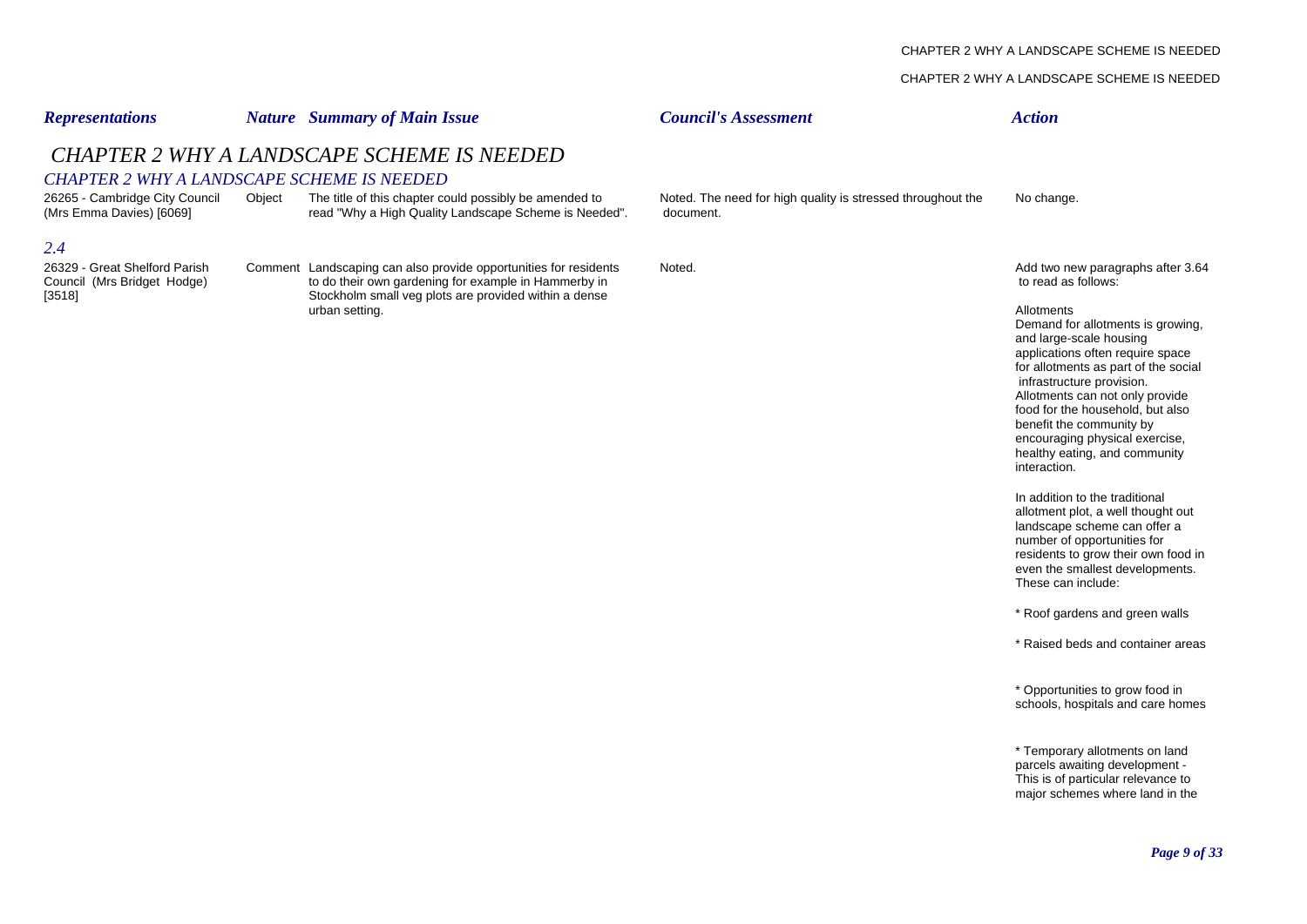| *Representations* | *Nature* | *Summary of Main Issue* | *Council's Assessment* | *Action* |
|---|---|---|---|---|

# *CHAPTER 2 WHY A LANDSCAPE SCHEME IS NEEDED*

### *CHAPTER 2 WHY A LANDSCAPE SCHEME IS NEEDED*

| Representations | Nature | Summary of Main Issue | Council's Assessment | Action |
|---|---|---|---|---|
| 26265 - Cambridge City Council (Mrs Emma Davies) [6069] | Object | The title of this chapter could possibly be amended to read "Why a High Quality Landscape Scheme is Needed". | Noted. The need for high quality is stressed throughout the document. | No change. |

### *2.4*

| Representations | Nature | Summary of Main Issue | Council's Assessment | Action |
|---|---|---|---|---|
| 26329 - Great Shelford Parish Council (Mrs Bridget Hodge) [3518] | Comment | Landscaping can also provide opportunities for residents to do their own gardening for example in Hammerby in Stockholm small veg plots are provided within a dense urban setting. | Noted. | Add two new paragraphs after 3.64 to read as follows:<br><br>Allotments<br>Demand for allotments is growing, and large-scale housing applications often require space for allotments as part of the social infrastructure provision. Allotments can not only provide food for the household, but also benefit the community by encouraging physical exercise, healthy eating, and community interaction.<br><br>In addition to the traditional allotment plot, a well thought out landscape scheme can offer a number of opportunities for residents to grow their own food in even the smallest developments. These can include:<br><br>* Roof gardens and green walls<br><br>* Raised beds and container areas<br><br>* Opportunities to grow food in schools, hospitals and care homes<br><br>* Temporary allotments on land parcels awaiting development - This is of particular relevance to major schemes where land in the |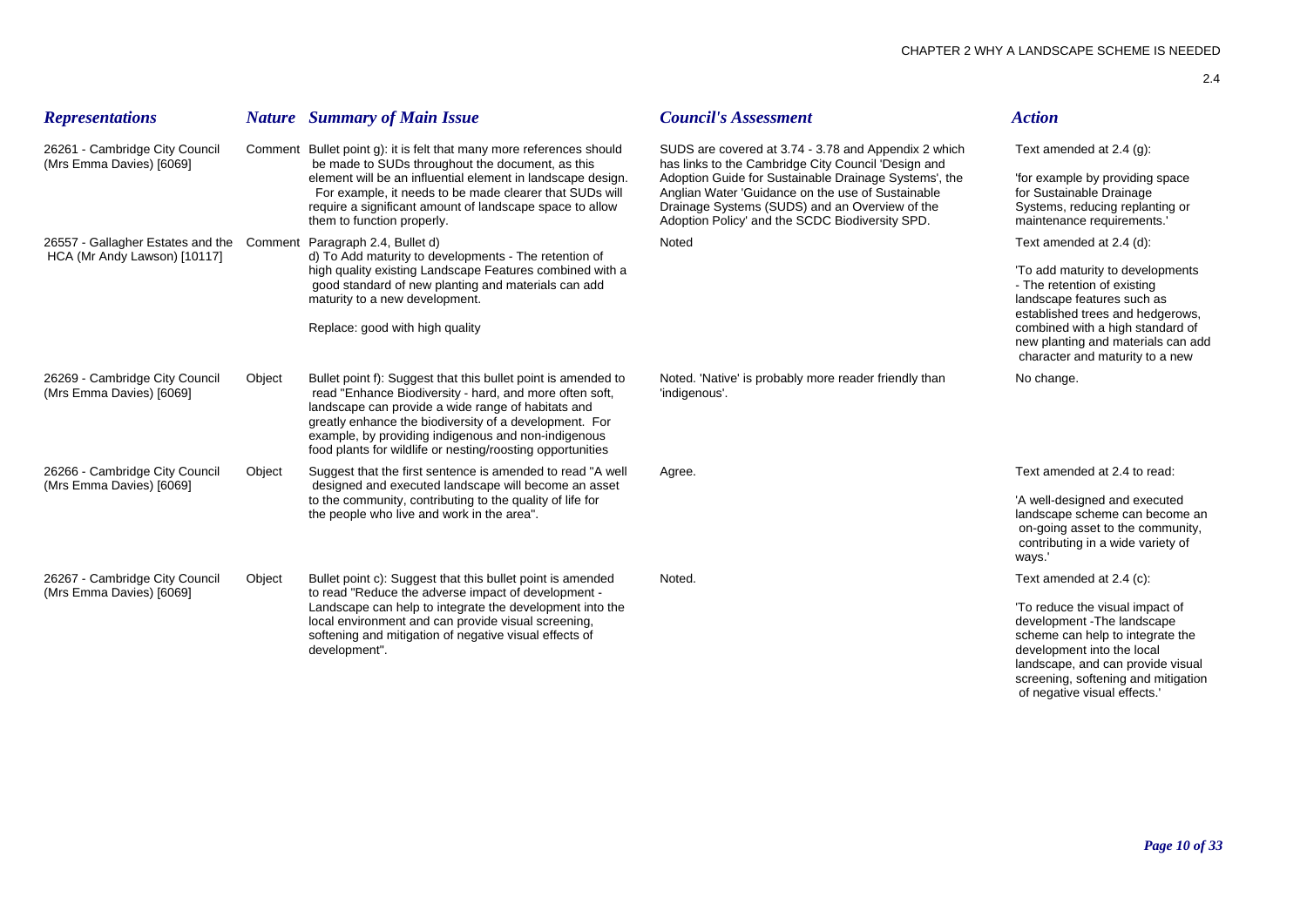| *Representations* | *Nature* | *Summary of Main Issue* | *Council's Assessment* | *Action* |
|---|---|---|---|---|
| 26261 - Cambridge City Council (Mrs Emma Davies) [6069] | Comment | Bullet point g): it is felt that many more references should be made to SUDs throughout the document, as this element will be an influential element in landscape design. For example, it needs to be made clearer that SUDs will require a significant amount of landscape space to allow them to function properly. | SUDS are covered at 3.74 - 3.78 and Appendix 2 which has links to the Cambridge City Council 'Design and Adoption Guide for Sustainable Drainage Systems', the Anglian Water 'Guidance on the use of Sustainable Drainage Systems (SUDS) and an Overview of the Adoption Policy' and the SCDC Biodiversity SPD. | Text amended at 2.4 (g): 'for example by providing space for Sustainable Drainage Systems, reducing replanting or maintenance requirements.' |
| 26557 - Gallagher Estates and the HCA (Mr Andy Lawson) [10117] | Comment | Paragraph 2.4, Bullet d) d) To Add maturity to developments - The retention of high quality existing Landscape Features combined with a good standard of new planting and materials can add maturity to a new development. Replace: good with high quality | Noted | Text amended at 2.4 (d): 'To add maturity to developments - The retention of existing landscape features such as established trees and hedgerows, combined with a high standard of new planting and materials can add character and maturity to a new |
| 26269 - Cambridge City Council (Mrs Emma Davies) [6069] | Object | Bullet point f): Suggest that this bullet point is amended to read "Enhance Biodiversity - hard, and more often soft, landscape can provide a wide range of habitats and greatly enhance the biodiversity of a development. For example, by providing indigenous and non-indigenous food plants for wildlife or nesting/roosting opportunities | Noted. 'Native' is probably more reader friendly than 'indigenous'. | No change. |
| 26266 - Cambridge City Council (Mrs Emma Davies) [6069] | Object | Suggest that the first sentence is amended to read "A well designed and executed landscape will become an asset to the community, contributing to the quality of life for the people who live and work in the area". | Agree. | Text amended at 2.4 to read: 'A well-designed and executed landscape scheme can become an on-going asset to the community, contributing in a wide variety of ways.' |
| 26267 - Cambridge City Council (Mrs Emma Davies) [6069] | Object | Bullet point c): Suggest that this bullet point is amended to read "Reduce the adverse impact of development - Landscape can help to integrate the development into the local environment and can provide visual screening, softening and mitigation of negative visual effects of development". | Noted. | Text amended at 2.4 (c): 'To reduce the visual impact of development -The landscape scheme can help to integrate the development into the local landscape, and can provide visual screening, softening and mitigation of negative visual effects.' |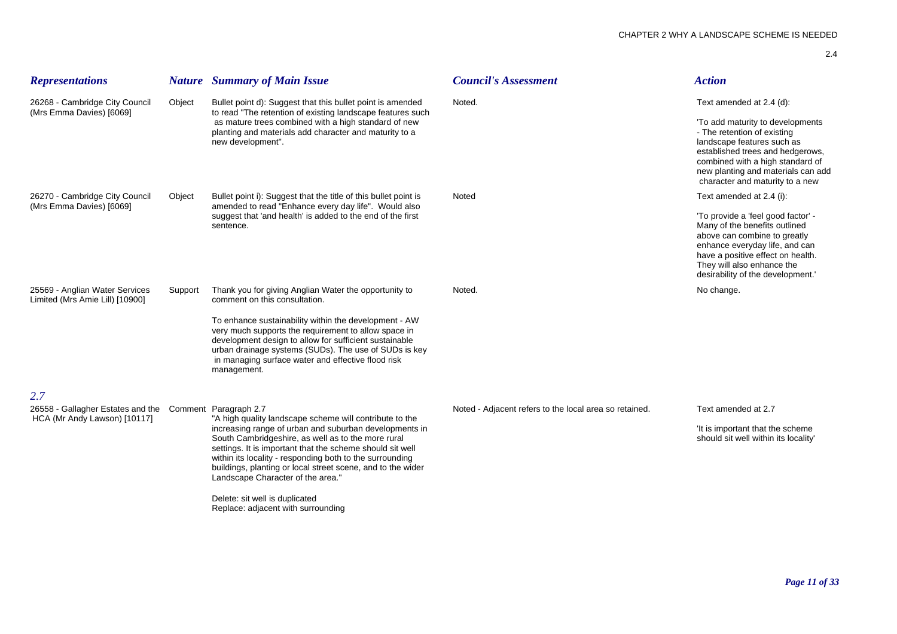| *Representations* | *Nature* | *Summary of Main Issue* | *Council's Assessment* | *Action* |
|---|---|---|---|---|
| 26268 - Cambridge City Council (Mrs Emma Davies) [6069] | Object | Bullet point d): Suggest that this bullet point is amended to read "The retention of existing landscape features such as mature trees combined with a high standard of new planting and materials add character and maturity to a new development". | Noted. | Text amended at 2.4 (d):<br><br>'To add maturity to developments - The retention of existing landscape features such as established trees and hedgerows, combined with a high standard of new planting and materials can add character and maturity to a new |
| 26270 - Cambridge City Council (Mrs Emma Davies) [6069] | Object | Bullet point i): Suggest that the title of this bullet point is amended to read "Enhance every day life". Would also suggest that 'and health' is added to the end of the first sentence. | Noted | Text amended at 2.4 (i):<br><br>'To provide a 'feel good factor' - Many of the benefits outlined above can combine to greatly enhance everyday life, and can have a positive effect on health. They will also enhance the desirability of the development.' |
| 25569 - Anglian Water Services Limited (Mrs Amie Lill) [10900] | Support | Thank you for giving Anglian Water the opportunity to comment on this consultation.<br><br>To enhance sustainability within the development - AW very much supports the requirement to allow space in development design to allow for sufficient sustainable urban drainage systems (SUDs). The use of SUDs is key in managing surface water and effective flood risk management. | Noted. | No change. |
| ***2.7*** | | | | |
| 26558 - Gallagher Estates and the HCA (Mr Andy Lawson) [10117] | Comment | Paragraph 2.7<br>"A high quality landscape scheme will contribute to the increasing range of urban and suburban developments in South Cambridgeshire, as well as to the more rural settings. It is important that the scheme should sit well within its locality - responding both to the surrounding buildings, planting or local street scene, and to the wider Landscape Character of the area."<br><br>Delete: sit well is duplicated<br>Replace: adjacent with surrounding | Noted - Adjacent refers to the local area so retained. | Text amended at 2.7<br><br>'It is important that the scheme should sit well within its locality' |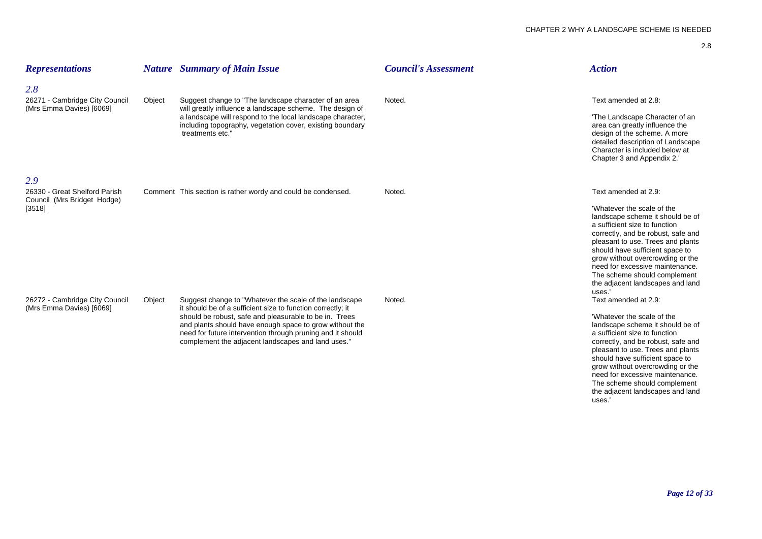| Representations | Nature | Summary of Main Issue | Council's Assessment | Action |
|---|---|---|---|---|
| ***2.8*** | | | | |
| 26271 - Cambridge City Council (Mrs Emma Davies) [6069] | Object | Suggest change to "The landscape character of an area will greatly influence a landscape scheme. The design of a landscape will respond to the local landscape character, including topography, vegetation cover, existing boundary treatments etc." | Noted. | Text amended at 2.8: 'The Landscape Character of an area can greatly influence the design of the scheme. A more detailed description of Landscape Character is included below at Chapter 3 and Appendix 2.' |
| ***2.9*** | | | | |
| 26330 - Great Shelford Parish Council (Mrs Bridget Hodge) [3518] | Comment | This section is rather wordy and could be condensed. | Noted. | Text amended at 2.9: 'Whatever the scale of the landscape scheme it should be of a sufficient size to function correctly, and be robust, safe and pleasant to use. Trees and plants should have sufficient space to grow without overcrowding or the need for excessive maintenance. The scheme should complement the adjacent landscapes and land uses.' |
| 26272 - Cambridge City Council (Mrs Emma Davies) [6069] | Object | Suggest change to "Whatever the scale of the landscape it should be of a sufficient size to function correctly; it should be robust, safe and pleasurable to be in. Trees and plants should have enough space to grow without the need for future intervention through pruning and it should complement the adjacent landscapes and land uses." | Noted. | Text amended at 2.9: 'Whatever the scale of the landscape scheme it should be of a sufficient size to function correctly, and be robust, safe and pleasant to use. Trees and plants should have sufficient space to grow without overcrowding or the need for excessive maintenance. The scheme should complement the adjacent landscapes and land uses.' |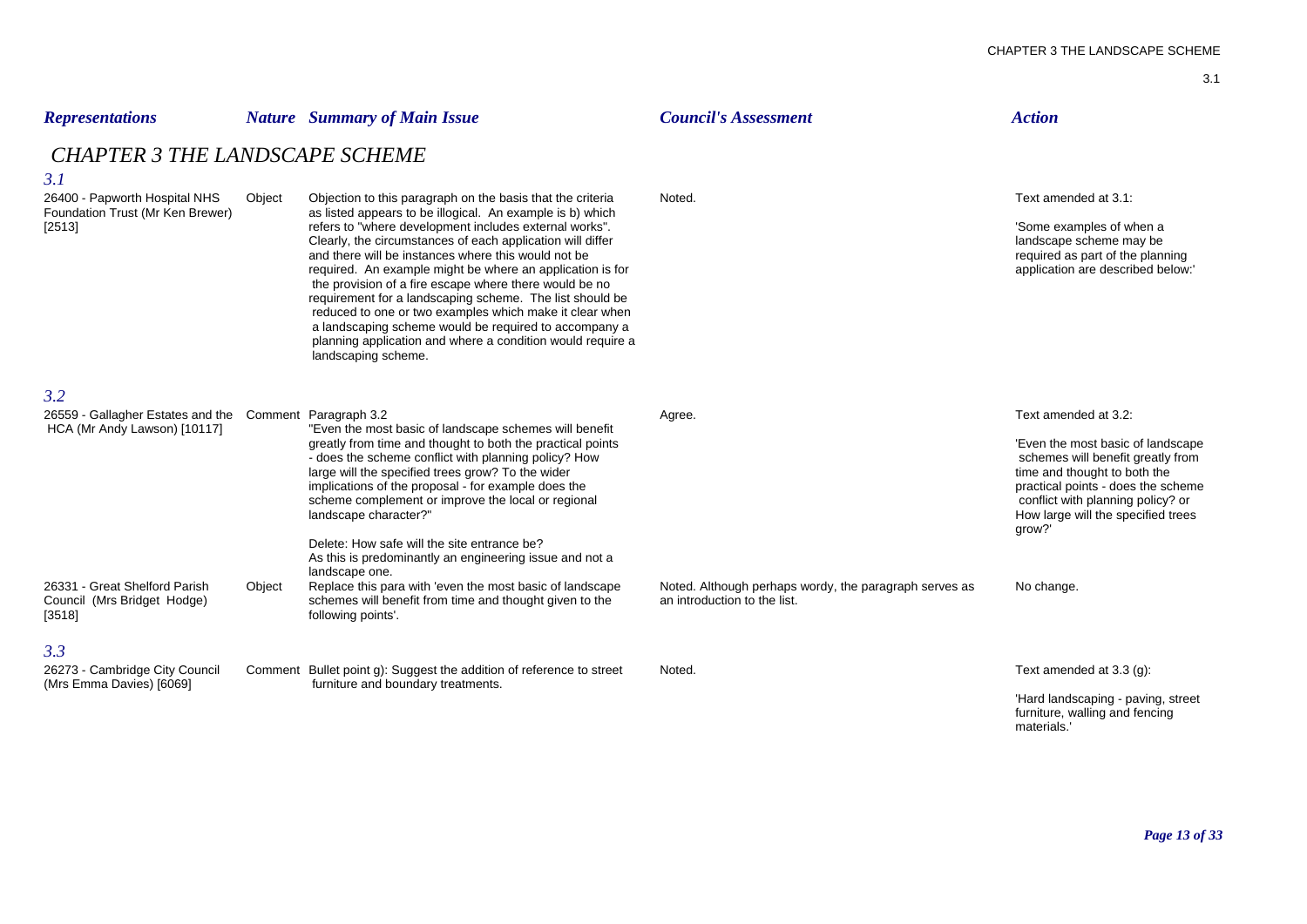| Representations | Nature | Summary of Main Issue | Council's Assessment | Action |
|---|---|---|---|---|

## CHAPTER 3 THE LANDSCAPE SCHEME

### 3.1

| Representations | Nature | Summary of Main Issue | Council's Assessment | Action |
|---|---|---|---|---|
| 26400 - Papworth Hospital NHS Foundation Trust (Mr Ken Brewer) [2513] | Object | Objection to this paragraph on the basis that the criteria as listed appears to be illogical. An example is b) which refers to "where development includes external works". Clearly, the circumstances of each application will differ and there will be instances where this would not be required. An example might be where an application is for the provision of a fire escape where there would be no requirement for a landscaping scheme. The list should be reduced to one or two examples which make it clear when a landscaping scheme would be required to accompany a planning application and where a condition would require a landscaping scheme. | Noted. | Text amended at 3.1:<br><br>'Some examples of when a landscape scheme may be required as part of the planning application are described below:' |

### 3.2

| Representations | Nature | Summary of Main Issue | Council's Assessment | Action |
|---|---|---|---|---|
| 26559 - Gallagher Estates and the HCA (Mr Andy Lawson) [10117] | Comment | Paragraph 3.2<br>"Even the most basic of landscape schemes will benefit greatly from time and thought to both the practical points - does the scheme conflict with planning policy? How large will the specified trees grow? To the wider implications of the proposal - for example does the scheme complement or improve the local or regional landscape character?"<br><br>Delete: How safe will the site entrance be?<br>As this is predominantly an engineering issue and not a landscape one. | Agree. | Text amended at 3.2:<br><br>'Even the most basic of landscape schemes will benefit greatly from time and thought to both the practical points - does the scheme conflict with planning policy? or How large will the specified trees grow?' |
| 26331 - Great Shelford Parish Council (Mrs Bridget Hodge) [3518] | Object | Replace this para with 'even the most basic of landscape schemes will benefit from time and thought given to the following points'. | Noted. Although perhaps wordy, the paragraph serves as an introduction to the list. | No change. |

### 3.3

| Representations | Nature | Summary of Main Issue | Council's Assessment | Action |
|---|---|---|---|---|
| 26273 - Cambridge City Council (Mrs Emma Davies) [6069] | Comment | Bullet point g): Suggest the addition of reference to street furniture and boundary treatments. | Noted. | Text amended at 3.3 (g):<br><br>'Hard landscaping - paving, street furniture, walling and fencing materials.' |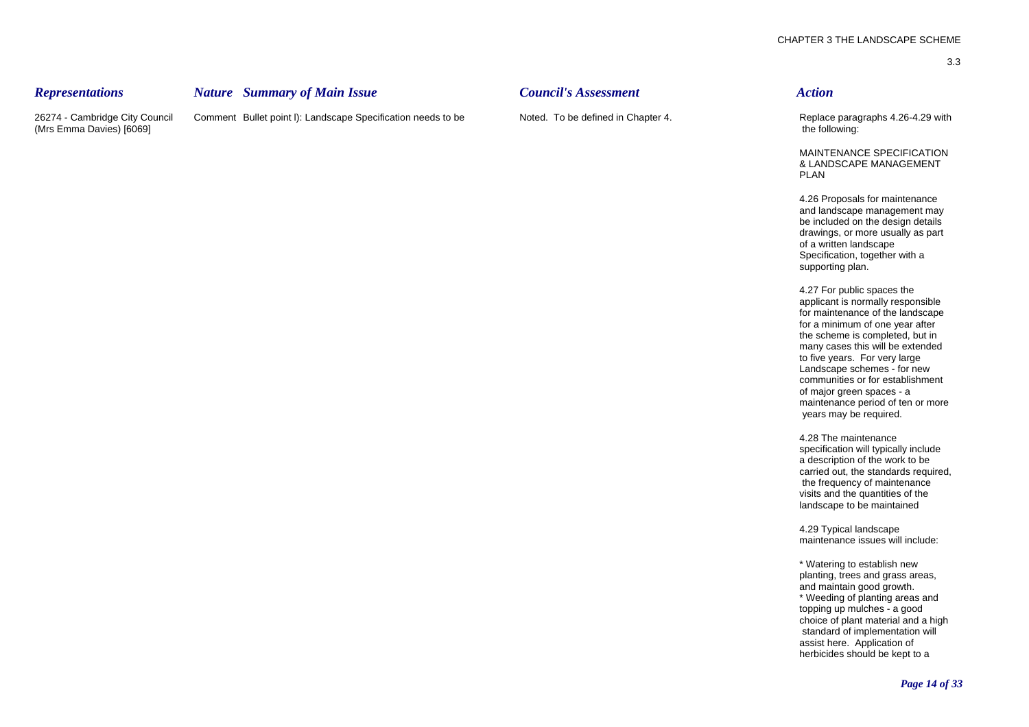| *Representations* | *Nature* | *Summary of Main Issue* | *Council's Assessment* | *Action* |
|---|---|---|---|---|
| 26274 - Cambridge City Council (Mrs Emma Davies) [6069] | Comment | Bullet point l): Landscape Specification needs to be | Noted. To be defined in Chapter 4. | Replace paragraphs 4.26-4.29 with the following:<br><br>MAINTENANCE SPECIFICATION & LANDSCAPE MANAGEMENT PLAN<br><br>4.26 Proposals for maintenance and landscape management may be included on the design details drawings, or more usually as part of a written landscape Specification, together with a supporting plan.<br><br>4.27 For public spaces the applicant is normally responsible for maintenance of the landscape for a minimum of one year after the scheme is completed, but in many cases this will be extended to five years. For very large Landscape schemes - for new communities or for establishment of major green spaces - a maintenance period of ten or more years may be required.<br><br>4.28 The maintenance specification will typically include a description of the work to be carried out, the standards required, the frequency of maintenance visits and the quantities of the landscape to be maintained<br><br>4.29 Typical landscape maintenance issues will include:<br><br>* Watering to establish new planting, trees and grass areas, and maintain good growth.<br>* Weeding of planting areas and topping up mulches - a good choice of plant material and a high standard of implementation will assist here. Application of herbicides should be kept to a |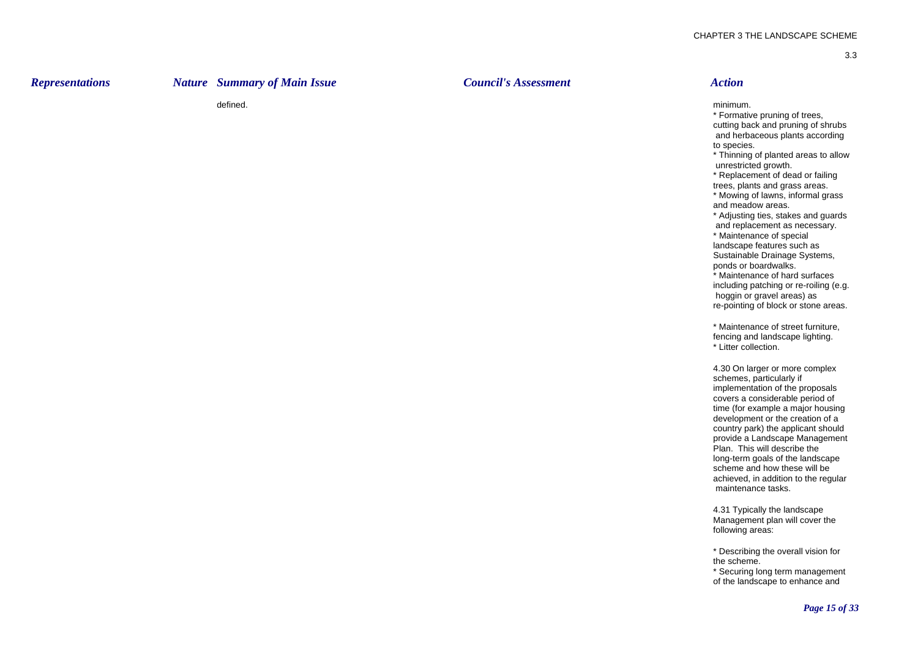| Representations | Nature | Summary of Main Issue | Council's Assessment | Action |
| --- | --- | --- | --- | --- |
| | | defined. | | minimum.<br>* Formative pruning of trees, cutting back and pruning of shrubs and herbaceous plants according to species.<br>* Thinning of planted areas to allow unrestricted growth.<br>* Replacement of dead or failing trees, plants and grass areas.<br>* Mowing of lawns, informal grass and meadow areas.<br>* Adjusting ties, stakes and guards and replacement as necessary.<br>* Maintenance of special landscape features such as Sustainable Drainage Systems, ponds or boardwalks.<br>* Maintenance of hard surfaces including patching or re-roiling (e.g. hoggin or gravel areas) as re-pointing of block or stone areas.<br><br>* Maintenance of street furniture, fencing and landscape lighting.<br>* Litter collection.<br><br>4.30 On larger or more complex schemes, particularly if implementation of the proposals covers a considerable period of time (for example a major housing development or the creation of a country park) the applicant should provide a Landscape Management Plan. This will describe the long-term goals of the landscape scheme and how these will be achieved, in addition to the regular maintenance tasks.<br><br>4.31 Typically the landscape Management plan will cover the following areas:<br><br>* Describing the overall vision for the scheme.<br>* Securing long term management of the landscape to enhance and |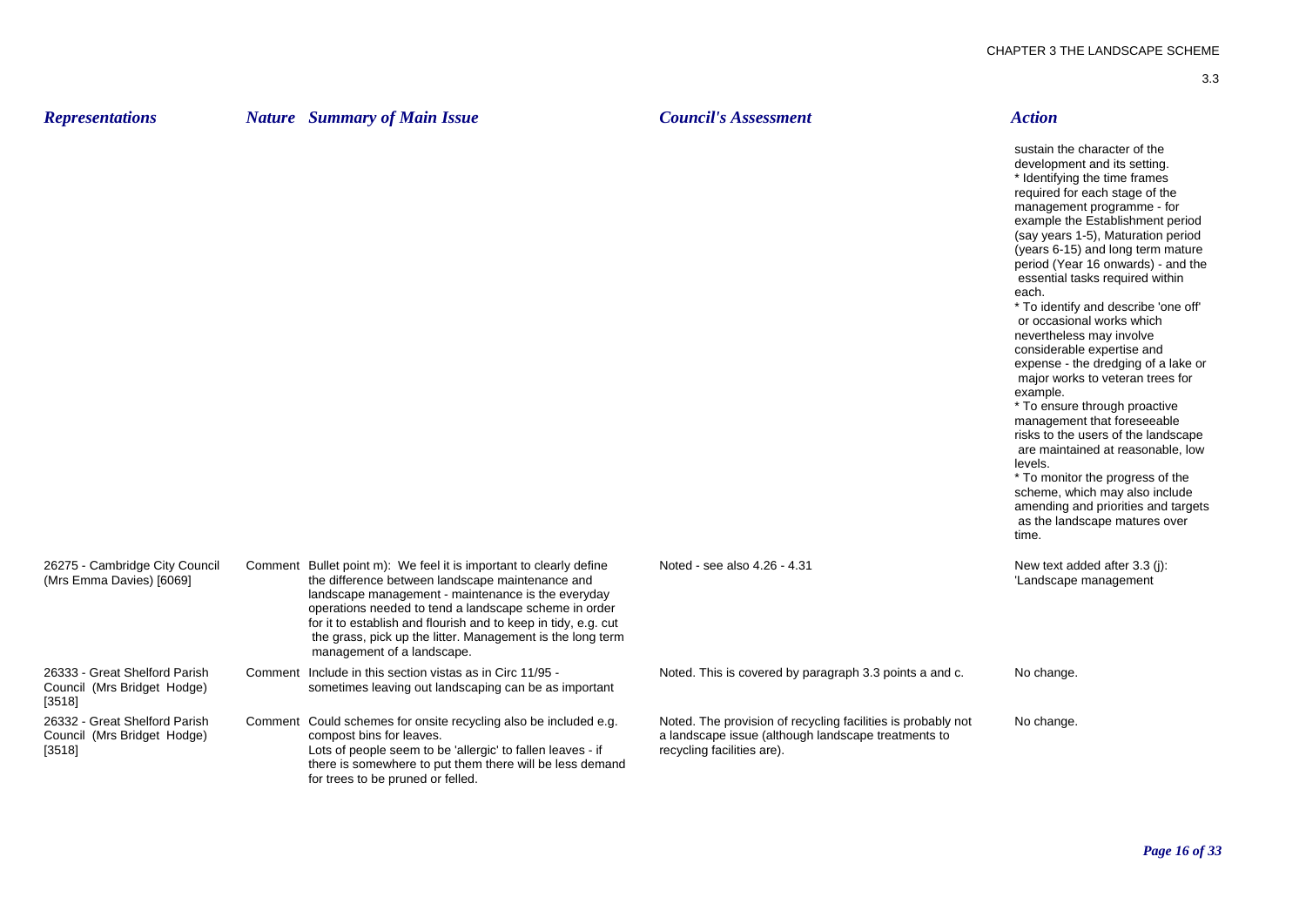| Representations | Nature | Summary of Main Issue | Council's Assessment | Action |
|---|---|---|---|---|
| | | | | sustain the character of the development and its setting. * Identifying the time frames required for each stage of the management programme - for example the Establishment period (say years 1-5), Maturation period (years 6-15) and long term mature period (Year 16 onwards) - and the essential tasks required within each. * To identify and describe 'one off' or occasional works which nevertheless may involve considerable expertise and expense - the dredging of a lake or major works to veteran trees for example. * To ensure through proactive management that foreseeable risks to the users of the landscape are maintained at reasonable, low levels. * To monitor the progress of the scheme, which may also include amending and priorities and targets as the landscape matures over time. |
| 26275 - Cambridge City Council (Mrs Emma Davies) [6069] | Comment | Bullet point m): We feel it is important to clearly define the difference between landscape maintenance and landscape management - maintenance is the everyday operations needed to tend a landscape scheme in order for it to establish and flourish and to keep in tidy, e.g. cut the grass, pick up the litter. Management is the long term management of a landscape. | Noted - see also 4.26 - 4.31 | New text added after 3.3 (j): 'Landscape management |
| 26333 - Great Shelford Parish Council (Mrs Bridget Hodge) [3518] | Comment | Include in this section vistas as in Circ 11/95 - sometimes leaving out landscaping can be as important | Noted. This is covered by paragraph 3.3 points a and c. | No change. |
| 26332 - Great Shelford Parish Council (Mrs Bridget Hodge) [3518] | Comment | Could schemes for onsite recycling also be included e.g. compost bins for leaves. Lots of people seem to be 'allergic' to fallen leaves - if there is somewhere to put them there will be less demand for trees to be pruned or felled. | Noted. The provision of recycling facilities is probably not a landscape issue (although landscape treatments to recycling facilities are). | No change. |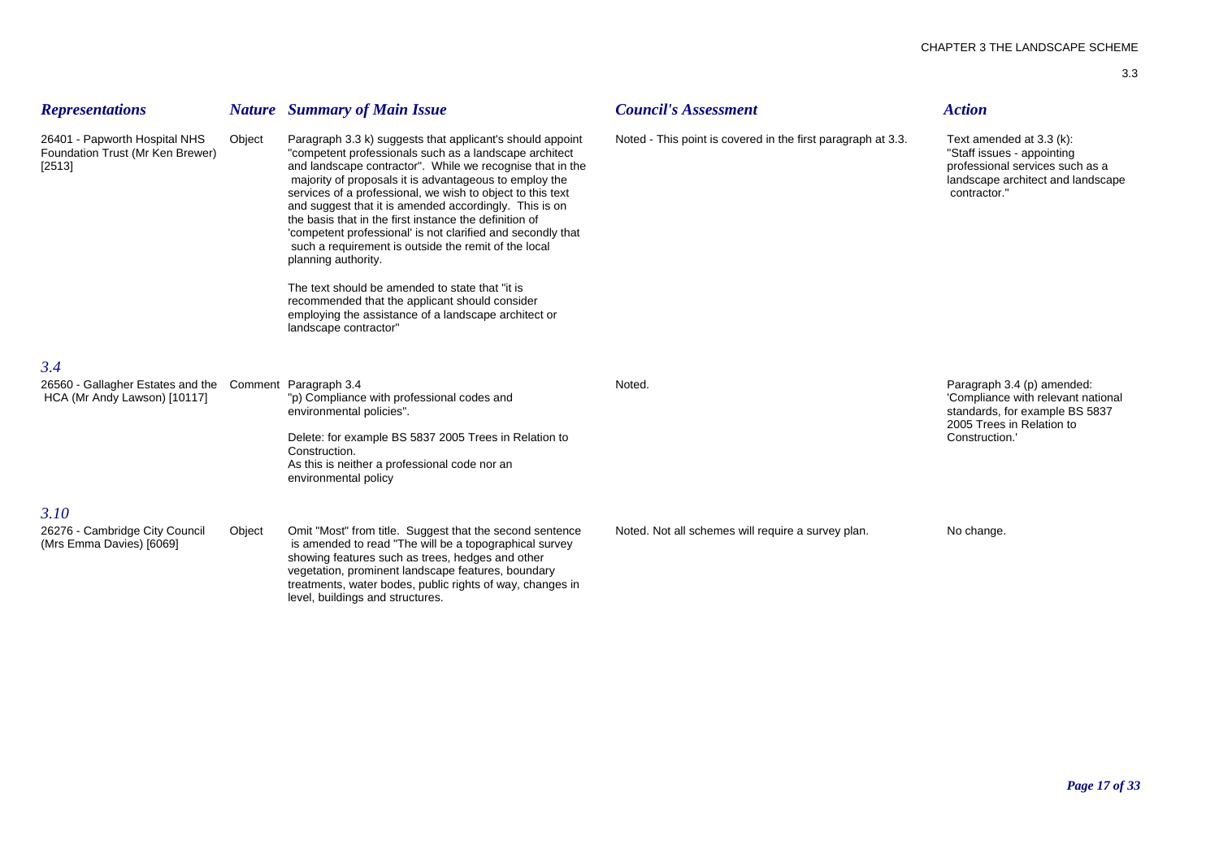| *Representations* | *Nature* | *Summary of Main Issue* | *Council's Assessment* | *Action* |
|---|---|---|---|---|
| 26401 - Papworth Hospital NHS Foundation Trust (Mr Ken Brewer) [2513] | Object | Paragraph 3.3 k) suggests that applicant's should appoint "competent professionals such as a landscape architect and landscape contractor". While we recognise that in the majority of proposals it is advantageous to employ the services of a professional, we wish to object to this text and suggest that it is amended accordingly. This is on the basis that in the first instance the definition of 'competent professional' is not clarified and secondly that such a requirement is outside the remit of the local planning authority.<br><br>The text should be amended to state that "it is recommended that the applicant should consider employing the assistance of a landscape architect or landscape contractor" | Noted - This point is covered in the first paragraph at 3.3. | Text amended at 3.3 (k): "Staff issues - appointing professional services such as a landscape architect and landscape contractor." |
| ***3.4*** | | | | |
| 26560 - Gallagher Estates and the HCA (Mr Andy Lawson) [10117] | Comment | Paragraph 3.4<br>"p) Compliance with professional codes and environmental policies".<br><br>Delete: for example BS 5837 2005 Trees in Relation to Construction.<br>As this is neither a professional code nor an environmental policy | Noted. | Paragraph 3.4 (p) amended: 'Compliance with relevant national standards, for example BS 5837 2005 Trees in Relation to Construction.' |
| ***3.10*** | | | | |
| 26276 - Cambridge City Council (Mrs Emma Davies) [6069] | Object | Omit "Most" from title. Suggest that the second sentence is amended to read "The will be a topographical survey showing features such as trees, hedges and other vegetation, prominent landscape features, boundary treatments, water bodes, public rights of way, changes in level, buildings and structures. | Noted. Not all schemes will require a survey plan. | No change. |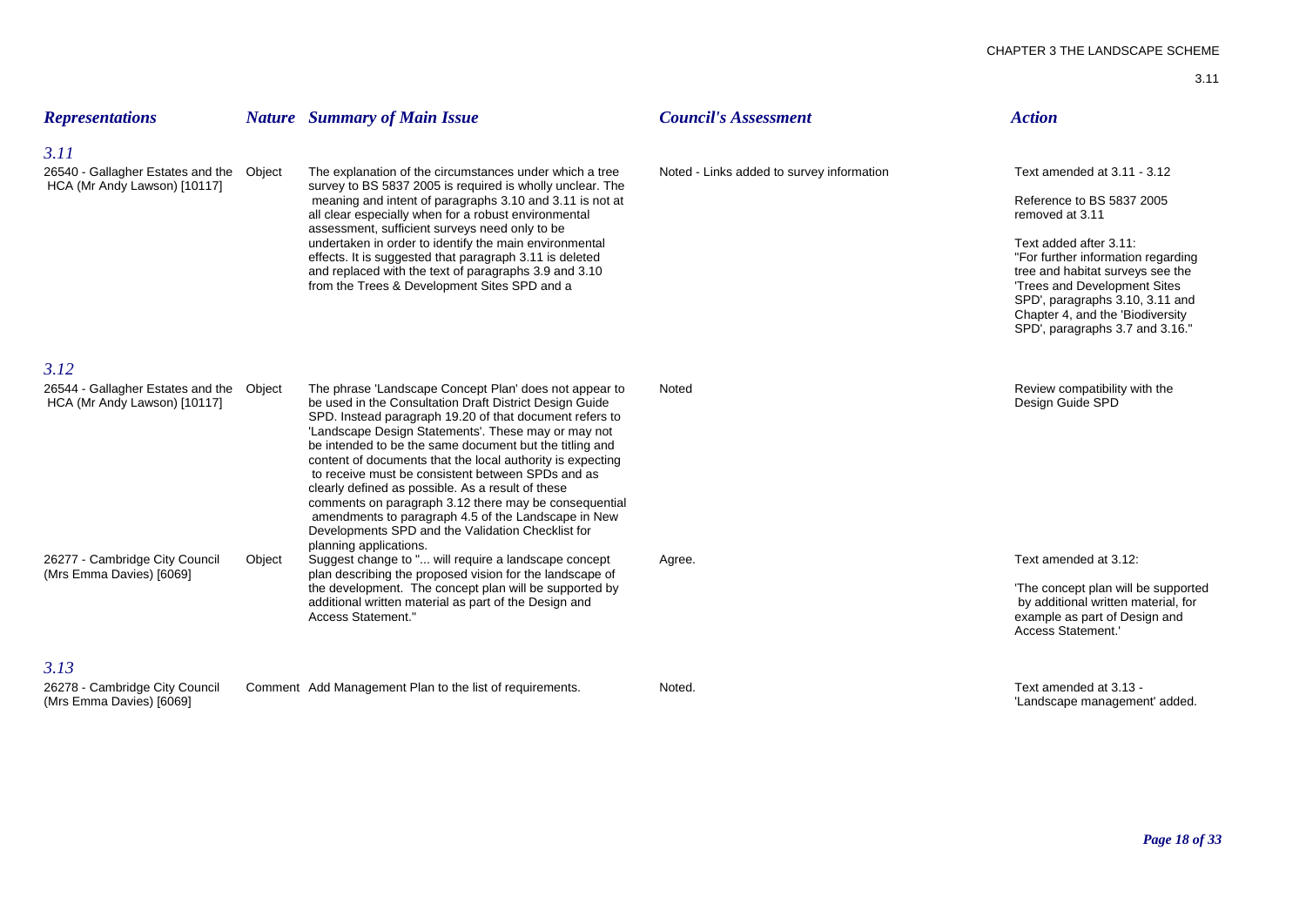| *Representations* | *Nature* | *Summary of Main Issue* | *Council's Assessment* | *Action* |
|---|---|---|---|---|
| *3.11* | | | | |
| 26540 - Gallagher Estates and the HCA (Mr Andy Lawson) [10117] | Object | The explanation of the circumstances under which a tree survey to BS 5837 2005 is required is wholly unclear. The meaning and intent of paragraphs 3.10 and 3.11 is not at all clear especially when for a robust environmental assessment, sufficient surveys need only to be undertaken in order to identify the main environmental effects. It is suggested that paragraph 3.11 is deleted and replaced with the text of paragraphs 3.9 and 3.10 from the Trees & Development Sites SPD and a | Noted - Links added to survey information | Text amended at 3.11 - 3.12<br><br>Reference to BS 5837 2005 removed at 3.11<br><br>Text added after 3.11: "For further information regarding tree and habitat surveys see the 'Trees and Development Sites SPD', paragraphs 3.10, 3.11 and Chapter 4, and the 'Biodiversity SPD', paragraphs 3.7 and 3.16." |
| *3.12* | | | | |
| 26544 - Gallagher Estates and the HCA (Mr Andy Lawson) [10117] | Object | The phrase 'Landscape Concept Plan' does not appear to be used in the Consultation Draft District Design Guide SPD. Instead paragraph 19.20 of that document refers to 'Landscape Design Statements'. These may or may not be intended to be the same document but the titling and content of documents that the local authority is expecting to receive must be consistent between SPDs and as clearly defined as possible. As a result of these comments on paragraph 3.12 there may be consequential amendments to paragraph 4.5 of the Landscape in New Developments SPD and the Validation Checklist for planning applications. | Noted | Review compatibility with the Design Guide SPD |
| 26277 - Cambridge City Council (Mrs Emma Davies) [6069] | Object | Suggest change to "... will require a landscape concept plan describing the proposed vision for the landscape of the development. The concept plan will be supported by additional written material as part of the Design and Access Statement." | Agree. | Text amended at 3.12:<br><br>'The concept plan will be supported by additional written material, for example as part of Design and Access Statement.' |
| *3.13* | | | | |
| 26278 - Cambridge City Council (Mrs Emma Davies) [6069] | Comment | Add Management Plan to the list of requirements. | Noted. | Text amended at 3.13 - 'Landscape management' added. |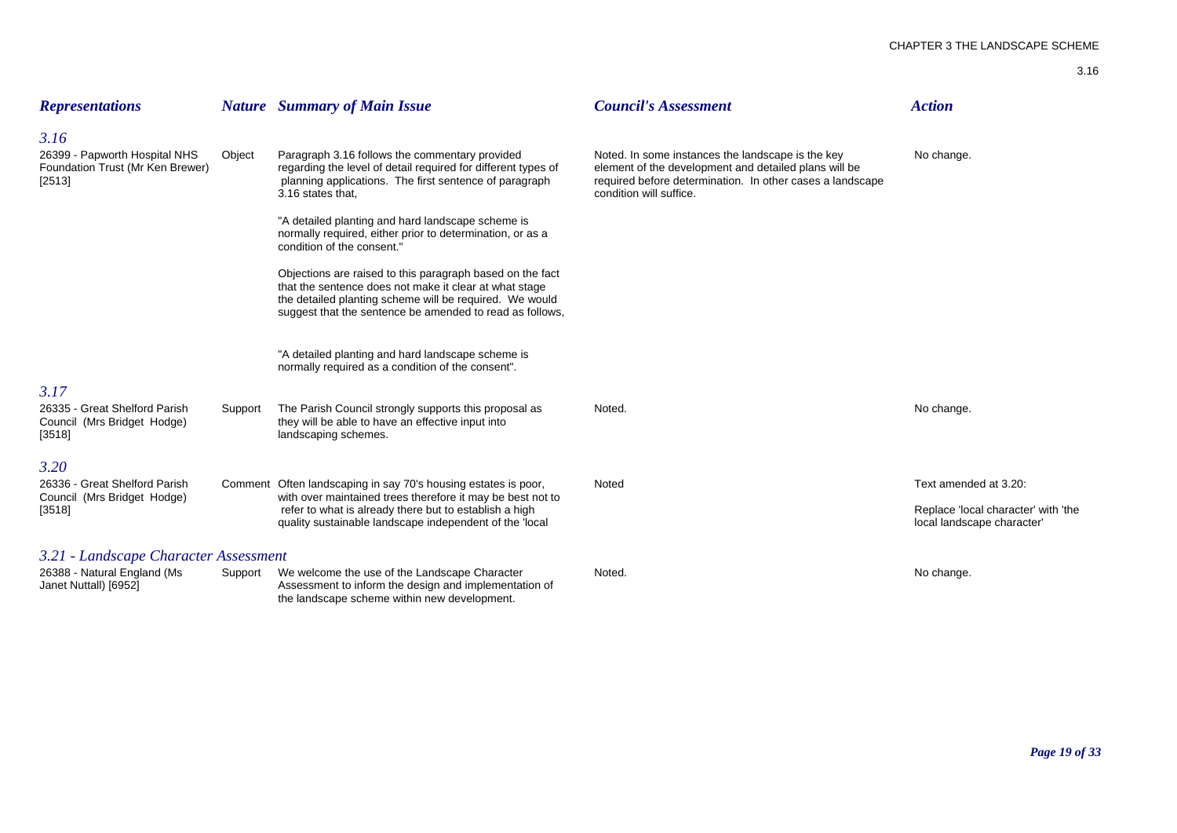| *Representations* | *Nature* | *Summary of Main Issue* | *Council's Assessment* | *Action* |
|---|---|---|---|---|
| ***3.16*** | | | | |
| 26399 - Papworth Hospital NHS Foundation Trust (Mr Ken Brewer) [2513] | Object | Paragraph 3.16 follows the commentary provided regarding the level of detail required for different types of planning applications. The first sentence of paragraph 3.16 states that, "A detailed planting and hard landscape scheme is normally required, either prior to determination, or as a condition of the consent." Objections are raised to this paragraph based on the fact that the sentence does not make it clear at what stage the detailed planting scheme will be required. We would suggest that the sentence be amended to read as follows, "A detailed planting and hard landscape scheme is normally required as a condition of the consent". | Noted. In some instances the landscape is the key element of the development and detailed plans will be required before determination. In other cases a landscape condition will suffice. | No change. |
| ***3.17*** | | | | |
| 26335 - Great Shelford Parish Council (Mrs Bridget Hodge) [3518] | Support | The Parish Council strongly supports this proposal as they will be able to have an effective input into landscaping schemes. | Noted. | No change. |
| ***3.20*** | | | | |
| 26336 - Great Shelford Parish Council (Mrs Bridget Hodge) [3518] | Comment | Often landscaping in say 70's housing estates is poor, with over maintained trees therefore it may be best not to refer to what is already there but to establish a high quality sustainable landscape independent of the 'local | Noted | Text amended at 3.20: Replace 'local character' with 'the local landscape character' |
| ***3.21 - Landscape Character Assessment*** | | | | |
| 26388 - Natural England (Ms Janet Nuttall) [6952] | Support | We welcome the use of the Landscape Character Assessment to inform the design and implementation of the landscape scheme within new development. | Noted. | No change. |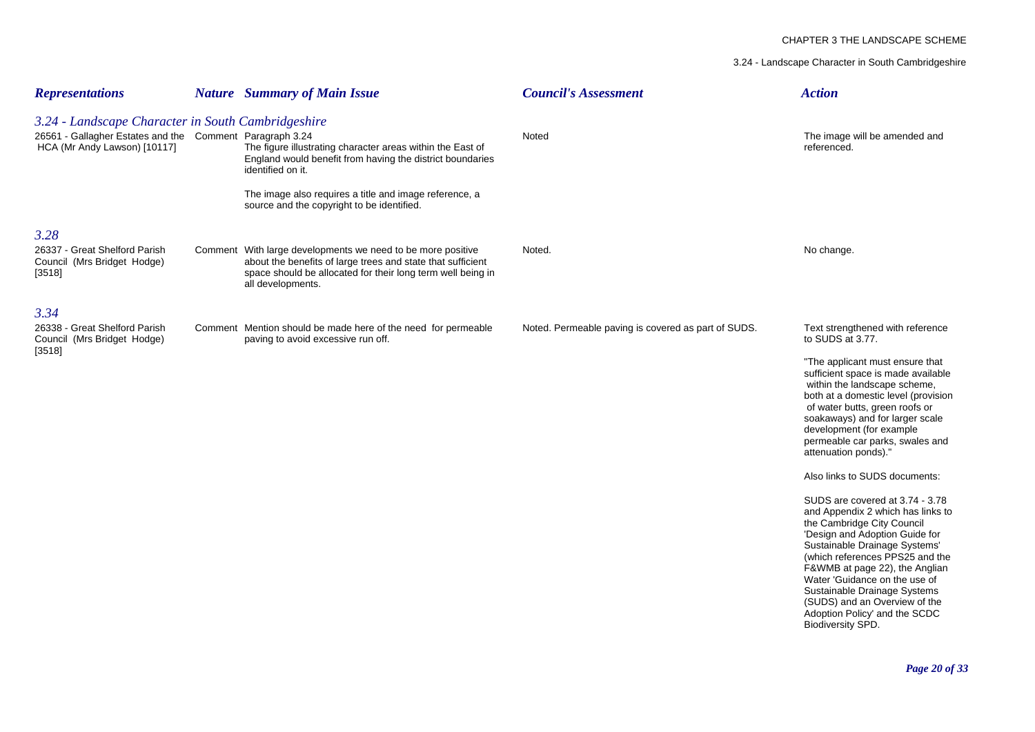| Representations | Nature | Summary of Main Issue | Council's Assessment | Action |
|---|---|---|---|---|
| ***3.24 - Landscape Character in South Cambridgeshire*** | | | | |
| 26561 - Gallagher Estates and the HCA (Mr Andy Lawson) [10117] | Comment | Paragraph 3.24<br>The figure illustrating character areas within the East of England would benefit from having the district boundaries identified on it.<br><br>The image also requires a title and image reference, a source and the copyright to be identified. | Noted | The image will be amended and referenced. |
| ***3.28*** | | | | |
| 26337 - Great Shelford Parish Council (Mrs Bridget Hodge) [3518] | Comment | With large developments we need to be more positive about the benefits of large trees and state that sufficient space should be allocated for their long term well being in all developments. | Noted. | No change. |
| ***3.34*** | | | | |
| 26338 - Great Shelford Parish Council (Mrs Bridget Hodge) [3518] | Comment | Mention should be made here of the need for permeable paving to avoid excessive run off. | Noted. Permeable paving is covered as part of SUDS. | Text strengthened with reference to SUDS at 3.77.<br><br>"The applicant must ensure that sufficient space is made available within the landscape scheme, both at a domestic level (provision of water butts, green roofs or soakaways) and for larger scale development (for example permeable car parks, swales and attenuation ponds)."<br><br>Also links to SUDS documents:<br><br>SUDS are covered at 3.74 - 3.78 and Appendix 2 which has links to the Cambridge City Council 'Design and Adoption Guide for Sustainable Drainage Systems' (which references PPS25 and the F&WMB at page 22), the Anglian Water 'Guidance on the use of Sustainable Drainage Systems (SUDS) and an Overview of the Adoption Policy' and the SCDC Biodiversity SPD. |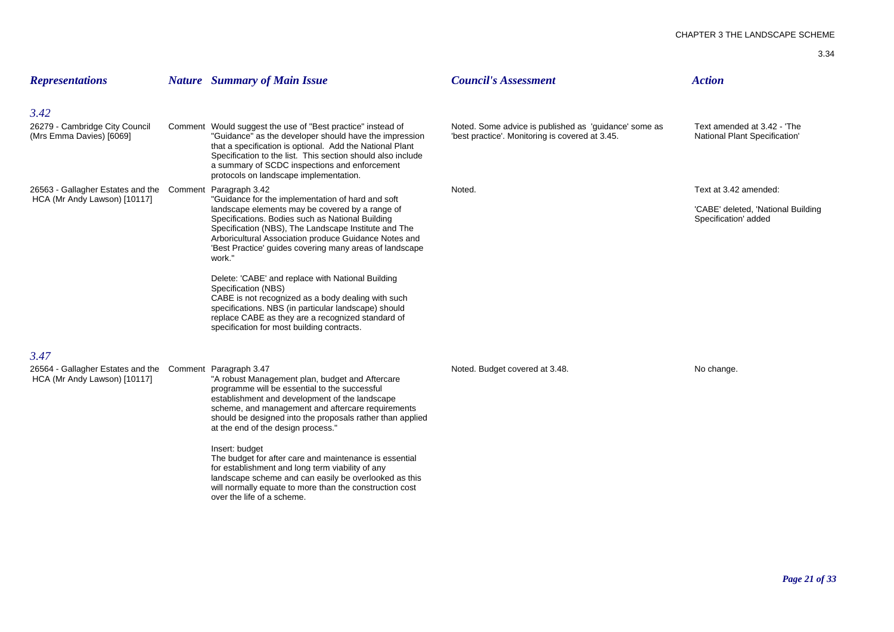| *Representations* | *Nature* | *Summary of Main Issue* | *Council's Assessment* | *Action* |
|---|---|---|---|---|
| ***3.42*** | | | | |
| 26279 - Cambridge City Council (Mrs Emma Davies) [6069] | Comment | Would suggest the use of "Best practice" instead of "Guidance" as the developer should have the impression that a specification is optional. Add the National Plant Specification to the list. This section should also include a summary of SCDC inspections and enforcement protocols on landscape implementation. | Noted. Some advice is published as 'guidance' some as 'best practice'. Monitoring is covered at 3.45. | Text amended at 3.42 - 'The National Plant Specification' |
| 26563 - Gallagher Estates and the HCA (Mr Andy Lawson) [10117] | Comment | Paragraph 3.42<br>"Guidance for the implementation of hard and soft landscape elements may be covered by a range of Specifications. Bodies such as National Building Specification (NBS), The Landscape Institute and The Arboricultural Association produce Guidance Notes and 'Best Practice' guides covering many areas of landscape work."<br><br>Delete: 'CABE' and replace with National Building Specification (NBS)<br>CABE is not recognized as a body dealing with such specifications. NBS (in particular landscape) should replace CABE as they are a recognized standard of specification for most building contracts. | Noted. | Text at 3.42 amended:<br><br>'CABE' deleted, 'National Building Specification' added |
| ***3.47*** | | | | |
| 26564 - Gallagher Estates and the HCA (Mr Andy Lawson) [10117] | Comment | Paragraph 3.47<br>"A robust Management plan, budget and Aftercare programme will be essential to the successful establishment and development of the landscape scheme, and management and aftercare requirements should be designed into the proposals rather than applied at the end of the design process."<br><br>Insert: budget<br>The budget for after care and maintenance is essential for establishment and long term viability of any landscape scheme and can easily be overlooked as this will normally equate to more than the construction cost over the life of a scheme. | Noted. Budget covered at 3.48. | No change. |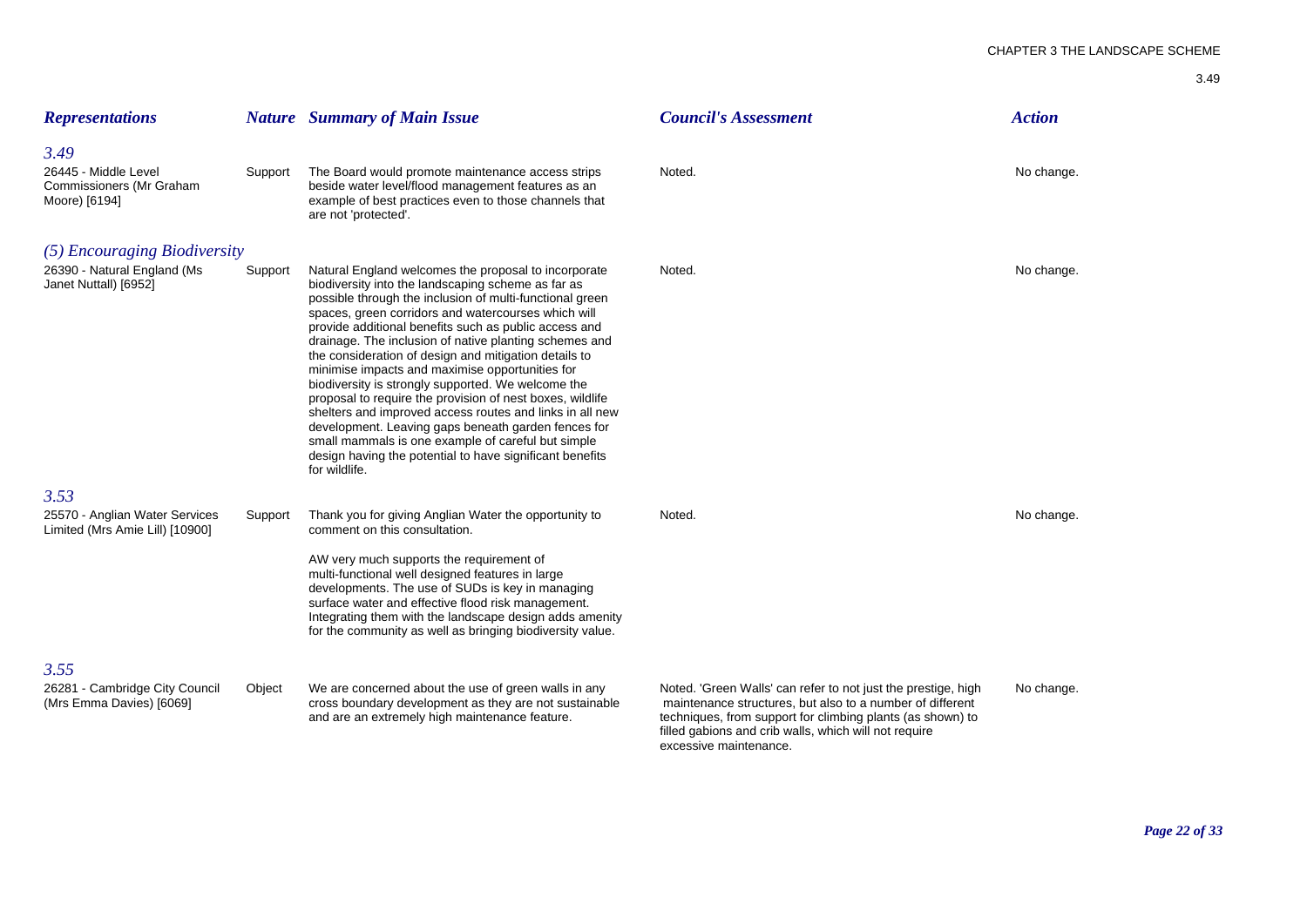| *Representations* | *Nature* | *Summary of Main Issue* | *Council's Assessment* | *Action* |
|---|---|---|---|---|
| *3.49* | | | | |
| 26445 - Middle Level Commissioners (Mr Graham Moore) [6194] | Support | The Board would promote maintenance access strips beside water level/flood management features as an example of best practices even to those channels that are not 'protected'. | Noted. | No change. |
| *(5) Encouraging Biodiversity* | | | | |
| 26390 - Natural England (Ms Janet Nuttall) [6952] | Support | Natural England welcomes the proposal to incorporate biodiversity into the landscaping scheme as far as possible through the inclusion of multi-functional green spaces, green corridors and watercourses which will provide additional benefits such as public access and drainage. The inclusion of native planting schemes and the consideration of design and mitigation details to minimise impacts and maximise opportunities for biodiversity is strongly supported. We welcome the proposal to require the provision of nest boxes, wildlife shelters and improved access routes and links in all new development. Leaving gaps beneath garden fences for small mammals is one example of careful but simple design having the potential to have significant benefits for wildlife. | Noted. | No change. |
| *3.53* | | | | |
| 25570 - Anglian Water Services Limited (Mrs Amie Lill) [10900] | Support | Thank you for giving Anglian Water the opportunity to comment on this consultation.<br><br>AW very much supports the requirement of multi-functional well designed features in large developments. The use of SUDs is key in managing surface water and effective flood risk management. Integrating them with the landscape design adds amenity for the community as well as bringing biodiversity value. | Noted. | No change. |
| *3.55* | | | | |
| 26281 - Cambridge City Council (Mrs Emma Davies) [6069] | Object | We are concerned about the use of green walls in any cross boundary development as they are not sustainable and are an extremely high maintenance feature. | Noted. 'Green Walls' can refer to not just the prestige, high maintenance structures, but also to a number of different techniques, from support for climbing plants (as shown) to filled gabions and crib walls, which will not require excessive maintenance. | No change. |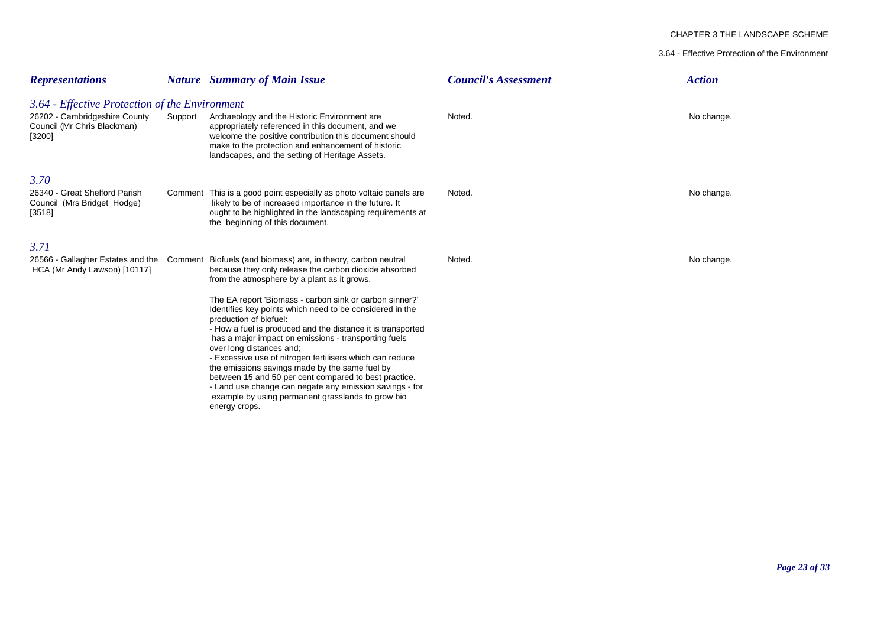| Representations | Nature | Summary of Main Issue | Council's Assessment | Action |
|---|---|---|---|---|
| ***3.64 - Effective Protection of the Environment*** | | | | |
| 26202 - Cambridgeshire County Council (Mr Chris Blackman) [3200] | Support | Archaeology and the Historic Environment are appropriately referenced in this document, and we welcome the positive contribution this document should make to the protection and enhancement of historic landscapes, and the setting of Heritage Assets. | Noted. | No change. |
| ***3.70*** | | | | |
| 26340 - Great Shelford Parish Council (Mrs Bridget Hodge) [3518] | Comment | This is a good point especially as photo voltaic panels are likely to be of increased importance in the future. It ought to be highlighted in the landscaping requirements at the beginning of this document. | Noted. | No change. |
| ***3.71*** | | | | |
| 26566 - Gallagher Estates and the HCA (Mr Andy Lawson) [10117] | Comment | Biofuels (and biomass) are, in theory, carbon neutral because they only release the carbon dioxide absorbed from the atmosphere by a plant as it grows.<br><br>The EA report 'Biomass - carbon sink or carbon sinner?' Identifies key points which need to be considered in the production of biofuel:<br>- How a fuel is produced and the distance it is transported has a major impact on emissions - transporting fuels over long distances and;<br>- Excessive use of nitrogen fertilisers which can reduce the emissions savings made by the same fuel by between 15 and 50 per cent compared to best practice.<br>- Land use change can negate any emission savings - for example by using permanent grasslands to grow bio energy crops. | Noted. | No change. |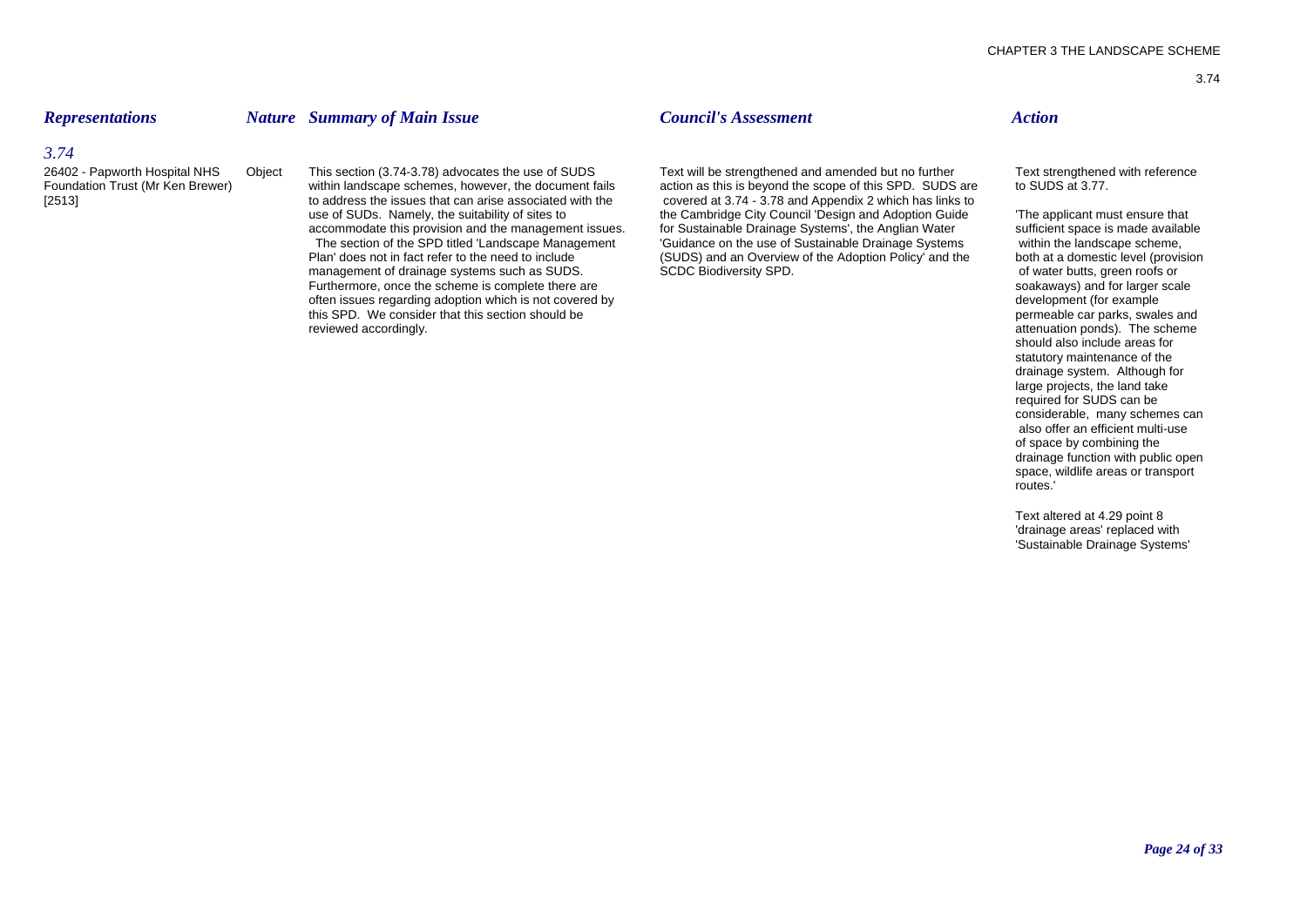| Representations | Nature | Summary of Main Issue | Council's Assessment | Action |
|---|---|---|---|---|
| *3.74* | | | | |
| 26402 - Papworth Hospital NHS Foundation Trust (Mr Ken Brewer) [2513] | Object | This section (3.74-3.78) advocates the use of SUDS within landscape schemes, however, the document fails to address the issues that can arise associated with the use of SUDs. Namely, the suitability of sites to accommodate this provision and the management issues. The section of the SPD titled 'Landscape Management Plan' does not in fact refer to the need to include management of drainage systems such as SUDS. Furthermore, once the scheme is complete there are often issues regarding adoption which is not covered by this SPD. We consider that this section should be reviewed accordingly. | Text will be strengthened and amended but no further action as this is beyond the scope of this SPD. SUDS are covered at 3.74 - 3.78 and Appendix 2 which has links to the Cambridge City Council 'Design and Adoption Guide for Sustainable Drainage Systems', the Anglian Water 'Guidance on the use of Sustainable Drainage Systems (SUDS) and an Overview of the Adoption Policy' and the SCDC Biodiversity SPD. | Text strengthened with reference to SUDS at 3.77.<br><br>'The applicant must ensure that sufficient space is made available within the landscape scheme, both at a domestic level (provision of water butts, green roofs or soakaways) and for larger scale development (for example permeable car parks, swales and attenuation ponds). The scheme should also include areas for statutory maintenance of the drainage system. Although for large projects, the land take required for SUDS can be considerable, many schemes can also offer an efficient multi-use of space by combining the drainage function with public open space, wildlife areas or transport routes.'<br><br>Text altered at 4.29 point 8 'drainage areas' replaced with 'Sustainable Drainage Systems' |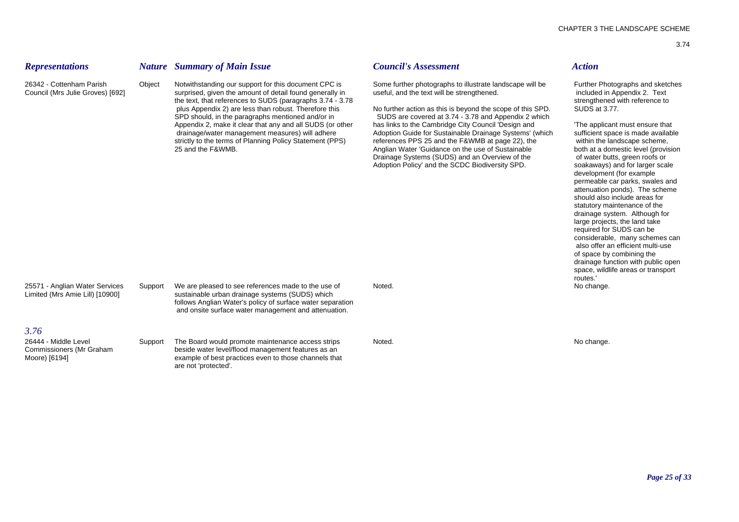| Representations | Nature | Summary of Main Issue | Council's Assessment | Action |
|---|---|---|---|---|
| 26342 - Cottenham Parish Council (Mrs Julie Groves) [692] | Object | Notwithstanding our support for this document CPC is surprised, given the amount of detail found generally in the text, that references to SUDS (paragraphs 3.74 - 3.78 plus Appendix 2) are less than robust. Therefore this SPD should, in the paragraphs mentioned and/or in Appendix 2, make it clear that any and all SUDS (or other drainage/water management measures) will adhere strictly to the terms of Planning Policy Statement (PPS) 25 and the F&WMB. | Some further photographs to illustrate landscape will be useful, and the text will be strengthened.<br><br>No further action as this is beyond the scope of this SPD. SUDS are covered at 3.74 - 3.78 and Appendix 2 which has links to the Cambridge City Council 'Design and Adoption Guide for Sustainable Drainage Systems' (which references PPS 25 and the F&WMB at page 22), the Anglian Water 'Guidance on the use of Sustainable Drainage Systems (SUDS) and an Overview of the Adoption Policy' and the SCDC Biodiversity SPD. | Further Photographs and sketches included in Appendix 2. Text strengthened with reference to SUDS at 3.77.<br><br>'The applicant must ensure that sufficient space is made available within the landscape scheme, both at a domestic level (provision of water butts, green roofs or soakaways) and for larger scale development (for example permeable car parks, swales and attenuation ponds). The scheme should also include areas for statutory maintenance of the drainage system. Although for large projects, the land take required for SUDS can be considerable, many schemes can also offer an efficient multi-use of space by combining the drainage function with public open space, wildlife areas or transport routes.' |
| 25571 - Anglian Water Services Limited (Mrs Amie Lill) [10900] | Support | We are pleased to see references made to the use of sustainable urban drainage systems (SUDS) which follows Anglian Water's policy of surface water separation and onsite surface water management and attenuation. | Noted. | No change. |
| *3.76* | | | | |
| 26444 - Middle Level Commissioners (Mr Graham Moore) [6194] | Support | The Board would promote maintenance access strips beside water level/flood management features as an example of best practices even to those channels that are not 'protected'. | Noted. | No change. |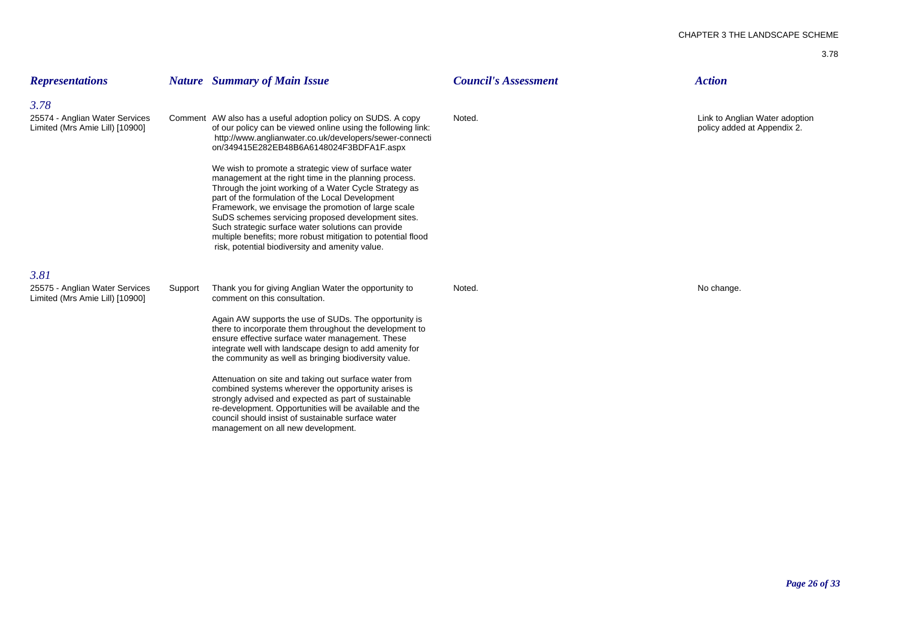| *Representations* | *Nature* | *Summary of Main Issue* | *Council's Assessment* | *Action* |
|---|---|---|---|---|
| *3.78* | | | | |
| 25574 - Anglian Water Services Limited (Mrs Amie Lill) [10900] | Comment | AW also has a useful adoption policy on SUDS. A copy of our policy can be viewed online using the following link: http://www.anglianwater.co.uk/developers/sewer-connection/349415E282EB48B6A6148024F3BDFA1F.aspx<br><br>We wish to promote a strategic view of surface water management at the right time in the planning process. Through the joint working of a Water Cycle Strategy as part of the formulation of the Local Development Framework, we envisage the promotion of large scale SuDS schemes servicing proposed development sites. Such strategic surface water solutions can provide multiple benefits; more robust mitigation to potential flood risk, potential biodiversity and amenity value. | Noted. | Link to Anglian Water adoption policy added at Appendix 2. |
| *3.81* | | | | |
| 25575 - Anglian Water Services Limited (Mrs Amie Lill) [10900] | Support | Thank you for giving Anglian Water the opportunity to comment on this consultation.<br><br>Again AW supports the use of SUDs. The opportunity is there to incorporate them throughout the development to ensure effective surface water management. These integrate well with landscape design to add amenity for the community as well as bringing biodiversity value.<br><br>Attenuation on site and taking out surface water from combined systems wherever the opportunity arises is strongly advised and expected as part of sustainable re-development. Opportunities will be available and the council should insist of sustainable surface water management on all new development. | Noted. | No change. |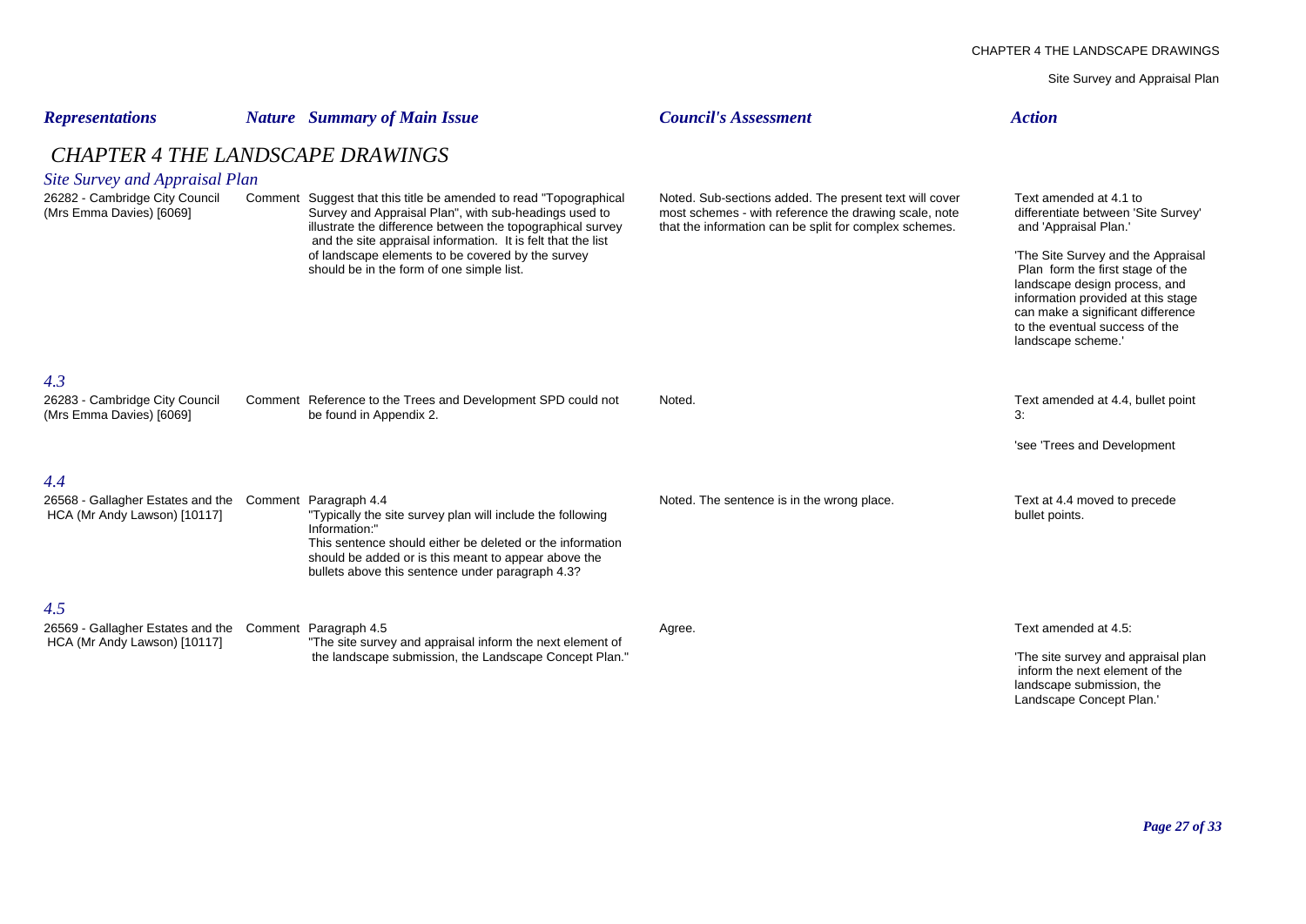| *Representations* | *Nature* | *Summary of Main Issue* | *Council's Assessment* | *Action* |
|---|---|---|---|---|

## *CHAPTER 4 THE LANDSCAPE DRAWINGS*

### *Site Survey and Appraisal Plan*

| Representations | Nature | Summary of Main Issue | Council's Assessment | Action |
|---|---|---|---|---|
| 26282 - Cambridge City Council (Mrs Emma Davies) [6069] | Comment | Suggest that this title be amended to read "Topographical Survey and Appraisal Plan", with sub-headings used to illustrate the difference between the topographical survey and the site appraisal information. It is felt that the list of landscape elements to be covered by the survey should be in the form of one simple list. | Noted. Sub-sections added. The present text will cover most schemes - with reference the drawing scale, note that the information can be split for complex schemes. | Text amended at 4.1 to differentiate between 'Site Survey' and 'Appraisal Plan.'<br><br>'The Site Survey and the Appraisal Plan form the first stage of the landscape design process, and information provided at this stage can make a significant difference to the eventual success of the landscape scheme.' |

### *4.3*

| Representations | Nature | Summary of Main Issue | Council's Assessment | Action |
|---|---|---|---|---|
| 26283 - Cambridge City Council (Mrs Emma Davies) [6069] | Comment | Reference to the Trees and Development SPD could not be found in Appendix 2. | Noted. | Text amended at 4.4, bullet point 3:<br><br>'see 'Trees and Development |

### *4.4*

| Representations | Nature | Summary of Main Issue | Council's Assessment | Action |
|---|---|---|---|---|
| 26568 - Gallagher Estates and the HCA (Mr Andy Lawson) [10117] | Comment | Paragraph 4.4<br>"Typically the site survey plan will include the following Information:"<br>This sentence should either be deleted or the information should be added or is this meant to appear above the bullets above this sentence under paragraph 4.3? | Noted. The sentence is in the wrong place. | Text at 4.4 moved to precede bullet points. |

### *4.5*

| Representations | Nature | Summary of Main Issue | Council's Assessment | Action |
|---|---|---|---|---|
| 26569 - Gallagher Estates and the HCA (Mr Andy Lawson) [10117] | Comment | Paragraph 4.5<br>"The site survey and appraisal inform the next element of the landscape submission, the Landscape Concept Plan." | Agree. | Text amended at 4.5:<br><br>'The site survey and appraisal plan inform the next element of the landscape submission, the Landscape Concept Plan.' |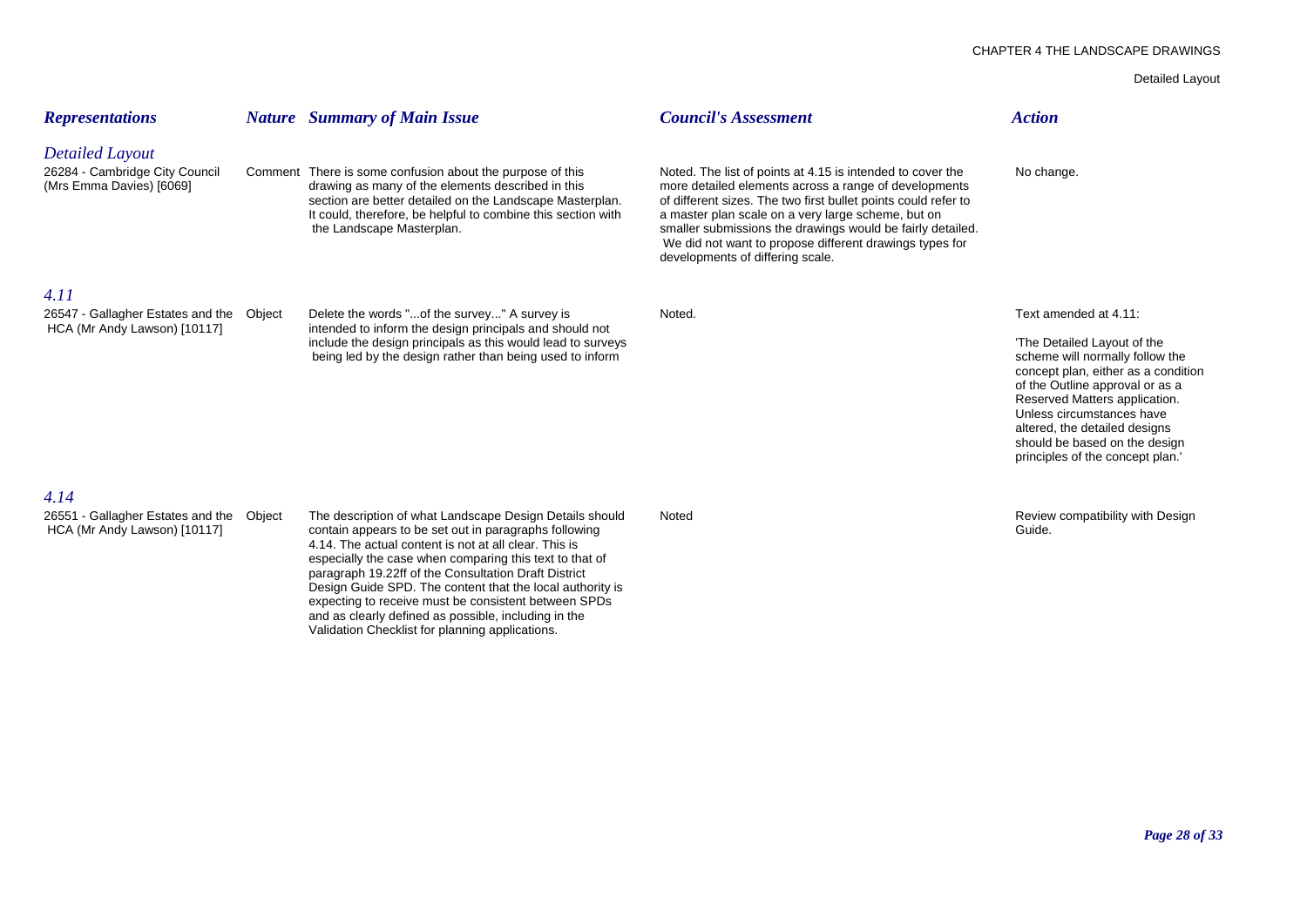| Representations | Nature | Summary of Main Issue | Council's Assessment | Action |
|---|---|---|---|---|
| ***Detailed Layout*** | | | | |
| 26284 - Cambridge City Council (Mrs Emma Davies) [6069] | Comment | There is some confusion about the purpose of this drawing as many of the elements described in this section are better detailed on the Landscape Masterplan. It could, therefore, be helpful to combine this section with the Landscape Masterplan. | Noted. The list of points at 4.15 is intended to cover the more detailed elements across a range of developments of different sizes. The two first bullet points could refer to a master plan scale on a very large scheme, but on smaller submissions the drawings would be fairly detailed. We did not want to propose different drawings types for developments of differing scale. | No change. |
| ***4.11*** | | | | |
| 26547 - Gallagher Estates and the HCA (Mr Andy Lawson) [10117] | Object | Delete the words "...of the survey..." A survey is intended to inform the design principals and should not include the design principals as this would lead to surveys being led by the design rather than being used to inform | Noted. | Text amended at 4.11:<br><br>'The Detailed Layout of the scheme will normally follow the concept plan, either as a condition of the Outline approval or as a Reserved Matters application. Unless circumstances have altered, the detailed designs should be based on the design principles of the concept plan.' |
| ***4.14*** | | | | |
| 26551 - Gallagher Estates and the HCA (Mr Andy Lawson) [10117] | Object | The description of what Landscape Design Details should contain appears to be set out in paragraphs following 4.14. The actual content is not at all clear. This is especially the case when comparing this text to that of paragraph 19.22ff of the Consultation Draft District Design Guide SPD. The content that the local authority is expecting to receive must be consistent between SPDs and as clearly defined as possible, including in the Validation Checklist for planning applications. | Noted | Review compatibility with Design Guide. |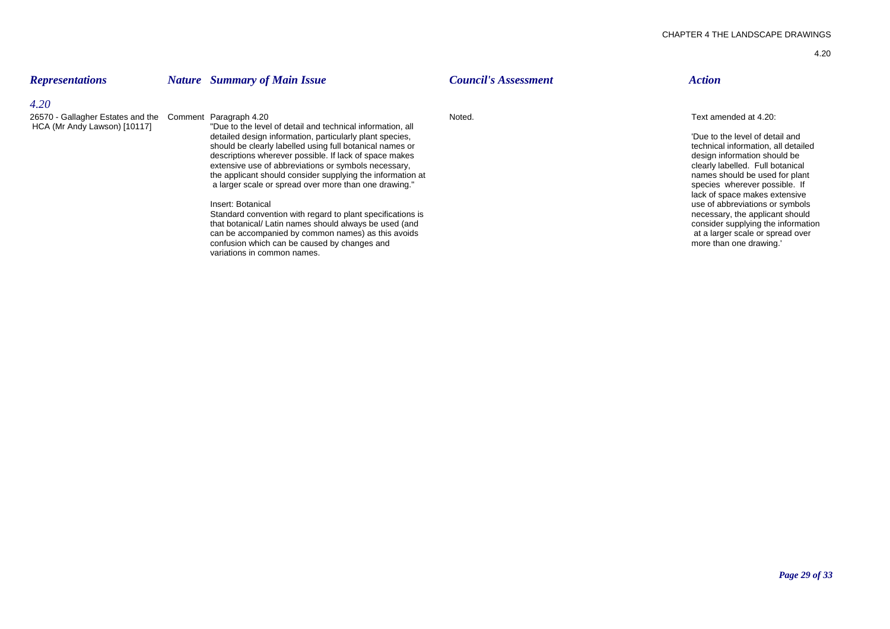| *Representations* | *Nature* | *Summary of Main Issue* | *Council's Assessment* | *Action* |
|---|---|---|---|---|
| *4.20* | | | | |
| 26570 - Gallagher Estates and the HCA (Mr Andy Lawson) [10117] | Comment | Paragraph 4.20<br>"Due to the level of detail and technical information, all detailed design information, particularly plant species, should be clearly labelled using full botanical names or descriptions wherever possible. If lack of space makes extensive use of abbreviations or symbols necessary, the applicant should consider supplying the information at a larger scale or spread over more than one drawing."<br><br>Insert: Botanical<br>Standard convention with regard to plant specifications is that botanical/ Latin names should always be used (and can be accompanied by common names) as this avoids confusion which can be caused by changes and variations in common names. | Noted. | Text amended at 4.20:<br><br>'Due to the level of detail and technical information, all detailed design information should be clearly labelled. Full botanical names should be used for plant species wherever possible. If lack of space makes extensive use of abbreviations or symbols necessary, the applicant should consider supplying the information at a larger scale or spread over more than one drawing.' |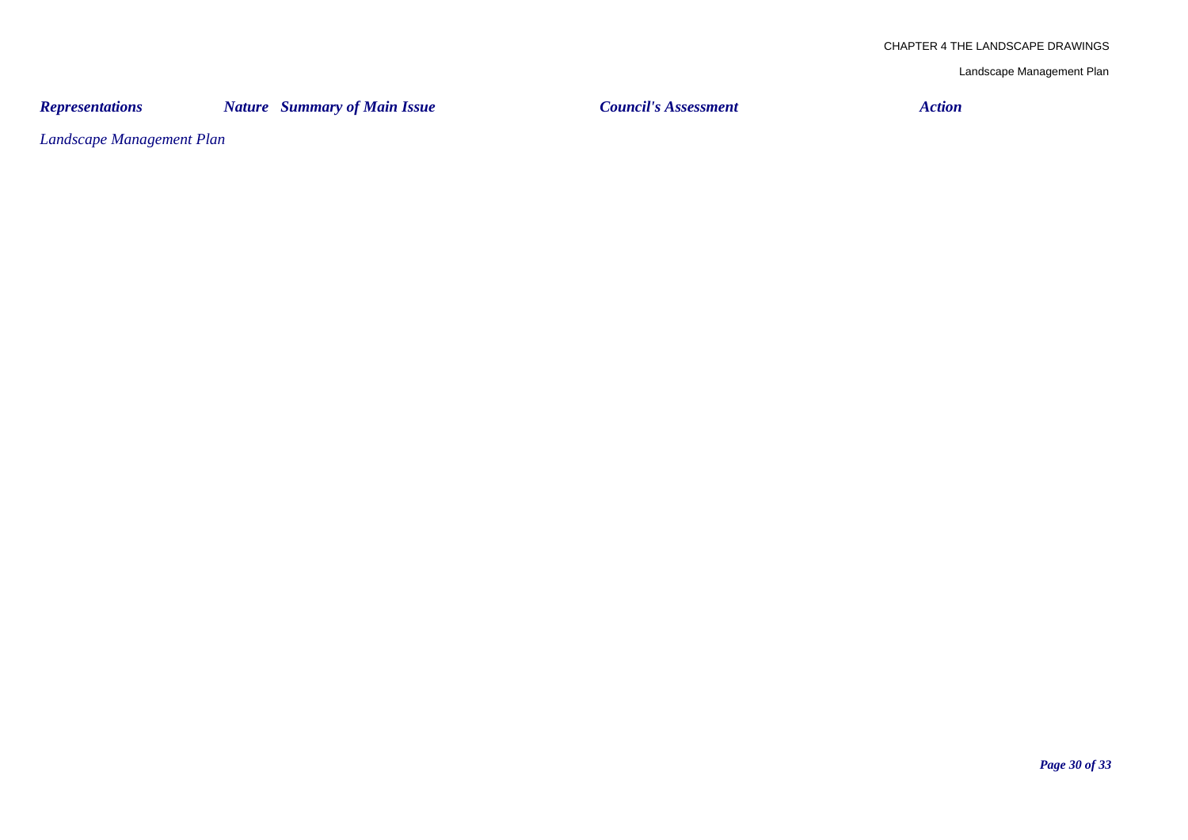| Representations | Nature | Summary of Main Issue | Council's Assessment | Action |
| --- | --- | --- | --- | --- |
| *Landscape Management Plan* | | | | |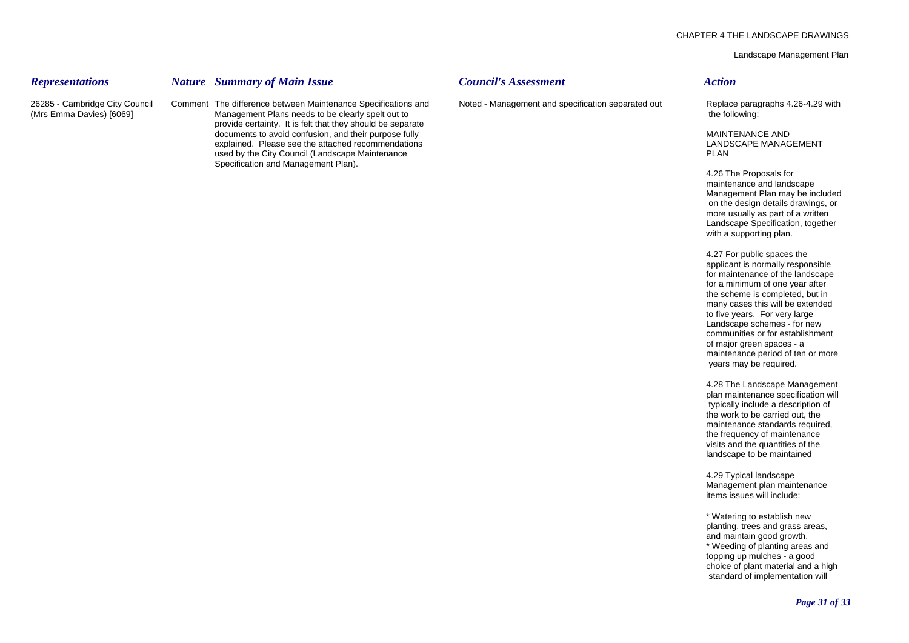| *Representations* | *Nature* | *Summary of Main Issue* | *Council's Assessment* | *Action* |
|---|---|---|---|---|
| 26285 - Cambridge City Council (Mrs Emma Davies) [6069] | Comment | The difference between Maintenance Specifications and Management Plans needs to be clearly spelt out to provide certainty. It is felt that they should be separate documents to avoid confusion, and their purpose fully explained. Please see the attached recommendations used by the City Council (Landscape Maintenance Specification and Management Plan). | Noted - Management and specification separated out | Replace paragraphs 4.26-4.29 with the following:<br><br>MAINTENANCE AND LANDSCAPE MANAGEMENT PLAN<br><br>4.26 The Proposals for maintenance and landscape Management Plan may be included on the design details drawings, or more usually as part of a written Landscape Specification, together with a supporting plan.<br><br>4.27 For public spaces the applicant is normally responsible for maintenance of the landscape for a minimum of one year after the scheme is completed, but in many cases this will be extended to five years. For very large Landscape schemes - for new communities or for establishment of major green spaces - a maintenance period of ten or more years may be required.<br><br>4.28 The Landscape Management plan maintenance specification will typically include a description of the work to be carried out, the maintenance standards required, the frequency of maintenance visits and the quantities of the landscape to be maintained<br><br>4.29 Typical landscape Management plan maintenance items issues will include:<br><br>* Watering to establish new planting, trees and grass areas, and maintain good growth.<br>* Weeding of planting areas and topping up mulches - a good choice of plant material and a high standard of implementation will |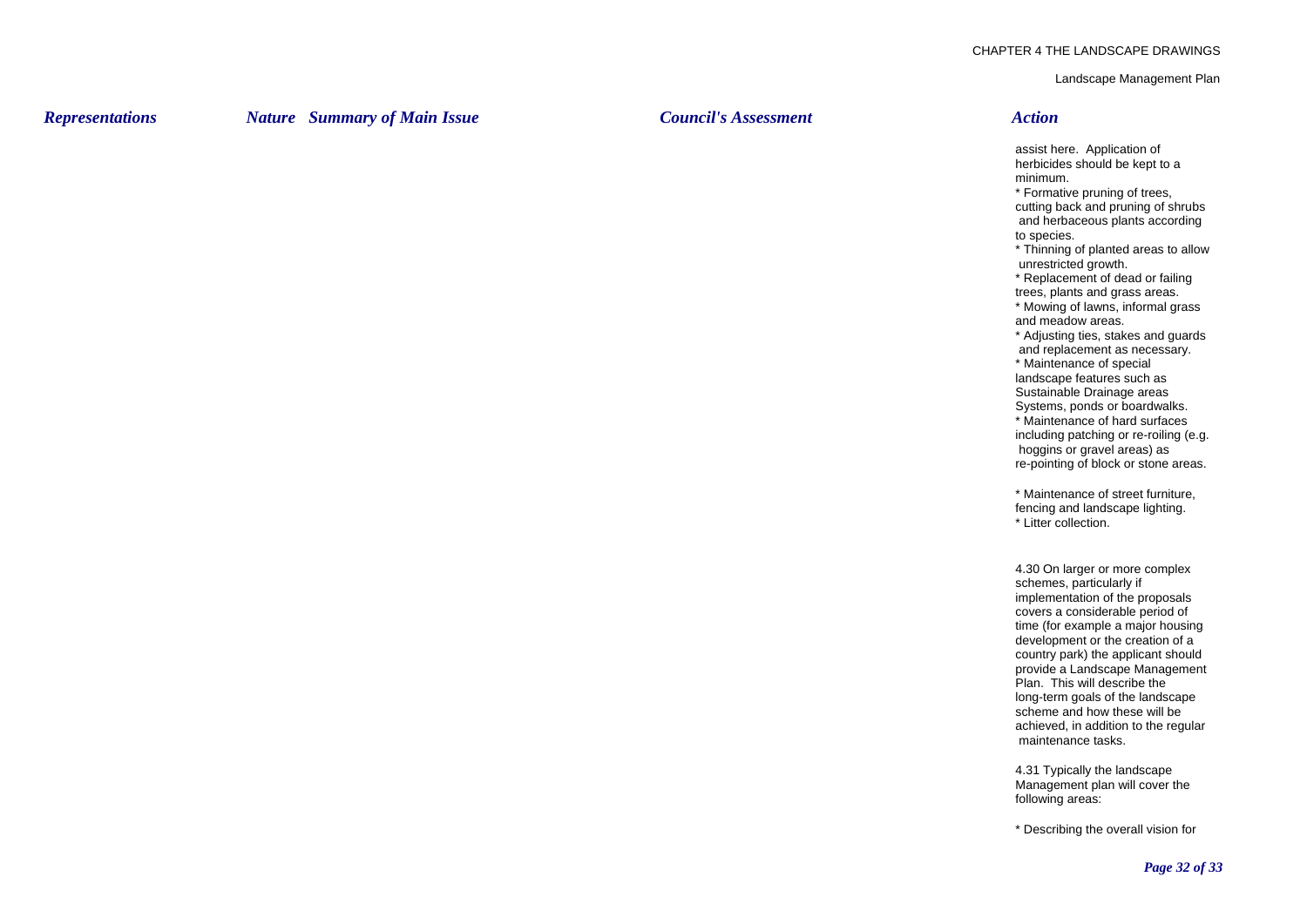| Representations | Nature | Summary of Main Issue | Council's Assessment | Action |
|---|---|---|---|---|
| | | | | assist here. Application of herbicides should be kept to a minimum.<br>* Formative pruning of trees, cutting back and pruning of shrubs and herbaceous plants according to species.<br>* Thinning of planted areas to allow unrestricted growth.<br>* Replacement of dead or failing trees, plants and grass areas.<br>* Mowing of lawns, informal grass and meadow areas.<br>* Adjusting ties, stakes and guards and replacement as necessary.<br>* Maintenance of special landscape features such as Sustainable Drainage areas Systems, ponds or boardwalks.<br>* Maintenance of hard surfaces including patching or re-roiling (e.g. hoggins or gravel areas) as re-pointing of block or stone areas.<br><br>* Maintenance of street furniture, fencing and landscape lighting.<br>* Litter collection.<br><br>4.30 On larger or more complex schemes, particularly if implementation of the proposals covers a considerable period of time (for example a major housing development or the creation of a country park) the applicant should provide a Landscape Management Plan. This will describe the long-term goals of the landscape scheme and how these will be achieved, in addition to the regular maintenance tasks.<br><br>4.31 Typically the landscape Management plan will cover the following areas:<br><br>* Describing the overall vision for |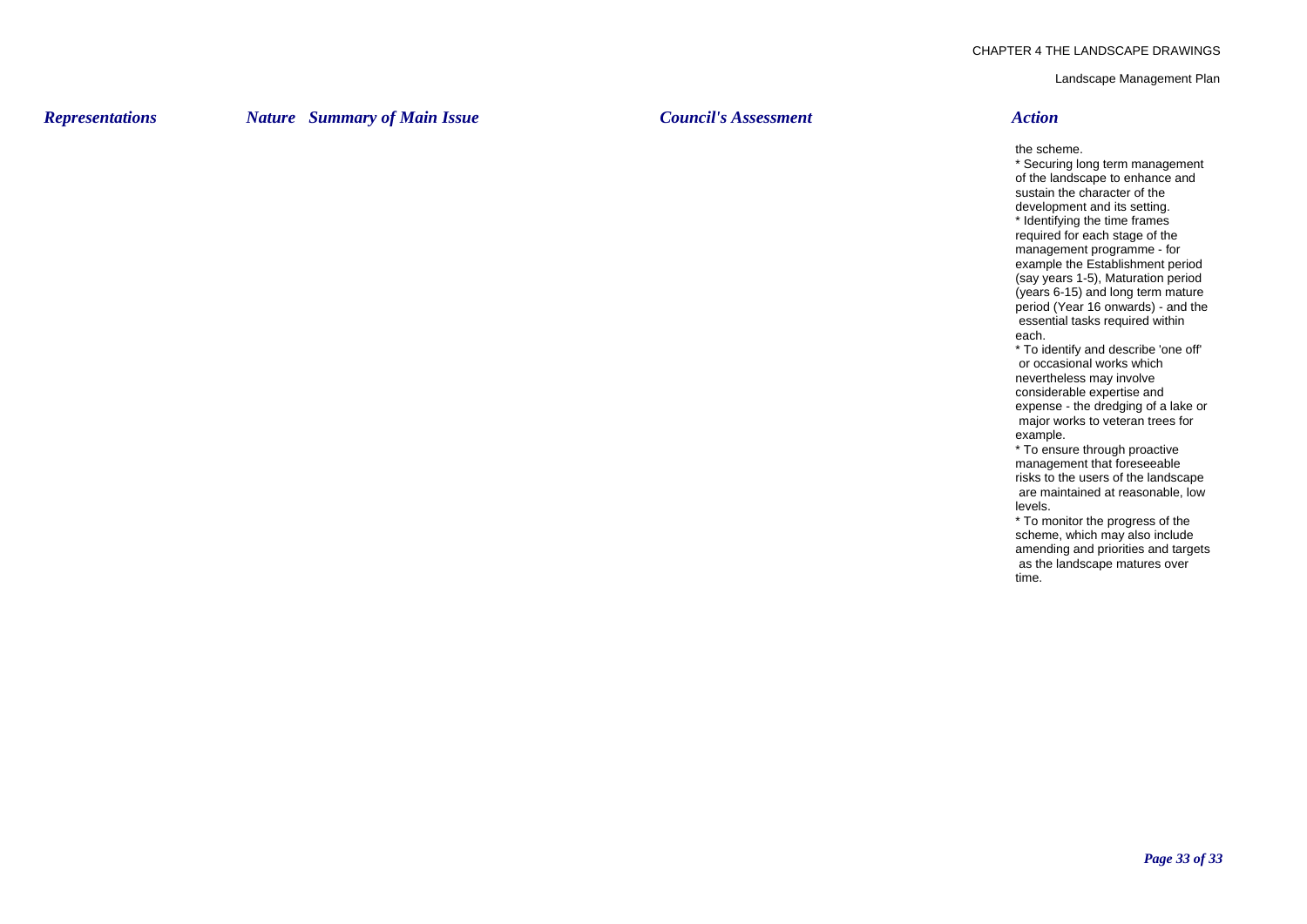| Representations | Nature | Summary of Main Issue | Council's Assessment | Action |
|---|---|---|---|---|
| | | | | the scheme.<br>* Securing long term management of the landscape to enhance and sustain the character of the development and its setting.<br>* Identifying the time frames required for each stage of the management programme - for example the Establishment period (say years 1-5), Maturation period (years 6-15) and long term mature period (Year 16 onwards) - and the essential tasks required within each.<br>* To identify and describe 'one off' or occasional works which nevertheless may involve considerable expertise and expense - the dredging of a lake or major works to veteran trees for example.<br>* To ensure through proactive management that foreseeable risks to the users of the landscape are maintained at reasonable, low levels.<br>* To monitor the progress of the scheme, which may also include amending and priorities and targets as the landscape matures over time. |